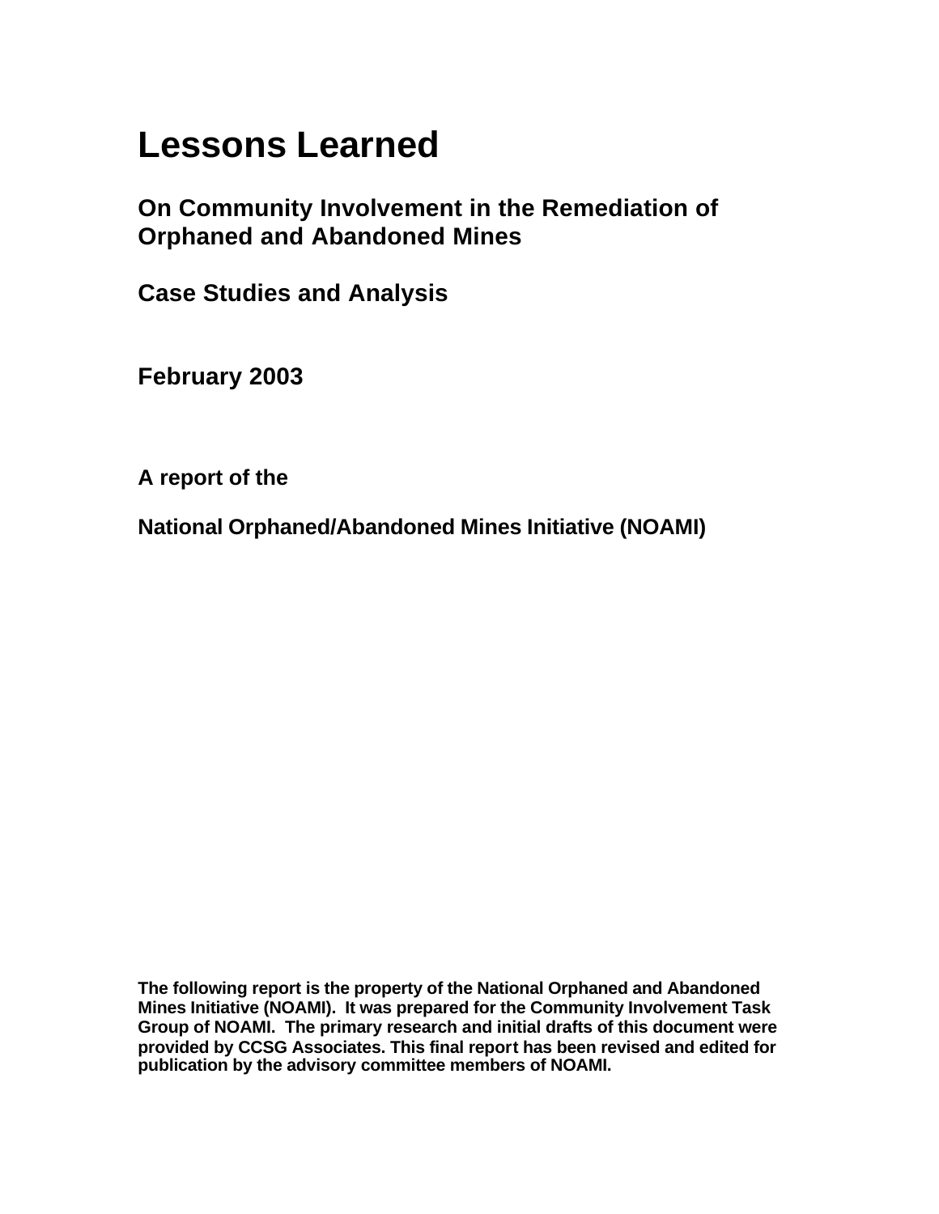# Lessons Learned

## On Community Involvement in the Remediation of Orphaned and Abandoned Mines

## Case Studies and Analysis

**February 2003**

**A report of the**

**National Orphaned/Abandoned Mines Initiative (NOAMI)**

**The following report is the property of the National Orphaned and Abandoned Mines Initiative (NOAMI). It was prepared for the Community Involvement Task Group of NOAMI. The primary research and initial drafts of this document were provided by CCSG Associates. This final report has been revised and edited for publication by the advisory committee members of NOAMI.**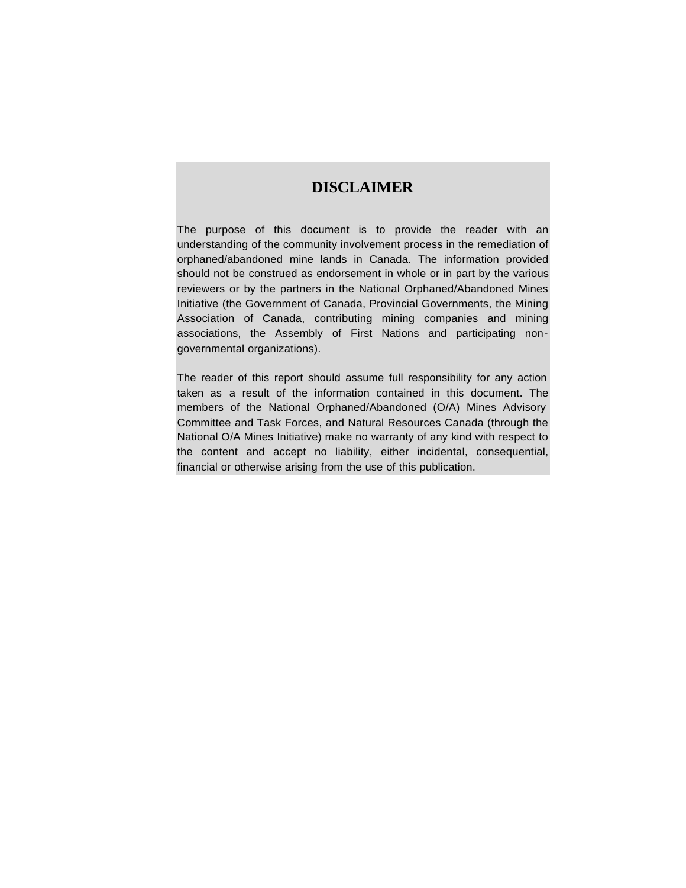# DISCLAIMER

The purpose of this document is to provide the reader with an understanding of the community involvement process in the remediation of orphaned/abandoned mine lands in Canada. The information provided should not be construed as endorsement in whole or in part by the various reviewers or by the partners in the National Orphaned/Abandoned Mines Initiative (the Government of Canada, Provincial Governments, the Mining Association of Canada, contributing mining companies and mining associations, the Assembly of First Nations and participating non-governmental organizations).

The reader of this report should assume full responsibility for any action taken as a result of the information contained in this document. The members of the National Orphaned/Abandoned (O/A) Mines Advisory Committee and Task Forces, and Natural Resources Canada (through the National O/A Mines Initiative) make no warranty of any kind with respect to the content and accept no liability, either incidental, consequential, financial or otherwise arising from the use of this publication.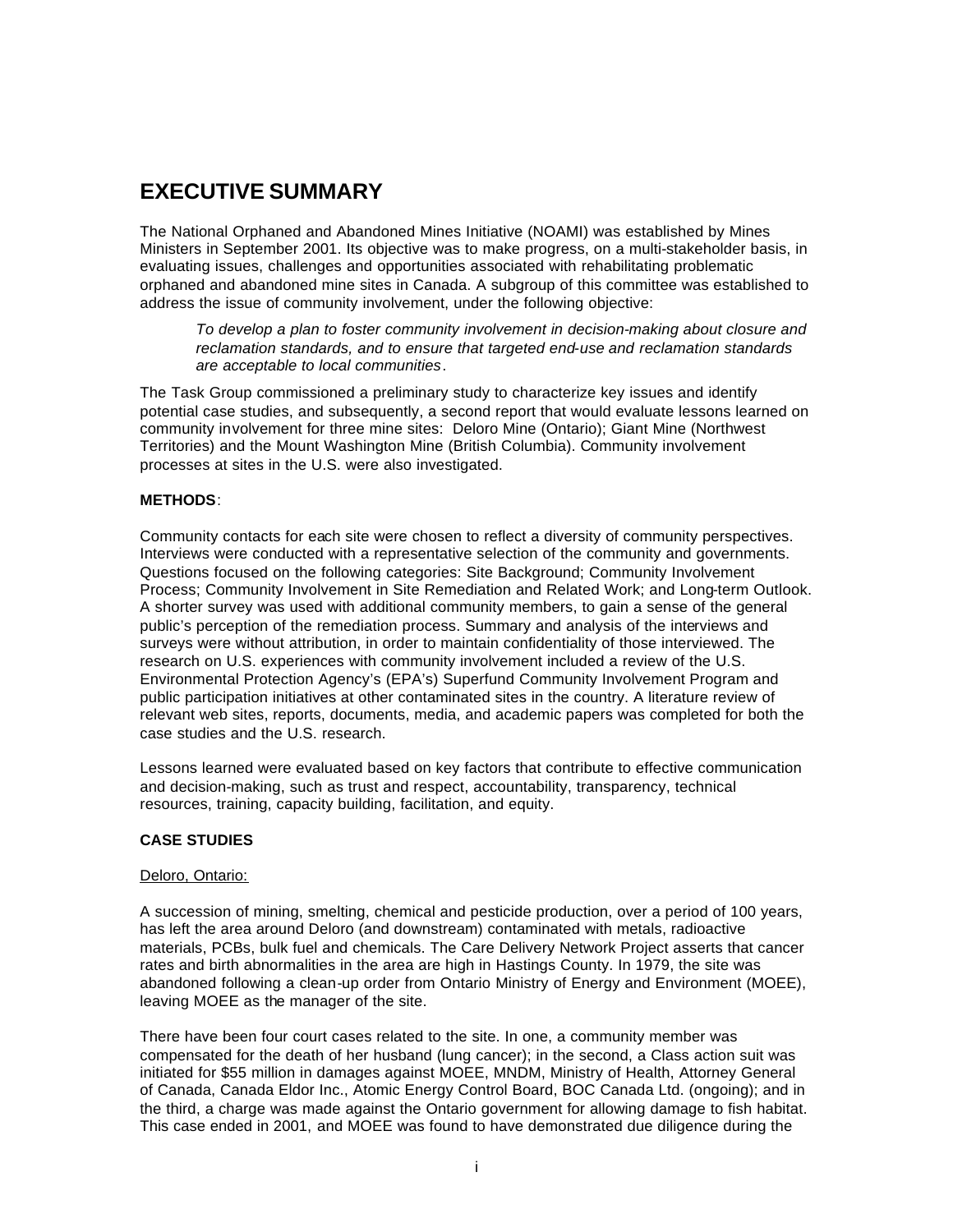# EXECUTIVE SUMMARY

The National Orphaned and Abandoned Mines Initiative (NOAMI) was established by Mines Ministers in September 2001. Its objective was to make progress, on a multi-stakeholder basis, in evaluating issues, challenges and opportunities associated with rehabilitating problematic orphaned and abandoned mine sites in Canada. A subgroup of this committee was established to address the issue of community involvement, under the following objective:

> *To develop a plan to foster community involvement in decision-making about closure and reclamation standards, and to ensure that targeted end-use and reclamation standards are acceptable to local communities.*

The Task Group commissioned a preliminary study to characterize key issues and identify potential case studies, and subsequently, a second report that would evaluate lessons learned on community involvement for three mine sites: Deloro Mine (Ontario); Giant Mine (Northwest Territories) and the Mount Washington Mine (British Columbia). Community involvement processes at sites in the U.S. were also investigated.

**METHODS**:

Community contacts for each site were chosen to reflect a diversity of community perspectives. Interviews were conducted with a representative selection of the community and governments. Questions focused on the following categories: Site Background; Community Involvement Process; Community Involvement in Site Remediation and Related Work; and Long-term Outlook. A shorter survey was used with additional community members, to gain a sense of the general public's perception of the remediation process. Summary and analysis of the interviews and surveys were without attribution, in order to maintain confidentiality of those interviewed. The research on U.S. experiences with community involvement included a review of the U.S. Environmental Protection Agency's (EPA's) Superfund Community Involvement Program and public participation initiatives at other contaminated sites in the country. A literature review of relevant web sites, reports, documents, media, and academic papers was completed for both the case studies and the U.S. research.

Lessons learned were evaluated based on key factors that contribute to effective communication and decision-making, such as trust and respect, accountability, transparency, technical resources, training, capacity building, facilitation, and equity.

**CASE STUDIES**

<u>Deloro, Ontario:</u>

A succession of mining, smelting, chemical and pesticide production, over a period of 100 years, has left the area around Deloro (and downstream) contaminated with metals, radioactive materials, PCBs, bulk fuel and chemicals. The Care Delivery Network Project asserts that cancer rates and birth abnormalities in the area are high in Hastings County. In 1979, the site was abandoned following a clean-up order from Ontario Ministry of Energy and Environment (MOEE), leaving MOEE as the manager of the site.

There have been four court cases related to the site. In one, a community member was compensated for the death of her husband (lung cancer); in the second, a Class action suit was initiated for $55 million in damages against MOEE, MNDM, Ministry of Health, Attorney General of Canada, Canada Eldor Inc., Atomic Energy Control Board, BOC Canada Ltd. (ongoing); and in the third, a charge was made against the Ontario government for allowing damage to fish habitat. This case ended in 2001, and MOEE was found to have demonstrated due diligence during the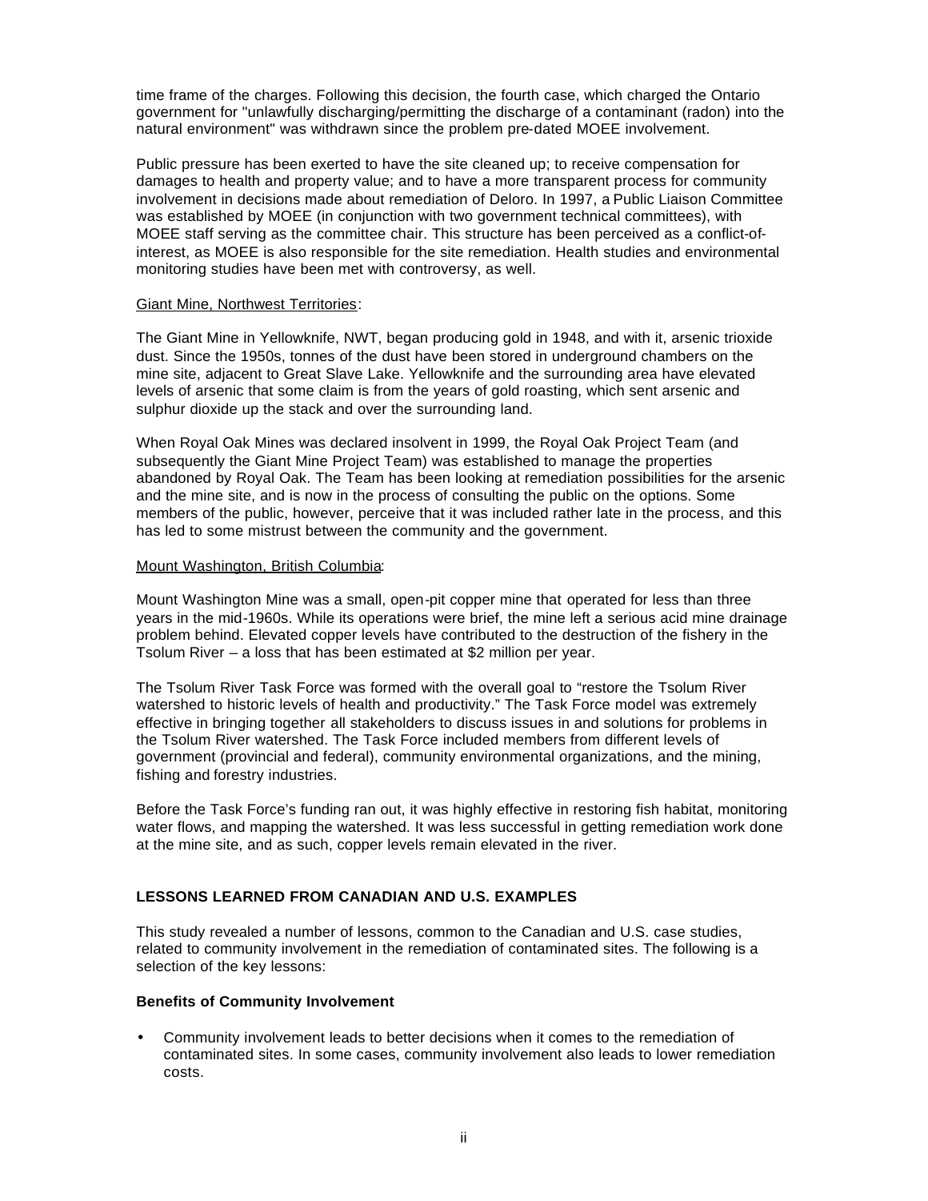time frame of the charges. Following this decision, the fourth case, which charged the Ontario government for "unlawfully discharging/permitting the discharge of a contaminant (radon) into the natural environment" was withdrawn since the problem pre-dated MOEE involvement.

Public pressure has been exerted to have the site cleaned up; to receive compensation for damages to health and property value; and to have a more transparent process for community involvement in decisions made about remediation of Deloro. In 1997, a Public Liaison Committee was established by MOEE (in conjunction with two government technical committees), with MOEE staff serving as the committee chair. This structure has been perceived as a conflict-of-interest, as MOEE is also responsible for the site remediation. Health studies and environmental monitoring studies have been met with controversy, as well.

Giant Mine, Northwest Territories:

The Giant Mine in Yellowknife, NWT, began producing gold in 1948, and with it, arsenic trioxide dust. Since the 1950s, tonnes of the dust have been stored in underground chambers on the mine site, adjacent to Great Slave Lake. Yellowknife and the surrounding area have elevated levels of arsenic that some claim is from the years of gold roasting, which sent arsenic and sulphur dioxide up the stack and over the surrounding land.

When Royal Oak Mines was declared insolvent in 1999, the Royal Oak Project Team (and subsequently the Giant Mine Project Team) was established to manage the properties abandoned by Royal Oak. The Team has been looking at remediation possibilities for the arsenic and the mine site, and is now in the process of consulting the public on the options. Some members of the public, however, perceive that it was included rather late in the process, and this has led to some mistrust between the community and the government.

Mount Washington, British Columbia:

Mount Washington Mine was a small, open-pit copper mine that operated for less than three years in the mid-1960s. While its operations were brief, the mine left a serious acid mine drainage problem behind. Elevated copper levels have contributed to the destruction of the fishery in the Tsolum River – a loss that has been estimated at $2 million per year.

The Tsolum River Task Force was formed with the overall goal to "restore the Tsolum River watershed to historic levels of health and productivity." The Task Force model was extremely effective in bringing together all stakeholders to discuss issues in and solutions for problems in the Tsolum River watershed. The Task Force included members from different levels of government (provincial and federal), community environmental organizations, and the mining, fishing and forestry industries.

Before the Task Force's funding ran out, it was highly effective in restoring fish habitat, monitoring water flows, and mapping the watershed. It was less successful in getting remediation work done at the mine site, and as such, copper levels remain elevated in the river.

## LESSONS LEARNED FROM CANADIAN AND U.S. EXAMPLES

This study revealed a number of lessons, common to the Canadian and U.S. case studies, related to community involvement in the remediation of contaminated sites. The following is a selection of the key lessons:

### Benefits of Community Involvement

- Community involvement leads to better decisions when it comes to the remediation of contaminated sites. In some cases, community involvement also leads to lower remediation costs.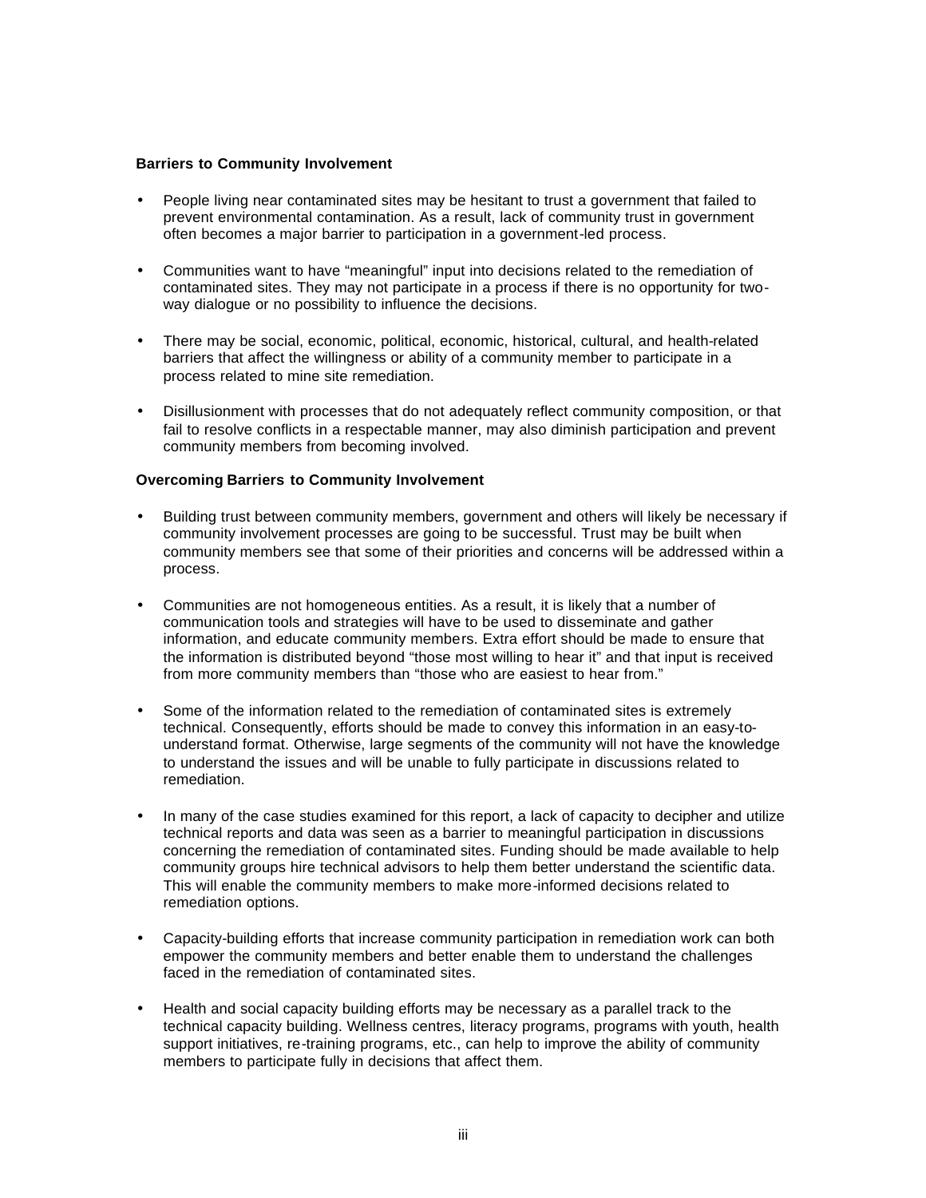**Barriers to Community Involvement**

- People living near contaminated sites may be hesitant to trust a government that failed to prevent environmental contamination. As a result, lack of community trust in government often becomes a major barrier to participation in a government-led process.

- Communities want to have "meaningful" input into decisions related to the remediation of contaminated sites. They may not participate in a process if there is no opportunity for two-way dialogue or no possibility to influence the decisions.

- There may be social, economic, political, economic, historical, cultural, and health-related barriers that affect the willingness or ability of a community member to participate in a process related to mine site remediation.

- Disillusionment with processes that do not adequately reflect community composition, or that fail to resolve conflicts in a respectable manner, may also diminish participation and prevent community members from becoming involved.

**Overcoming Barriers to Community Involvement**

- Building trust between community members, government and others will likely be necessary if community involvement processes are going to be successful. Trust may be built when community members see that some of their priorities and concerns will be addressed within a process.

- Communities are not homogeneous entities. As a result, it is likely that a number of communication tools and strategies will have to be used to disseminate and gather information, and educate community members. Extra effort should be made to ensure that the information is distributed beyond "those most willing to hear it" and that input is received from more community members than "those who are easiest to hear from."

- Some of the information related to the remediation of contaminated sites is extremely technical. Consequently, efforts should be made to convey this information in an easy-to-understand format. Otherwise, large segments of the community will not have the knowledge to understand the issues and will be unable to fully participate in discussions related to remediation.

- In many of the case studies examined for this report, a lack of capacity to decipher and utilize technical reports and data was seen as a barrier to meaningful participation in discussions concerning the remediation of contaminated sites. Funding should be made available to help community groups hire technical advisors to help them better understand the scientific data. This will enable the community members to make more-informed decisions related to remediation options.

- Capacity-building efforts that increase community participation in remediation work can both empower the community members and better enable them to understand the challenges faced in the remediation of contaminated sites.

- Health and social capacity building efforts may be necessary as a parallel track to the technical capacity building. Wellness centres, literacy programs, programs with youth, health support initiatives, re-training programs, etc., can help to improve the ability of community members to participate fully in decisions that affect them.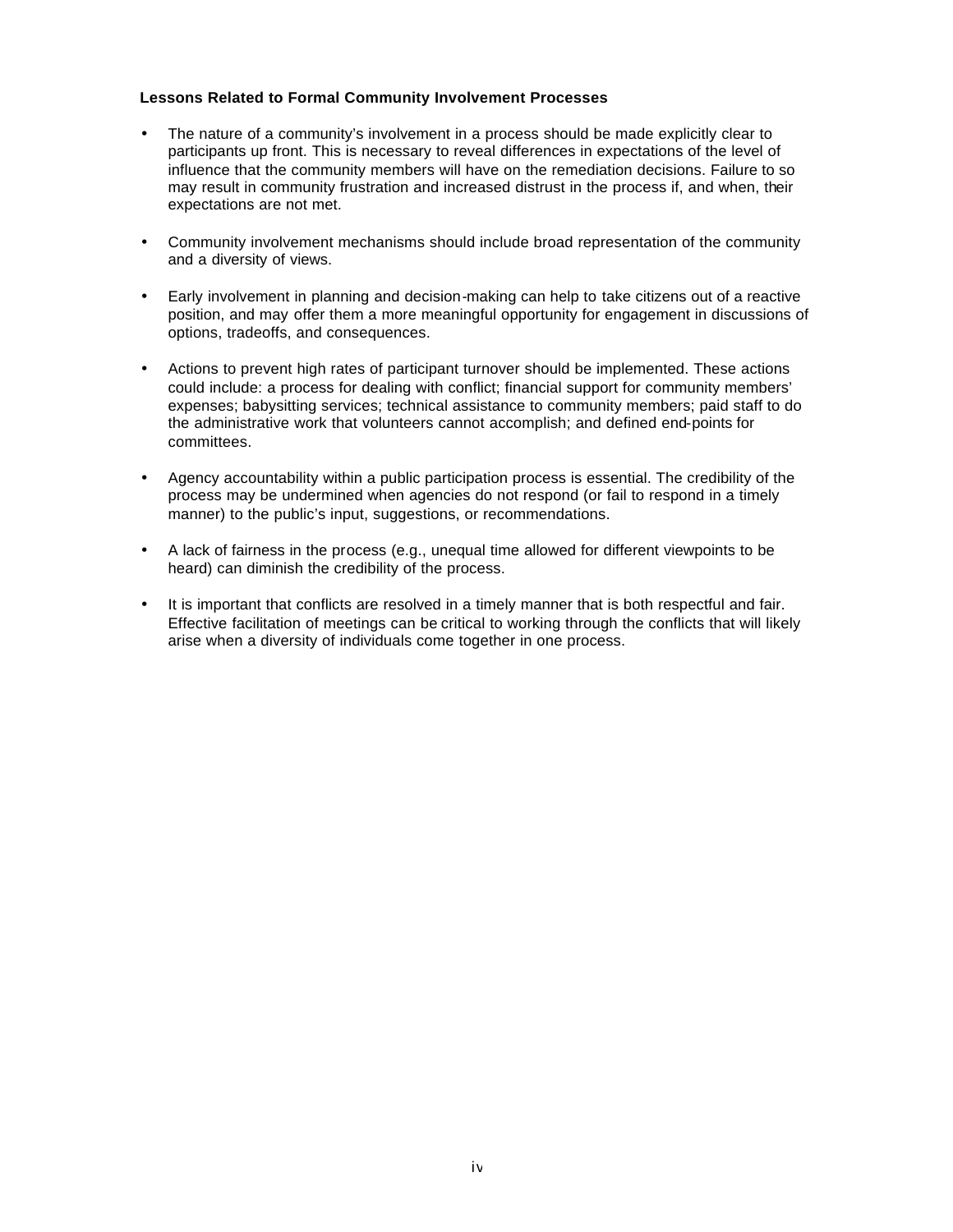**Lessons Related to Formal Community Involvement Processes**

- The nature of a community's involvement in a process should be made explicitly clear to participants up front. This is necessary to reveal differences in expectations of the level of influence that the community members will have on the remediation decisions. Failure to so may result in community frustration and increased distrust in the process if, and when, their expectations are not met.

- Community involvement mechanisms should include broad representation of the community and a diversity of views.

- Early involvement in planning and decision-making can help to take citizens out of a reactive position, and may offer them a more meaningful opportunity for engagement in discussions of options, tradeoffs, and consequences.

- Actions to prevent high rates of participant turnover should be implemented. These actions could include: a process for dealing with conflict; financial support for community members' expenses; babysitting services; technical assistance to community members; paid staff to do the administrative work that volunteers cannot accomplish; and defined end-points for committees.

- Agency accountability within a public participation process is essential. The credibility of the process may be undermined when agencies do not respond (or fail to respond in a timely manner) to the public's input, suggestions, or recommendations.

- A lack of fairness in the process (e.g., unequal time allowed for different viewpoints to be heard) can diminish the credibility of the process.

- It is important that conflicts are resolved in a timely manner that is both respectful and fair. Effective facilitation of meetings can be critical to working through the conflicts that will likely arise when a diversity of individuals come together in one process.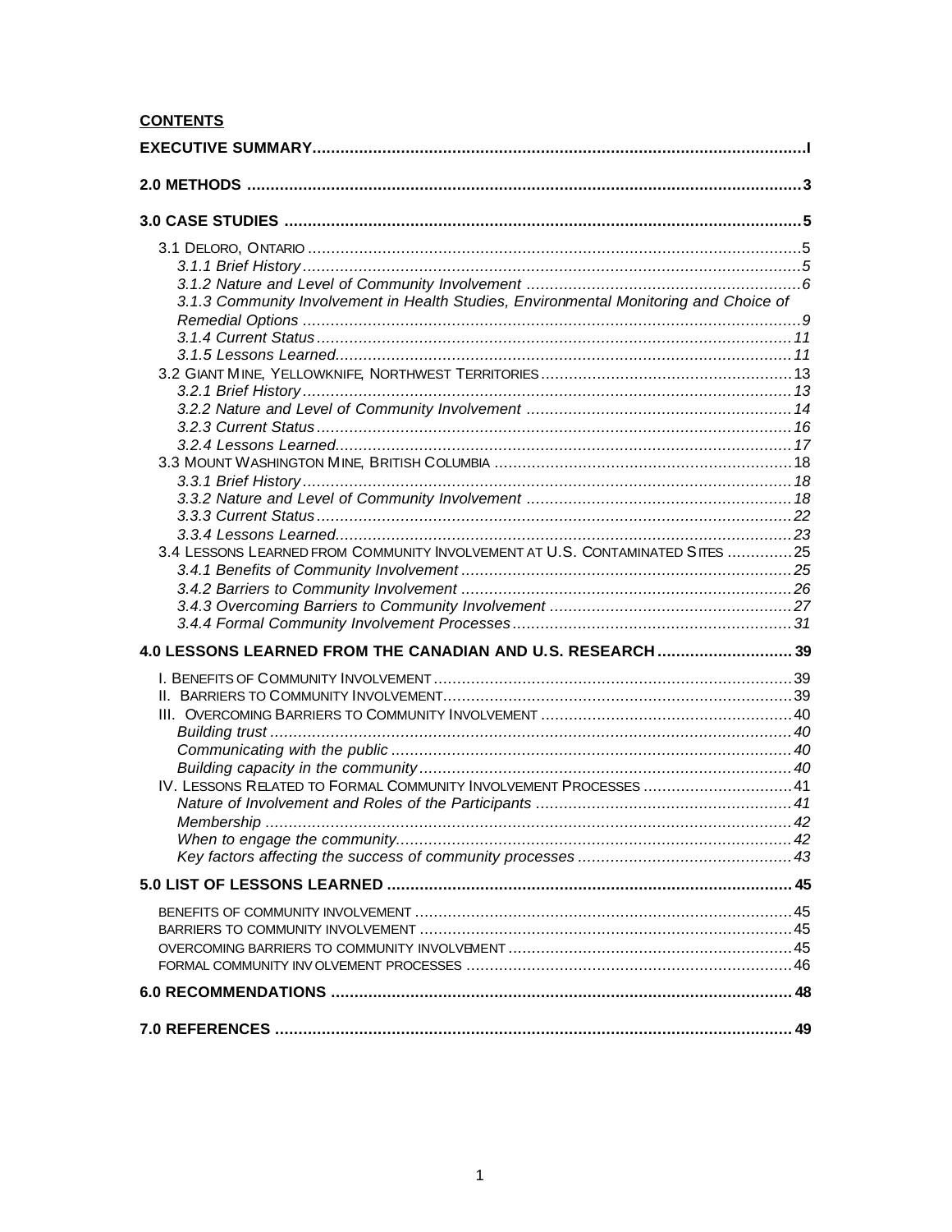**CONTENTS**

**EXECUTIVE SUMMARY** ..... I

**2.0 METHODS** ..... 3

**3.0 CASE STUDIES** ..... 5

3.1 DELORO, ONTARIO ..... 5
- *3.1.1 Brief History* ..... 5
- *3.1.2 Nature and Level of Community Involvement* ..... 6
- *3.1.3 Community Involvement in Health Studies, Environmental Monitoring and Choice of Remedial Options* ..... 9
- *3.1.4 Current Status* ..... 11
- *3.1.5 Lessons Learned* ..... 11

3.2 GIANT MINE, YELLOWKNIFE, NORTHWEST TERRITORIES ..... 13
- *3.2.1 Brief History* ..... 13
- *3.2.2 Nature and Level of Community Involvement* ..... 14
- *3.2.3 Current Status* ..... 16
- *3.2.4 Lessons Learned* ..... 17

3.3 MOUNT WASHINGTON MINE, BRITISH COLUMBIA ..... 18
- *3.3.1 Brief History* ..... 18
- *3.3.2 Nature and Level of Community Involvement* ..... 18
- *3.3.3 Current Status* ..... 22
- *3.3.4 Lessons Learned* ..... 23

3.4 LESSONS LEARNED FROM COMMUNITY INVOLVEMENT AT U.S. CONTAMINATED SITES ..... 25
- *3.4.1 Benefits of Community Involvement* ..... 25
- *3.4.2 Barriers to Community Involvement* ..... 26
- *3.4.3 Overcoming Barriers to Community Involvement* ..... 27
- *3.4.4 Formal Community Involvement Processes* ..... 31

**4.0 LESSONS LEARNED FROM THE CANADIAN AND U.S. RESEARCH** ..... 39

I. BENEFITS OF COMMUNITY INVOLVEMENT ..... 39

II. BARRIERS TO COMMUNITY INVOLVEMENT ..... 39

III. OVERCOMING BARRIERS TO COMMUNITY INVOLVEMENT ..... 40
- *Building trust* ..... 40
- *Communicating with the public* ..... 40
- *Building capacity in the community* ..... 40

IV. LESSONS RELATED TO FORMAL COMMUNITY INVOLVEMENT PROCESSES ..... 41
- *Nature of Involvement and Roles of the Participants* ..... 41
- *Membership* ..... 42
- *When to engage the community* ..... 42
- *Key factors affecting the success of community processes* ..... 43

**5.0 LIST OF LESSONS LEARNED** ..... 45

- BENEFITS OF COMMUNITY INVOLVEMENT ..... 45
- BARRIERS TO COMMUNITY INVOLVEMENT ..... 45
- OVERCOMING BARRIERS TO COMMUNITY INVOLVEMENT ..... 45
- FORMAL COMMUNITY INVOLVEMENT PROCESSES ..... 46

**6.0 RECOMMENDATIONS** ..... 48

**7.0 REFERENCES** ..... 49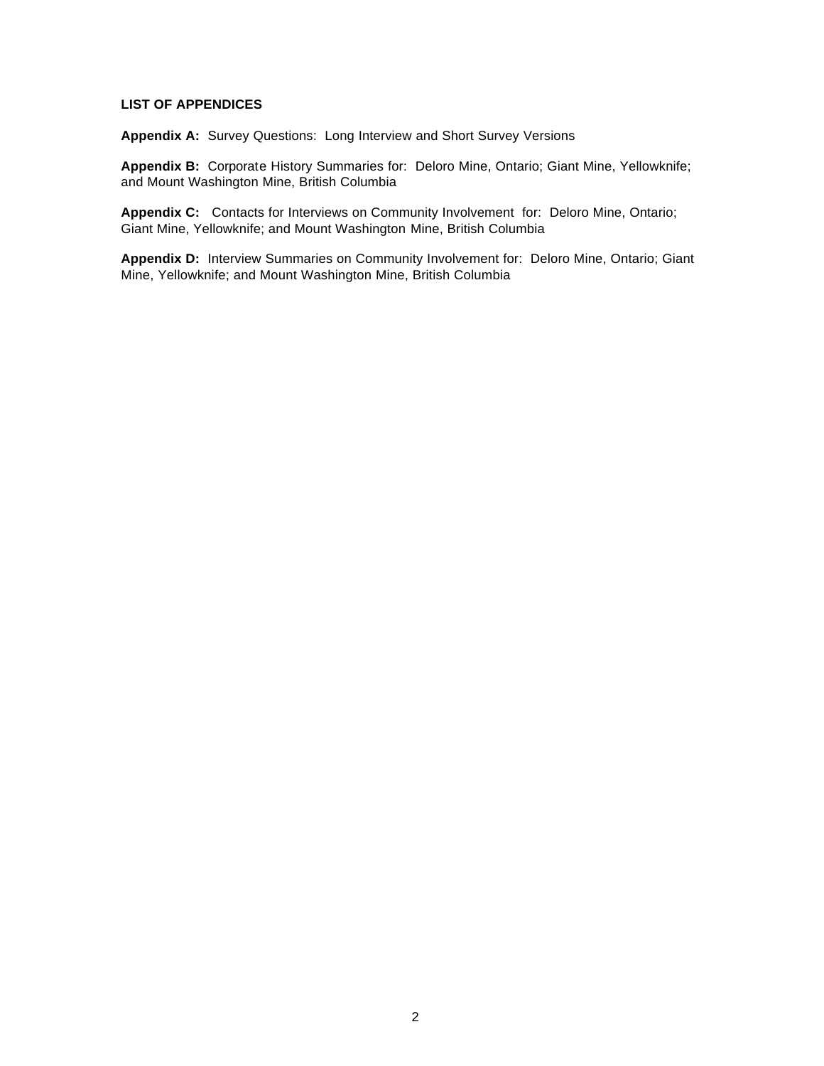**LIST OF APPENDICES**

**Appendix A:** Survey Questions: Long Interview and Short Survey Versions

**Appendix B:** Corporate History Summaries for: Deloro Mine, Ontario; Giant Mine, Yellowknife; and Mount Washington Mine, British Columbia

**Appendix C:** Contacts for Interviews on Community Involvement for: Deloro Mine, Ontario; Giant Mine, Yellowknife; and Mount Washington Mine, British Columbia

**Appendix D:** Interview Summaries on Community Involvement for: Deloro Mine, Ontario; Giant Mine, Yellowknife; and Mount Washington Mine, British Columbia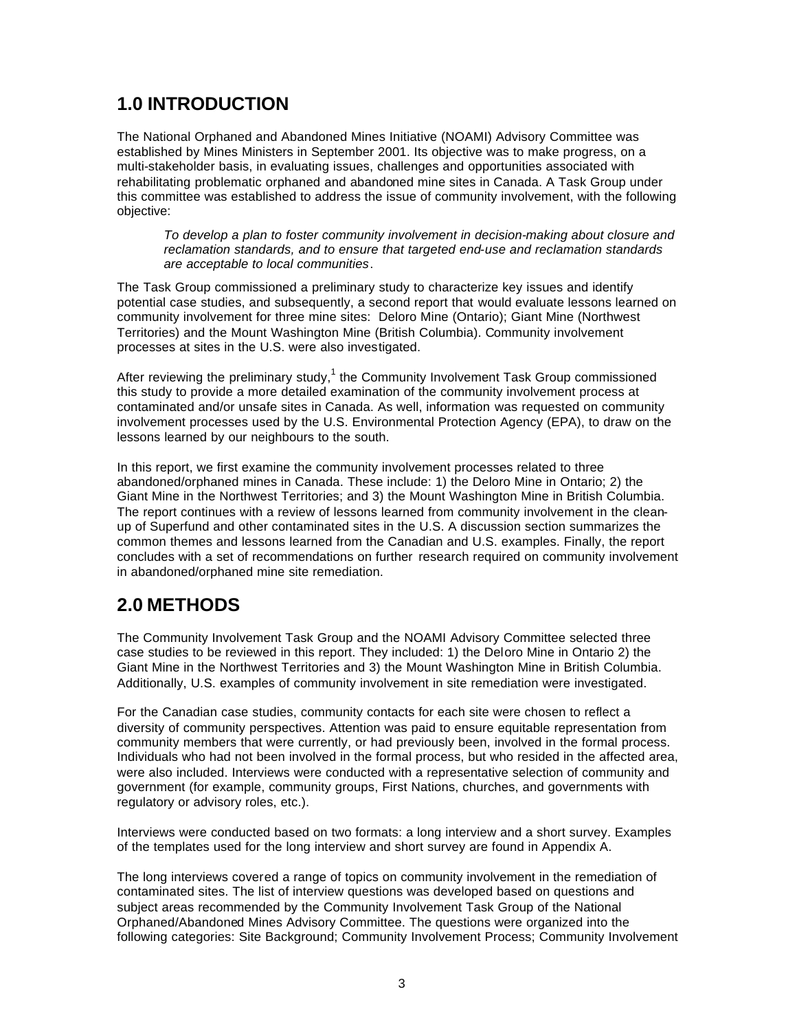## 1.0 INTRODUCTION

The National Orphaned and Abandoned Mines Initiative (NOAMI) Advisory Committee was established by Mines Ministers in September 2001. Its objective was to make progress, on a multi-stakeholder basis, in evaluating issues, challenges and opportunities associated with rehabilitating problematic orphaned and abandoned mine sites in Canada. A Task Group under this committee was established to address the issue of community involvement, with the following objective:

> *To develop a plan to foster community involvement in decision-making about closure and reclamation standards, and to ensure that targeted end-use and reclamation standards are acceptable to local communities*.

The Task Group commissioned a preliminary study to characterize key issues and identify potential case studies, and subsequently, a second report that would evaluate lessons learned on community involvement for three mine sites: Deloro Mine (Ontario); Giant Mine (Northwest Territories) and the Mount Washington Mine (British Columbia). Community involvement processes at sites in the U.S. were also investigated.

After reviewing the preliminary study,[1] the Community Involvement Task Group commissioned this study to provide a more detailed examination of the community involvement process at contaminated and/or unsafe sites in Canada. As well, information was requested on community involvement processes used by the U.S. Environmental Protection Agency (EPA), to draw on the lessons learned by our neighbours to the south.

In this report, we first examine the community involvement processes related to three abandoned/orphaned mines in Canada. These include: 1) the Deloro Mine in Ontario; 2) the Giant Mine in the Northwest Territories; and 3) the Mount Washington Mine in British Columbia. The report continues with a review of lessons learned from community involvement in the clean-up of Superfund and other contaminated sites in the U.S. A discussion section summarizes the common themes and lessons learned from the Canadian and U.S. examples. Finally, the report concludes with a set of recommendations on further research required on community involvement in abandoned/orphaned mine site remediation.

## 2.0 METHODS

The Community Involvement Task Group and the NOAMI Advisory Committee selected three case studies to be reviewed in this report. They included: 1) the Deloro Mine in Ontario 2) the Giant Mine in the Northwest Territories and 3) the Mount Washington Mine in British Columbia. Additionally, U.S. examples of community involvement in site remediation were investigated.

For the Canadian case studies, community contacts for each site were chosen to reflect a diversity of community perspectives. Attention was paid to ensure equitable representation from community members that were currently, or had previously been, involved in the formal process. Individuals who had not been involved in the formal process, but who resided in the affected area, were also included. Interviews were conducted with a representative selection of community and government (for example, community groups, First Nations, churches, and governments with regulatory or advisory roles, etc.).

Interviews were conducted based on two formats: a long interview and a short survey. Examples of the templates used for the long interview and short survey are found in Appendix A.

The long interviews covered a range of topics on community involvement in the remediation of contaminated sites. The list of interview questions was developed based on questions and subject areas recommended by the Community Involvement Task Group of the National Orphaned/Abandoned Mines Advisory Committee. The questions were organized into the following categories: Site Background; Community Involvement Process; Community Involvement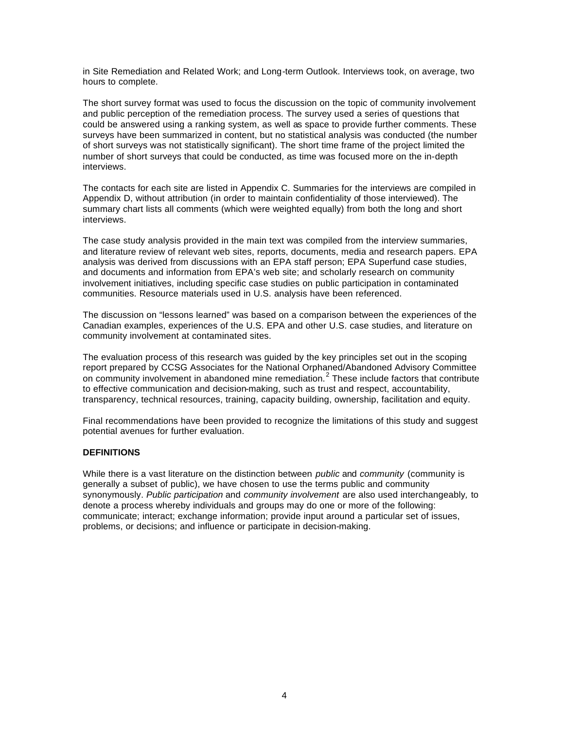in Site Remediation and Related Work; and Long-term Outlook. Interviews took, on average, two hours to complete.

The short survey format was used to focus the discussion on the topic of community involvement and public perception of the remediation process. The survey used a series of questions that could be answered using a ranking system, as well as space to provide further comments. These surveys have been summarized in content, but no statistical analysis was conducted (the number of short surveys was not statistically significant). The short time frame of the project limited the number of short surveys that could be conducted, as time was focused more on the in-depth interviews.

The contacts for each site are listed in Appendix C. Summaries for the interviews are compiled in Appendix D, without attribution (in order to maintain confidentiality of those interviewed). The summary chart lists all comments (which were weighted equally) from both the long and short interviews.

The case study analysis provided in the main text was compiled from the interview summaries, and literature review of relevant web sites, reports, documents, media and research papers. EPA analysis was derived from discussions with an EPA staff person; EPA Superfund case studies, and documents and information from EPA's web site; and scholarly research on community involvement initiatives, including specific case studies on public participation in contaminated communities. Resource materials used in U.S. analysis have been referenced.

The discussion on "lessons learned" was based on a comparison between the experiences of the Canadian examples, experiences of the U.S. EPA and other U.S. case studies, and literature on community involvement at contaminated sites.

The evaluation process of this research was guided by the key principles set out in the scoping report prepared by CCSG Associates for the National Orphaned/Abandoned Advisory Committee on community involvement in abandoned mine remediation.[2] These include factors that contribute to effective communication and decision-making, such as trust and respect, accountability, transparency, technical resources, training, capacity building, ownership, facilitation and equity.

Final recommendations have been provided to recognize the limitations of this study and suggest potential avenues for further evaluation.

**DEFINITIONS**

While there is a vast literature on the distinction between *public* and *community* (community is generally a subset of public), we have chosen to use the terms public and community synonymously. *Public participation* and *community involvement* are also used interchangeably, to denote a process whereby individuals and groups may do one or more of the following: communicate; interact; exchange information; provide input around a particular set of issues, problems, or decisions; and influence or participate in decision-making.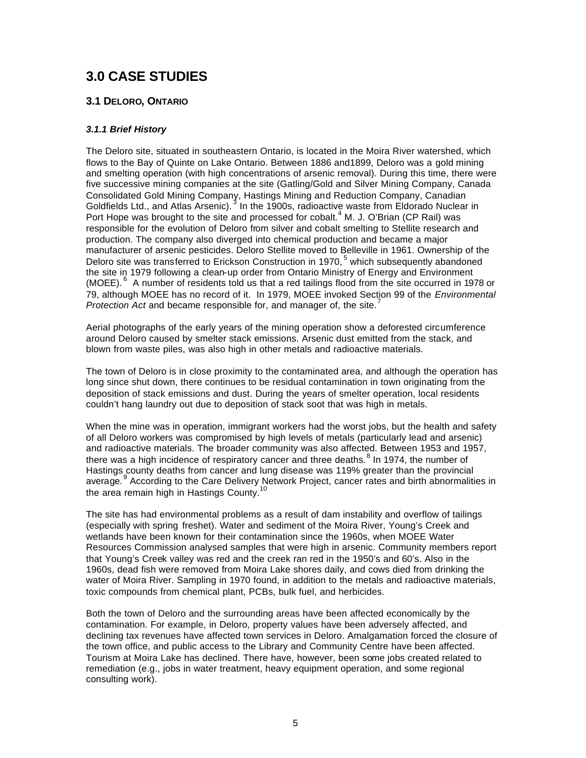# 3.0 CASE STUDIES

## 3.1 DELORO, ONTARIO

### *3.1.1 Brief History*

The Deloro site, situated in southeastern Ontario, is located in the Moira River watershed, which flows to the Bay of Quinte on Lake Ontario. Between 1886 and1899, Deloro was a gold mining and smelting operation (with high concentrations of arsenic removal). During this time, there were five successive mining companies at the site (Gatling/Gold and Silver Mining Company, Canada Consolidated Gold Mining Company, Hastings Mining and Reduction Company, Canadian Goldfields Ltd., and Atlas Arsenic).[3] In the 1900s, radioactive waste from Eldorado Nuclear in Port Hope was brought to the site and processed for cobalt.[4] M. J. O'Brian (CP Rail) was responsible for the evolution of Deloro from silver and cobalt smelting to Stellite research and production. The company also diverged into chemical production and became a major manufacturer of arsenic pesticides. Deloro Stellite moved to Belleville in 1961. Ownership of the Deloro site was transferred to Erickson Construction in 1970,[5] which subsequently abandoned the site in 1979 following a clean-up order from Ontario Ministry of Energy and Environment (MOEE).[6] A number of residents told us that a red tailings flood from the site occurred in 1978 or 79, although MOEE has no record of it. In 1979, MOEE invoked Section 99 of the *Environmental Protection Act* and became responsible for, and manager of, the site.[7]

Aerial photographs of the early years of the mining operation show a deforested circumference around Deloro caused by smelter stack emissions. Arsenic dust emitted from the stack, and blown from waste piles, was also high in other metals and radioactive materials.

The town of Deloro is in close proximity to the contaminated area, and although the operation has long since shut down, there continues to be residual contamination in town originating from the deposition of stack emissions and dust. During the years of smelter operation, local residents couldn't hang laundry out due to deposition of stack soot that was high in metals.

When the mine was in operation, immigrant workers had the worst jobs, but the health and safety of all Deloro workers was compromised by high levels of metals (particularly lead and arsenic) and radioactive materials. The broader community was also affected. Between 1953 and 1957, there was a high incidence of respiratory cancer and three deaths.[8] In 1974, the number of Hastings county deaths from cancer and lung disease was 119% greater than the provincial average.[9] According to the Care Delivery Network Project, cancer rates and birth abnormalities in the area remain high in Hastings County.[10]

The site has had environmental problems as a result of dam instability and overflow of tailings (especially with spring freshet). Water and sediment of the Moira River, Young's Creek and wetlands have been known for their contamination since the 1960s, when MOEE Water Resources Commission analysed samples that were high in arsenic. Community members report that Young's Creek valley was red and the creek ran red in the 1950's and 60's. Also in the 1960s, dead fish were removed from Moira Lake shores daily, and cows died from drinking the water of Moira River. Sampling in 1970 found, in addition to the metals and radioactive materials, toxic compounds from chemical plant, PCBs, bulk fuel, and herbicides.

Both the town of Deloro and the surrounding areas have been affected economically by the contamination. For example, in Deloro, property values have been adversely affected, and declining tax revenues have affected town services in Deloro. Amalgamation forced the closure of the town office, and public access to the Library and Community Centre have been affected. Tourism at Moira Lake has declined. There have, however, been some jobs created related to remediation (e.g., jobs in water treatment, heavy equipment operation, and some regional consulting work).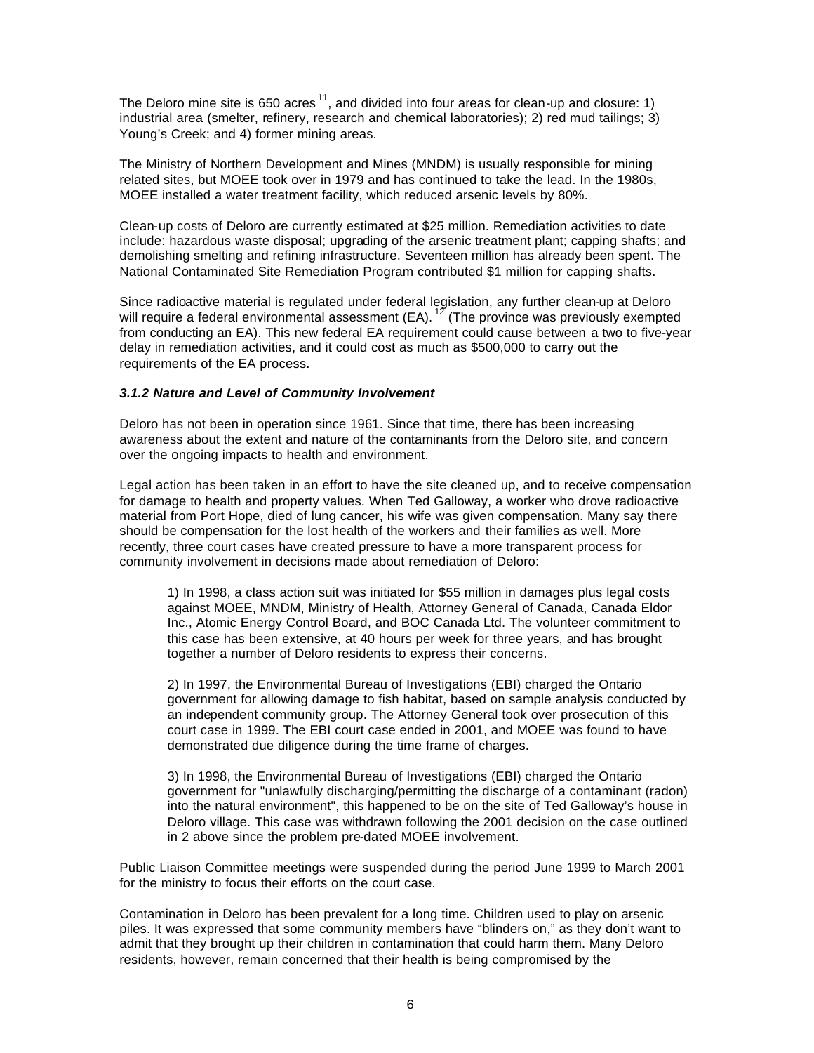The Deloro mine site is 650 acres [11], and divided into four areas for clean-up and closure: 1) industrial area (smelter, refinery, research and chemical laboratories); 2) red mud tailings; 3) Young's Creek; and 4) former mining areas.

The Ministry of Northern Development and Mines (MNDM) is usually responsible for mining related sites, but MOEE took over in 1979 and has continued to take the lead. In the 1980s, MOEE installed a water treatment facility, which reduced arsenic levels by 80%.

Clean-up costs of Deloro are currently estimated at $25 million. Remediation activities to date include: hazardous waste disposal; upgrading of the arsenic treatment plant; capping shafts; and demolishing smelting and refining infrastructure. Seventeen million has already been spent. The National Contaminated Site Remediation Program contributed $1 million for capping shafts.

Since radioactive material is regulated under federal legislation, any further clean-up at Deloro will require a federal environmental assessment (EA). [12] (The province was previously exempted from conducting an EA). This new federal EA requirement could cause between a two to five-year delay in remediation activities, and it could cost as much as $500,000 to carry out the requirements of the EA process.

### *3.1.2 Nature and Level of Community Involvement*

Deloro has not been in operation since 1961. Since that time, there has been increasing awareness about the extent and nature of the contaminants from the Deloro site, and concern over the ongoing impacts to health and environment.

Legal action has been taken in an effort to have the site cleaned up, and to receive compensation for damage to health and property values. When Ted Galloway, a worker who drove radioactive material from Port Hope, died of lung cancer, his wife was given compensation. Many say there should be compensation for the lost health of the workers and their families as well. More recently, three court cases have created pressure to have a more transparent process for community involvement in decisions made about remediation of Deloro:

> 1) In 1998, a class action suit was initiated for $55 million in damages plus legal costs against MOEE, MNDM, Ministry of Health, Attorney General of Canada, Canada Eldor Inc., Atomic Energy Control Board, and BOC Canada Ltd. The volunteer commitment to this case has been extensive, at 40 hours per week for three years, and has brought together a number of Deloro residents to express their concerns.
>
> 2) In 1997, the Environmental Bureau of Investigations (EBI) charged the Ontario government for allowing damage to fish habitat, based on sample analysis conducted by an independent community group. The Attorney General took over prosecution of this court case in 1999. The EBI court case ended in 2001, and MOEE was found to have demonstrated due diligence during the time frame of charges.
>
> 3) In 1998, the Environmental Bureau of Investigations (EBI) charged the Ontario government for "unlawfully discharging/permitting the discharge of a contaminant (radon) into the natural environment", this happened to be on the site of Ted Galloway's house in Deloro village. This case was withdrawn following the 2001 decision on the case outlined in 2 above since the problem pre-dated MOEE involvement.

Public Liaison Committee meetings were suspended during the period June 1999 to March 2001 for the ministry to focus their efforts on the court case.

Contamination in Deloro has been prevalent for a long time. Children used to play on arsenic piles. It was expressed that some community members have "blinders on," as they don't want to admit that they brought up their children in contamination that could harm them. Many Deloro residents, however, remain concerned that their health is being compromised by the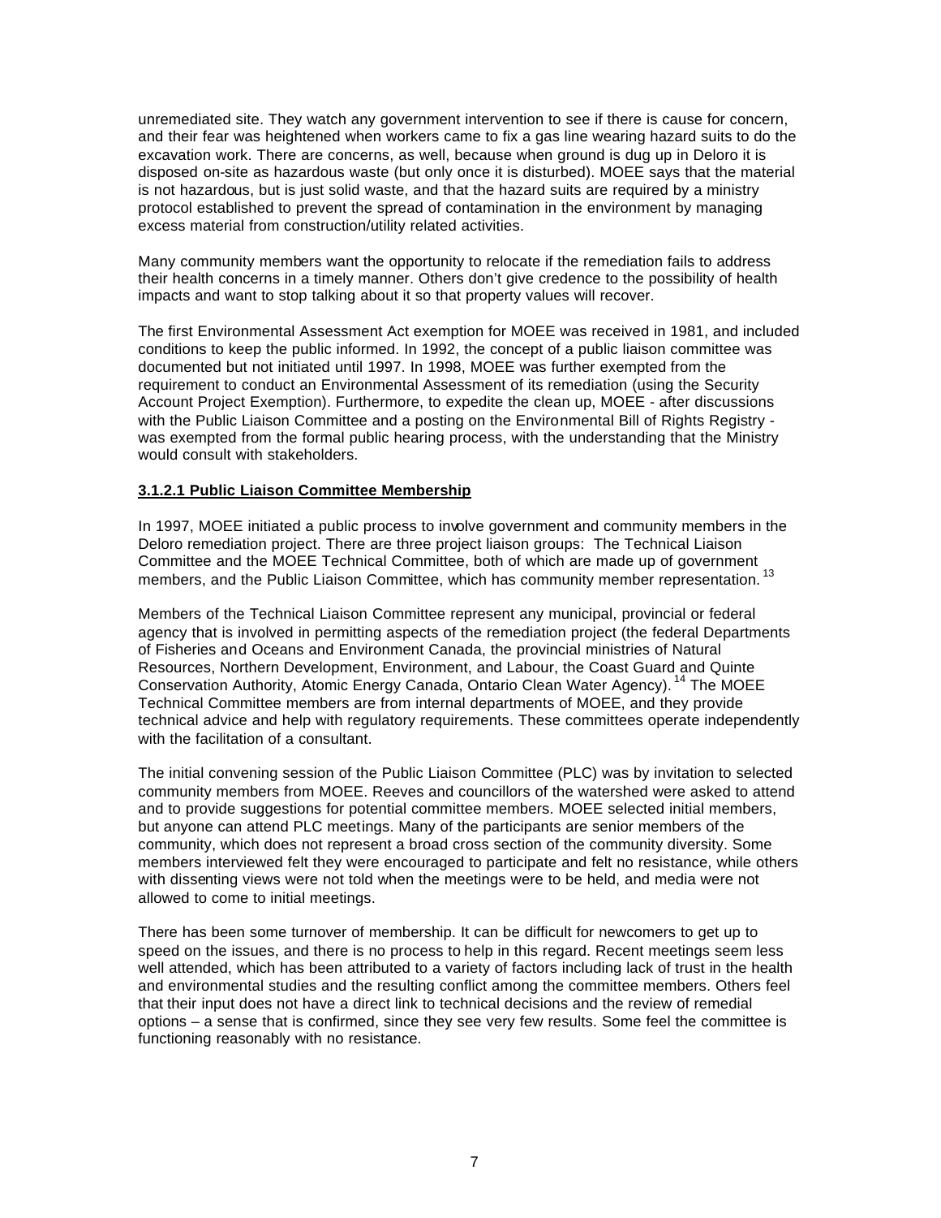unremediated site. They watch any government intervention to see if there is cause for concern, and their fear was heightened when workers came to fix a gas line wearing hazard suits to do the excavation work. There are concerns, as well, because when ground is dug up in Deloro it is disposed on-site as hazardous waste (but only once it is disturbed). MOEE says that the material is not hazardous, but is just solid waste, and that the hazard suits are required by a ministry protocol established to prevent the spread of contamination in the environment by managing excess material from construction/utility related activities.

Many community members want the opportunity to relocate if the remediation fails to address their health concerns in a timely manner. Others don't give credence to the possibility of health impacts and want to stop talking about it so that property values will recover.

The first Environmental Assessment Act exemption for MOEE was received in 1981, and included conditions to keep the public informed. In 1992, the concept of a public liaison committee was documented but not initiated until 1997. In 1998, MOEE was further exempted from the requirement to conduct an Environmental Assessment of its remediation (using the Security Account Project Exemption). Furthermore, to expedite the clean up, MOEE - after discussions with the Public Liaison Committee and a posting on the Environmental Bill of Rights Registry - was exempted from the formal public hearing process, with the understanding that the Ministry would consult with stakeholders.

#### 3.1.2.1 Public Liaison Committee Membership

In 1997, MOEE initiated a public process to involve government and community members in the Deloro remediation project. There are three project liaison groups: The Technical Liaison Committee and the MOEE Technical Committee, both of which are made up of government members, and the Public Liaison Committee, which has community member representation.[13]

Members of the Technical Liaison Committee represent any municipal, provincial or federal agency that is involved in permitting aspects of the remediation project (the federal Departments of Fisheries and Oceans and Environment Canada, the provincial ministries of Natural Resources, Northern Development, Environment, and Labour, the Coast Guard and Quinte Conservation Authority, Atomic Energy Canada, Ontario Clean Water Agency).[14] The MOEE Technical Committee members are from internal departments of MOEE, and they provide technical advice and help with regulatory requirements. These committees operate independently with the facilitation of a consultant.

The initial convening session of the Public Liaison Committee (PLC) was by invitation to selected community members from MOEE. Reeves and councillors of the watershed were asked to attend and to provide suggestions for potential committee members. MOEE selected initial members, but anyone can attend PLC meetings. Many of the participants are senior members of the community, which does not represent a broad cross section of the community diversity. Some members interviewed felt they were encouraged to participate and felt no resistance, while others with dissenting views were not told when the meetings were to be held, and media were not allowed to come to initial meetings.

There has been some turnover of membership. It can be difficult for newcomers to get up to speed on the issues, and there is no process to help in this regard. Recent meetings seem less well attended, which has been attributed to a variety of factors including lack of trust in the health and environmental studies and the resulting conflict among the committee members. Others feel that their input does not have a direct link to technical decisions and the review of remedial options – a sense that is confirmed, since they see very few results. Some feel the committee is functioning reasonably with no resistance.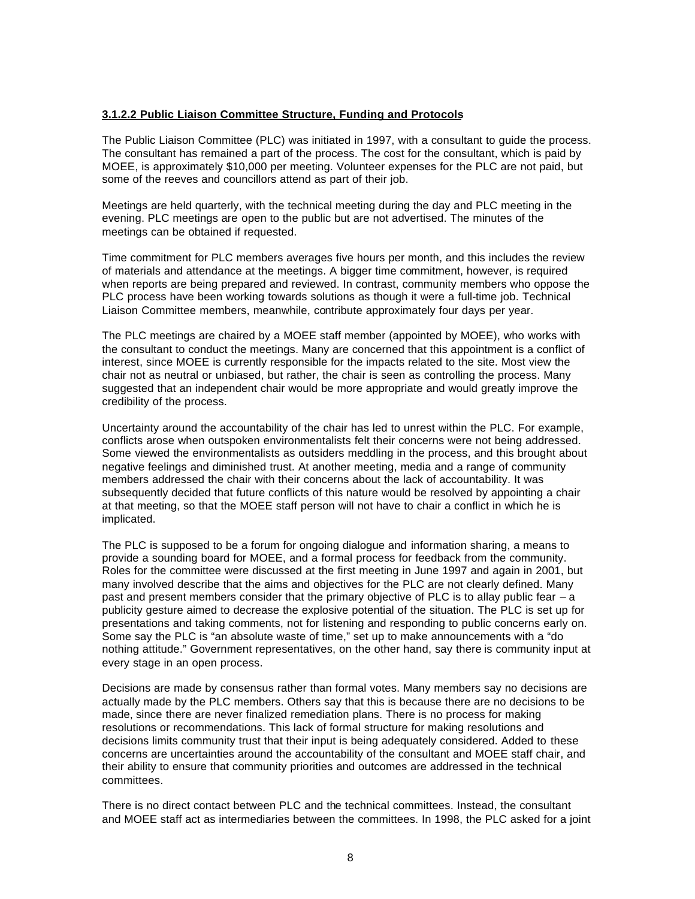### 3.1.2.2 Public Liaison Committee Structure, Funding and Protocols

The Public Liaison Committee (PLC) was initiated in 1997, with a consultant to guide the process. The consultant has remained a part of the process. The cost for the consultant, which is paid by MOEE, is approximately $10,000 per meeting. Volunteer expenses for the PLC are not paid, but some of the reeves and councillors attend as part of their job.

Meetings are held quarterly, with the technical meeting during the day and PLC meeting in the evening. PLC meetings are open to the public but are not advertised. The minutes of the meetings can be obtained if requested.

Time commitment for PLC members averages five hours per month, and this includes the review of materials and attendance at the meetings. A bigger time commitment, however, is required when reports are being prepared and reviewed. In contrast, community members who oppose the PLC process have been working towards solutions as though it were a full-time job. Technical Liaison Committee members, meanwhile, contribute approximately four days per year.

The PLC meetings are chaired by a MOEE staff member (appointed by MOEE), who works with the consultant to conduct the meetings. Many are concerned that this appointment is a conflict of interest, since MOEE is currently responsible for the impacts related to the site. Most view the chair not as neutral or unbiased, but rather, the chair is seen as controlling the process. Many suggested that an independent chair would be more appropriate and would greatly improve the credibility of the process.

Uncertainty around the accountability of the chair has led to unrest within the PLC. For example, conflicts arose when outspoken environmentalists felt their concerns were not being addressed. Some viewed the environmentalists as outsiders meddling in the process, and this brought about negative feelings and diminished trust. At another meeting, media and a range of community members addressed the chair with their concerns about the lack of accountability. It was subsequently decided that future conflicts of this nature would be resolved by appointing a chair at that meeting, so that the MOEE staff person will not have to chair a conflict in which he is implicated.

The PLC is supposed to be a forum for ongoing dialogue and information sharing, a means to provide a sounding board for MOEE, and a formal process for feedback from the community. Roles for the committee were discussed at the first meeting in June 1997 and again in 2001, but many involved describe that the aims and objectives for the PLC are not clearly defined. Many past and present members consider that the primary objective of PLC is to allay public fear – a publicity gesture aimed to decrease the explosive potential of the situation. The PLC is set up for presentations and taking comments, not for listening and responding to public concerns early on. Some say the PLC is "an absolute waste of time," set up to make announcements with a "do nothing attitude." Government representatives, on the other hand, say there is community input at every stage in an open process.

Decisions are made by consensus rather than formal votes. Many members say no decisions are actually made by the PLC members. Others say that this is because there are no decisions to be made, since there are never finalized remediation plans. There is no process for making resolutions or recommendations. This lack of formal structure for making resolutions and decisions limits community trust that their input is being adequately considered. Added to these concerns are uncertainties around the accountability of the consultant and MOEE staff chair, and their ability to ensure that community priorities and outcomes are addressed in the technical committees.

There is no direct contact between PLC and the technical committees. Instead, the consultant and MOEE staff act as intermediaries between the committees. In 1998, the PLC asked for a joint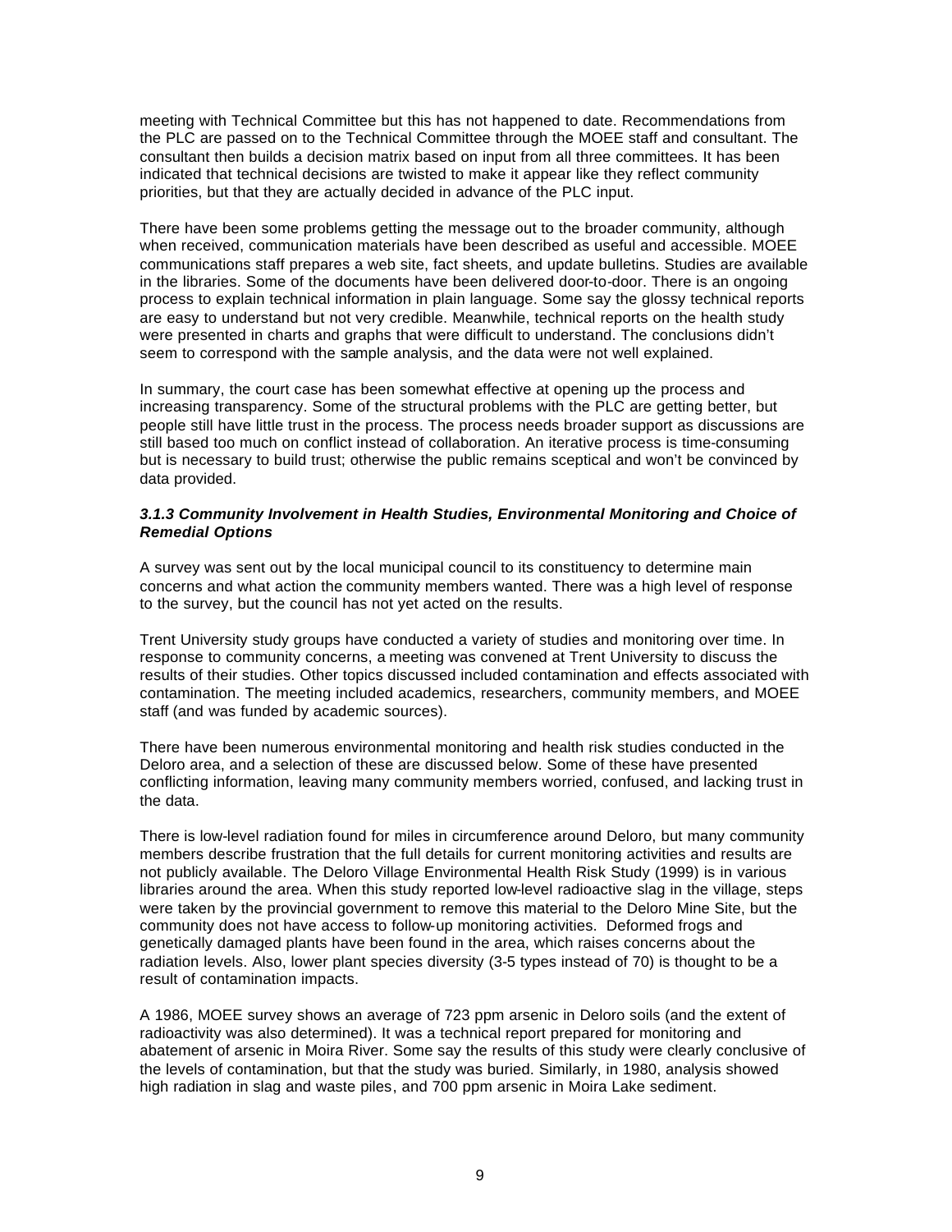meeting with Technical Committee but this has not happened to date. Recommendations from the PLC are passed on to the Technical Committee through the MOEE staff and consultant. The consultant then builds a decision matrix based on input from all three committees. It has been indicated that technical decisions are twisted to make it appear like they reflect community priorities, but that they are actually decided in advance of the PLC input.

There have been some problems getting the message out to the broader community, although when received, communication materials have been described as useful and accessible. MOEE communications staff prepares a web site, fact sheets, and update bulletins. Studies are available in the libraries. Some of the documents have been delivered door-to-door. There is an ongoing process to explain technical information in plain language. Some say the glossy technical reports are easy to understand but not very credible. Meanwhile, technical reports on the health study were presented in charts and graphs that were difficult to understand. The conclusions didn't seem to correspond with the sample analysis, and the data were not well explained.

In summary, the court case has been somewhat effective at opening up the process and increasing transparency. Some of the structural problems with the PLC are getting better, but people still have little trust in the process. The process needs broader support as discussions are still based too much on conflict instead of collaboration. An iterative process is time-consuming but is necessary to build trust; otherwise the public remains sceptical and won't be convinced by data provided.

#### *3.1.3 Community Involvement in Health Studies, Environmental Monitoring and Choice of Remedial Options*

A survey was sent out by the local municipal council to its constituency to determine main concerns and what action the community members wanted. There was a high level of response to the survey, but the council has not yet acted on the results.

Trent University study groups have conducted a variety of studies and monitoring over time. In response to community concerns, a meeting was convened at Trent University to discuss the results of their studies. Other topics discussed included contamination and effects associated with contamination. The meeting included academics, researchers, community members, and MOEE staff (and was funded by academic sources).

There have been numerous environmental monitoring and health risk studies conducted in the Deloro area, and a selection of these are discussed below. Some of these have presented conflicting information, leaving many community members worried, confused, and lacking trust in the data.

There is low-level radiation found for miles in circumference around Deloro, but many community members describe frustration that the full details for current monitoring activities and results are not publicly available. The Deloro Village Environmental Health Risk Study (1999) is in various libraries around the area. When this study reported low-level radioactive slag in the village, steps were taken by the provincial government to remove this material to the Deloro Mine Site, but the community does not have access to follow-up monitoring activities. Deformed frogs and genetically damaged plants have been found in the area, which raises concerns about the radiation levels. Also, lower plant species diversity (3-5 types instead of 70) is thought to be a result of contamination impacts.

A 1986, MOEE survey shows an average of 723 ppm arsenic in Deloro soils (and the extent of radioactivity was also determined). It was a technical report prepared for monitoring and abatement of arsenic in Moira River. Some say the results of this study were clearly conclusive of the levels of contamination, but that the study was buried. Similarly, in 1980, analysis showed high radiation in slag and waste piles, and 700 ppm arsenic in Moira Lake sediment.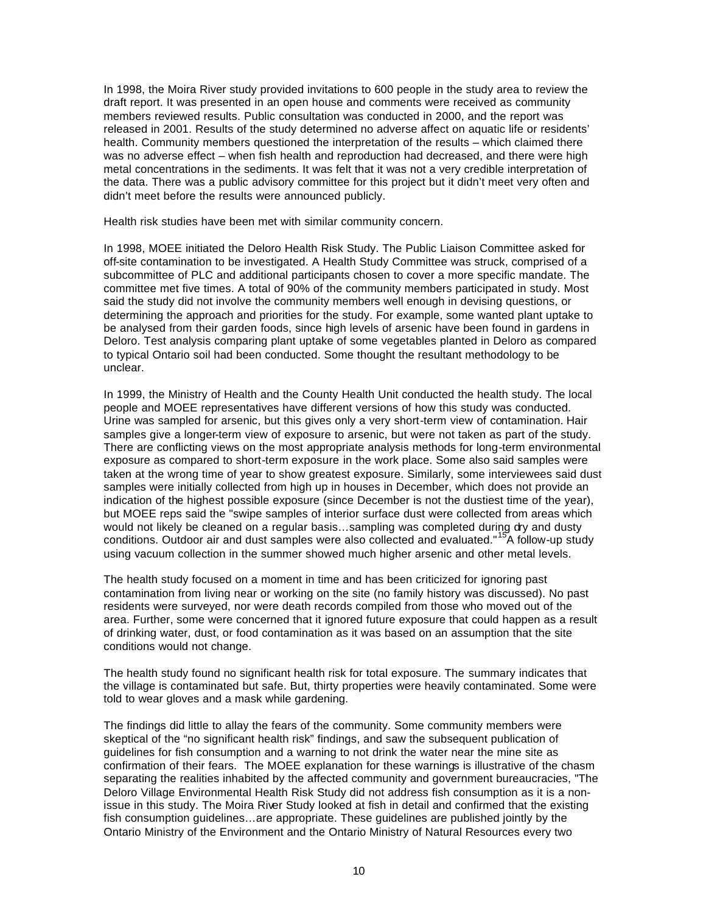In 1998, the Moira River study provided invitations to 600 people in the study area to review the draft report. It was presented in an open house and comments were received as community members reviewed results. Public consultation was conducted in 2000, and the report was released in 2001. Results of the study determined no adverse affect on aquatic life or residents' health. Community members questioned the interpretation of the results – which claimed there was no adverse effect – when fish health and reproduction had decreased, and there were high metal concentrations in the sediments. It was felt that it was not a very credible interpretation of the data. There was a public advisory committee for this project but it didn't meet very often and didn't meet before the results were announced publicly.

Health risk studies have been met with similar community concern.

In 1998, MOEE initiated the Deloro Health Risk Study. The Public Liaison Committee asked for off-site contamination to be investigated. A Health Study Committee was struck, comprised of a subcommittee of PLC and additional participants chosen to cover a more specific mandate. The committee met five times. A total of 90% of the community members participated in study. Most said the study did not involve the community members well enough in devising questions, or determining the approach and priorities for the study. For example, some wanted plant uptake to be analysed from their garden foods, since high levels of arsenic have been found in gardens in Deloro. Test analysis comparing plant uptake of some vegetables planted in Deloro as compared to typical Ontario soil had been conducted. Some thought the resultant methodology to be unclear.

In 1999, the Ministry of Health and the County Health Unit conducted the health study. The local people and MOEE representatives have different versions of how this study was conducted. Urine was sampled for arsenic, but this gives only a very short-term view of contamination. Hair samples give a longer-term view of exposure to arsenic, but were not taken as part of the study. There are conflicting views on the most appropriate analysis methods for long-term environmental exposure as compared to short-term exposure in the work place. Some also said samples were taken at the wrong time of year to show greatest exposure. Similarly, some interviewees said dust samples were initially collected from high up in houses in December, which does not provide an indication of the highest possible exposure (since December is not the dustiest time of the year), but MOEE reps said the "swipe samples of interior surface dust were collected from areas which would not likely be cleaned on a regular basis…sampling was completed during dry and dusty conditions. Outdoor air and dust samples were also collected and evaluated."[15] A follow-up study using vacuum collection in the summer showed much higher arsenic and other metal levels.

The health study focused on a moment in time and has been criticized for ignoring past contamination from living near or working on the site (no family history was discussed). No past residents were surveyed, nor were death records compiled from those who moved out of the area. Further, some were concerned that it ignored future exposure that could happen as a result of drinking water, dust, or food contamination as it was based on an assumption that the site conditions would not change.

The health study found no significant health risk for total exposure. The summary indicates that the village is contaminated but safe. But, thirty properties were heavily contaminated. Some were told to wear gloves and a mask while gardening.

The findings did little to allay the fears of the community. Some community members were skeptical of the "no significant health risk" findings, and saw the subsequent publication of guidelines for fish consumption and a warning to not drink the water near the mine site as confirmation of their fears. The MOEE explanation for these warnings is illustrative of the chasm separating the realities inhabited by the affected community and government bureaucracies, "The Deloro Village Environmental Health Risk Study did not address fish consumption as it is a non-issue in this study. The Moira River Study looked at fish in detail and confirmed that the existing fish consumption guidelines…are appropriate. These guidelines are published jointly by the Ontario Ministry of the Environment and the Ontario Ministry of Natural Resources every two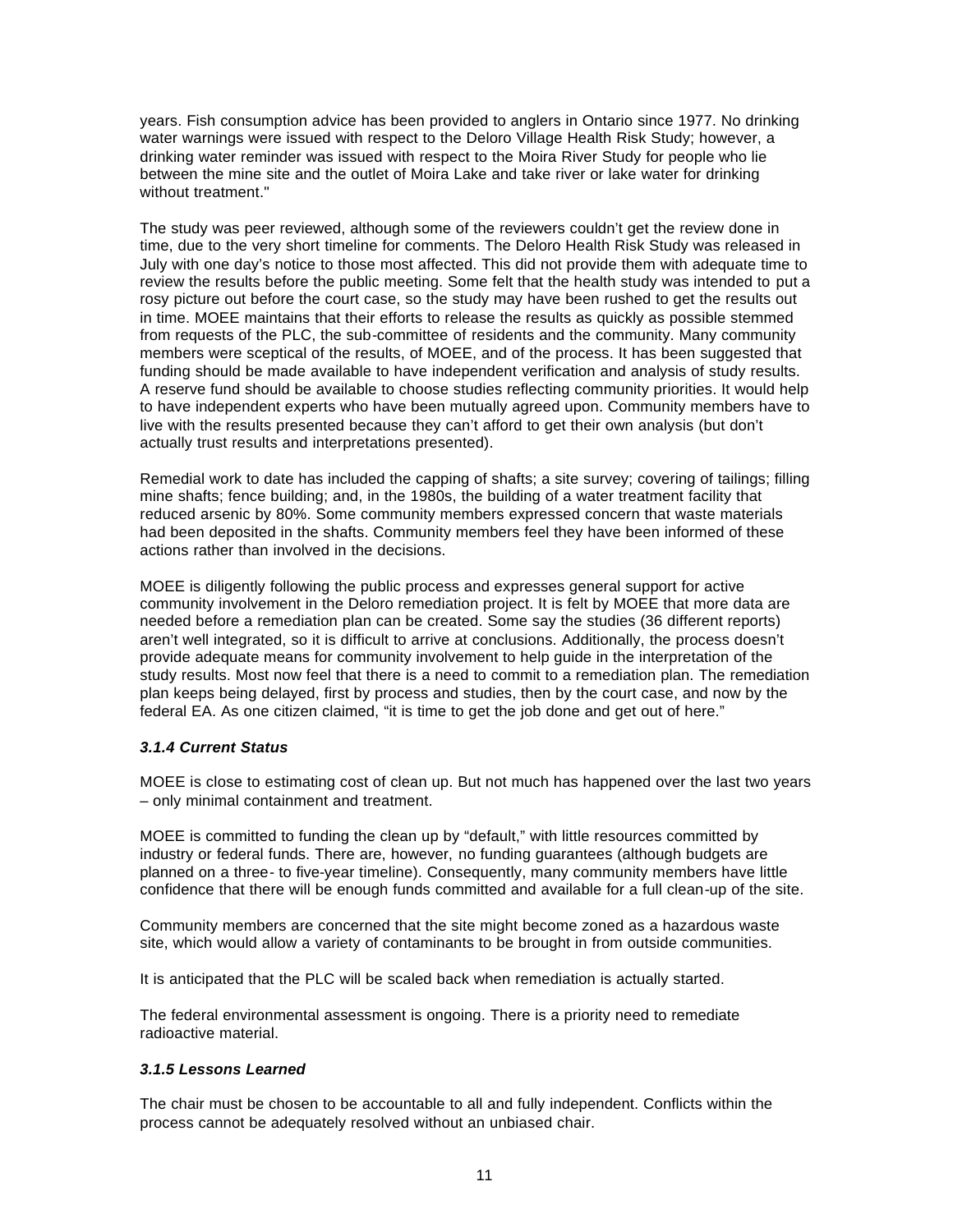years. Fish consumption advice has been provided to anglers in Ontario since 1977. No drinking water warnings were issued with respect to the Deloro Village Health Risk Study; however, a drinking water reminder was issued with respect to the Moira River Study for people who lie between the mine site and the outlet of Moira Lake and take river or lake water for drinking without treatment."

The study was peer reviewed, although some of the reviewers couldn't get the review done in time, due to the very short timeline for comments. The Deloro Health Risk Study was released in July with one day's notice to those most affected. This did not provide them with adequate time to review the results before the public meeting. Some felt that the health study was intended to put a rosy picture out before the court case, so the study may have been rushed to get the results out in time. MOEE maintains that their efforts to release the results as quickly as possible stemmed from requests of the PLC, the sub-committee of residents and the community. Many community members were sceptical of the results, of MOEE, and of the process. It has been suggested that funding should be made available to have independent verification and analysis of study results. A reserve fund should be available to choose studies reflecting community priorities. It would help to have independent experts who have been mutually agreed upon. Community members have to live with the results presented because they can't afford to get their own analysis (but don't actually trust results and interpretations presented).

Remedial work to date has included the capping of shafts; a site survey; covering of tailings; filling mine shafts; fence building; and, in the 1980s, the building of a water treatment facility that reduced arsenic by 80%. Some community members expressed concern that waste materials had been deposited in the shafts. Community members feel they have been informed of these actions rather than involved in the decisions.

MOEE is diligently following the public process and expresses general support for active community involvement in the Deloro remediation project. It is felt by MOEE that more data are needed before a remediation plan can be created. Some say the studies (36 different reports) aren't well integrated, so it is difficult to arrive at conclusions. Additionally, the process doesn't provide adequate means for community involvement to help guide in the interpretation of the study results. Most now feel that there is a need to commit to a remediation plan. The remediation plan keeps being delayed, first by process and studies, then by the court case, and now by the federal EA. As one citizen claimed, "it is time to get the job done and get out of here."

#### *3.1.4 Current Status*

MOEE is close to estimating cost of clean up. But not much has happened over the last two years – only minimal containment and treatment.

MOEE is committed to funding the clean up by "default," with little resources committed by industry or federal funds. There are, however, no funding guarantees (although budgets are planned on a three- to five-year timeline). Consequently, many community members have little confidence that there will be enough funds committed and available for a full clean-up of the site.

Community members are concerned that the site might become zoned as a hazardous waste site, which would allow a variety of contaminants to be brought in from outside communities.

It is anticipated that the PLC will be scaled back when remediation is actually started.

The federal environmental assessment is ongoing. There is a priority need to remediate radioactive material.

#### *3.1.5 Lessons Learned*

The chair must be chosen to be accountable to all and fully independent. Conflicts within the process cannot be adequately resolved without an unbiased chair.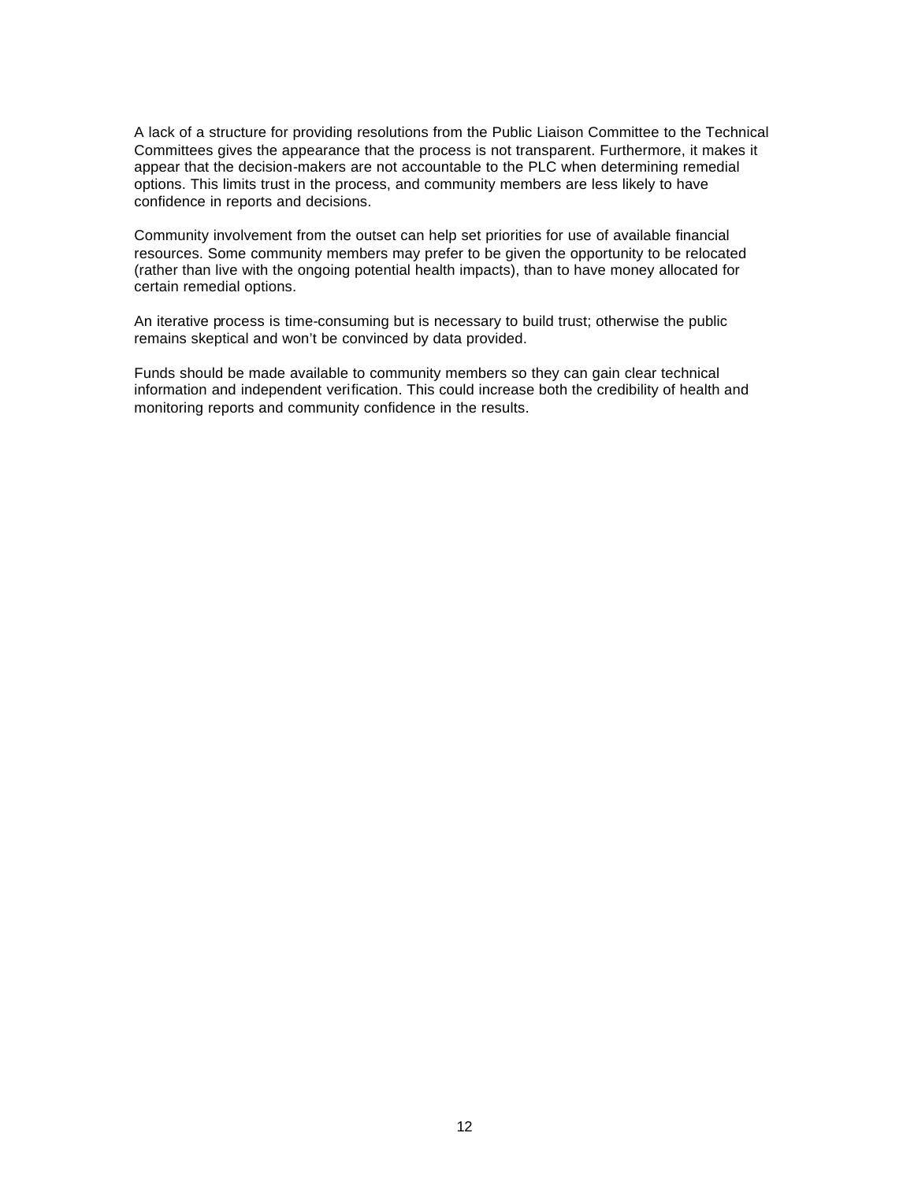A lack of a structure for providing resolutions from the Public Liaison Committee to the Technical Committees gives the appearance that the process is not transparent. Furthermore, it makes it appear that the decision-makers are not accountable to the PLC when determining remedial options. This limits trust in the process, and community members are less likely to have confidence in reports and decisions.

Community involvement from the outset can help set priorities for use of available financial resources. Some community members may prefer to be given the opportunity to be relocated (rather than live with the ongoing potential health impacts), than to have money allocated for certain remedial options.

An iterative process is time-consuming but is necessary to build trust; otherwise the public remains skeptical and won't be convinced by data provided.

Funds should be made available to community members so they can gain clear technical information and independent verification. This could increase both the credibility of health and monitoring reports and community confidence in the results.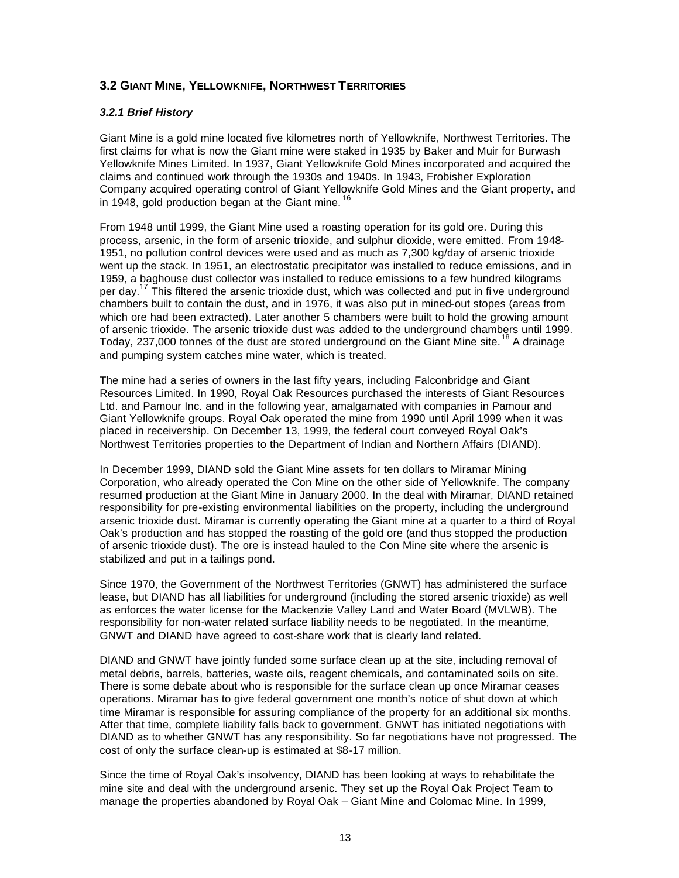## 3.2 GIANT MINE, YELLOWKNIFE, NORTHWEST TERRITORIES

### *3.2.1 Brief History*

Giant Mine is a gold mine located five kilometres north of Yellowknife, Northwest Territories. The first claims for what is now the Giant mine were staked in 1935 by Baker and Muir for Burwash Yellowknife Mines Limited. In 1937, Giant Yellowknife Gold Mines incorporated and acquired the claims and continued work through the 1930s and 1940s. In 1943, Frobisher Exploration Company acquired operating control of Giant Yellowknife Gold Mines and the Giant property, and in 1948, gold production began at the Giant mine.[16]

From 1948 until 1999, the Giant Mine used a roasting operation for its gold ore. During this process, arsenic, in the form of arsenic trioxide, and sulphur dioxide, were emitted. From 1948-1951, no pollution control devices were used and as much as 7,300 kg/day of arsenic trioxide went up the stack. In 1951, an electrostatic precipitator was installed to reduce emissions, and in 1959, a baghouse dust collector was installed to reduce emissions to a few hundred kilograms per day.[17] This filtered the arsenic trioxide dust, which was collected and put in five underground chambers built to contain the dust, and in 1976, it was also put in mined-out stopes (areas from which ore had been extracted). Later another 5 chambers were built to hold the growing amount of arsenic trioxide. The arsenic trioxide dust was added to the underground chambers until 1999. Today, 237,000 tonnes of the dust are stored underground on the Giant Mine site.[18] A drainage and pumping system catches mine water, which is treated.

The mine had a series of owners in the last fifty years, including Falconbridge and Giant Resources Limited. In 1990, Royal Oak Resources purchased the interests of Giant Resources Ltd. and Pamour Inc. and in the following year, amalgamated with companies in Pamour and Giant Yellowknife groups. Royal Oak operated the mine from 1990 until April 1999 when it was placed in receivership. On December 13, 1999, the federal court conveyed Royal Oak's Northwest Territories properties to the Department of Indian and Northern Affairs (DIAND).

In December 1999, DIAND sold the Giant Mine assets for ten dollars to Miramar Mining Corporation, who already operated the Con Mine on the other side of Yellowknife. The company resumed production at the Giant Mine in January 2000. In the deal with Miramar, DIAND retained responsibility for pre-existing environmental liabilities on the property, including the underground arsenic trioxide dust. Miramar is currently operating the Giant mine at a quarter to a third of Royal Oak's production and has stopped the roasting of the gold ore (and thus stopped the production of arsenic trioxide dust). The ore is instead hauled to the Con Mine site where the arsenic is stabilized and put in a tailings pond.

Since 1970, the Government of the Northwest Territories (GNWT) has administered the surface lease, but DIAND has all liabilities for underground (including the stored arsenic trioxide) as well as enforces the water license for the Mackenzie Valley Land and Water Board (MVLWB). The responsibility for non-water related surface liability needs to be negotiated. In the meantime, GNWT and DIAND have agreed to cost-share work that is clearly land related.

DIAND and GNWT have jointly funded some surface clean up at the site, including removal of metal debris, barrels, batteries, waste oils, reagent chemicals, and contaminated soils on site. There is some debate about who is responsible for the surface clean up once Miramar ceases operations. Miramar has to give federal government one month's notice of shut down at which time Miramar is responsible for assuring compliance of the property for an additional six months. After that time, complete liability falls back to government. GNWT has initiated negotiations with DIAND as to whether GNWT has any responsibility. So far negotiations have not progressed. The cost of only the surface clean-up is estimated at $8-17 million.

Since the time of Royal Oak's insolvency, DIAND has been looking at ways to rehabilitate the mine site and deal with the underground arsenic. They set up the Royal Oak Project Team to manage the properties abandoned by Royal Oak – Giant Mine and Colomac Mine. In 1999,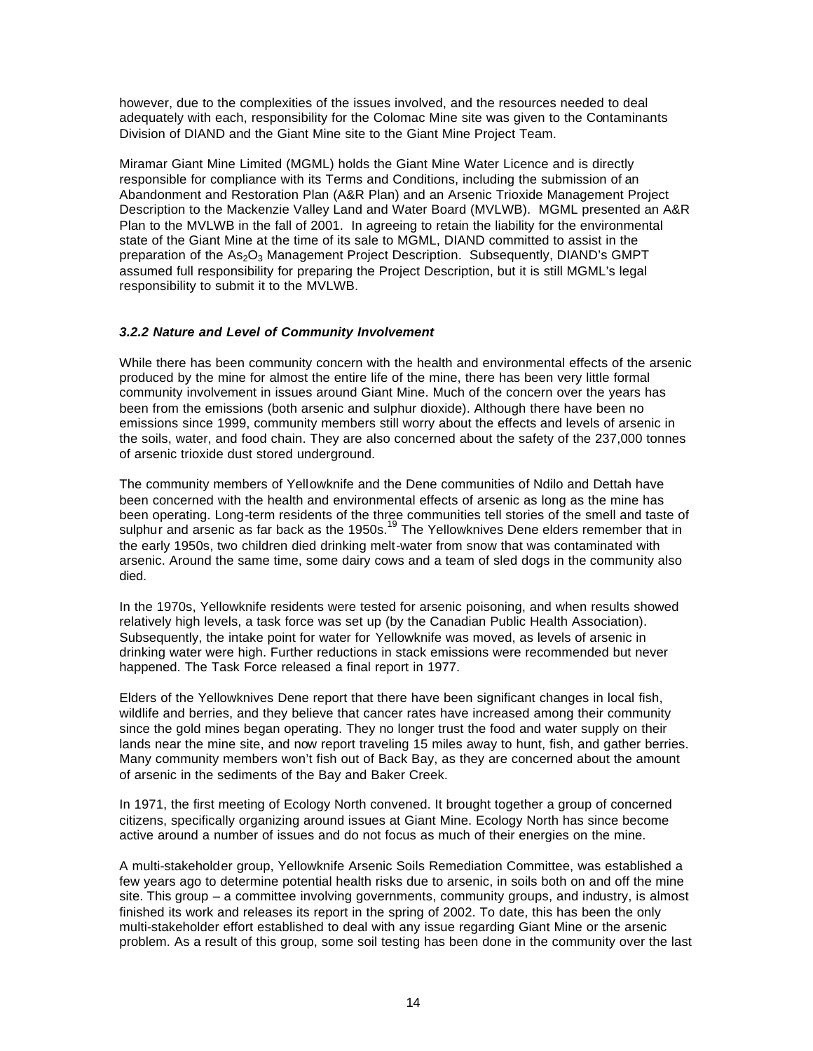however, due to the complexities of the issues involved, and the resources needed to deal adequately with each, responsibility for the Colomac Mine site was given to the Contaminants Division of DIAND and the Giant Mine site to the Giant Mine Project Team.

Miramar Giant Mine Limited (MGML) holds the Giant Mine Water Licence and is directly responsible for compliance with its Terms and Conditions, including the submission of an Abandonment and Restoration Plan (A&R Plan) and an Arsenic Trioxide Management Project Description to the Mackenzie Valley Land and Water Board (MVLWB). MGML presented an A&R Plan to the MVLWB in the fall of 2001. In agreeing to retain the liability for the environmental state of the Giant Mine at the time of its sale to MGML, DIAND committed to assist in the preparation of the $As_2O_3$ Management Project Description. Subsequently, DIAND's GMPT assumed full responsibility for preparing the Project Description, but it is still MGML's legal responsibility to submit it to the MVLWB.

#### *3.2.2 Nature and Level of Community Involvement*

While there has been community concern with the health and environmental effects of the arsenic produced by the mine for almost the entire life of the mine, there has been very little formal community involvement in issues around Giant Mine. Much of the concern over the years has been from the emissions (both arsenic and sulphur dioxide). Although there have been no emissions since 1999, community members still worry about the effects and levels of arsenic in the soils, water, and food chain. They are also concerned about the safety of the 237,000 tonnes of arsenic trioxide dust stored underground.

The community members of Yellowknife and the Dene communities of Ndilo and Dettah have been concerned with the health and environmental effects of arsenic as long as the mine has been operating. Long-term residents of the three communities tell stories of the smell and taste of sulphur and arsenic as far back as the 1950s.[19] The Yellowknives Dene elders remember that in the early 1950s, two children died drinking melt-water from snow that was contaminated with arsenic. Around the same time, some dairy cows and a team of sled dogs in the community also died.

In the 1970s, Yellowknife residents were tested for arsenic poisoning, and when results showed relatively high levels, a task force was set up (by the Canadian Public Health Association). Subsequently, the intake point for water for Yellowknife was moved, as levels of arsenic in drinking water were high. Further reductions in stack emissions were recommended but never happened. The Task Force released a final report in 1977.

Elders of the Yellowknives Dene report that there have been significant changes in local fish, wildlife and berries, and they believe that cancer rates have increased among their community since the gold mines began operating. They no longer trust the food and water supply on their lands near the mine site, and now report traveling 15 miles away to hunt, fish, and gather berries. Many community members won't fish out of Back Bay, as they are concerned about the amount of arsenic in the sediments of the Bay and Baker Creek.

In 1971, the first meeting of Ecology North convened. It brought together a group of concerned citizens, specifically organizing around issues at Giant Mine. Ecology North has since become active around a number of issues and do not focus as much of their energies on the mine.

A multi-stakeholder group, Yellowknife Arsenic Soils Remediation Committee, was established a few years ago to determine potential health risks due to arsenic, in soils both on and off the mine site. This group – a committee involving governments, community groups, and industry, is almost finished its work and releases its report in the spring of 2002. To date, this has been the only multi-stakeholder effort established to deal with any issue regarding Giant Mine or the arsenic problem. As a result of this group, some soil testing has been done in the community over the last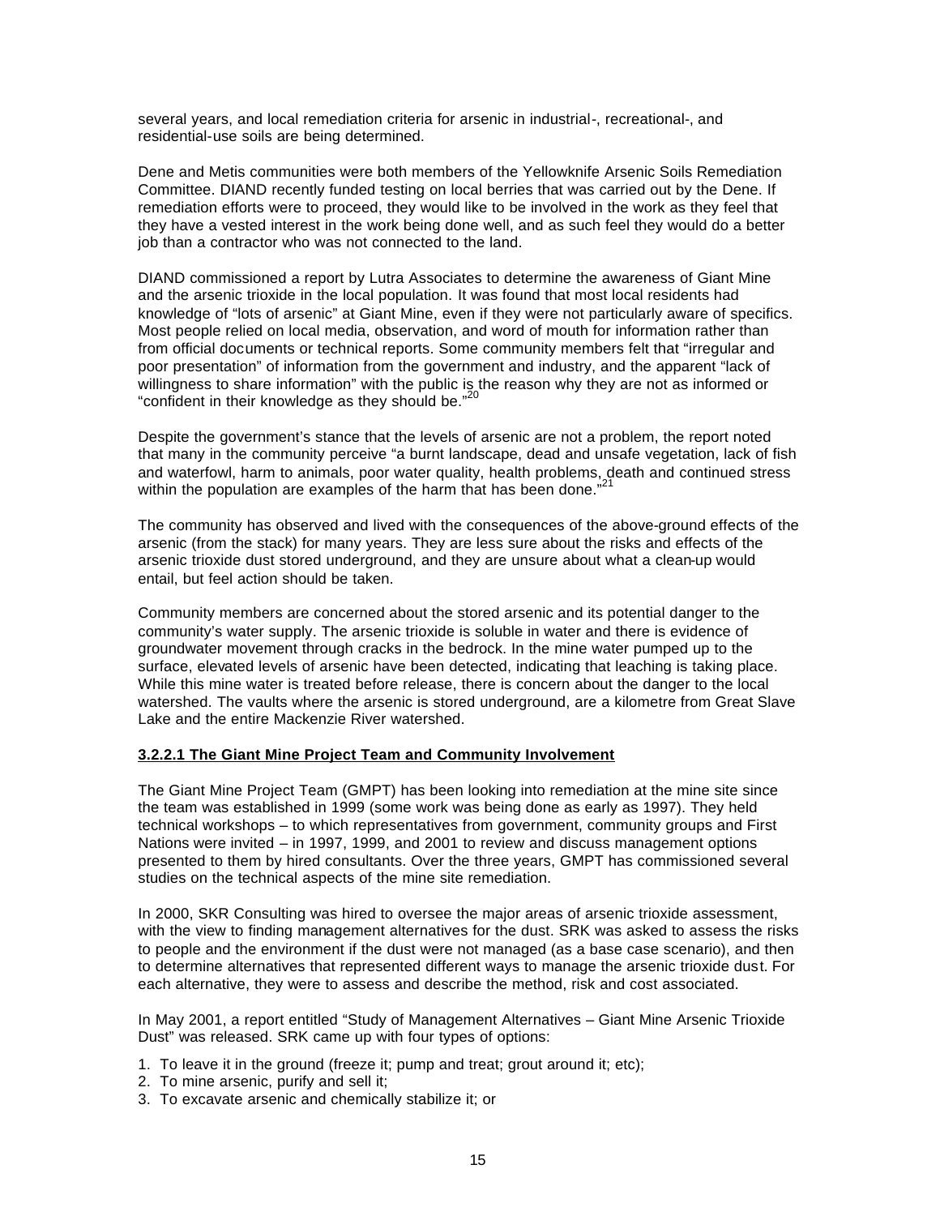several years, and local remediation criteria for arsenic in industrial-, recreational-, and residential-use soils are being determined.

Dene and Metis communities were both members of the Yellowknife Arsenic Soils Remediation Committee. DIAND recently funded testing on local berries that was carried out by the Dene. If remediation efforts were to proceed, they would like to be involved in the work as they feel that they have a vested interest in the work being done well, and as such feel they would do a better job than a contractor who was not connected to the land.

DIAND commissioned a report by Lutra Associates to determine the awareness of Giant Mine and the arsenic trioxide in the local population. It was found that most local residents had knowledge of "lots of arsenic" at Giant Mine, even if they were not particularly aware of specifics. Most people relied on local media, observation, and word of mouth for information rather than from official documents or technical reports. Some community members felt that "irregular and poor presentation" of information from the government and industry, and the apparent "lack of willingness to share information" with the public is the reason why they are not as informed or "confident in their knowledge as they should be."[20]

Despite the government's stance that the levels of arsenic are not a problem, the report noted that many in the community perceive "a burnt landscape, dead and unsafe vegetation, lack of fish and waterfowl, harm to animals, poor water quality, health problems, death and continued stress within the population are examples of the harm that has been done."[21]

The community has observed and lived with the consequences of the above-ground effects of the arsenic (from the stack) for many years. They are less sure about the risks and effects of the arsenic trioxide dust stored underground, and they are unsure about what a clean-up would entail, but feel action should be taken.

Community members are concerned about the stored arsenic and its potential danger to the community's water supply. The arsenic trioxide is soluble in water and there is evidence of groundwater movement through cracks in the bedrock. In the mine water pumped up to the surface, elevated levels of arsenic have been detected, indicating that leaching is taking place. While this mine water is treated before release, there is concern about the danger to the local watershed. The vaults where the arsenic is stored underground, are a kilometre from Great Slave Lake and the entire Mackenzie River watershed.

#### 3.2.2.1 The Giant Mine Project Team and Community Involvement

The Giant Mine Project Team (GMPT) has been looking into remediation at the mine site since the team was established in 1999 (some work was being done as early as 1997). They held technical workshops – to which representatives from government, community groups and First Nations were invited – in 1997, 1999, and 2001 to review and discuss management options presented to them by hired consultants. Over the three years, GMPT has commissioned several studies on the technical aspects of the mine site remediation.

In 2000, SKR Consulting was hired to oversee the major areas of arsenic trioxide assessment, with the view to finding management alternatives for the dust. SRK was asked to assess the risks to people and the environment if the dust were not managed (as a base case scenario), and then to determine alternatives that represented different ways to manage the arsenic trioxide dust. For each alternative, they were to assess and describe the method, risk and cost associated.

In May 2001, a report entitled "Study of Management Alternatives – Giant Mine Arsenic Trioxide Dust" was released. SRK came up with four types of options:

1. To leave it in the ground (freeze it; pump and treat; grout around it; etc);
2. To mine arsenic, purify and sell it;
3. To excavate arsenic and chemically stabilize it; or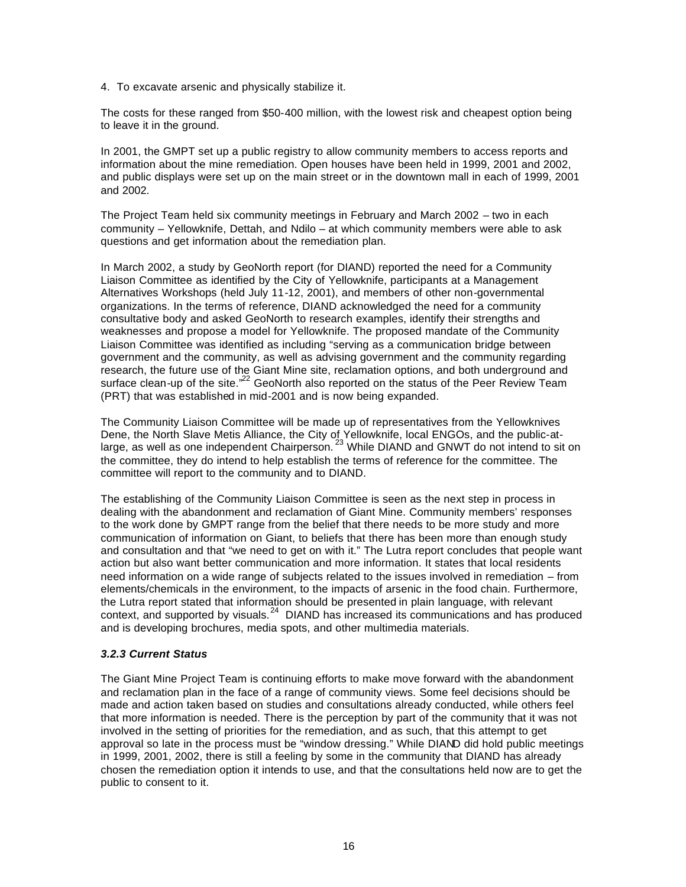4. To excavate arsenic and physically stabilize it.

The costs for these ranged from $50-400 million, with the lowest risk and cheapest option being to leave it in the ground.

In 2001, the GMPT set up a public registry to allow community members to access reports and information about the mine remediation. Open houses have been held in 1999, 2001 and 2002, and public displays were set up on the main street or in the downtown mall in each of 1999, 2001 and 2002.

The Project Team held six community meetings in February and March 2002 – two in each community – Yellowknife, Dettah, and Ndilo – at which community members were able to ask questions and get information about the remediation plan.

In March 2002, a study by GeoNorth report (for DIAND) reported the need for a Community Liaison Committee as identified by the City of Yellowknife, participants at a Management Alternatives Workshops (held July 11-12, 2001), and members of other non-governmental organizations. In the terms of reference, DIAND acknowledged the need for a community consultative body and asked GeoNorth to research examples, identify their strengths and weaknesses and propose a model for Yellowknife. The proposed mandate of the Community Liaison Committee was identified as including "serving as a communication bridge between government and the community, as well as advising government and the community regarding research, the future use of the Giant Mine site, reclamation options, and both underground and surface clean-up of the site."[22] GeoNorth also reported on the status of the Peer Review Team (PRT) that was established in mid-2001 and is now being expanded.

The Community Liaison Committee will be made up of representatives from the Yellowknives Dene, the North Slave Metis Alliance, the City of Yellowknife, local ENGOs, and the public-at-large, as well as one independent Chairperson.[23] While DIAND and GNWT do not intend to sit on the committee, they do intend to help establish the terms of reference for the committee. The committee will report to the community and to DIAND.

The establishing of the Community Liaison Committee is seen as the next step in process in dealing with the abandonment and reclamation of Giant Mine. Community members' responses to the work done by GMPT range from the belief that there needs to be more study and more communication of information on Giant, to beliefs that there has been more than enough study and consultation and that "we need to get on with it." The Lutra report concludes that people want action but also want better communication and more information. It states that local residents need information on a wide range of subjects related to the issues involved in remediation – from elements/chemicals in the environment, to the impacts of arsenic in the food chain. Furthermore, the Lutra report stated that information should be presented in plain language, with relevant context, and supported by visuals.[24] DIAND has increased its communications and has produced and is developing brochures, media spots, and other multimedia materials.

### *3.2.3 Current Status*

The Giant Mine Project Team is continuing efforts to make move forward with the abandonment and reclamation plan in the face of a range of community views. Some feel decisions should be made and action taken based on studies and consultations already conducted, while others feel that more information is needed. There is the perception by part of the community that it was not involved in the setting of priorities for the remediation, and as such, that this attempt to get approval so late in the process must be "window dressing." While DIAND did hold public meetings in 1999, 2001, 2002, there is still a feeling by some in the community that DIAND has already chosen the remediation option it intends to use, and that the consultations held now are to get the public to consent to it.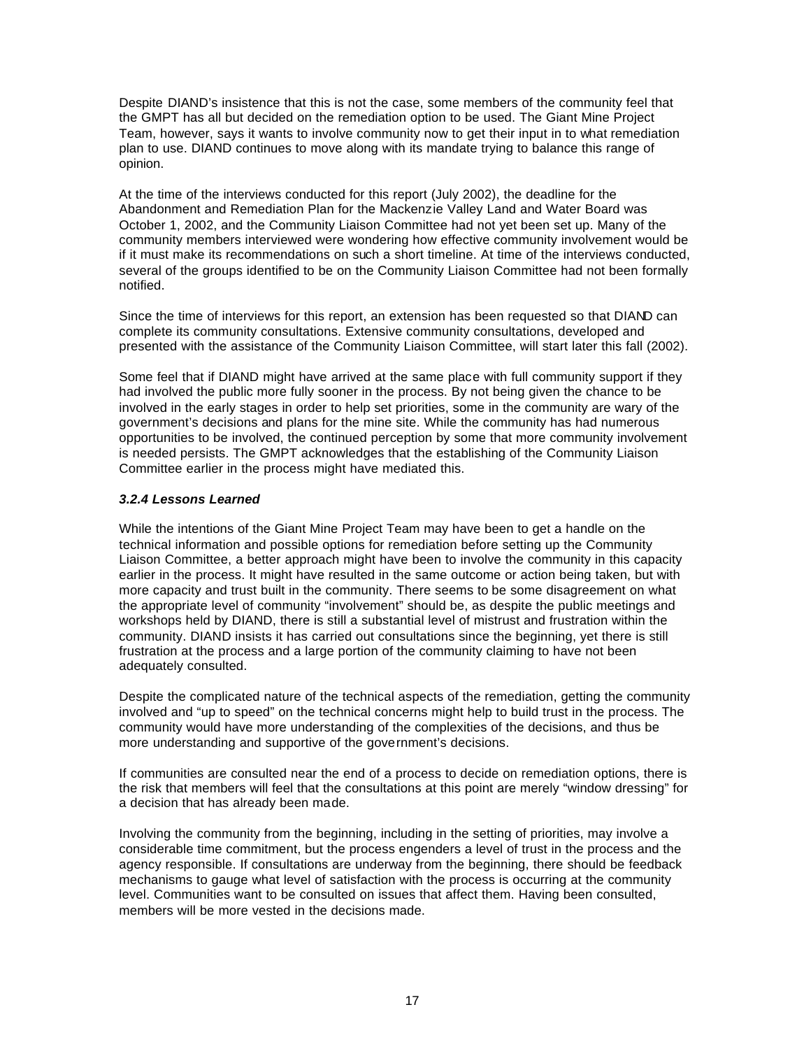Despite DIAND's insistence that this is not the case, some members of the community feel that the GMPT has all but decided on the remediation option to be used. The Giant Mine Project Team, however, says it wants to involve community now to get their input in to what remediation plan to use. DIAND continues to move along with its mandate trying to balance this range of opinion.

At the time of the interviews conducted for this report (July 2002), the deadline for the Abandonment and Remediation Plan for the Mackenzie Valley Land and Water Board was October 1, 2002, and the Community Liaison Committee had not yet been set up. Many of the community members interviewed were wondering how effective community involvement would be if it must make its recommendations on such a short timeline. At time of the interviews conducted, several of the groups identified to be on the Community Liaison Committee had not been formally notified.

Since the time of interviews for this report, an extension has been requested so that DIAND can complete its community consultations. Extensive community consultations, developed and presented with the assistance of the Community Liaison Committee, will start later this fall (2002).

Some feel that if DIAND might have arrived at the same place with full community support if they had involved the public more fully sooner in the process. By not being given the chance to be involved in the early stages in order to help set priorities, some in the community are wary of the government's decisions and plans for the mine site. While the community has had numerous opportunities to be involved, the continued perception by some that more community involvement is needed persists. The GMPT acknowledges that the establishing of the Community Liaison Committee earlier in the process might have mediated this.

#### *3.2.4 Lessons Learned*

While the intentions of the Giant Mine Project Team may have been to get a handle on the technical information and possible options for remediation before setting up the Community Liaison Committee, a better approach might have been to involve the community in this capacity earlier in the process. It might have resulted in the same outcome or action being taken, but with more capacity and trust built in the community. There seems to be some disagreement on what the appropriate level of community "involvement" should be, as despite the public meetings and workshops held by DIAND, there is still a substantial level of mistrust and frustration within the community. DIAND insists it has carried out consultations since the beginning, yet there is still frustration at the process and a large portion of the community claiming to have not been adequately consulted.

Despite the complicated nature of the technical aspects of the remediation, getting the community involved and "up to speed" on the technical concerns might help to build trust in the process. The community would have more understanding of the complexities of the decisions, and thus be more understanding and supportive of the government's decisions.

If communities are consulted near the end of a process to decide on remediation options, there is the risk that members will feel that the consultations at this point are merely "window dressing" for a decision that has already been made.

Involving the community from the beginning, including in the setting of priorities, may involve a considerable time commitment, but the process engenders a level of trust in the process and the agency responsible. If consultations are underway from the beginning, there should be feedback mechanisms to gauge what level of satisfaction with the process is occurring at the community level. Communities want to be consulted on issues that affect them. Having been consulted, members will be more vested in the decisions made.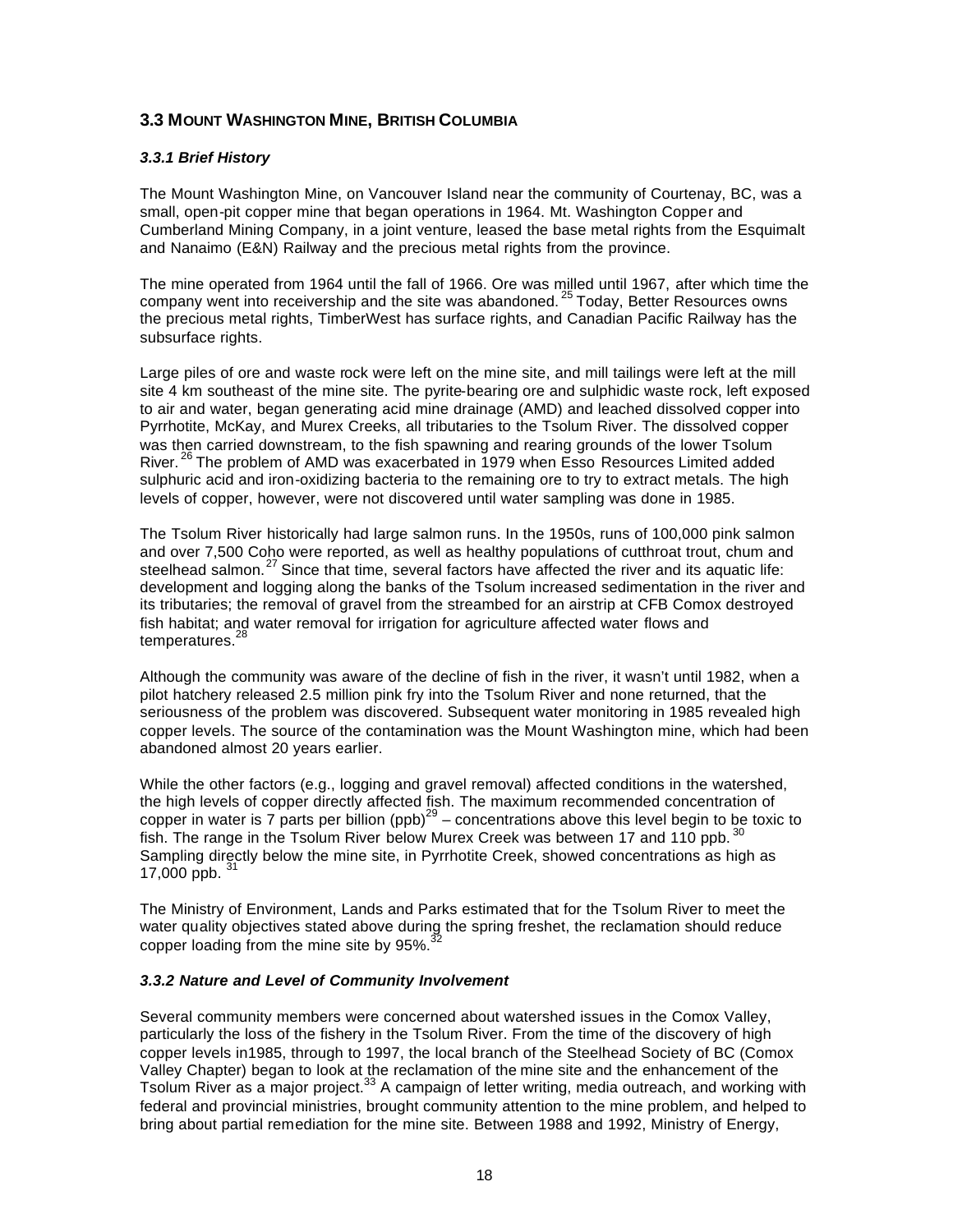## 3.3 Mount Washington Mine, British Columbia

### *3.3.1 Brief History*

The Mount Washington Mine, on Vancouver Island near the community of Courtenay, BC, was a small, open-pit copper mine that began operations in 1964. Mt. Washington Copper and Cumberland Mining Company, in a joint venture, leased the base metal rights from the Esquimalt and Nanaimo (E&N) Railway and the precious metal rights from the province.

The mine operated from 1964 until the fall of 1966. Ore was milled until 1967, after which time the company went into receivership and the site was abandoned.[25] Today, Better Resources owns the precious metal rights, TimberWest has surface rights, and Canadian Pacific Railway has the subsurface rights.

Large piles of ore and waste rock were left on the mine site, and mill tailings were left at the mill site 4 km southeast of the mine site. The pyrite-bearing ore and sulphidic waste rock, left exposed to air and water, began generating acid mine drainage (AMD) and leached dissolved copper into Pyrrhotite, McKay, and Murex Creeks, all tributaries to the Tsolum River. The dissolved copper was then carried downstream, to the fish spawning and rearing grounds of the lower Tsolum River.[26] The problem of AMD was exacerbated in 1979 when Esso Resources Limited added sulphuric acid and iron-oxidizing bacteria to the remaining ore to try to extract metals. The high levels of copper, however, were not discovered until water sampling was done in 1985.

The Tsolum River historically had large salmon runs. In the 1950s, runs of 100,000 pink salmon and over 7,500 Coho were reported, as well as healthy populations of cutthroat trout, chum and steelhead salmon.[27] Since that time, several factors have affected the river and its aquatic life: development and logging along the banks of the Tsolum increased sedimentation in the river and its tributaries; the removal of gravel from the streambed for an airstrip at CFB Comox destroyed fish habitat; and water removal for irrigation for agriculture affected water flows and temperatures.[28]

Although the community was aware of the decline of fish in the river, it wasn't until 1982, when a pilot hatchery released 2.5 million pink fry into the Tsolum River and none returned, that the seriousness of the problem was discovered. Subsequent water monitoring in 1985 revealed high copper levels. The source of the contamination was the Mount Washington mine, which had been abandoned almost 20 years earlier.

While the other factors (e.g., logging and gravel removal) affected conditions in the watershed, the high levels of copper directly affected fish. The maximum recommended concentration of copper in water is 7 parts per billion (ppb)[29] – concentrations above this level begin to be toxic to fish. The range in the Tsolum River below Murex Creek was between 17 and 110 ppb.[30] Sampling directly below the mine site, in Pyrrhotite Creek, showed concentrations as high as 17,000 ppb.[31]

The Ministry of Environment, Lands and Parks estimated that for the Tsolum River to meet the water quality objectives stated above during the spring freshet, the reclamation should reduce copper loading from the mine site by 95%.[32]

### *3.3.2 Nature and Level of Community Involvement*

Several community members were concerned about watershed issues in the Comox Valley, particularly the loss of the fishery in the Tsolum River. From the time of the discovery of high copper levels in1985, through to 1997, the local branch of the Steelhead Society of BC (Comox Valley Chapter) began to look at the reclamation of the mine site and the enhancement of the Tsolum River as a major project.[33] A campaign of letter writing, media outreach, and working with federal and provincial ministries, brought community attention to the mine problem, and helped to bring about partial remediation for the mine site. Between 1988 and 1992, Ministry of Energy,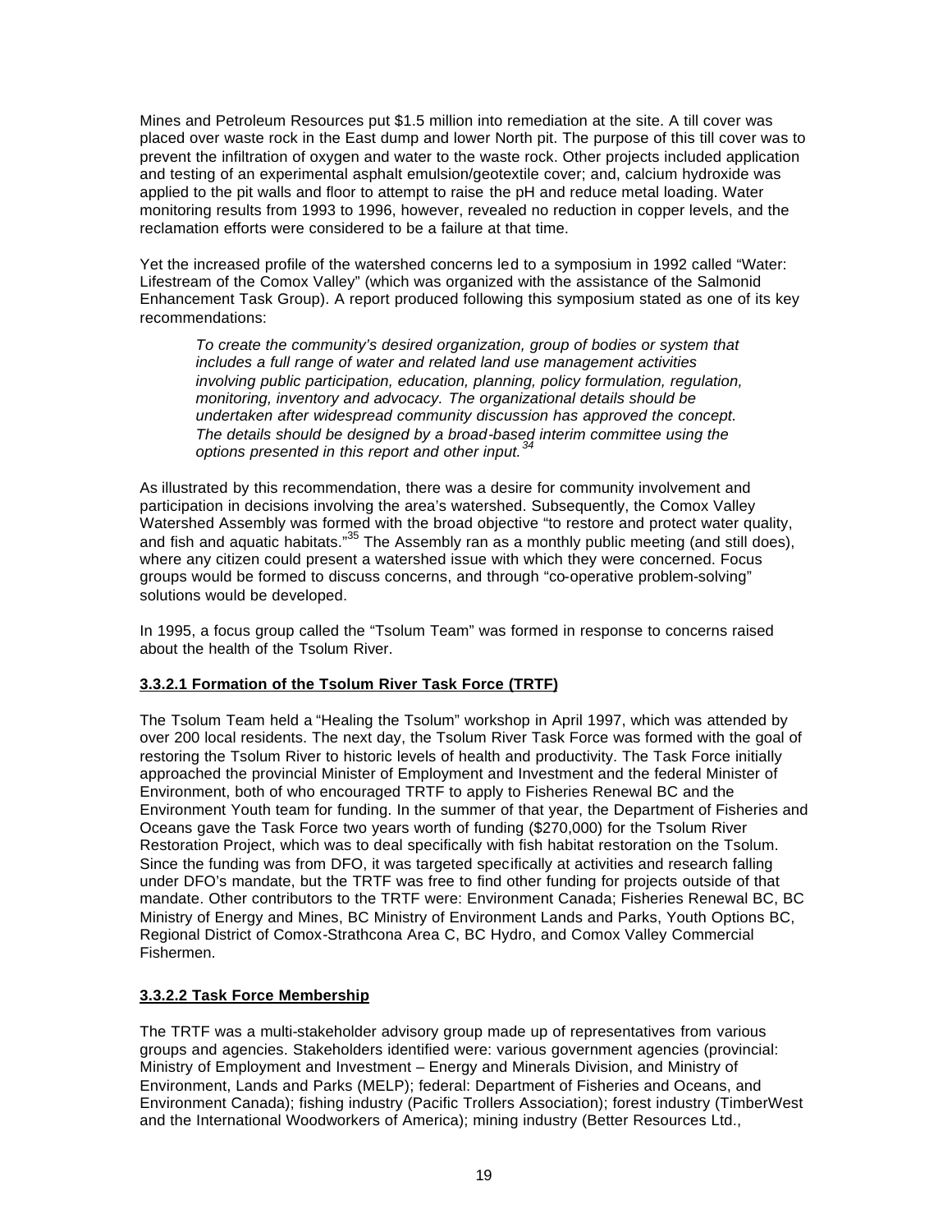Mines and Petroleum Resources put $1.5 million into remediation at the site. A till cover was placed over waste rock in the East dump and lower North pit. The purpose of this till cover was to prevent the infiltration of oxygen and water to the waste rock. Other projects included application and testing of an experimental asphalt emulsion/geotextile cover; and, calcium hydroxide was applied to the pit walls and floor to attempt to raise the pH and reduce metal loading. Water monitoring results from 1993 to 1996, however, revealed no reduction in copper levels, and the reclamation efforts were considered to be a failure at that time.

Yet the increased profile of the watershed concerns led to a symposium in 1992 called "Water: Lifestream of the Comox Valley" (which was organized with the assistance of the Salmonid Enhancement Task Group). A report produced following this symposium stated as one of its key recommendations:

> *To create the community's desired organization, group of bodies or system that includes a full range of water and related land use management activities involving public participation, education, planning, policy formulation, regulation, monitoring, inventory and advocacy. The organizational details should be undertaken after widespread community discussion has approved the concept. The details should be designed by a broad-based interim committee using the options presented in this report and other input.*[34]

As illustrated by this recommendation, there was a desire for community involvement and participation in decisions involving the area's watershed. Subsequently, the Comox Valley Watershed Assembly was formed with the broad objective "to restore and protect water quality, and fish and aquatic habitats."[35] The Assembly ran as a monthly public meeting (and still does), where any citizen could present a watershed issue with which they were concerned. Focus groups would be formed to discuss concerns, and through "co-operative problem-solving" solutions would be developed.

In 1995, a focus group called the "Tsolum Team" was formed in response to concerns raised about the health of the Tsolum River.

#### 3.3.2.1 Formation of the Tsolum River Task Force (TRTF)

The Tsolum Team held a "Healing the Tsolum" workshop in April 1997, which was attended by over 200 local residents. The next day, the Tsolum River Task Force was formed with the goal of restoring the Tsolum River to historic levels of health and productivity. The Task Force initially approached the provincial Minister of Employment and Investment and the federal Minister of Environment, both of who encouraged TRTF to apply to Fisheries Renewal BC and the Environment Youth team for funding. In the summer of that year, the Department of Fisheries and Oceans gave the Task Force two years worth of funding ($270,000) for the Tsolum River Restoration Project, which was to deal specifically with fish habitat restoration on the Tsolum. Since the funding was from DFO, it was targeted specifically at activities and research falling under DFO's mandate, but the TRTF was free to find other funding for projects outside of that mandate. Other contributors to the TRTF were: Environment Canada; Fisheries Renewal BC, BC Ministry of Energy and Mines, BC Ministry of Environment Lands and Parks, Youth Options BC, Regional District of Comox-Strathcona Area C, BC Hydro, and Comox Valley Commercial Fishermen.

#### 3.3.2.2 Task Force Membership

The TRTF was a multi-stakeholder advisory group made up of representatives from various groups and agencies. Stakeholders identified were: various government agencies (provincial: Ministry of Employment and Investment – Energy and Minerals Division, and Ministry of Environment, Lands and Parks (MELP); federal: Department of Fisheries and Oceans, and Environment Canada); fishing industry (Pacific Trollers Association); forest industry (TimberWest and the International Woodworkers of America); mining industry (Better Resources Ltd.,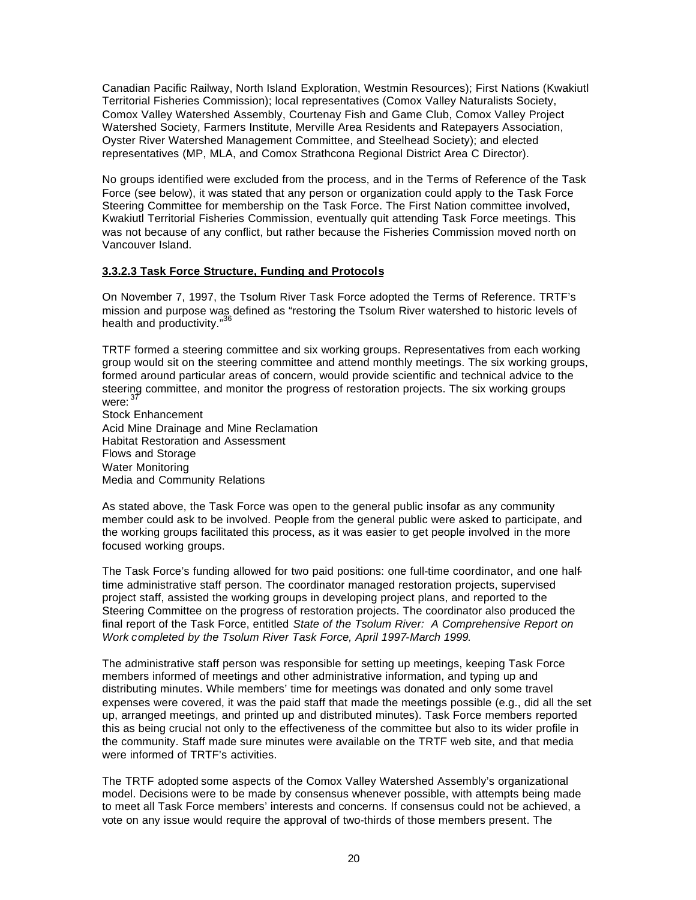Canadian Pacific Railway, North Island Exploration, Westmin Resources); First Nations (Kwakiutl Territorial Fisheries Commission); local representatives (Comox Valley Naturalists Society, Comox Valley Watershed Assembly, Courtenay Fish and Game Club, Comox Valley Project Watershed Society, Farmers Institute, Merville Area Residents and Ratepayers Association, Oyster River Watershed Management Committee, and Steelhead Society); and elected representatives (MP, MLA, and Comox Strathcona Regional District Area C Director).

No groups identified were excluded from the process, and in the Terms of Reference of the Task Force (see below), it was stated that any person or organization could apply to the Task Force Steering Committee for membership on the Task Force. The First Nation committee involved, Kwakiutl Territorial Fisheries Commission, eventually quit attending Task Force meetings. This was not because of any conflict, but rather because the Fisheries Commission moved north on Vancouver Island.

#### 3.3.2.3 Task Force Structure, Funding and Protocols

On November 7, 1997, the Tsolum River Task Force adopted the Terms of Reference. TRTF's mission and purpose was defined as "restoring the Tsolum River watershed to historic levels of health and productivity."[36]

TRTF formed a steering committee and six working groups. Representatives from each working group would sit on the steering committee and attend monthly meetings. The six working groups, formed around particular areas of concern, would provide scientific and technical advice to the steering committee, and monitor the progress of restoration projects. The six working groups were:[37]

Stock Enhancement
Acid Mine Drainage and Mine Reclamation
Habitat Restoration and Assessment
Flows and Storage
Water Monitoring
Media and Community Relations

As stated above, the Task Force was open to the general public insofar as any community member could ask to be involved. People from the general public were asked to participate, and the working groups facilitated this process, as it was easier to get people involved in the more focused working groups.

The Task Force's funding allowed for two paid positions: one full-time coordinator, and one half-time administrative staff person. The coordinator managed restoration projects, supervised project staff, assisted the working groups in developing project plans, and reported to the Steering Committee on the progress of restoration projects. The coordinator also produced the final report of the Task Force, entitled *State of the Tsolum River: A Comprehensive Report on Work completed by the Tsolum River Task Force, April 1997-March 1999*.

The administrative staff person was responsible for setting up meetings, keeping Task Force members informed of meetings and other administrative information, and typing up and distributing minutes. While members' time for meetings was donated and only some travel expenses were covered, it was the paid staff that made the meetings possible (e.g., did all the set up, arranged meetings, and printed up and distributed minutes). Task Force members reported this as being crucial not only to the effectiveness of the committee but also to its wider profile in the community. Staff made sure minutes were available on the TRTF web site, and that media were informed of TRTF's activities.

The TRTF adopted some aspects of the Comox Valley Watershed Assembly's organizational model. Decisions were to be made by consensus whenever possible, with attempts being made to meet all Task Force members' interests and concerns. If consensus could not be achieved, a vote on any issue would require the approval of two-thirds of those members present. The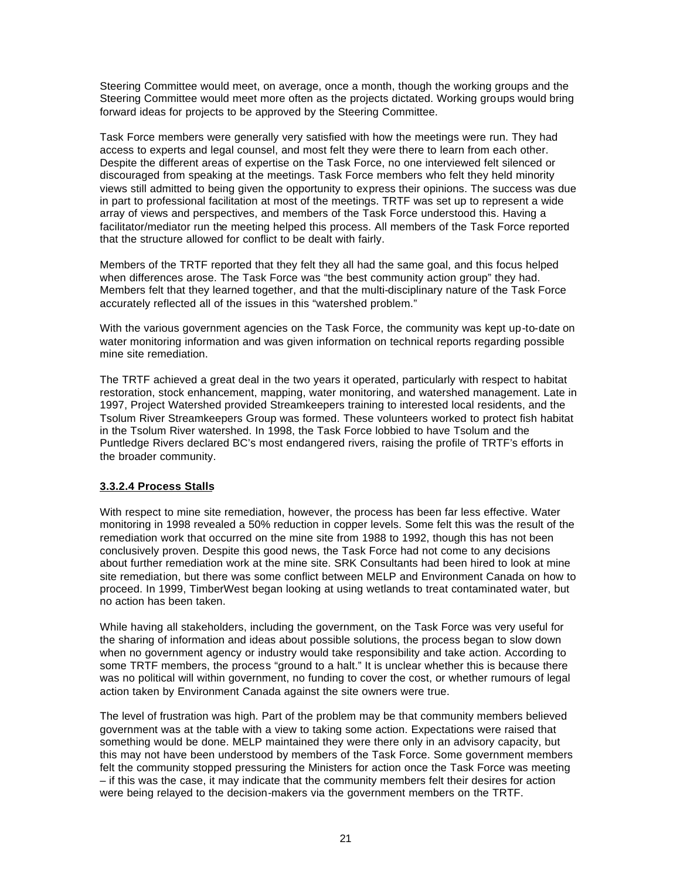Steering Committee would meet, on average, once a month, though the working groups and the Steering Committee would meet more often as the projects dictated. Working groups would bring forward ideas for projects to be approved by the Steering Committee.

Task Force members were generally very satisfied with how the meetings were run. They had access to experts and legal counsel, and most felt they were there to learn from each other. Despite the different areas of expertise on the Task Force, no one interviewed felt silenced or discouraged from speaking at the meetings. Task Force members who felt they held minority views still admitted to being given the opportunity to express their opinions. The success was due in part to professional facilitation at most of the meetings. TRTF was set up to represent a wide array of views and perspectives, and members of the Task Force understood this. Having a facilitator/mediator run the meeting helped this process. All members of the Task Force reported that the structure allowed for conflict to be dealt with fairly.

Members of the TRTF reported that they felt they all had the same goal, and this focus helped when differences arose. The Task Force was "the best community action group" they had. Members felt that they learned together, and that the multi-disciplinary nature of the Task Force accurately reflected all of the issues in this "watershed problem."

With the various government agencies on the Task Force, the community was kept up-to-date on water monitoring information and was given information on technical reports regarding possible mine site remediation.

The TRTF achieved a great deal in the two years it operated, particularly with respect to habitat restoration, stock enhancement, mapping, water monitoring, and watershed management. Late in 1997, Project Watershed provided Streamkeepers training to interested local residents, and the Tsolum River Streamkeepers Group was formed. These volunteers worked to protect fish habitat in the Tsolum River watershed. In 1998, the Task Force lobbied to have Tsolum and the Puntledge Rivers declared BC's most endangered rivers, raising the profile of TRTF's efforts in the broader community.

#### 3.3.2.4 Process Stalls

With respect to mine site remediation, however, the process has been far less effective. Water monitoring in 1998 revealed a 50% reduction in copper levels. Some felt this was the result of the remediation work that occurred on the mine site from 1988 to 1992, though this has not been conclusively proven. Despite this good news, the Task Force had not come to any decisions about further remediation work at the mine site. SRK Consultants had been hired to look at mine site remediation, but there was some conflict between MELP and Environment Canada on how to proceed. In 1999, TimberWest began looking at using wetlands to treat contaminated water, but no action has been taken.

While having all stakeholders, including the government, on the Task Force was very useful for the sharing of information and ideas about possible solutions, the process began to slow down when no government agency or industry would take responsibility and take action. According to some TRTF members, the process "ground to a halt." It is unclear whether this is because there was no political will within government, no funding to cover the cost, or whether rumours of legal action taken by Environment Canada against the site owners were true.

The level of frustration was high. Part of the problem may be that community members believed government was at the table with a view to taking some action. Expectations were raised that something would be done. MELP maintained they were there only in an advisory capacity, but this may not have been understood by members of the Task Force. Some government members felt the community stopped pressuring the Ministers for action once the Task Force was meeting – if this was the case, it may indicate that the community members felt their desires for action were being relayed to the decision-makers via the government members on the TRTF.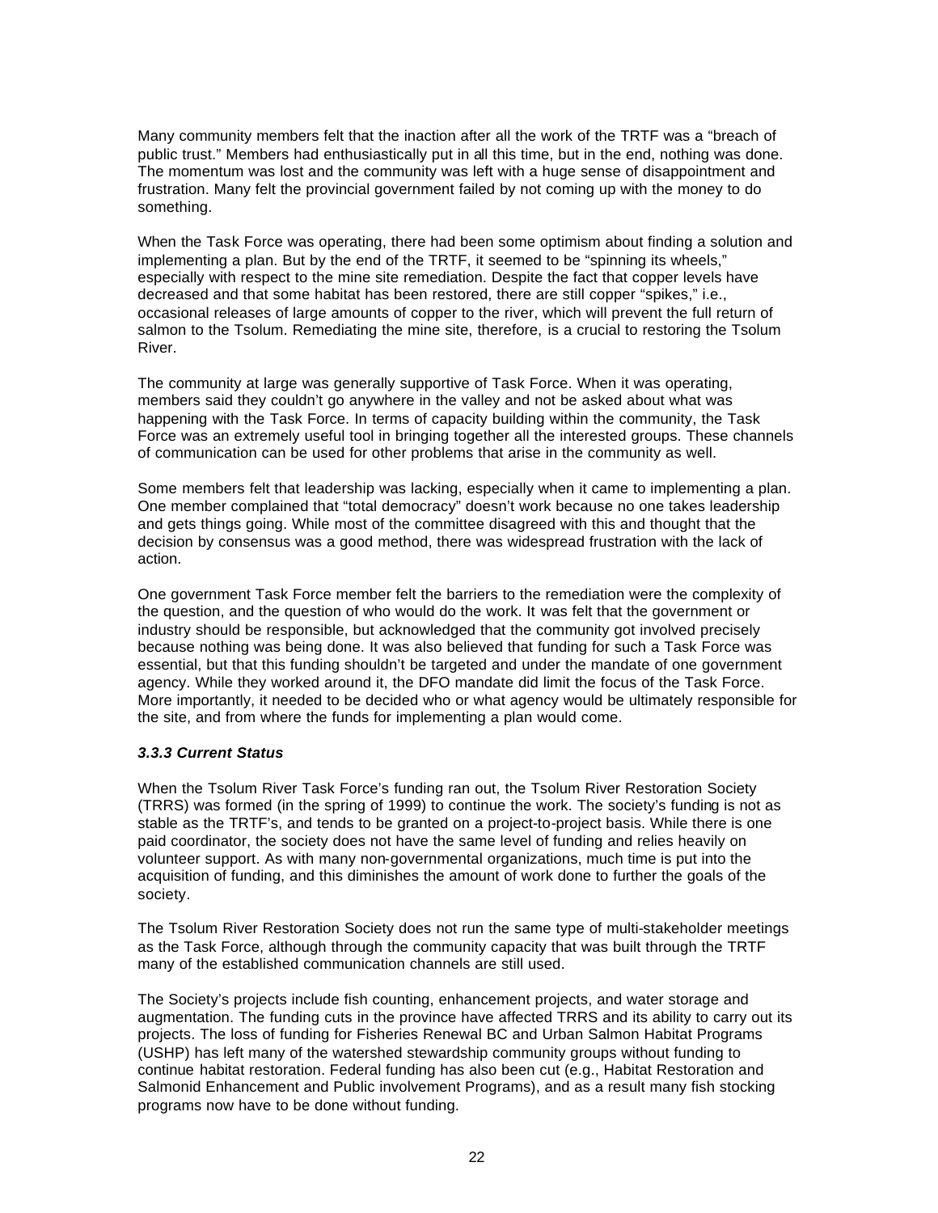Many community members felt that the inaction after all the work of the TRTF was a "breach of public trust." Members had enthusiastically put in all this time, but in the end, nothing was done. The momentum was lost and the community was left with a huge sense of disappointment and frustration. Many felt the provincial government failed by not coming up with the money to do something.

When the Task Force was operating, there had been some optimism about finding a solution and implementing a plan. But by the end of the TRTF, it seemed to be "spinning its wheels," especially with respect to the mine site remediation. Despite the fact that copper levels have decreased and that some habitat has been restored, there are still copper "spikes," i.e., occasional releases of large amounts of copper to the river, which will prevent the full return of salmon to the Tsolum. Remediating the mine site, therefore, is a crucial to restoring the Tsolum River.

The community at large was generally supportive of Task Force. When it was operating, members said they couldn't go anywhere in the valley and not be asked about what was happening with the Task Force. In terms of capacity building within the community, the Task Force was an extremely useful tool in bringing together all the interested groups. These channels of communication can be used for other problems that arise in the community as well.

Some members felt that leadership was lacking, especially when it came to implementing a plan. One member complained that "total democracy" doesn't work because no one takes leadership and gets things going. While most of the committee disagreed with this and thought that the decision by consensus was a good method, there was widespread frustration with the lack of action.

One government Task Force member felt the barriers to the remediation were the complexity of the question, and the question of who would do the work. It was felt that the government or industry should be responsible, but acknowledged that the community got involved precisely because nothing was being done. It was also believed that funding for such a Task Force was essential, but that this funding shouldn't be targeted and under the mandate of one government agency. While they worked around it, the DFO mandate did limit the focus of the Task Force. More importantly, it needed to be decided who or what agency would be ultimately responsible for the site, and from where the funds for implementing a plan would come.

### *3.3.3 Current Status*

When the Tsolum River Task Force's funding ran out, the Tsolum River Restoration Society (TRRS) was formed (in the spring of 1999) to continue the work. The society's funding is not as stable as the TRTF's, and tends to be granted on a project-to-project basis. While there is one paid coordinator, the society does not have the same level of funding and relies heavily on volunteer support. As with many non-governmental organizations, much time is put into the acquisition of funding, and this diminishes the amount of work done to further the goals of the society.

The Tsolum River Restoration Society does not run the same type of multi-stakeholder meetings as the Task Force, although through the community capacity that was built through the TRTF many of the established communication channels are still used.

The Society's projects include fish counting, enhancement projects, and water storage and augmentation. The funding cuts in the province have affected TRRS and its ability to carry out its projects. The loss of funding for Fisheries Renewal BC and Urban Salmon Habitat Programs (USHP) has left many of the watershed stewardship community groups without funding to continue habitat restoration. Federal funding has also been cut (e.g., Habitat Restoration and Salmonid Enhancement and Public involvement Programs), and as a result many fish stocking programs now have to be done without funding.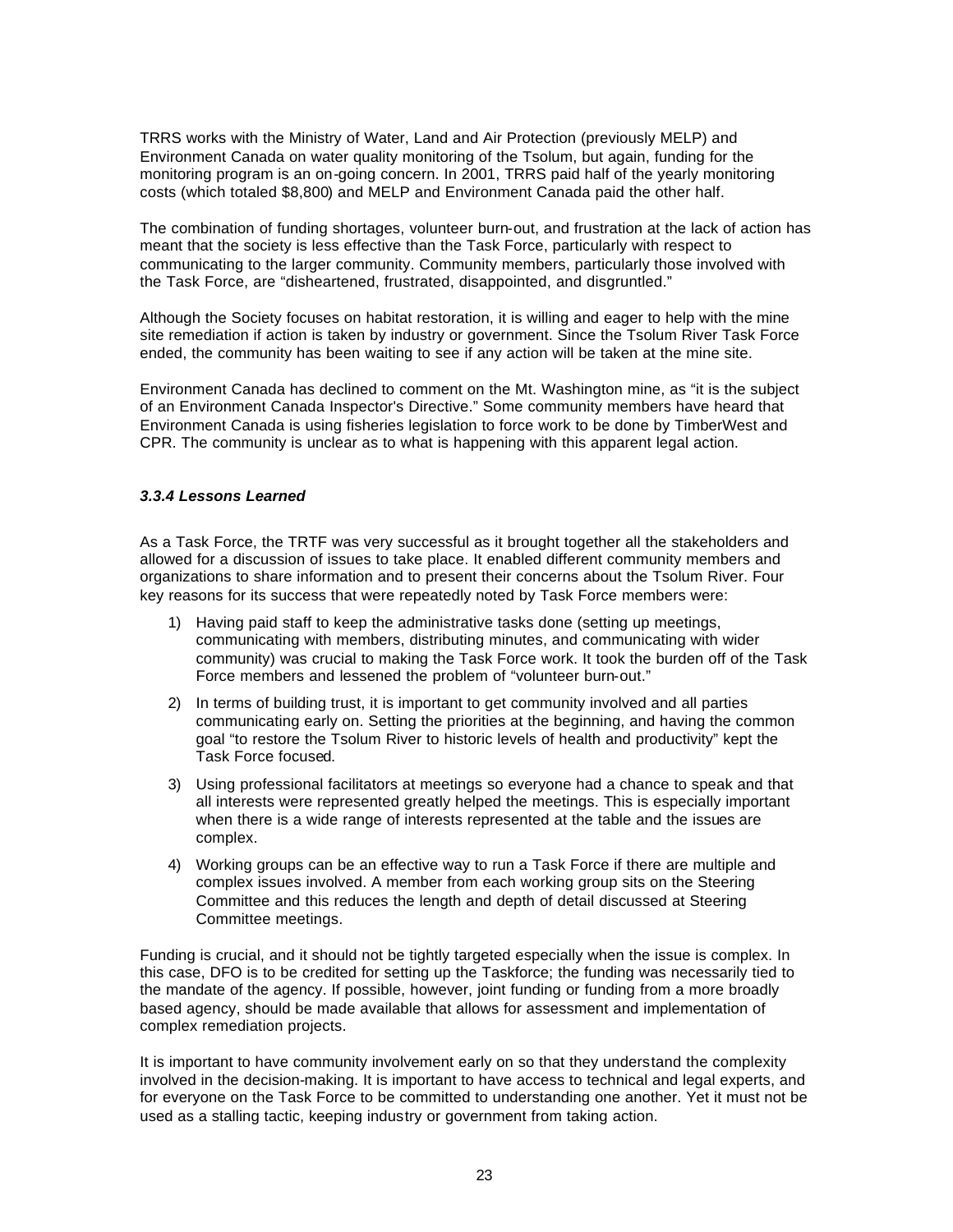TRRS works with the Ministry of Water, Land and Air Protection (previously MELP) and Environment Canada on water quality monitoring of the Tsolum, but again, funding for the monitoring program is an on-going concern. In 2001, TRRS paid half of the yearly monitoring costs (which totaled $8,800) and MELP and Environment Canada paid the other half.

The combination of funding shortages, volunteer burn-out, and frustration at the lack of action has meant that the society is less effective than the Task Force, particularly with respect to communicating to the larger community. Community members, particularly those involved with the Task Force, are "disheartened, frustrated, disappointed, and disgruntled."

Although the Society focuses on habitat restoration, it is willing and eager to help with the mine site remediation if action is taken by industry or government. Since the Tsolum River Task Force ended, the community has been waiting to see if any action will be taken at the mine site.

Environment Canada has declined to comment on the Mt. Washington mine, as "it is the subject of an Environment Canada Inspector's Directive." Some community members have heard that Environment Canada is using fisheries legislation to force work to be done by TimberWest and CPR. The community is unclear as to what is happening with this apparent legal action.

#### *3.3.4 Lessons Learned*

As a Task Force, the TRTF was very successful as it brought together all the stakeholders and allowed for a discussion of issues to take place. It enabled different community members and organizations to share information and to present their concerns about the Tsolum River. Four key reasons for its success that were repeatedly noted by Task Force members were:

1) Having paid staff to keep the administrative tasks done (setting up meetings, communicating with members, distributing minutes, and communicating with wider community) was crucial to making the Task Force work. It took the burden off of the Task Force members and lessened the problem of "volunteer burn-out."
2) In terms of building trust, it is important to get community involved and all parties communicating early on. Setting the priorities at the beginning, and having the common goal "to restore the Tsolum River to historic levels of health and productivity" kept the Task Force focused.
3) Using professional facilitators at meetings so everyone had a chance to speak and that all interests were represented greatly helped the meetings. This is especially important when there is a wide range of interests represented at the table and the issues are complex.
4) Working groups can be an effective way to run a Task Force if there are multiple and complex issues involved. A member from each working group sits on the Steering Committee and this reduces the length and depth of detail discussed at Steering Committee meetings.

Funding is crucial, and it should not be tightly targeted especially when the issue is complex. In this case, DFO is to be credited for setting up the Taskforce; the funding was necessarily tied to the mandate of the agency. If possible, however, joint funding or funding from a more broadly based agency, should be made available that allows for assessment and implementation of complex remediation projects.

It is important to have community involvement early on so that they understand the complexity involved in the decision-making. It is important to have access to technical and legal experts, and for everyone on the Task Force to be committed to understanding one another. Yet it must not be used as a stalling tactic, keeping industry or government from taking action.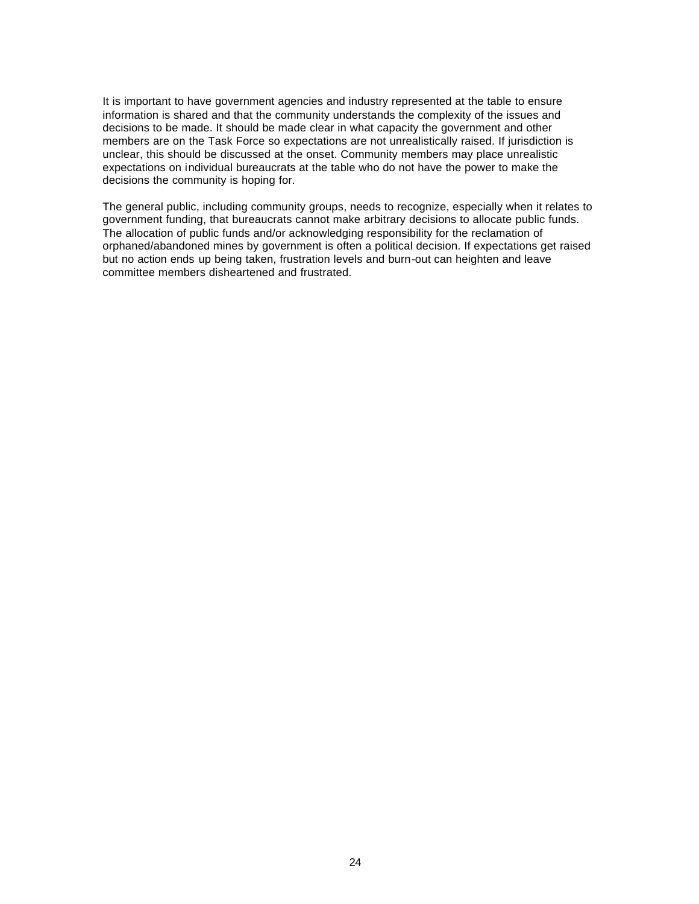It is important to have government agencies and industry represented at the table to ensure information is shared and that the community understands the complexity of the issues and decisions to be made. It should be made clear in what capacity the government and other members are on the Task Force so expectations are not unrealistically raised. If jurisdiction is unclear, this should be discussed at the onset. Community members may place unrealistic expectations on individual bureaucrats at the table who do not have the power to make the decisions the community is hoping for.

The general public, including community groups, needs to recognize, especially when it relates to government funding, that bureaucrats cannot make arbitrary decisions to allocate public funds. The allocation of public funds and/or acknowledging responsibility for the reclamation of orphaned/abandoned mines by government is often a political decision. If expectations get raised but no action ends up being taken, frustration levels and burn-out can heighten and leave committee members disheartened and frustrated.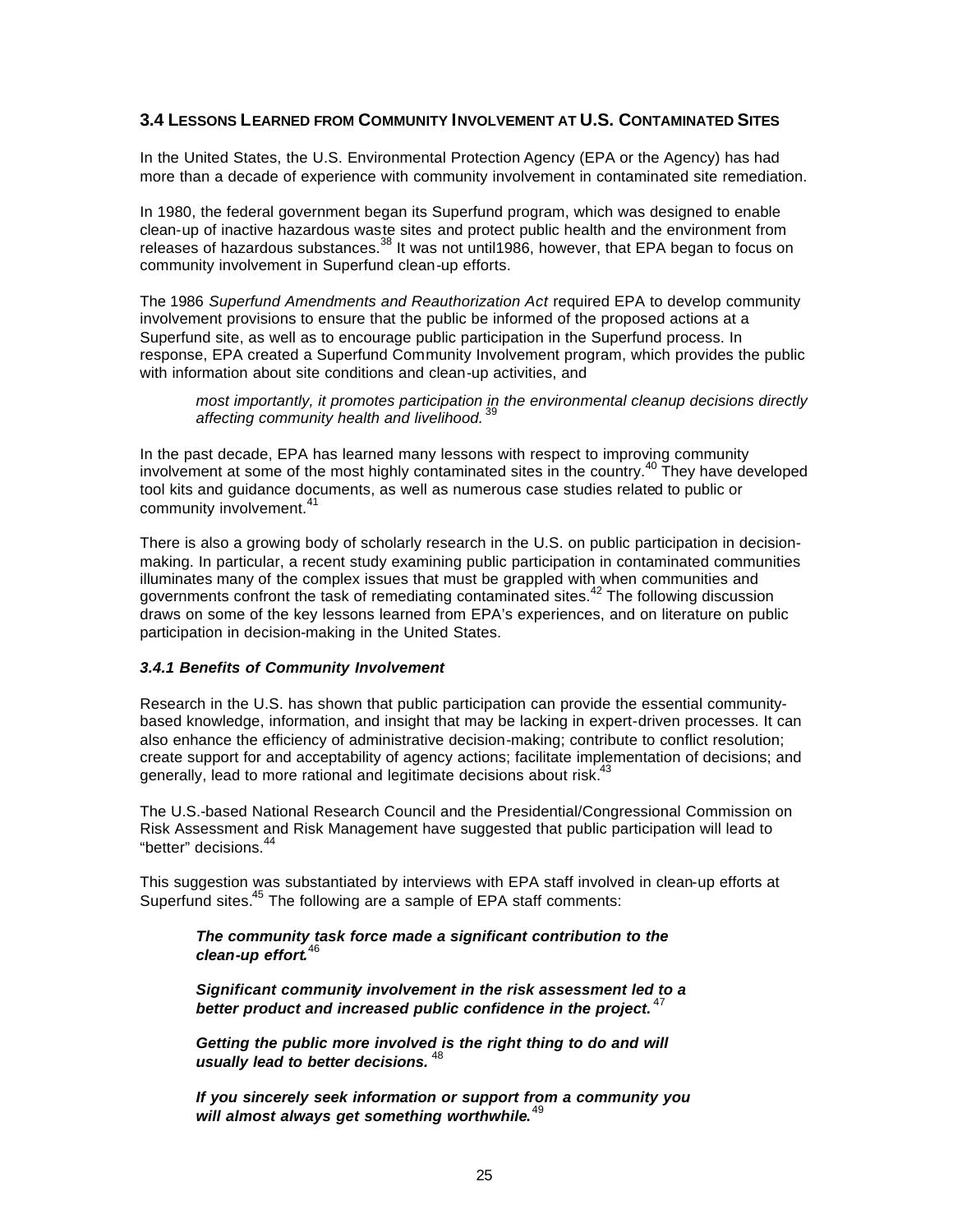### 3.4 Lessons Learned from Community Involvement at U.S. Contaminated Sites

In the United States, the U.S. Environmental Protection Agency (EPA or the Agency) has had more than a decade of experience with community involvement in contaminated site remediation.

In 1980, the federal government began its Superfund program, which was designed to enable clean-up of inactive hazardous waste sites and protect public health and the environment from releases of hazardous substances.[38] It was not until1986, however, that EPA began to focus on community involvement in Superfund clean-up efforts.

The 1986 *Superfund Amendments and Reauthorization Act* required EPA to develop community involvement provisions to ensure that the public be informed of the proposed actions at a Superfund site, as well as to encourage public participation in the Superfund process. In response, EPA created a Superfund Community Involvement program, which provides the public with information about site conditions and clean-up activities, and

> *most importantly, it promotes participation in the environmental cleanup decisions directly affecting community health and livelihood.*[39]

In the past decade, EPA has learned many lessons with respect to improving community involvement at some of the most highly contaminated sites in the country.[40] They have developed tool kits and guidance documents, as well as numerous case studies related to public or community involvement.[41]

There is also a growing body of scholarly research in the U.S. on public participation in decision-making. In particular, a recent study examining public participation in contaminated communities illuminates many of the complex issues that must be grappled with when communities and governments confront the task of remediating contaminated sites.[42] The following discussion draws on some of the key lessons learned from EPA's experiences, and on literature on public participation in decision-making in the United States.

#### *3.4.1 Benefits of Community Involvement*

Research in the U.S. has shown that public participation can provide the essential community-based knowledge, information, and insight that may be lacking in expert-driven processes. It can also enhance the efficiency of administrative decision-making; contribute to conflict resolution; create support for and acceptability of agency actions; facilitate implementation of decisions; and generally, lead to more rational and legitimate decisions about risk.[43]

The U.S.-based National Research Council and the Presidential/Congressional Commission on Risk Assessment and Risk Management have suggested that public participation will lead to "better" decisions.[44]

This suggestion was substantiated by interviews with EPA staff involved in clean-up efforts at Superfund sites.[45] The following are a sample of EPA staff comments:

> ***The community task force made a significant contribution to the clean-up effort.***[46]
>
> ***Significant community involvement in the risk assessment led to a better product and increased public confidence in the project.***[47]
>
> ***Getting the public more involved is the right thing to do and will usually lead to better decisions.***[48]
>
> ***If you sincerely seek information or support from a community you will almost always get something worthwhile.***[49]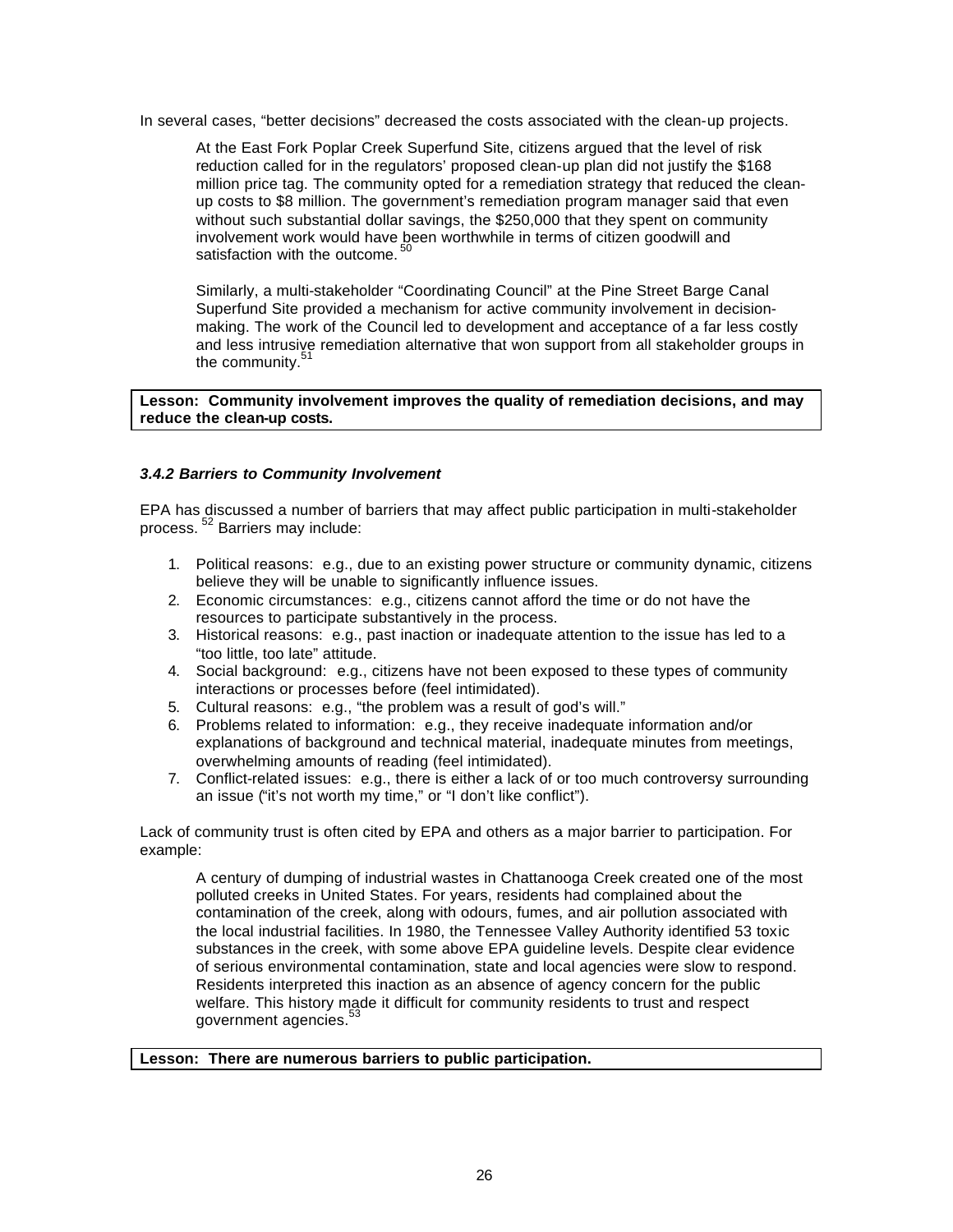In several cases, "better decisions" decreased the costs associated with the clean-up projects.

> At the East Fork Poplar Creek Superfund Site, citizens argued that the level of risk reduction called for in the regulators' proposed clean-up plan did not justify the $168 million price tag. The community opted for a remediation strategy that reduced the clean-up costs to $8 million. The government's remediation program manager said that even without such substantial dollar savings, the $250,000 that they spent on community involvement work would have been worthwhile in terms of citizen goodwill and satisfaction with the outcome.[50]
>
> Similarly, a multi-stakeholder "Coordinating Council" at the Pine Street Barge Canal Superfund Site provided a mechanism for active community involvement in decision-making. The work of the Council led to development and acceptance of a far less costly and less intrusive remediation alternative that won support from all stakeholder groups in the community.[51]

**Lesson: Community involvement improves the quality of remediation decisions, and may reduce the clean-up costs.**

### *3.4.2 Barriers to Community Involvement*

EPA has discussed a number of barriers that may affect public participation in multi-stakeholder process. [52] Barriers may include:

1. Political reasons: e.g., due to an existing power structure or community dynamic, citizens believe they will be unable to significantly influence issues.
2. Economic circumstances: e.g., citizens cannot afford the time or do not have the resources to participate substantively in the process.
3. Historical reasons: e.g., past inaction or inadequate attention to the issue has led to a "too little, too late" attitude.
4. Social background: e.g., citizens have not been exposed to these types of community interactions or processes before (feel intimidated).
5. Cultural reasons: e.g., "the problem was a result of god's will."
6. Problems related to information: e.g., they receive inadequate information and/or explanations of background and technical material, inadequate minutes from meetings, overwhelming amounts of reading (feel intimidated).
7. Conflict-related issues: e.g., there is either a lack of or too much controversy surrounding an issue ("it's not worth my time," or "I don't like conflict").

Lack of community trust is often cited by EPA and others as a major barrier to participation. For example:

> A century of dumping of industrial wastes in Chattanooga Creek created one of the most polluted creeks in United States. For years, residents had complained about the contamination of the creek, along with odours, fumes, and air pollution associated with the local industrial facilities. In 1980, the Tennessee Valley Authority identified 53 toxic substances in the creek, with some above EPA guideline levels. Despite clear evidence of serious environmental contamination, state and local agencies were slow to respond. Residents interpreted this inaction as an absence of agency concern for the public welfare. This history made it difficult for community residents to trust and respect government agencies.[53]

**Lesson: There are numerous barriers to public participation.**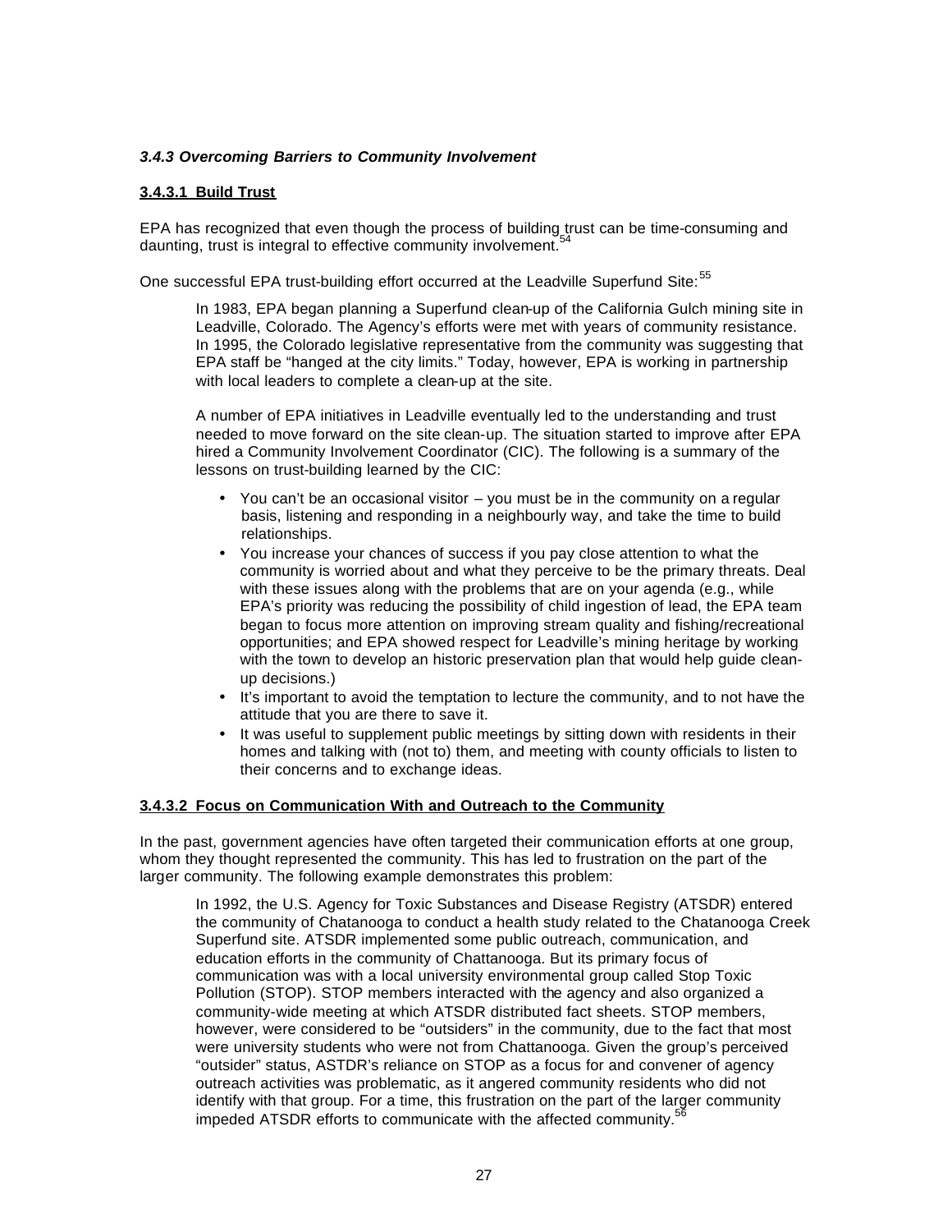### *3.4.3 Overcoming Barriers to Community Involvement*

**3.4.3.1 Build Trust**

EPA has recognized that even though the process of building trust can be time-consuming and daunting, trust is integral to effective community involvement.[54]

One successful EPA trust-building effort occurred at the Leadville Superfund Site:[55]

> In 1983, EPA began planning a Superfund clean-up of the California Gulch mining site in Leadville, Colorado. The Agency's efforts were met with years of community resistance. In 1995, the Colorado legislative representative from the community was suggesting that EPA staff be "hanged at the city limits." Today, however, EPA is working in partnership with local leaders to complete a clean-up at the site.
>
> A number of EPA initiatives in Leadville eventually led to the understanding and trust needed to move forward on the site clean-up. The situation started to improve after EPA hired a Community Involvement Coordinator (CIC). The following is a summary of the lessons on trust-building learned by the CIC:
>
> - You can't be an occasional visitor – you must be in the community on a regular basis, listening and responding in a neighbourly way, and take the time to build relationships.
> - You increase your chances of success if you pay close attention to what the community is worried about and what they perceive to be the primary threats. Deal with these issues along with the problems that are on your agenda (e.g., while EPA's priority was reducing the possibility of child ingestion of lead, the EPA team began to focus more attention on improving stream quality and fishing/recreational opportunities; and EPA showed respect for Leadville's mining heritage by working with the town to develop an historic preservation plan that would help guide clean-up decisions.)
> - It's important to avoid the temptation to lecture the community, and to not have the attitude that you are there to save it.
> - It was useful to supplement public meetings by sitting down with residents in their homes and talking with (not to) them, and meeting with county officials to listen to their concerns and to exchange ideas.

**3.4.3.2 Focus on Communication With and Outreach to the Community**

In the past, government agencies have often targeted their communication efforts at one group, whom they thought represented the community. This has led to frustration on the part of the larger community. The following example demonstrates this problem:

> In 1992, the U.S. Agency for Toxic Substances and Disease Registry (ATSDR) entered the community of Chatanooga to conduct a health study related to the Chatanooga Creek Superfund site. ATSDR implemented some public outreach, communication, and education efforts in the community of Chattanooga. But its primary focus of communication was with a local university environmental group called Stop Toxic Pollution (STOP). STOP members interacted with the agency and also organized a community-wide meeting at which ATSDR distributed fact sheets. STOP members, however, were considered to be "outsiders" in the community, due to the fact that most were university students who were not from Chattanooga. Given the group's perceived "outsider" status, ASTDR's reliance on STOP as a focus for and convener of agency outreach activities was problematic, as it angered community residents who did not identify with that group. For a time, this frustration on the part of the larger community impeded ATSDR efforts to communicate with the affected community.[56]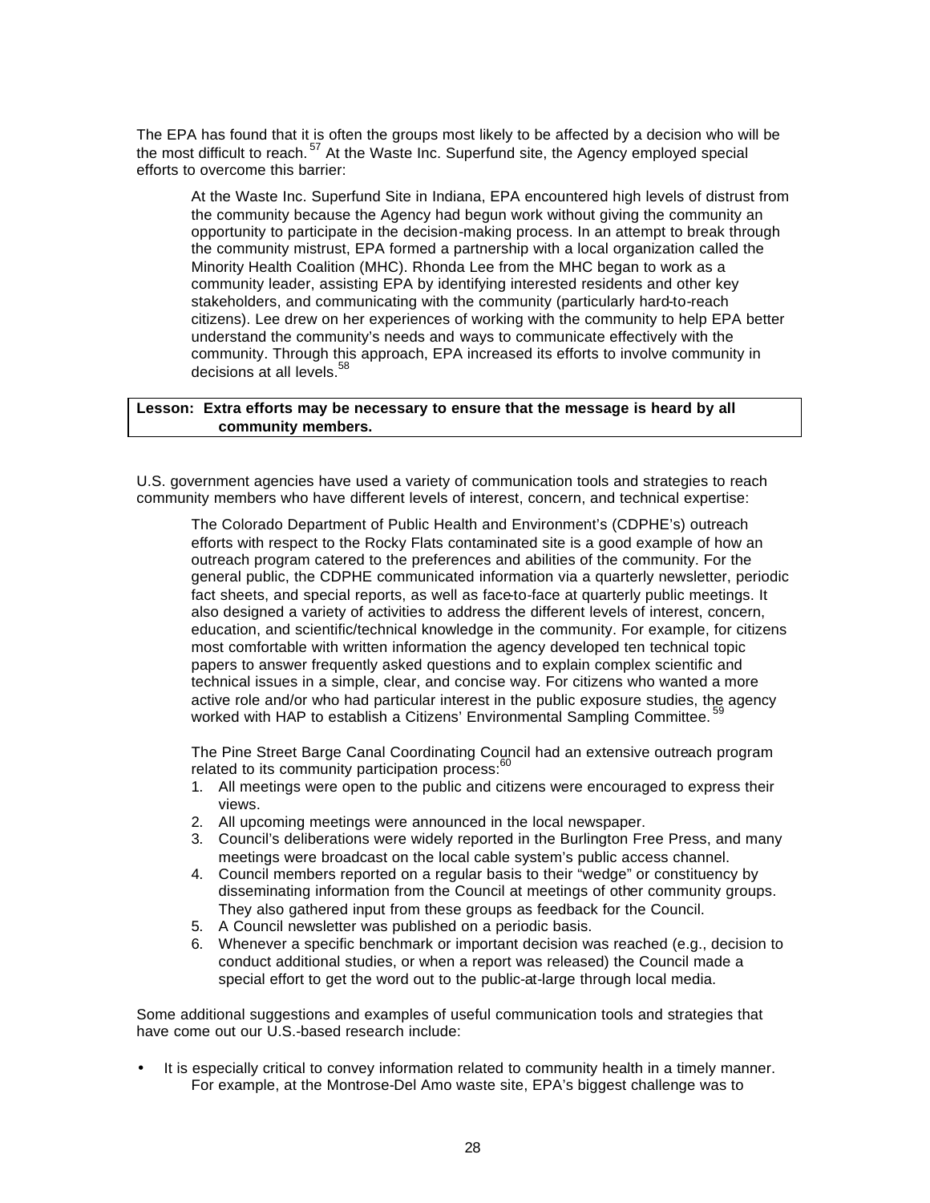The EPA has found that it is often the groups most likely to be affected by a decision who will be the most difficult to reach.[57] At the Waste Inc. Superfund site, the Agency employed special efforts to overcome this barrier:

> At the Waste Inc. Superfund Site in Indiana, EPA encountered high levels of distrust from the community because the Agency had begun work without giving the community an opportunity to participate in the decision-making process. In an attempt to break through the community mistrust, EPA formed a partnership with a local organization called the Minority Health Coalition (MHC). Rhonda Lee from the MHC began to work as a community leader, assisting EPA by identifying interested residents and other key stakeholders, and communicating with the community (particularly hard-to-reach citizens). Lee drew on her experiences of working with the community to help EPA better understand the community's needs and ways to communicate effectively with the community. Through this approach, EPA increased its efforts to involve community in decisions at all levels.[58]

**Lesson: Extra efforts may be necessary to ensure that the message is heard by all community members.**

U.S. government agencies have used a variety of communication tools and strategies to reach community members who have different levels of interest, concern, and technical expertise:

> The Colorado Department of Public Health and Environment's (CDPHE's) outreach efforts with respect to the Rocky Flats contaminated site is a good example of how an outreach program catered to the preferences and abilities of the community. For the general public, the CDPHE communicated information via a quarterly newsletter, periodic fact sheets, and special reports, as well as face-to-face at quarterly public meetings. It also designed a variety of activities to address the different levels of interest, concern, education, and scientific/technical knowledge in the community. For example, for citizens most comfortable with written information the agency developed ten technical topic papers to answer frequently asked questions and to explain complex scientific and technical issues in a simple, clear, and concise way. For citizens who wanted a more active role and/or who had particular interest in the public exposure studies, the agency worked with HAP to establish a Citizens' Environmental Sampling Committee.[59]
>
> The Pine Street Barge Canal Coordinating Council had an extensive outreach program related to its community participation process:[60]
>
> 1. All meetings were open to the public and citizens were encouraged to express their views.
> 2. All upcoming meetings were announced in the local newspaper.
> 3. Council's deliberations were widely reported in the Burlington Free Press, and many meetings were broadcast on the local cable system's public access channel.
> 4. Council members reported on a regular basis to their "wedge" or constituency by disseminating information from the Council at meetings of other community groups. They also gathered input from these groups as feedback for the Council.
> 5. A Council newsletter was published on a periodic basis.
> 6. Whenever a specific benchmark or important decision was reached (e.g., decision to conduct additional studies, or when a report was released) the Council made a special effort to get the word out to the public-at-large through local media.

Some additional suggestions and examples of useful communication tools and strategies that have come out our U.S.-based research include:

- It is especially critical to convey information related to community health in a timely manner. For example, at the Montrose-Del Amo waste site, EPA's biggest challenge was to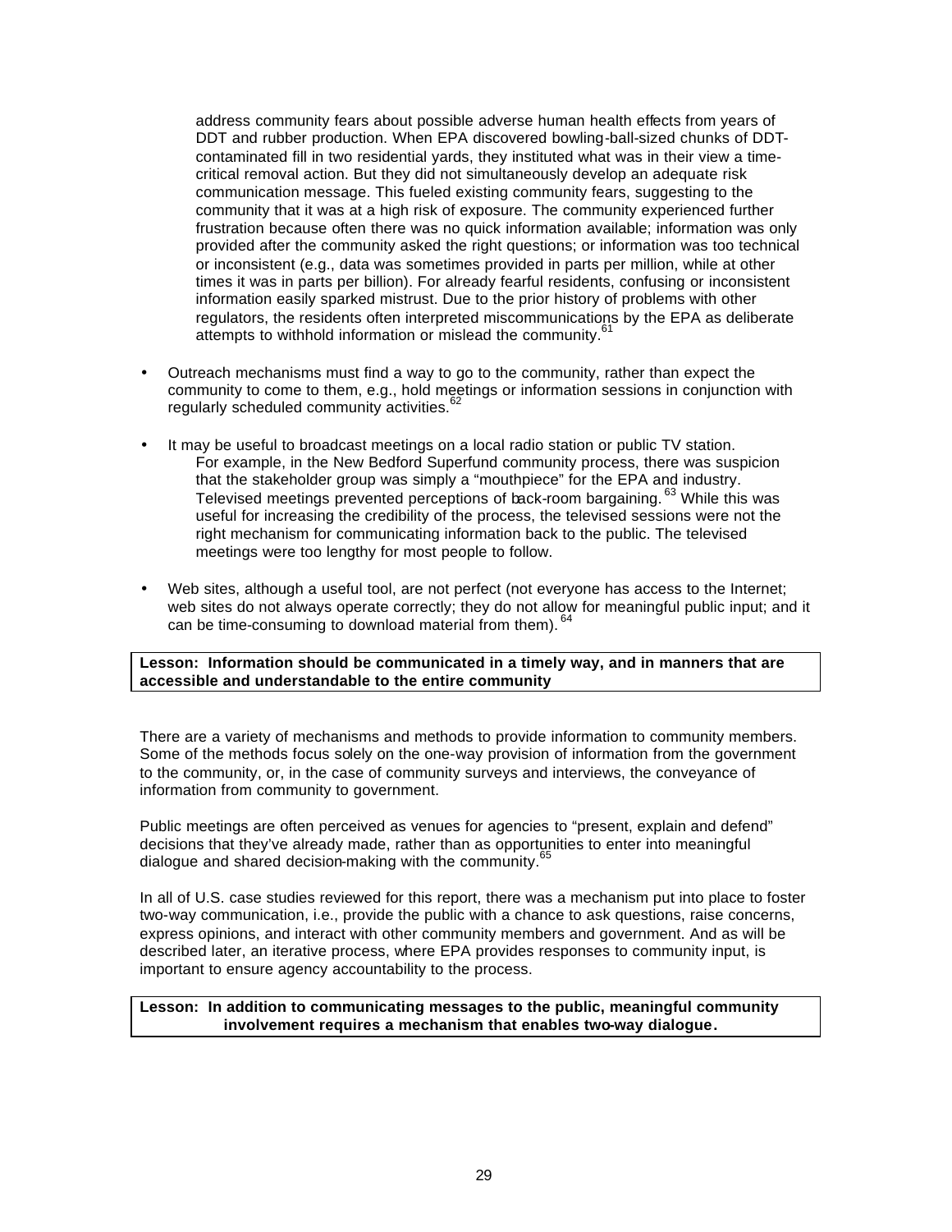address community fears about possible adverse human health effects from years of DDT and rubber production. When EPA discovered bowling-ball-sized chunks of DDT-contaminated fill in two residential yards, they instituted what was in their view a time-critical removal action. But they did not simultaneously develop an adequate risk communication message. This fueled existing community fears, suggesting to the community that it was at a high risk of exposure. The community experienced further frustration because often there was no quick information available; information was only provided after the community asked the right questions; or information was too technical or inconsistent (e.g., data was sometimes provided in parts per million, while at other times it was in parts per billion). For already fearful residents, confusing or inconsistent information easily sparked mistrust. Due to the prior history of problems with other regulators, the residents often interpreted miscommunications by the EPA as deliberate attempts to withhold information or mislead the community.[61]

- Outreach mechanisms must find a way to go to the community, rather than expect the community to come to them, e.g., hold meetings or information sessions in conjunction with regularly scheduled community activities.[62]

- It may be useful to broadcast meetings on a local radio station or public TV station.
  For example, in the New Bedford Superfund community process, there was suspicion that the stakeholder group was simply a "mouthpiece" for the EPA and industry. Televised meetings prevented perceptions of back-room bargaining.[63] While this was useful for increasing the credibility of the process, the televised sessions were not the right mechanism for communicating information back to the public. The televised meetings were too lengthy for most people to follow.

- Web sites, although a useful tool, are not perfect (not everyone has access to the Internet; web sites do not always operate correctly; they do not allow for meaningful public input; and it can be time-consuming to download material from them).[64]

**Lesson: Information should be communicated in a timely way, and in manners that are accessible and understandable to the entire community**

There are a variety of mechanisms and methods to provide information to community members. Some of the methods focus solely on the one-way provision of information from the government to the community, or, in the case of community surveys and interviews, the conveyance of information from community to government.

Public meetings are often perceived as venues for agencies to "present, explain and defend" decisions that they've already made, rather than as opportunities to enter into meaningful dialogue and shared decision-making with the community.[65]

In all of U.S. case studies reviewed for this report, there was a mechanism put into place to foster two-way communication, i.e., provide the public with a chance to ask questions, raise concerns, express opinions, and interact with other community members and government. And as will be described later, an iterative process, where EPA provides responses to community input, is important to ensure agency accountability to the process.

**Lesson: In addition to communicating messages to the public, meaningful community involvement requires a mechanism that enables two-way dialogue.**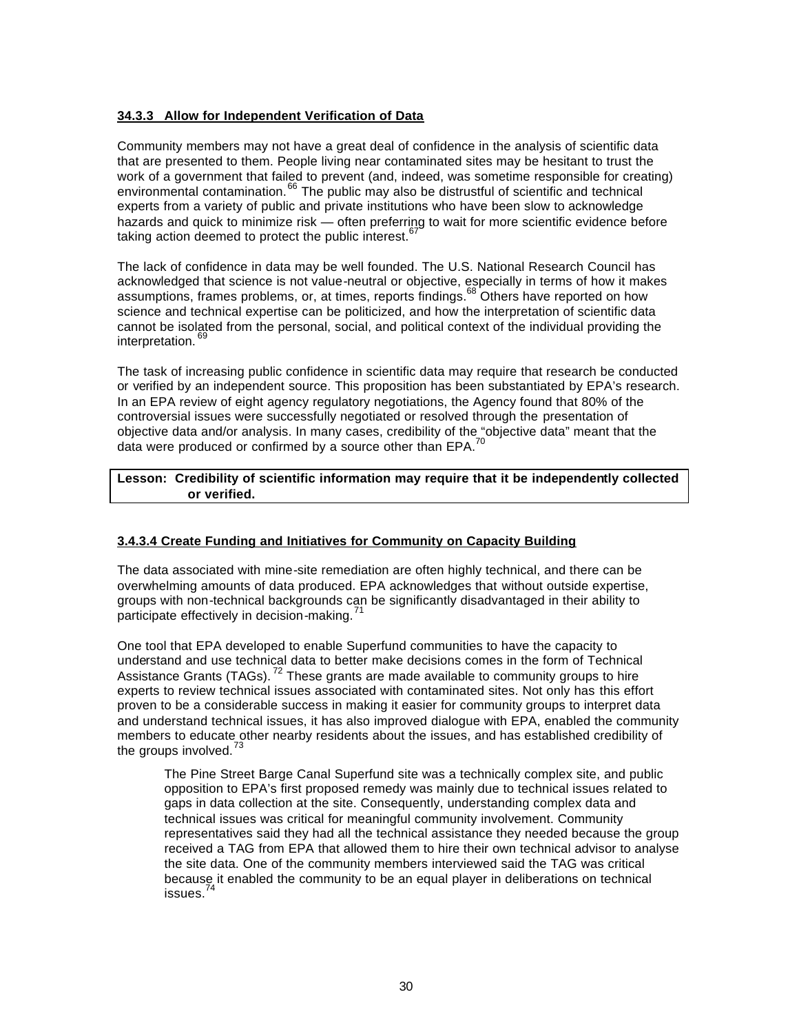#### 34.3.3 Allow for Independent Verification of Data

Community members may not have a great deal of confidence in the analysis of scientific data that are presented to them. People living near contaminated sites may be hesitant to trust the work of a government that failed to prevent (and, indeed, was sometime responsible for creating) environmental contamination.[66] The public may also be distrustful of scientific and technical experts from a variety of public and private institutions who have been slow to acknowledge hazards and quick to minimize risk — often preferring to wait for more scientific evidence before taking action deemed to protect the public interest.[67]

The lack of confidence in data may be well founded. The U.S. National Research Council has acknowledged that science is not value-neutral or objective, especially in terms of how it makes assumptions, frames problems, or, at times, reports findings.[68] Others have reported on how science and technical expertise can be politicized, and how the interpretation of scientific data cannot be isolated from the personal, social, and political context of the individual providing the interpretation.[69]

The task of increasing public confidence in scientific data may require that research be conducted or verified by an independent source. This proposition has been substantiated by EPA's research. In an EPA review of eight agency regulatory negotiations, the Agency found that 80% of the controversial issues were successfully negotiated or resolved through the presentation of objective data and/or analysis. In many cases, credibility of the "objective data" meant that the data were produced or confirmed by a source other than EPA.[70]

**Lesson: Credibility of scientific information may require that it be independently collected or verified.**

#### 3.4.3.4 Create Funding and Initiatives for Community on Capacity Building

The data associated with mine-site remediation are often highly technical, and there can be overwhelming amounts of data produced. EPA acknowledges that without outside expertise, groups with non-technical backgrounds can be significantly disadvantaged in their ability to participate effectively in decision-making.[71]

One tool that EPA developed to enable Superfund communities to have the capacity to understand and use technical data to better make decisions comes in the form of Technical Assistance Grants (TAGs).[72] These grants are made available to community groups to hire experts to review technical issues associated with contaminated sites. Not only has this effort proven to be a considerable success in making it easier for community groups to interpret data and understand technical issues, it has also improved dialogue with EPA, enabled the community members to educate other nearby residents about the issues, and has established credibility of the groups involved.[73]

> The Pine Street Barge Canal Superfund site was a technically complex site, and public opposition to EPA's first proposed remedy was mainly due to technical issues related to gaps in data collection at the site. Consequently, understanding complex data and technical issues was critical for meaningful community involvement. Community representatives said they had all the technical assistance they needed because the group received a TAG from EPA that allowed them to hire their own technical advisor to analyse the site data. One of the community members interviewed said the TAG was critical because it enabled the community to be an equal player in deliberations on technical issues.[74]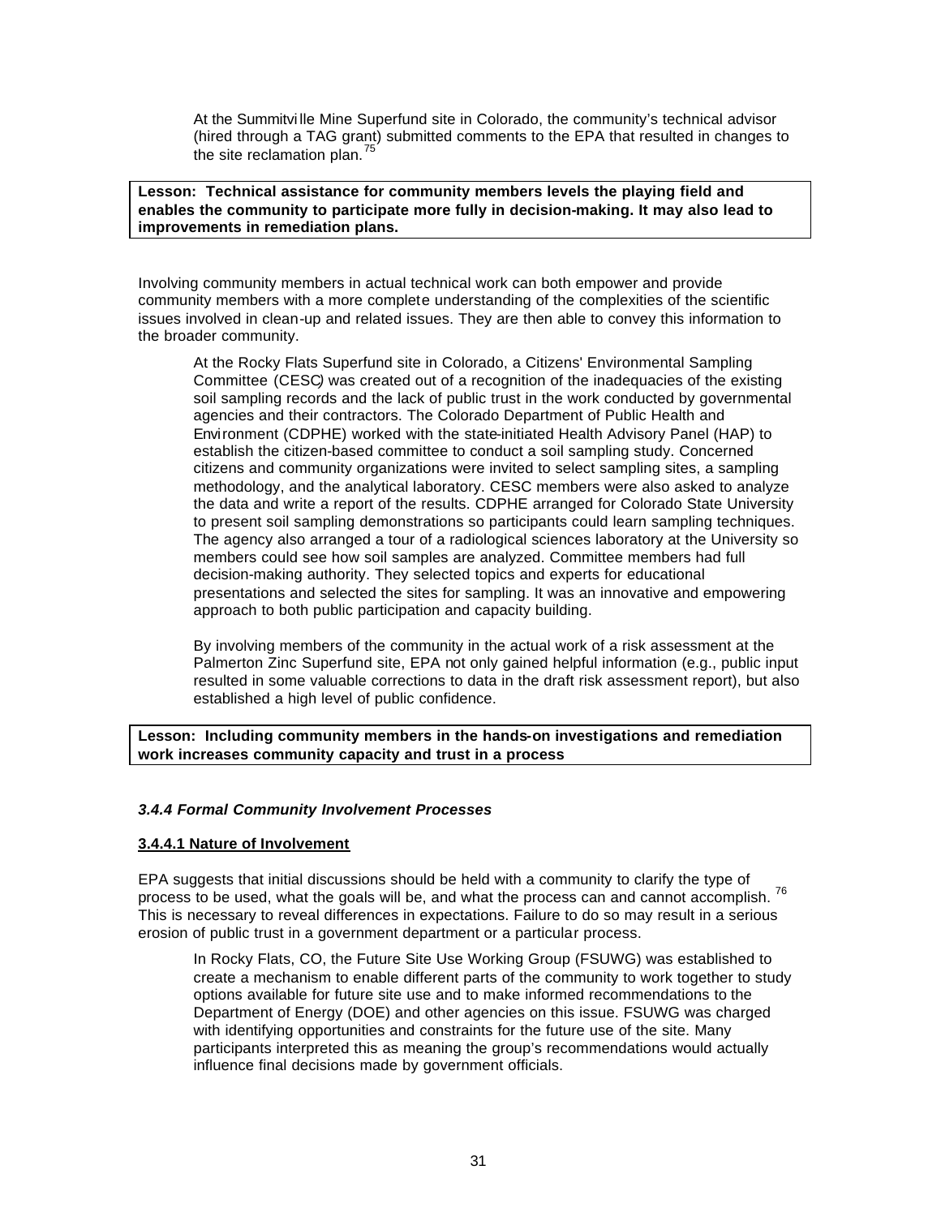At the Summitville Mine Superfund site in Colorado, the community's technical advisor (hired through a TAG grant) submitted comments to the EPA that resulted in changes to the site reclamation plan.[75]

**Lesson: Technical assistance for community members levels the playing field and enables the community to participate more fully in decision-making. It may also lead to improvements in remediation plans.**

Involving community members in actual technical work can both empower and provide community members with a more complete understanding of the complexities of the scientific issues involved in clean-up and related issues. They are then able to convey this information to the broader community.

At the Rocky Flats Superfund site in Colorado, a Citizens' Environmental Sampling Committee (CESC) was created out of a recognition of the inadequacies of the existing soil sampling records and the lack of public trust in the work conducted by governmental agencies and their contractors. The Colorado Department of Public Health and Environment (CDPHE) worked with the state-initiated Health Advisory Panel (HAP) to establish the citizen-based committee to conduct a soil sampling study. Concerned citizens and community organizations were invited to select sampling sites, a sampling methodology, and the analytical laboratory. CESC members were also asked to analyze the data and write a report of the results. CDPHE arranged for Colorado State University to present soil sampling demonstrations so participants could learn sampling techniques. The agency also arranged a tour of a radiological sciences laboratory at the University so members could see how soil samples are analyzed. Committee members had full decision-making authority. They selected topics and experts for educational presentations and selected the sites for sampling. It was an innovative and empowering approach to both public participation and capacity building.

By involving members of the community in the actual work of a risk assessment at the Palmerton Zinc Superfund site, EPA not only gained helpful information (e.g., public input resulted in some valuable corrections to data in the draft risk assessment report), but also established a high level of public confidence.

**Lesson: Including community members in the hands-on investigations and remediation work increases community capacity and trust in a process**

### *3.4.4 Formal Community Involvement Processes*

#### 3.4.4.1 Nature of Involvement

EPA suggests that initial discussions should be held with a community to clarify the type of process to be used, what the goals will be, and what the process can and cannot accomplish.[76] This is necessary to reveal differences in expectations. Failure to do so may result in a serious erosion of public trust in a government department or a particular process.

In Rocky Flats, CO, the Future Site Use Working Group (FSUWG) was established to create a mechanism to enable different parts of the community to work together to study options available for future site use and to make informed recommendations to the Department of Energy (DOE) and other agencies on this issue. FSUWG was charged with identifying opportunities and constraints for the future use of the site. Many participants interpreted this as meaning the group's recommendations would actually influence final decisions made by government officials.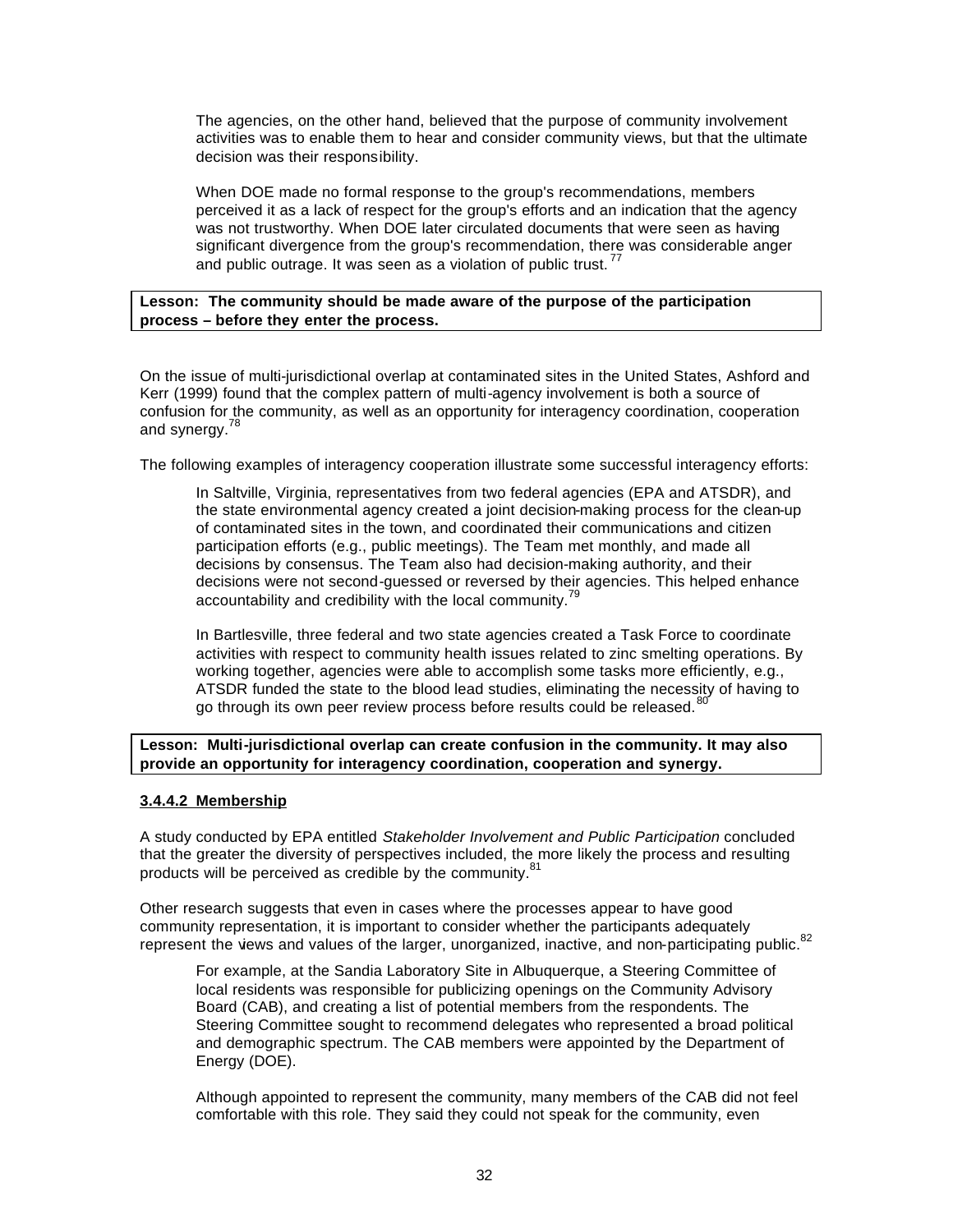The agencies, on the other hand, believed that the purpose of community involvement activities was to enable them to hear and consider community views, but that the ultimate decision was their responsibility.

When DOE made no formal response to the group's recommendations, members perceived it as a lack of respect for the group's efforts and an indication that the agency was not trustworthy. When DOE later circulated documents that were seen as having significant divergence from the group's recommendation, there was considerable anger and public outrage. It was seen as a violation of public trust.[77]

**Lesson: The community should be made aware of the purpose of the participation process – before they enter the process.**

On the issue of multi-jurisdictional overlap at contaminated sites in the United States, Ashford and Kerr (1999) found that the complex pattern of multi-agency involvement is both a source of confusion for the community, as well as an opportunity for interagency coordination, cooperation and synergy.[78]

The following examples of interagency cooperation illustrate some successful interagency efforts:

In Saltville, Virginia, representatives from two federal agencies (EPA and ATSDR), and the state environmental agency created a joint decision-making process for the clean-up of contaminated sites in the town, and coordinated their communications and citizen participation efforts (e.g., public meetings). The Team met monthly, and made all decisions by consensus. The Team also had decision-making authority, and their decisions were not second-guessed or reversed by their agencies. This helped enhance accountability and credibility with the local community.[79]

In Bartlesville, three federal and two state agencies created a Task Force to coordinate activities with respect to community health issues related to zinc smelting operations. By working together, agencies were able to accomplish some tasks more efficiently, e.g., ATSDR funded the state to the blood lead studies, eliminating the necessity of having to go through its own peer review process before results could be released.[80]

**Lesson: Multi-jurisdictional overlap can create confusion in the community. It may also provide an opportunity for interagency coordination, cooperation and synergy.**

#### 3.4.4.2 Membership

A study conducted by EPA entitled *Stakeholder Involvement and Public Participation* concluded that the greater the diversity of perspectives included, the more likely the process and resulting products will be perceived as credible by the community.[81]

Other research suggests that even in cases where the processes appear to have good community representation, it is important to consider whether the participants adequately represent the views and values of the larger, unorganized, inactive, and non-participating public.[82]

For example, at the Sandia Laboratory Site in Albuquerque, a Steering Committee of local residents was responsible for publicizing openings on the Community Advisory Board (CAB), and creating a list of potential members from the respondents. The Steering Committee sought to recommend delegates who represented a broad political and demographic spectrum. The CAB members were appointed by the Department of Energy (DOE).

Although appointed to represent the community, many members of the CAB did not feel comfortable with this role. They said they could not speak for the community, even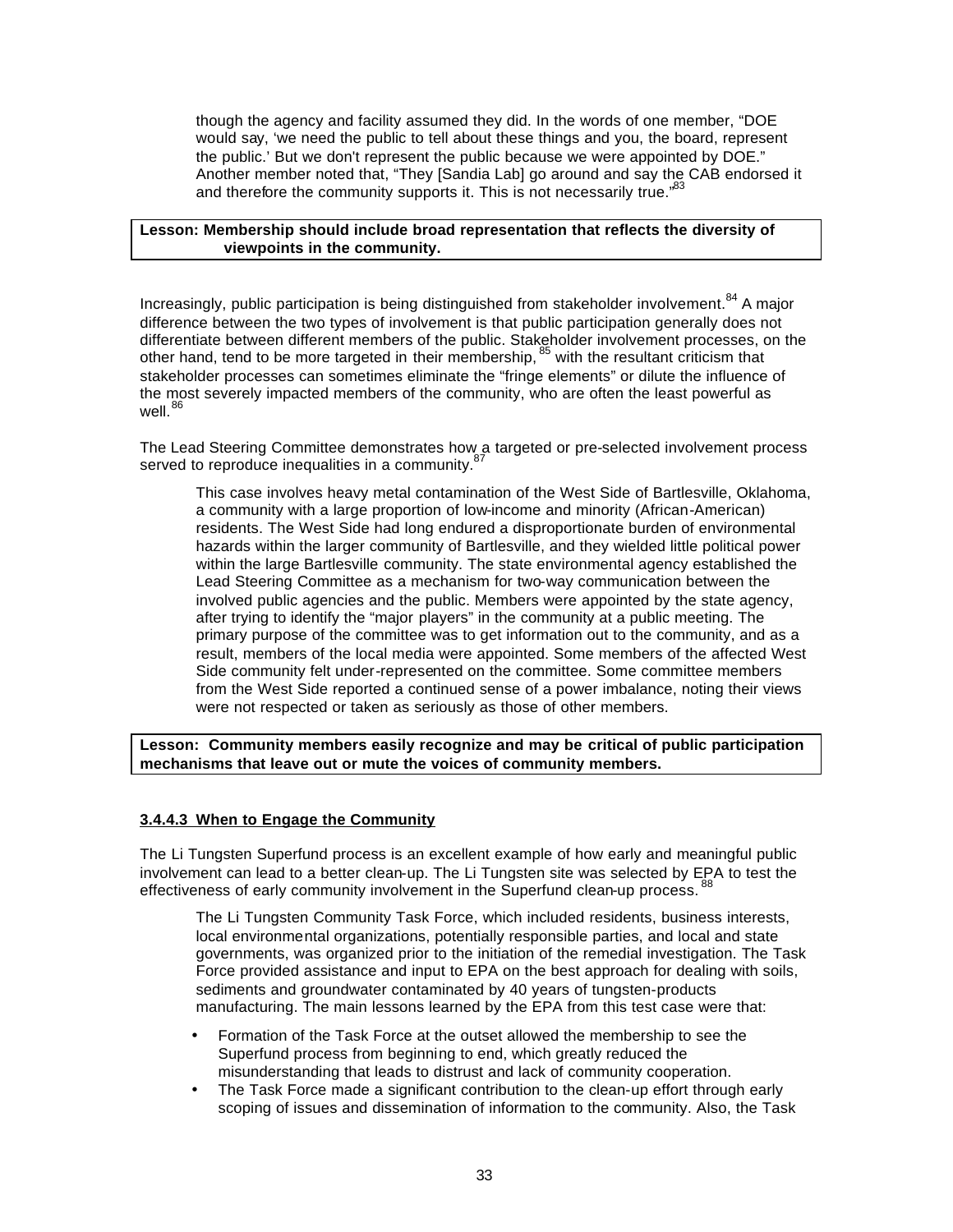though the agency and facility assumed they did. In the words of one member, "DOE would say, 'we need the public to tell about these things and you, the board, represent the public.' But we don't represent the public because we were appointed by DOE." Another member noted that, "They [Sandia Lab] go around and say the CAB endorsed it and therefore the community supports it. This is not necessarily true."[83]

**Lesson: Membership should include broad representation that reflects the diversity of viewpoints in the community.**

Increasingly, public participation is being distinguished from stakeholder involvement.[84] A major difference between the two types of involvement is that public participation generally does not differentiate between different members of the public. Stakeholder involvement processes, on the other hand, tend to be more targeted in their membership,[85] with the resultant criticism that stakeholder processes can sometimes eliminate the "fringe elements" or dilute the influence of the most severely impacted members of the community, who are often the least powerful as well.[86]

The Lead Steering Committee demonstrates how a targeted or pre-selected involvement process served to reproduce inequalities in a community.[87]

> This case involves heavy metal contamination of the West Side of Bartlesville, Oklahoma, a community with a large proportion of low-income and minority (African-American) residents. The West Side had long endured a disproportionate burden of environmental hazards within the larger community of Bartlesville, and they wielded little political power within the large Bartlesville community. The state environmental agency established the Lead Steering Committee as a mechanism for two-way communication between the involved public agencies and the public. Members were appointed by the state agency, after trying to identify the "major players" in the community at a public meeting. The primary purpose of the committee was to get information out to the community, and as a result, members of the local media were appointed. Some members of the affected West Side community felt under-represented on the committee. Some committee members from the West Side reported a continued sense of a power imbalance, noting their views were not respected or taken as seriously as those of other members.

**Lesson: Community members easily recognize and may be critical of public participation mechanisms that leave out or mute the voices of community members.**

#### 3.4.4.3 When to Engage the Community

The Li Tungsten Superfund process is an excellent example of how early and meaningful public involvement can lead to a better clean-up. The Li Tungsten site was selected by EPA to test the effectiveness of early community involvement in the Superfund clean-up process.[88]

> The Li Tungsten Community Task Force, which included residents, business interests, local environmental organizations, potentially responsible parties, and local and state governments, was organized prior to the initiation of the remedial investigation. The Task Force provided assistance and input to EPA on the best approach for dealing with soils, sediments and groundwater contaminated by 40 years of tungsten-products manufacturing. The main lessons learned by the EPA from this test case were that:
>
> - Formation of the Task Force at the outset allowed the membership to see the Superfund process from beginning to end, which greatly reduced the misunderstanding that leads to distrust and lack of community cooperation.
> - The Task Force made a significant contribution to the clean-up effort through early scoping of issues and dissemination of information to the community. Also, the Task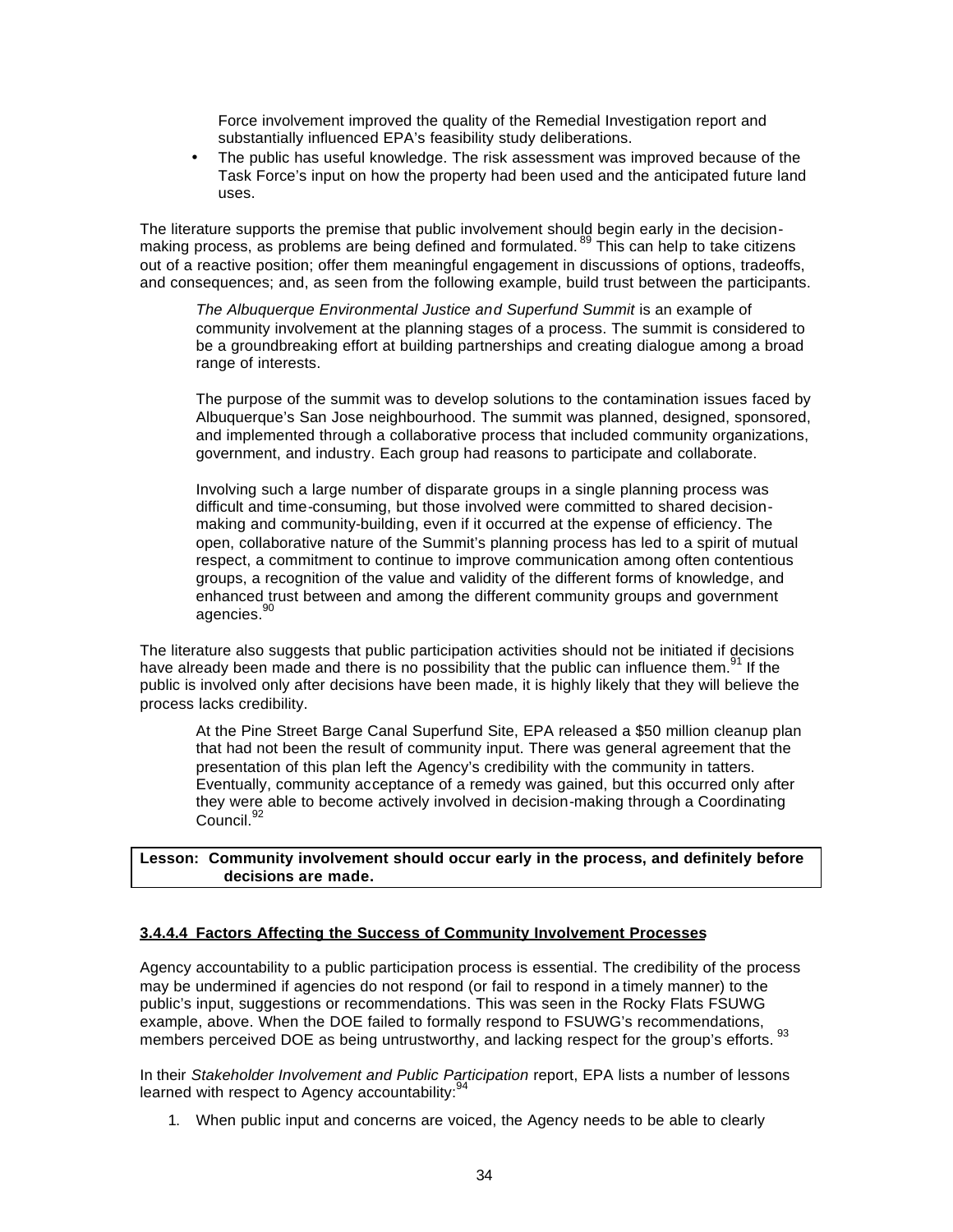Force involvement improved the quality of the Remedial Investigation report and substantially influenced EPA's feasibility study deliberations.

- The public has useful knowledge. The risk assessment was improved because of the Task Force's input on how the property had been used and the anticipated future land uses.

The literature supports the premise that public involvement should begin early in the decision-making process, as problems are being defined and formulated.[89] This can help to take citizens out of a reactive position; offer them meaningful engagement in discussions of options, tradeoffs, and consequences; and, as seen from the following example, build trust between the participants.

> *The Albuquerque Environmental Justice and Superfund Summit* is an example of community involvement at the planning stages of a process. The summit is considered to be a groundbreaking effort at building partnerships and creating dialogue among a broad range of interests.
>
> The purpose of the summit was to develop solutions to the contamination issues faced by Albuquerque's San Jose neighbourhood. The summit was planned, designed, sponsored, and implemented through a collaborative process that included community organizations, government, and industry. Each group had reasons to participate and collaborate.
>
> Involving such a large number of disparate groups in a single planning process was difficult and time-consuming, but those involved were committed to shared decision-making and community-building, even if it occurred at the expense of efficiency. The open, collaborative nature of the Summit's planning process has led to a spirit of mutual respect, a commitment to continue to improve communication among often contentious groups, a recognition of the value and validity of the different forms of knowledge, and enhanced trust between and among the different community groups and government agencies.[90]

The literature also suggests that public participation activities should not be initiated if decisions have already been made and there is no possibility that the public can influence them.[91] If the public is involved only after decisions have been made, it is highly likely that they will believe the process lacks credibility.

> At the Pine Street Barge Canal Superfund Site, EPA released a $50 million cleanup plan that had not been the result of community input. There was general agreement that the presentation of this plan left the Agency's credibility with the community in tatters. Eventually, community acceptance of a remedy was gained, but this occurred only after they were able to become actively involved in decision-making through a Coordinating Council.[92]

**Lesson: Community involvement should occur early in the process, and definitely before decisions are made.**

#### 3.4.4.4 Factors Affecting the Success of Community Involvement Processes

Agency accountability to a public participation process is essential. The credibility of the process may be undermined if agencies do not respond (or fail to respond in a timely manner) to the public's input, suggestions or recommendations. This was seen in the Rocky Flats FSUWG example, above. When the DOE failed to formally respond to FSUWG's recommendations, members perceived DOE as being untrustworthy, and lacking respect for the group's efforts.[93]

In their *Stakeholder Involvement and Public Participation* report, EPA lists a number of lessons learned with respect to Agency accountability:[94]

1. When public input and concerns are voiced, the Agency needs to be able to clearly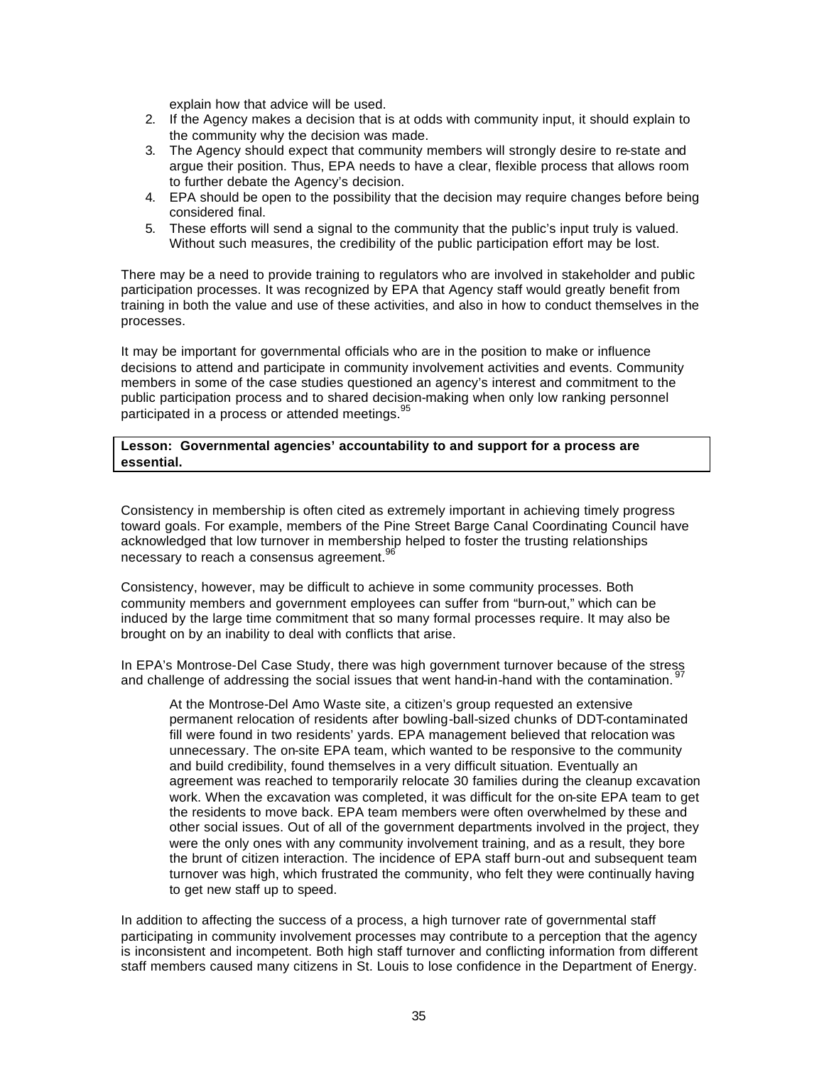explain how that advice will be used.

2. If the Agency makes a decision that is at odds with community input, it should explain to the community why the decision was made.
3. The Agency should expect that community members will strongly desire to re-state and argue their position. Thus, EPA needs to have a clear, flexible process that allows room to further debate the Agency's decision.
4. EPA should be open to the possibility that the decision may require changes before being considered final.
5. These efforts will send a signal to the community that the public's input truly is valued. Without such measures, the credibility of the public participation effort may be lost.

There may be a need to provide training to regulators who are involved in stakeholder and public participation processes. It was recognized by EPA that Agency staff would greatly benefit from training in both the value and use of these activities, and also in how to conduct themselves in the processes.

It may be important for governmental officials who are in the position to make or influence decisions to attend and participate in community involvement activities and events. Community members in some of the case studies questioned an agency's interest and commitment to the public participation process and to shared decision-making when only low ranking personnel participated in a process or attended meetings.[95]

**Lesson: Governmental agencies' accountability to and support for a process are essential.**

Consistency in membership is often cited as extremely important in achieving timely progress toward goals. For example, members of the Pine Street Barge Canal Coordinating Council have acknowledged that low turnover in membership helped to foster the trusting relationships necessary to reach a consensus agreement.[96]

Consistency, however, may be difficult to achieve in some community processes. Both community members and government employees can suffer from "burn-out," which can be induced by the large time commitment that so many formal processes require. It may also be brought on by an inability to deal with conflicts that arise.

In EPA's Montrose-Del Case Study, there was high government turnover because of the stress and challenge of addressing the social issues that went hand-in-hand with the contamination.[97]

> At the Montrose-Del Amo Waste site, a citizen's group requested an extensive permanent relocation of residents after bowling-ball-sized chunks of DDT-contaminated fill were found in two residents' yards. EPA management believed that relocation was unnecessary. The on-site EPA team, which wanted to be responsive to the community and build credibility, found themselves in a very difficult situation. Eventually an agreement was reached to temporarily relocate 30 families during the cleanup excavation work. When the excavation was completed, it was difficult for the on-site EPA team to get the residents to move back. EPA team members were often overwhelmed by these and other social issues. Out of all of the government departments involved in the project, they were the only ones with any community involvement training, and as a result, they bore the brunt of citizen interaction. The incidence of EPA staff burn-out and subsequent team turnover was high, which frustrated the community, who felt they were continually having to get new staff up to speed.

In addition to affecting the success of a process, a high turnover rate of governmental staff participating in community involvement processes may contribute to a perception that the agency is inconsistent and incompetent. Both high staff turnover and conflicting information from different staff members caused many citizens in St. Louis to lose confidence in the Department of Energy.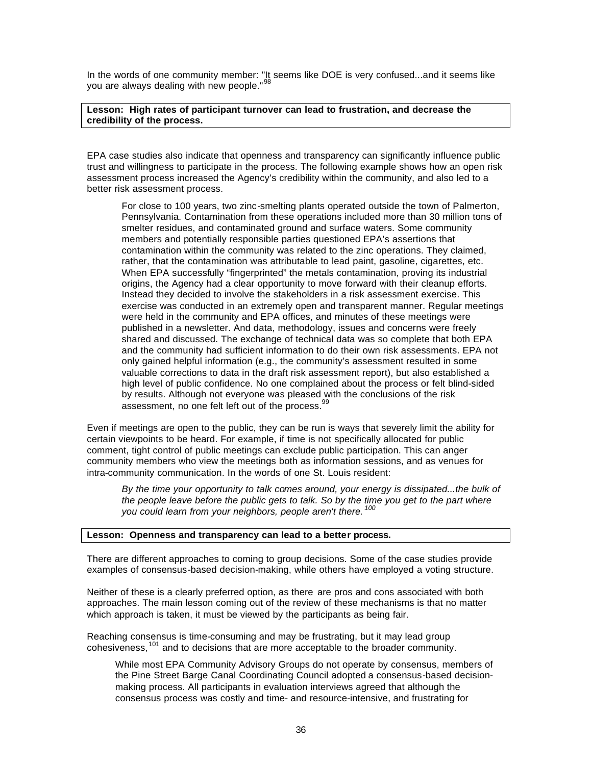In the words of one community member: "It seems like DOE is very confused...and it seems like you are always dealing with new people."[98]

**Lesson: High rates of participant turnover can lead to frustration, and decrease the credibility of the process.**

EPA case studies also indicate that openness and transparency can significantly influence public trust and willingness to participate in the process. The following example shows how an open risk assessment process increased the Agency's credibility within the community, and also led to a better risk assessment process.

> For close to 100 years, two zinc-smelting plants operated outside the town of Palmerton, Pennsylvania. Contamination from these operations included more than 30 million tons of smelter residues, and contaminated ground and surface waters. Some community members and potentially responsible parties questioned EPA's assertions that contamination within the community was related to the zinc operations. They claimed, rather, that the contamination was attributable to lead paint, gasoline, cigarettes, etc. When EPA successfully "fingerprinted" the metals contamination, proving its industrial origins, the Agency had a clear opportunity to move forward with their cleanup efforts. Instead they decided to involve the stakeholders in a risk assessment exercise. This exercise was conducted in an extremely open and transparent manner. Regular meetings were held in the community and EPA offices, and minutes of these meetings were published in a newsletter. And data, methodology, issues and concerns were freely shared and discussed. The exchange of technical data was so complete that both EPA and the community had sufficient information to do their own risk assessments. EPA not only gained helpful information (e.g., the community's assessment resulted in some valuable corrections to data in the draft risk assessment report), but also established a high level of public confidence. No one complained about the process or felt blind-sided by results. Although not everyone was pleased with the conclusions of the risk assessment, no one felt left out of the process.[99]

Even if meetings are open to the public, they can be run is ways that severely limit the ability for certain viewpoints to be heard. For example, if time is not specifically allocated for public comment, tight control of public meetings can exclude public participation. This can anger community members who view the meetings both as information sessions, and as venues for intra-community communication. In the words of one St. Louis resident:

> *By the time your opportunity to talk comes around, your energy is dissipated...the bulk of the people leave before the public gets to talk. So by the time you get to the part where you could learn from your neighbors, people aren't there.*[100]

**Lesson: Openness and transparency can lead to a better process.**

There are different approaches to coming to group decisions. Some of the case studies provide examples of consensus-based decision-making, while others have employed a voting structure.

Neither of these is a clearly preferred option, as there are pros and cons associated with both approaches. The main lesson coming out of the review of these mechanisms is that no matter which approach is taken, it must be viewed by the participants as being fair.

Reaching consensus is time-consuming and may be frustrating, but it may lead group cohesiveness,[101] and to decisions that are more acceptable to the broader community.

> While most EPA Community Advisory Groups do not operate by consensus, members of the Pine Street Barge Canal Coordinating Council adopted a consensus-based decision-making process. All participants in evaluation interviews agreed that although the consensus process was costly and time- and resource-intensive, and frustrating for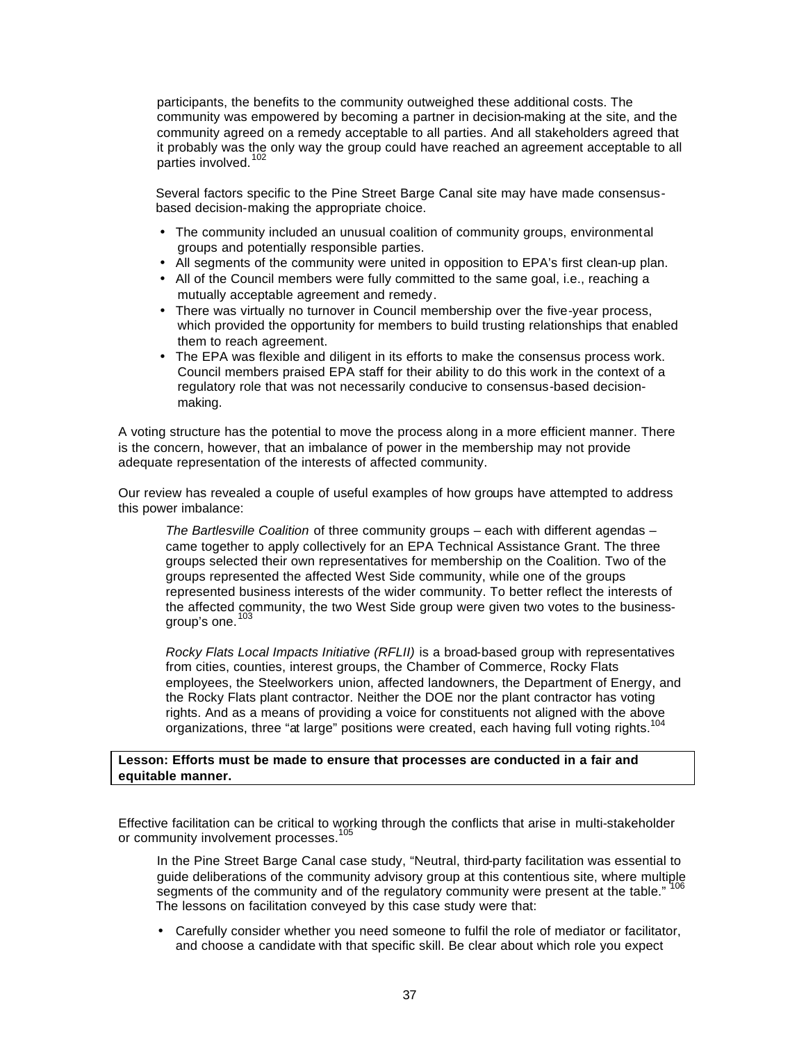participants, the benefits to the community outweighed these additional costs. The community was empowered by becoming a partner in decision-making at the site, and the community agreed on a remedy acceptable to all parties. And all stakeholders agreed that it probably was the only way the group could have reached an agreement acceptable to all parties involved.[102]

Several factors specific to the Pine Street Barge Canal site may have made consensus-based decision-making the appropriate choice.

- The community included an unusual coalition of community groups, environmental groups and potentially responsible parties.
- All segments of the community were united in opposition to EPA's first clean-up plan.
- All of the Council members were fully committed to the same goal, i.e., reaching a mutually acceptable agreement and remedy.
- There was virtually no turnover in Council membership over the five-year process, which provided the opportunity for members to build trusting relationships that enabled them to reach agreement.
- The EPA was flexible and diligent in its efforts to make the consensus process work. Council members praised EPA staff for their ability to do this work in the context of a regulatory role that was not necessarily conducive to consensus-based decision-making.

A voting structure has the potential to move the process along in a more efficient manner. There is the concern, however, that an imbalance of power in the membership may not provide adequate representation of the interests of affected community.

Our review has revealed a couple of useful examples of how groups have attempted to address this power imbalance:

*The Bartlesville Coalition* of three community groups – each with different agendas – came together to apply collectively for an EPA Technical Assistance Grant. The three groups selected their own representatives for membership on the Coalition. Two of the groups represented the affected West Side community, while one of the groups represented business interests of the wider community. To better reflect the interests of the affected community, the two West Side group were given two votes to the business-group's one.[103]

*Rocky Flats Local Impacts Initiative (RFLII)* is a broad-based group with representatives from cities, counties, interest groups, the Chamber of Commerce, Rocky Flats employees, the Steelworkers union, affected landowners, the Department of Energy, and the Rocky Flats plant contractor. Neither the DOE nor the plant contractor has voting rights. And as a means of providing a voice for constituents not aligned with the above organizations, three "at large" positions were created, each having full voting rights.[104]

**Lesson: Efforts must be made to ensure that processes are conducted in a fair and equitable manner.**

Effective facilitation can be critical to working through the conflicts that arise in multi-stakeholder or community involvement processes.[105]

In the Pine Street Barge Canal case study, "Neutral, third-party facilitation was essential to guide deliberations of the community advisory group at this contentious site, where multiple segments of the community and of the regulatory community were present at the table."[106] The lessons on facilitation conveyed by this case study were that:

- Carefully consider whether you need someone to fulfil the role of mediator or facilitator, and choose a candidate with that specific skill. Be clear about which role you expect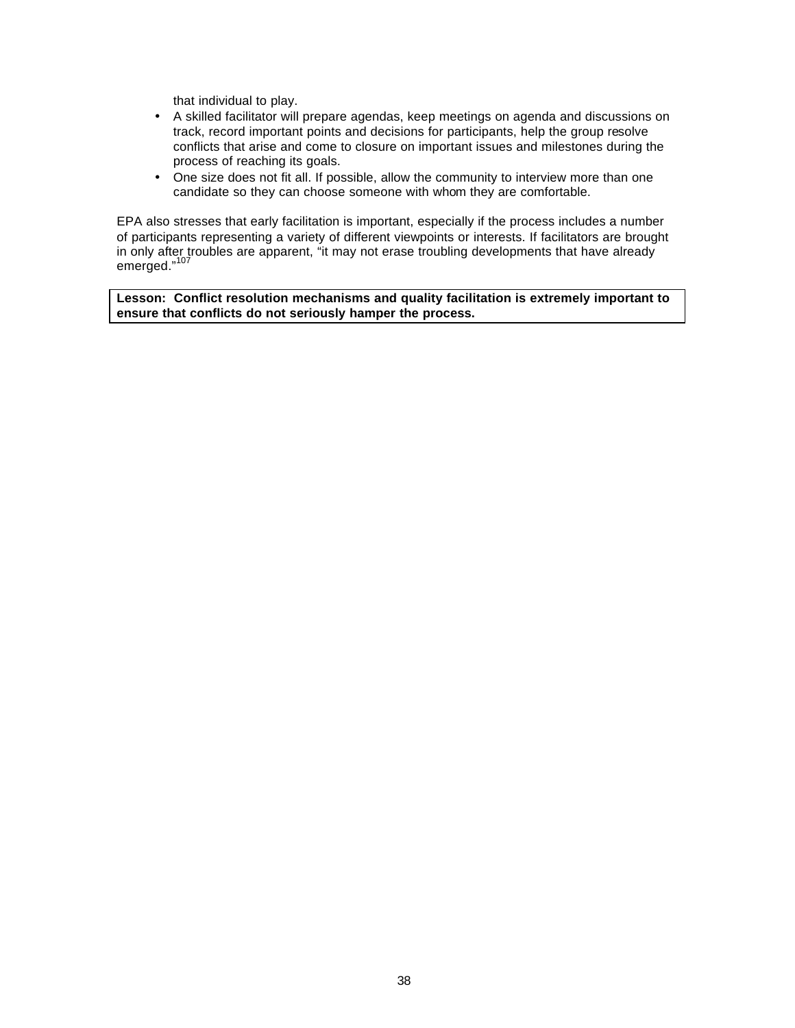that individual to play.

- A skilled facilitator will prepare agendas, keep meetings on agenda and discussions on track, record important points and decisions for participants, help the group resolve conflicts that arise and come to closure on important issues and milestones during the process of reaching its goals.
- One size does not fit all. If possible, allow the community to interview more than one candidate so they can choose someone with whom they are comfortable.

EPA also stresses that early facilitation is important, especially if the process includes a number of participants representing a variety of different viewpoints or interests. If facilitators are brought in only after troubles are apparent, "it may not erase troubling developments that have already emerged."[107]

**Lesson: Conflict resolution mechanisms and quality facilitation is extremely important to ensure that conflicts do not seriously hamper the process.**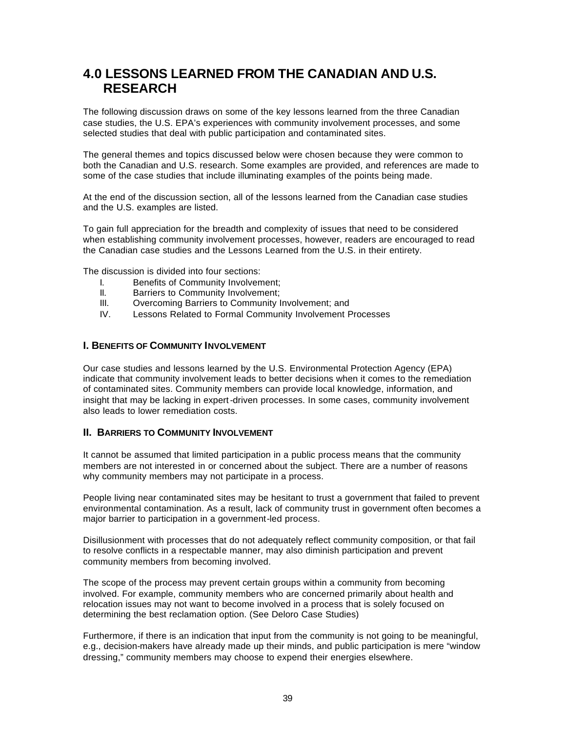# 4.0 LESSONS LEARNED FROM THE CANADIAN AND U.S. RESEARCH

The following discussion draws on some of the key lessons learned from the three Canadian case studies, the U.S. EPA's experiences with community involvement processes, and some selected studies that deal with public participation and contaminated sites.

The general themes and topics discussed below were chosen because they were common to both the Canadian and U.S. research. Some examples are provided, and references are made to some of the case studies that include illuminating examples of the points being made.

At the end of the discussion section, all of the lessons learned from the Canadian case studies and the U.S. examples are listed.

To gain full appreciation for the breadth and complexity of issues that need to be considered when establishing community involvement processes, however, readers are encouraged to read the Canadian case studies and the Lessons Learned from the U.S. in their entirety.

The discussion is divided into four sections:

I. Benefits of Community Involvement;
II. Barriers to Community Involvement;
III. Overcoming Barriers to Community Involvement; and
IV. Lessons Related to Formal Community Involvement Processes

### I. BENEFITS OF COMMUNITY INVOLVEMENT

Our case studies and lessons learned by the U.S. Environmental Protection Agency (EPA) indicate that community involvement leads to better decisions when it comes to the remediation of contaminated sites. Community members can provide local knowledge, information, and insight that may be lacking in expert-driven processes. In some cases, community involvement also leads to lower remediation costs.

### II. BARRIERS TO COMMUNITY INVOLVEMENT

It cannot be assumed that limited participation in a public process means that the community members are not interested in or concerned about the subject. There are a number of reasons why community members may not participate in a process.

People living near contaminated sites may be hesitant to trust a government that failed to prevent environmental contamination. As a result, lack of community trust in government often becomes a major barrier to participation in a government-led process.

Disillusionment with processes that do not adequately reflect community composition, or that fail to resolve conflicts in a respectable manner, may also diminish participation and prevent community members from becoming involved.

The scope of the process may prevent certain groups within a community from becoming involved. For example, community members who are concerned primarily about health and relocation issues may not want to become involved in a process that is solely focused on determining the best reclamation option. (See Deloro Case Studies)

Furthermore, if there is an indication that input from the community is not going to be meaningful, e.g., decision-makers have already made up their minds, and public participation is mere "window dressing," community members may choose to expend their energies elsewhere.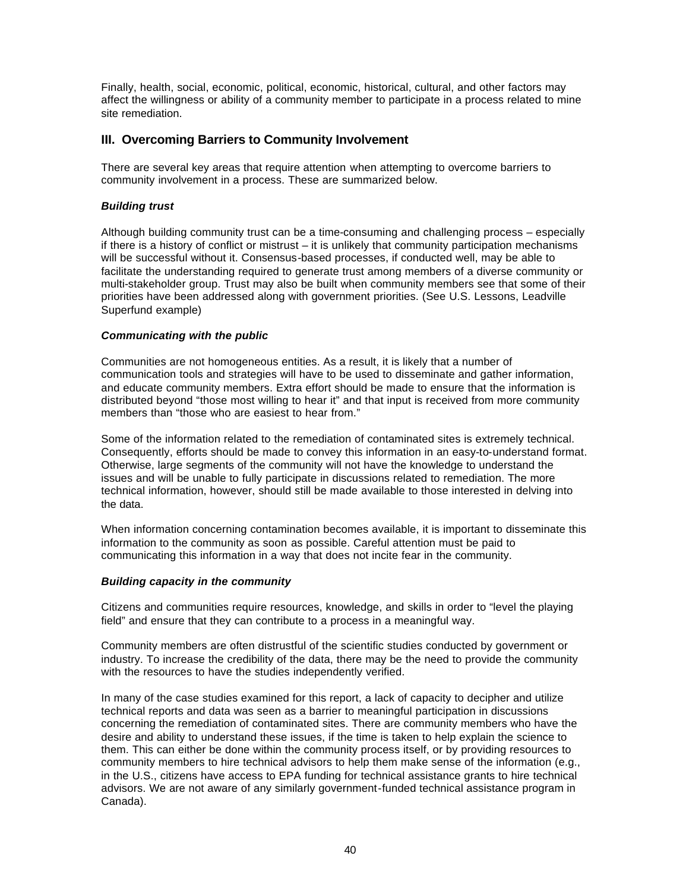Finally, health, social, economic, political, economic, historical, cultural, and other factors may affect the willingness or ability of a community member to participate in a process related to mine site remediation.

## III. Overcoming Barriers to Community Involvement

There are several key areas that require attention when attempting to overcome barriers to community involvement in a process. These are summarized below.

***Building trust***

Although building community trust can be a time-consuming and challenging process – especially if there is a history of conflict or mistrust – it is unlikely that community participation mechanisms will be successful without it. Consensus-based processes, if conducted well, may be able to facilitate the understanding required to generate trust among members of a diverse community or multi-stakeholder group. Trust may also be built when community members see that some of their priorities have been addressed along with government priorities. (See U.S. Lessons, Leadville Superfund example)

***Communicating with the public***

Communities are not homogeneous entities. As a result, it is likely that a number of communication tools and strategies will have to be used to disseminate and gather information, and educate community members. Extra effort should be made to ensure that the information is distributed beyond "those most willing to hear it" and that input is received from more community members than "those who are easiest to hear from."

Some of the information related to the remediation of contaminated sites is extremely technical. Consequently, efforts should be made to convey this information in an easy-to-understand format. Otherwise, large segments of the community will not have the knowledge to understand the issues and will be unable to fully participate in discussions related to remediation. The more technical information, however, should still be made available to those interested in delving into the data.

When information concerning contamination becomes available, it is important to disseminate this information to the community as soon as possible. Careful attention must be paid to communicating this information in a way that does not incite fear in the community.

***Building capacity in the community***

Citizens and communities require resources, knowledge, and skills in order to "level the playing field" and ensure that they can contribute to a process in a meaningful way.

Community members are often distrustful of the scientific studies conducted by government or industry. To increase the credibility of the data, there may be the need to provide the community with the resources to have the studies independently verified.

In many of the case studies examined for this report, a lack of capacity to decipher and utilize technical reports and data was seen as a barrier to meaningful participation in discussions concerning the remediation of contaminated sites. There are community members who have the desire and ability to understand these issues, if the time is taken to help explain the science to them. This can either be done within the community process itself, or by providing resources to community members to hire technical advisors to help them make sense of the information (e.g., in the U.S., citizens have access to EPA funding for technical assistance grants to hire technical advisors. We are not aware of any similarly government-funded technical assistance program in Canada).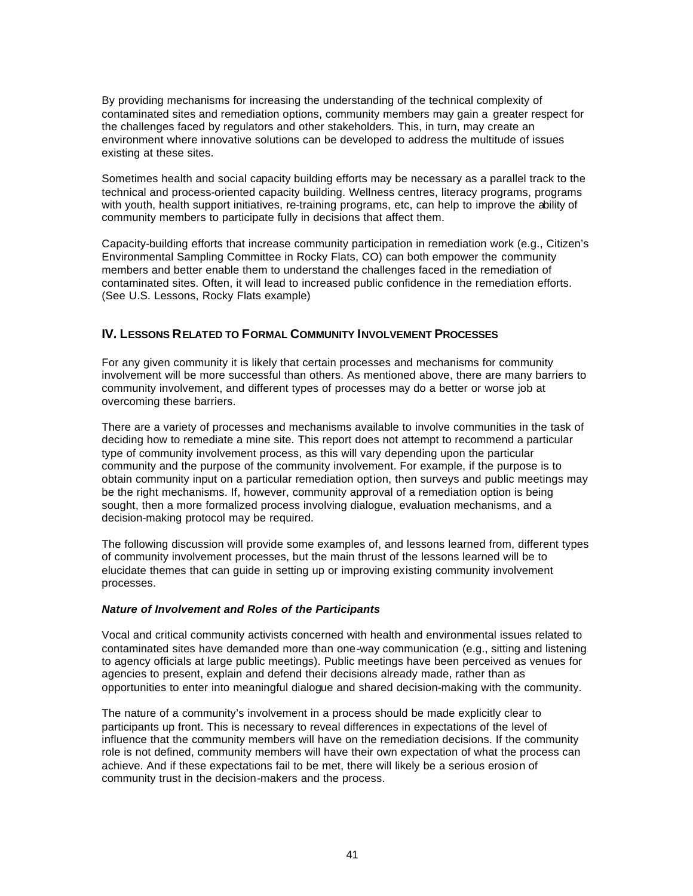By providing mechanisms for increasing the understanding of the technical complexity of contaminated sites and remediation options, community members may gain a greater respect for the challenges faced by regulators and other stakeholders. This, in turn, may create an environment where innovative solutions can be developed to address the multitude of issues existing at these sites.

Sometimes health and social capacity building efforts may be necessary as a parallel track to the technical and process-oriented capacity building. Wellness centres, literacy programs, programs with youth, health support initiatives, re-training programs, etc, can help to improve the ability of community members to participate fully in decisions that affect them.

Capacity-building efforts that increase community participation in remediation work (e.g., Citizen's Environmental Sampling Committee in Rocky Flats, CO) can both empower the community members and better enable them to understand the challenges faced in the remediation of contaminated sites. Often, it will lead to increased public confidence in the remediation efforts. (See U.S. Lessons, Rocky Flats example)

## IV. Lessons Related to Formal Community Involvement Processes

For any given community it is likely that certain processes and mechanisms for community involvement will be more successful than others. As mentioned above, there are many barriers to community involvement, and different types of processes may do a better or worse job at overcoming these barriers.

There are a variety of processes and mechanisms available to involve communities in the task of deciding how to remediate a mine site. This report does not attempt to recommend a particular type of community involvement process, as this will vary depending upon the particular community and the purpose of the community involvement. For example, if the purpose is to obtain community input on a particular remediation option, then surveys and public meetings may be the right mechanisms. If, however, community approval of a remediation option is being sought, then a more formalized process involving dialogue, evaluation mechanisms, and a decision-making protocol may be required.

The following discussion will provide some examples of, and lessons learned from, different types of community involvement processes, but the main thrust of the lessons learned will be to elucidate themes that can guide in setting up or improving existing community involvement processes.

### *Nature of Involvement and Roles of the Participants*

Vocal and critical community activists concerned with health and environmental issues related to contaminated sites have demanded more than one-way communication (e.g., sitting and listening to agency officials at large public meetings). Public meetings have been perceived as venues for agencies to present, explain and defend their decisions already made, rather than as opportunities to enter into meaningful dialogue and shared decision-making with the community.

The nature of a community's involvement in a process should be made explicitly clear to participants up front. This is necessary to reveal differences in expectations of the level of influence that the community members will have on the remediation decisions. If the community role is not defined, community members will have their own expectation of what the process can achieve. And if these expectations fail to be met, there will likely be a serious erosion of community trust in the decision-makers and the process.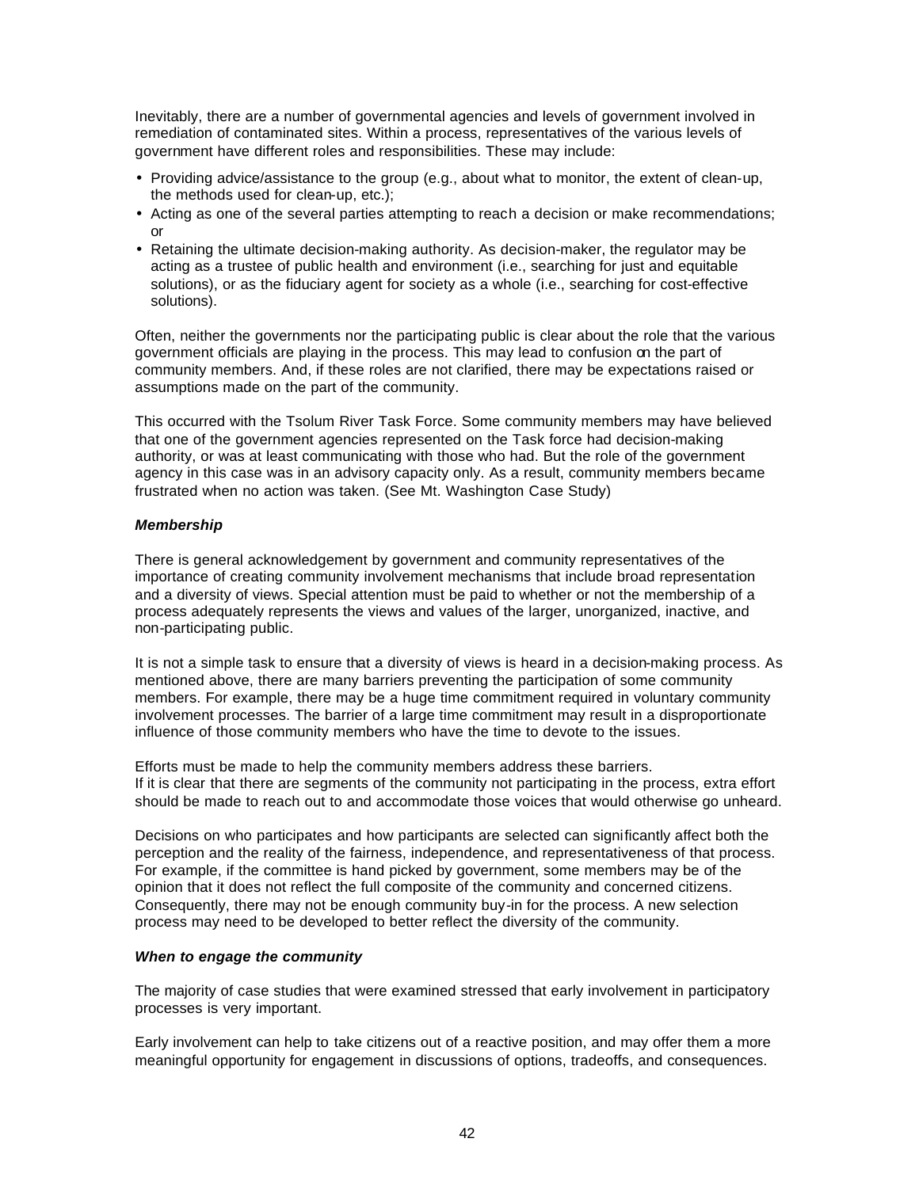Inevitably, there are a number of governmental agencies and levels of government involved in remediation of contaminated sites. Within a process, representatives of the various levels of government have different roles and responsibilities. These may include:

- Providing advice/assistance to the group (e.g., about what to monitor, the extent of clean-up, the methods used for clean-up, etc.);
- Acting as one of the several parties attempting to reach a decision or make recommendations; or
- Retaining the ultimate decision-making authority. As decision-maker, the regulator may be acting as a trustee of public health and environment (i.e., searching for just and equitable solutions), or as the fiduciary agent for society as a whole (i.e., searching for cost-effective solutions).

Often, neither the governments nor the participating public is clear about the role that the various government officials are playing in the process. This may lead to confusion on the part of community members. And, if these roles are not clarified, there may be expectations raised or assumptions made on the part of the community.

This occurred with the Tsolum River Task Force. Some community members may have believed that one of the government agencies represented on the Task force had decision-making authority, or was at least communicating with those who had. But the role of the government agency in this case was in an advisory capacity only. As a result, community members became frustrated when no action was taken. (See Mt. Washington Case Study)

***Membership***

There is general acknowledgement by government and community representatives of the importance of creating community involvement mechanisms that include broad representation and a diversity of views. Special attention must be paid to whether or not the membership of a process adequately represents the views and values of the larger, unorganized, inactive, and non-participating public.

It is not a simple task to ensure that a diversity of views is heard in a decision-making process. As mentioned above, there are many barriers preventing the participation of some community members. For example, there may be a huge time commitment required in voluntary community involvement processes. The barrier of a large time commitment may result in a disproportionate influence of those community members who have the time to devote to the issues.

Efforts must be made to help the community members address these barriers.
If it is clear that there are segments of the community not participating in the process, extra effort should be made to reach out to and accommodate those voices that would otherwise go unheard.

Decisions on who participates and how participants are selected can significantly affect both the perception and the reality of the fairness, independence, and representativeness of that process. For example, if the committee is hand picked by government, some members may be of the opinion that it does not reflect the full composite of the community and concerned citizens. Consequently, there may not be enough community buy-in for the process. A new selection process may need to be developed to better reflect the diversity of the community.

***When to engage the community***

The majority of case studies that were examined stressed that early involvement in participatory processes is very important.

Early involvement can help to take citizens out of a reactive position, and may offer them a more meaningful opportunity for engagement in discussions of options, tradeoffs, and consequences.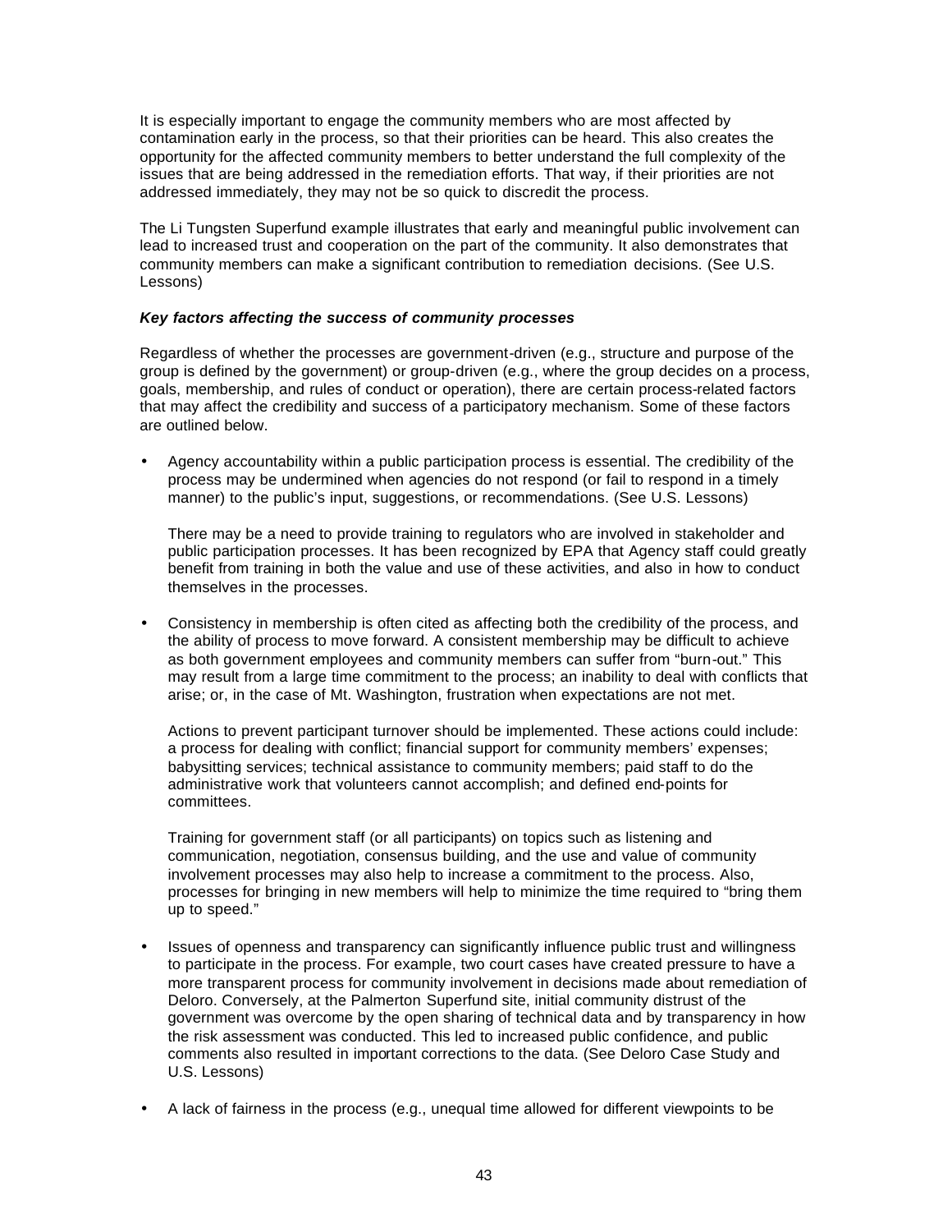It is especially important to engage the community members who are most affected by contamination early in the process, so that their priorities can be heard. This also creates the opportunity for the affected community members to better understand the full complexity of the issues that are being addressed in the remediation efforts. That way, if their priorities are not addressed immediately, they may not be so quick to discredit the process.

The Li Tungsten Superfund example illustrates that early and meaningful public involvement can lead to increased trust and cooperation on the part of the community. It also demonstrates that community members can make a significant contribution to remediation decisions. (See U.S. Lessons)

***Key factors affecting the success of community processes***

Regardless of whether the processes are government-driven (e.g., structure and purpose of the group is defined by the government) or group-driven (e.g., where the group decides on a process, goals, membership, and rules of conduct or operation), there are certain process-related factors that may affect the credibility and success of a participatory mechanism. Some of these factors are outlined below.

- Agency accountability within a public participation process is essential. The credibility of the process may be undermined when agencies do not respond (or fail to respond in a timely manner) to the public's input, suggestions, or recommendations. (See U.S. Lessons)

  There may be a need to provide training to regulators who are involved in stakeholder and public participation processes. It has been recognized by EPA that Agency staff could greatly benefit from training in both the value and use of these activities, and also in how to conduct themselves in the processes.

- Consistency in membership is often cited as affecting both the credibility of the process, and the ability of process to move forward. A consistent membership may be difficult to achieve as both government employees and community members can suffer from "burn-out." This may result from a large time commitment to the process; an inability to deal with conflicts that arise; or, in the case of Mt. Washington, frustration when expectations are not met.

  Actions to prevent participant turnover should be implemented. These actions could include: a process for dealing with conflict; financial support for community members' expenses; babysitting services; technical assistance to community members; paid staff to do the administrative work that volunteers cannot accomplish; and defined end-points for committees.

  Training for government staff (or all participants) on topics such as listening and communication, negotiation, consensus building, and the use and value of community involvement processes may also help to increase a commitment to the process. Also, processes for bringing in new members will help to minimize the time required to "bring them up to speed."

- Issues of openness and transparency can significantly influence public trust and willingness to participate in the process. For example, two court cases have created pressure to have a more transparent process for community involvement in decisions made about remediation of Deloro. Conversely, at the Palmerton Superfund site, initial community distrust of the government was overcome by the open sharing of technical data and by transparency in how the risk assessment was conducted. This led to increased public confidence, and public comments also resulted in important corrections to the data. (See Deloro Case Study and U.S. Lessons)

- A lack of fairness in the process (e.g., unequal time allowed for different viewpoints to be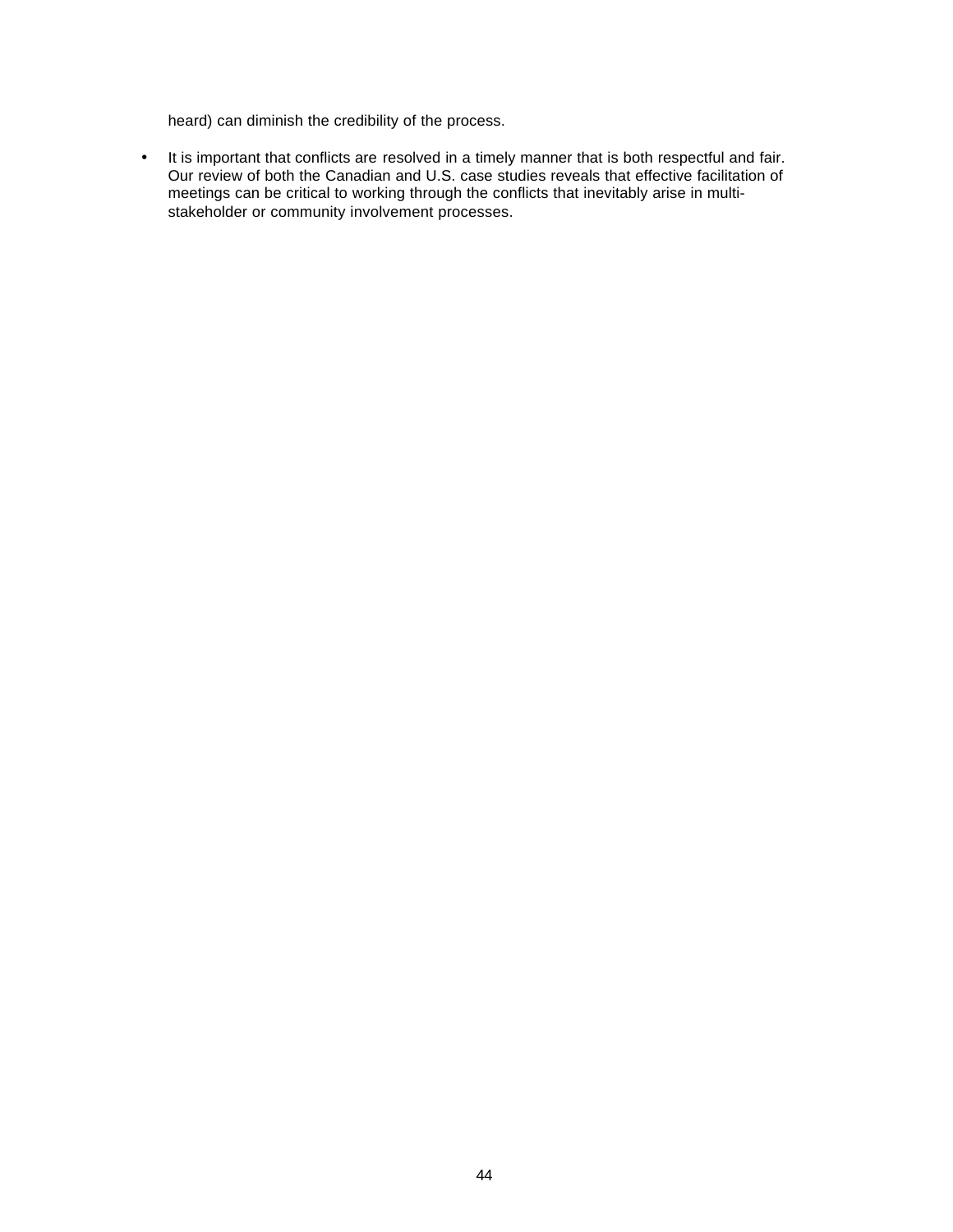heard) can diminish the credibility of the process.

- It is important that conflicts are resolved in a timely manner that is both respectful and fair. Our review of both the Canadian and U.S. case studies reveals that effective facilitation of meetings can be critical to working through the conflicts that inevitably arise in multi-stakeholder or community involvement processes.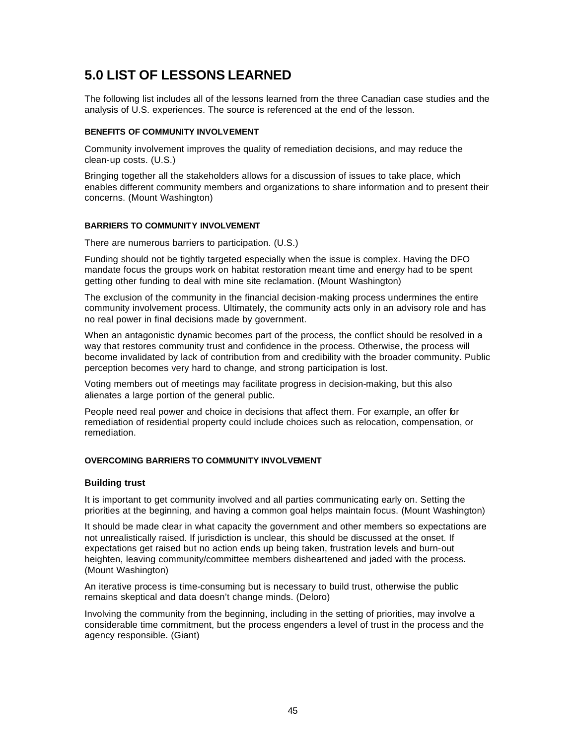# 5.0 LIST OF LESSONS LEARNED

The following list includes all of the lessons learned from the three Canadian case studies and the analysis of U.S. experiences. The source is referenced at the end of the lesson.

#### BENEFITS OF COMMUNITY INVOLVEMENT

Community involvement improves the quality of remediation decisions, and may reduce the clean-up costs. (U.S.)

Bringing together all the stakeholders allows for a discussion of issues to take place, which enables different community members and organizations to share information and to present their concerns. (Mount Washington)

#### BARRIERS TO COMMUNITY INVOLVEMENT

There are numerous barriers to participation. (U.S.)

Funding should not be tightly targeted especially when the issue is complex. Having the DFO mandate focus the groups work on habitat restoration meant time and energy had to be spent getting other funding to deal with mine site reclamation. (Mount Washington)

The exclusion of the community in the financial decision-making process undermines the entire community involvement process. Ultimately, the community acts only in an advisory role and has no real power in final decisions made by government.

When an antagonistic dynamic becomes part of the process, the conflict should be resolved in a way that restores community trust and confidence in the process. Otherwise, the process will become invalidated by lack of contribution from and credibility with the broader community. Public perception becomes very hard to change, and strong participation is lost.

Voting members out of meetings may facilitate progress in decision-making, but this also alienates a large portion of the general public.

People need real power and choice in decisions that affect them. For example, an offer for remediation of residential property could include choices such as relocation, compensation, or remediation.

#### OVERCOMING BARRIERS TO COMMUNITY INVOLVEMENT

**Building trust**

It is important to get community involved and all parties communicating early on. Setting the priorities at the beginning, and having a common goal helps maintain focus. (Mount Washington)

It should be made clear in what capacity the government and other members so expectations are not unrealistically raised. If jurisdiction is unclear, this should be discussed at the onset. If expectations get raised but no action ends up being taken, frustration levels and burn-out heighten, leaving community/committee members disheartened and jaded with the process. (Mount Washington)

An iterative process is time-consuming but is necessary to build trust, otherwise the public remains skeptical and data doesn't change minds. (Deloro)

Involving the community from the beginning, including in the setting of priorities, may involve a considerable time commitment, but the process engenders a level of trust in the process and the agency responsible. (Giant)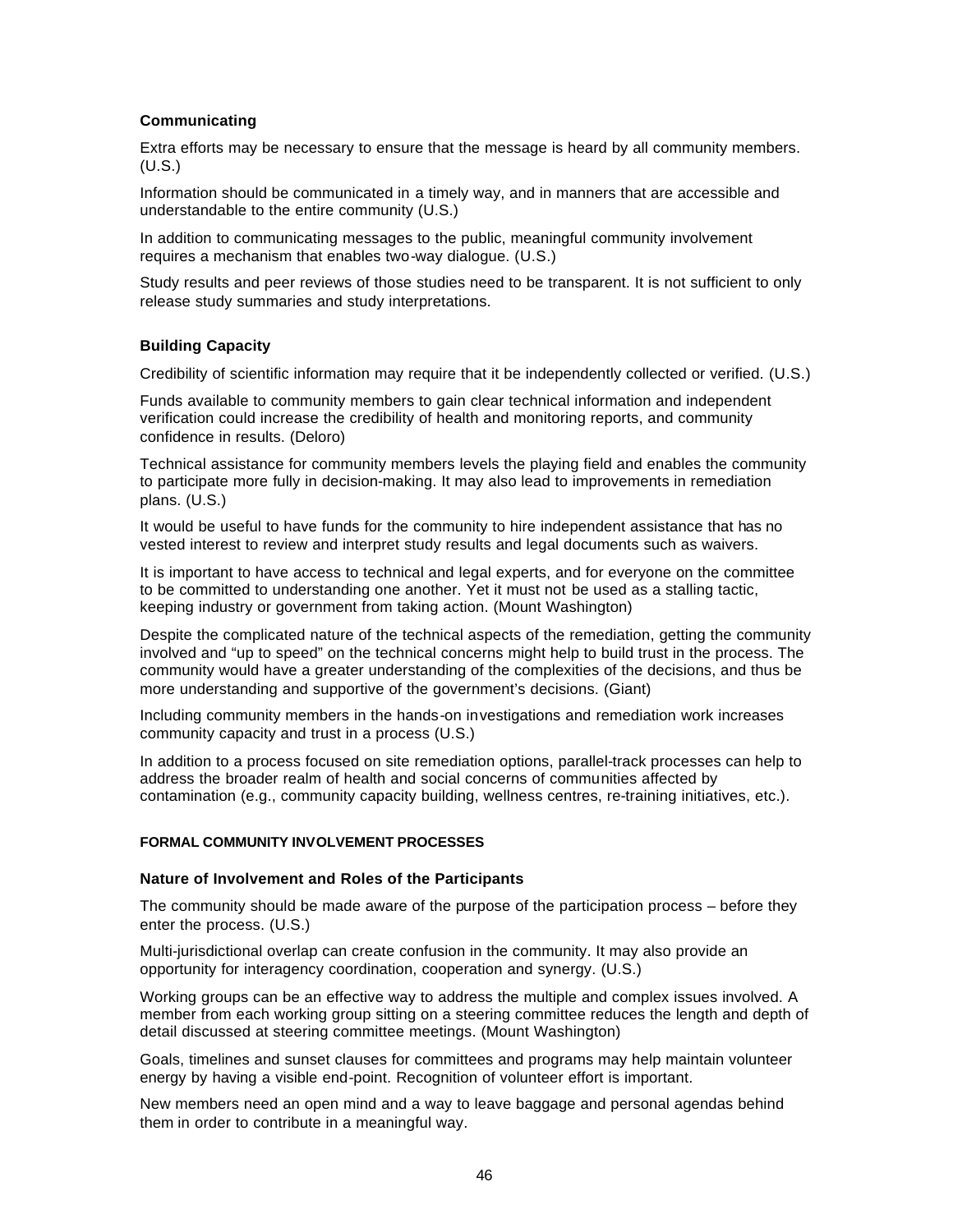### Communicating

Extra efforts may be necessary to ensure that the message is heard by all community members. (U.S.)

Information should be communicated in a timely way, and in manners that are accessible and understandable to the entire community (U.S.)

In addition to communicating messages to the public, meaningful community involvement requires a mechanism that enables two-way dialogue. (U.S.)

Study results and peer reviews of those studies need to be transparent. It is not sufficient to only release study summaries and study interpretations.

### Building Capacity

Credibility of scientific information may require that it be independently collected or verified. (U.S.)

Funds available to community members to gain clear technical information and independent verification could increase the credibility of health and monitoring reports, and community confidence in results. (Deloro)

Technical assistance for community members levels the playing field and enables the community to participate more fully in decision-making. It may also lead to improvements in remediation plans. (U.S.)

It would be useful to have funds for the community to hire independent assistance that has no vested interest to review and interpret study results and legal documents such as waivers.

It is important to have access to technical and legal experts, and for everyone on the committee to be committed to understanding one another. Yet it must not be used as a stalling tactic, keeping industry or government from taking action. (Mount Washington)

Despite the complicated nature of the technical aspects of the remediation, getting the community involved and "up to speed" on the technical concerns might help to build trust in the process. The community would have a greater understanding of the complexities of the decisions, and thus be more understanding and supportive of the government's decisions. (Giant)

Including community members in the hands-on investigations and remediation work increases community capacity and trust in a process (U.S.)

In addition to a process focused on site remediation options, parallel-track processes can help to address the broader realm of health and social concerns of communities affected by contamination (e.g., community capacity building, wellness centres, re-training initiatives, etc.).

## FORMAL COMMUNITY INVOLVEMENT PROCESSES

### Nature of Involvement and Roles of the Participants

The community should be made aware of the purpose of the participation process – before they enter the process. (U.S.)

Multi-jurisdictional overlap can create confusion in the community. It may also provide an opportunity for interagency coordination, cooperation and synergy. (U.S.)

Working groups can be an effective way to address the multiple and complex issues involved. A member from each working group sitting on a steering committee reduces the length and depth of detail discussed at steering committee meetings. (Mount Washington)

Goals, timelines and sunset clauses for committees and programs may help maintain volunteer energy by having a visible end-point. Recognition of volunteer effort is important.

New members need an open mind and a way to leave baggage and personal agendas behind them in order to contribute in a meaningful way.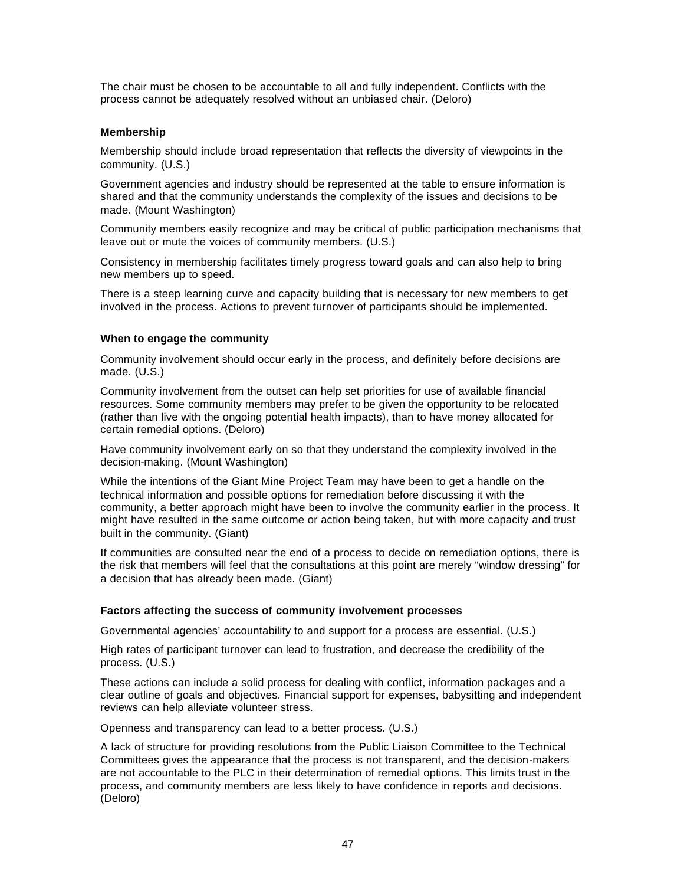The chair must be chosen to be accountable to all and fully independent. Conflicts with the process cannot be adequately resolved without an unbiased chair. (Deloro)

**Membership**

Membership should include broad representation that reflects the diversity of viewpoints in the community. (U.S.)

Government agencies and industry should be represented at the table to ensure information is shared and that the community understands the complexity of the issues and decisions to be made. (Mount Washington)

Community members easily recognize and may be critical of public participation mechanisms that leave out or mute the voices of community members. (U.S.)

Consistency in membership facilitates timely progress toward goals and can also help to bring new members up to speed.

There is a steep learning curve and capacity building that is necessary for new members to get involved in the process. Actions to prevent turnover of participants should be implemented.

**When to engage the community**

Community involvement should occur early in the process, and definitely before decisions are made. (U.S.)

Community involvement from the outset can help set priorities for use of available financial resources. Some community members may prefer to be given the opportunity to be relocated (rather than live with the ongoing potential health impacts), than to have money allocated for certain remedial options. (Deloro)

Have community involvement early on so that they understand the complexity involved in the decision-making. (Mount Washington)

While the intentions of the Giant Mine Project Team may have been to get a handle on the technical information and possible options for remediation before discussing it with the community, a better approach might have been to involve the community earlier in the process. It might have resulted in the same outcome or action being taken, but with more capacity and trust built in the community. (Giant)

If communities are consulted near the end of a process to decide on remediation options, there is the risk that members will feel that the consultations at this point are merely "window dressing" for a decision that has already been made. (Giant)

**Factors affecting the success of community involvement processes**

Governmental agencies' accountability to and support for a process are essential. (U.S.)

High rates of participant turnover can lead to frustration, and decrease the credibility of the process. (U.S.)

These actions can include a solid process for dealing with conflict, information packages and a clear outline of goals and objectives. Financial support for expenses, babysitting and independent reviews can help alleviate volunteer stress.

Openness and transparency can lead to a better process. (U.S.)

A lack of structure for providing resolutions from the Public Liaison Committee to the Technical Committees gives the appearance that the process is not transparent, and the decision-makers are not accountable to the PLC in their determination of remedial options. This limits trust in the process, and community members are less likely to have confidence in reports and decisions. (Deloro)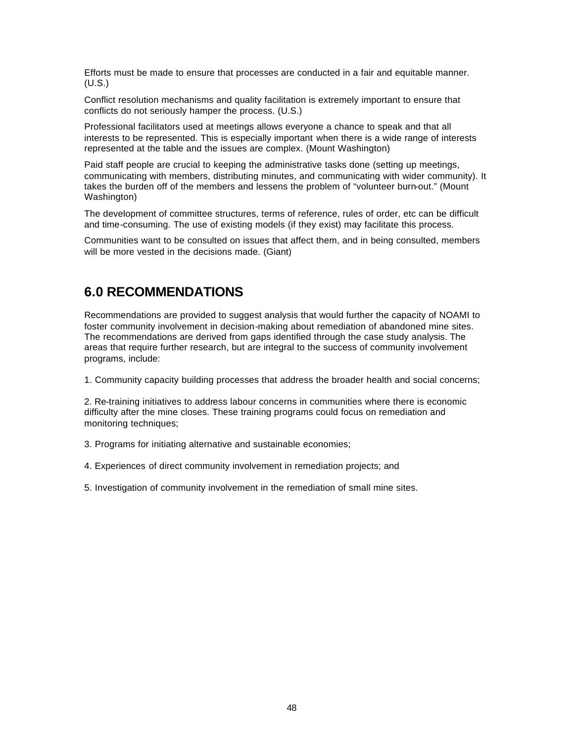Efforts must be made to ensure that processes are conducted in a fair and equitable manner. (U.S.)

Conflict resolution mechanisms and quality facilitation is extremely important to ensure that conflicts do not seriously hamper the process. (U.S.)

Professional facilitators used at meetings allows everyone a chance to speak and that all interests to be represented. This is especially important when there is a wide range of interests represented at the table and the issues are complex. (Mount Washington)

Paid staff people are crucial to keeping the administrative tasks done (setting up meetings, communicating with members, distributing minutes, and communicating with wider community). It takes the burden off of the members and lessens the problem of "volunteer burn-out." (Mount Washington)

The development of committee structures, terms of reference, rules of order, etc can be difficult and time-consuming. The use of existing models (if they exist) may facilitate this process.

Communities want to be consulted on issues that affect them, and in being consulted, members will be more vested in the decisions made. (Giant)

## 6.0 RECOMMENDATIONS

Recommendations are provided to suggest analysis that would further the capacity of NOAMI to foster community involvement in decision-making about remediation of abandoned mine sites. The recommendations are derived from gaps identified through the case study analysis. The areas that require further research, but are integral to the success of community involvement programs, include:

1. Community capacity building processes that address the broader health and social concerns;

2. Re-training initiatives to address labour concerns in communities where there is economic difficulty after the mine closes. These training programs could focus on remediation and monitoring techniques;

3. Programs for initiating alternative and sustainable economies;

4. Experiences of direct community involvement in remediation projects; and

5. Investigation of community involvement in the remediation of small mine sites.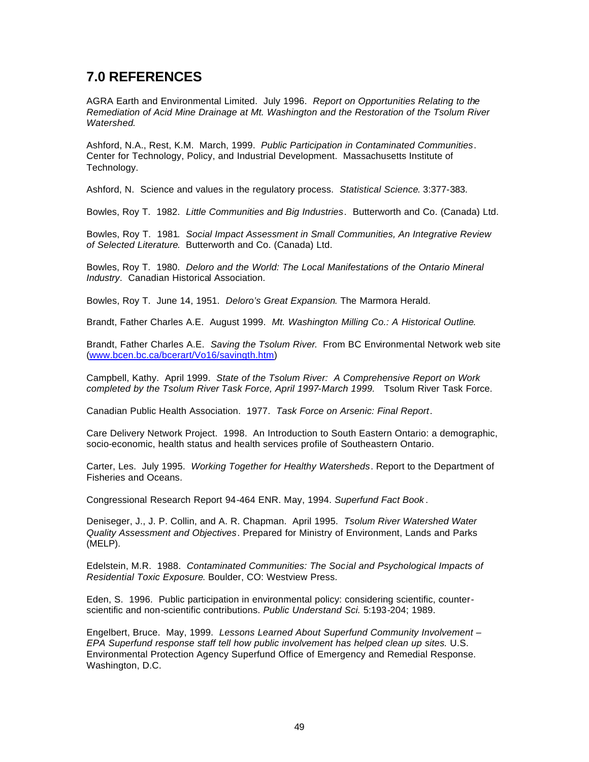## 7.0 REFERENCES

AGRA Earth and Environmental Limited. July 1996. *Report on Opportunities Relating to the Remediation of Acid Mine Drainage at Mt. Washington and the Restoration of the Tsolum River Watershed.*

Ashford, N.A., Rest, K.M. March, 1999. *Public Participation in Contaminated Communities*. Center for Technology, Policy, and Industrial Development. Massachusetts Institute of Technology.

Ashford, N. Science and values in the regulatory process. *Statistical Science*. 3:377-383.

Bowles, Roy T. 1982. *Little Communities and Big Industries*. Butterworth and Co. (Canada) Ltd.

Bowles, Roy T. 1981. *Social Impact Assessment in Small Communities, An Integrative Review of Selected Literature*. Butterworth and Co. (Canada) Ltd.

Bowles, Roy T. 1980. *Deloro and the World: The Local Manifestations of the Ontario Mineral Industry*. Canadian Historical Association.

Bowles, Roy T. June 14, 1951. *Deloro's Great Expansion*. The Marmora Herald.

Brandt, Father Charles A.E. August 1999. *Mt. Washington Milling Co.: A Historical Outline*.

Brandt, Father Charles A.E. *Saving the Tsolum River*. From BC Environmental Network web site (www.bcen.bc.ca/bcerart/Vo16/savingth.htm)

Campbell, Kathy. April 1999. *State of the Tsolum River: A Comprehensive Report on Work completed by the Tsolum River Task Force, April 1997-March 1999.* Tsolum River Task Force.

Canadian Public Health Association. 1977. *Task Force on Arsenic: Final Report*.

Care Delivery Network Project. 1998. An Introduction to South Eastern Ontario: a demographic, socio-economic, health status and health services profile of Southeastern Ontario.

Carter, Les. July 1995. *Working Together for Healthy Watersheds*. Report to the Department of Fisheries and Oceans.

Congressional Research Report 94-464 ENR. May, 1994. *Superfund Fact Book*.

Deniseger, J., J. P. Collin, and A. R. Chapman. April 1995. *Tsolum River Watershed Water Quality Assessment and Objectives*. Prepared for Ministry of Environment, Lands and Parks (MELP).

Edelstein, M.R. 1988. *Contaminated Communities: The Social and Psychological Impacts of Residential Toxic Exposure*. Boulder, CO: Westview Press.

Eden, S. 1996. Public participation in environmental policy: considering scientific, counter-scientific and non-scientific contributions. *Public Understand Sci.* 5:193-204; 1989.

Engelbert, Bruce. May, 1999. *Lessons Learned About Superfund Community Involvement – EPA Superfund response staff tell how public involvement has helped clean up sites.* U.S. Environmental Protection Agency Superfund Office of Emergency and Remedial Response. Washington, D.C.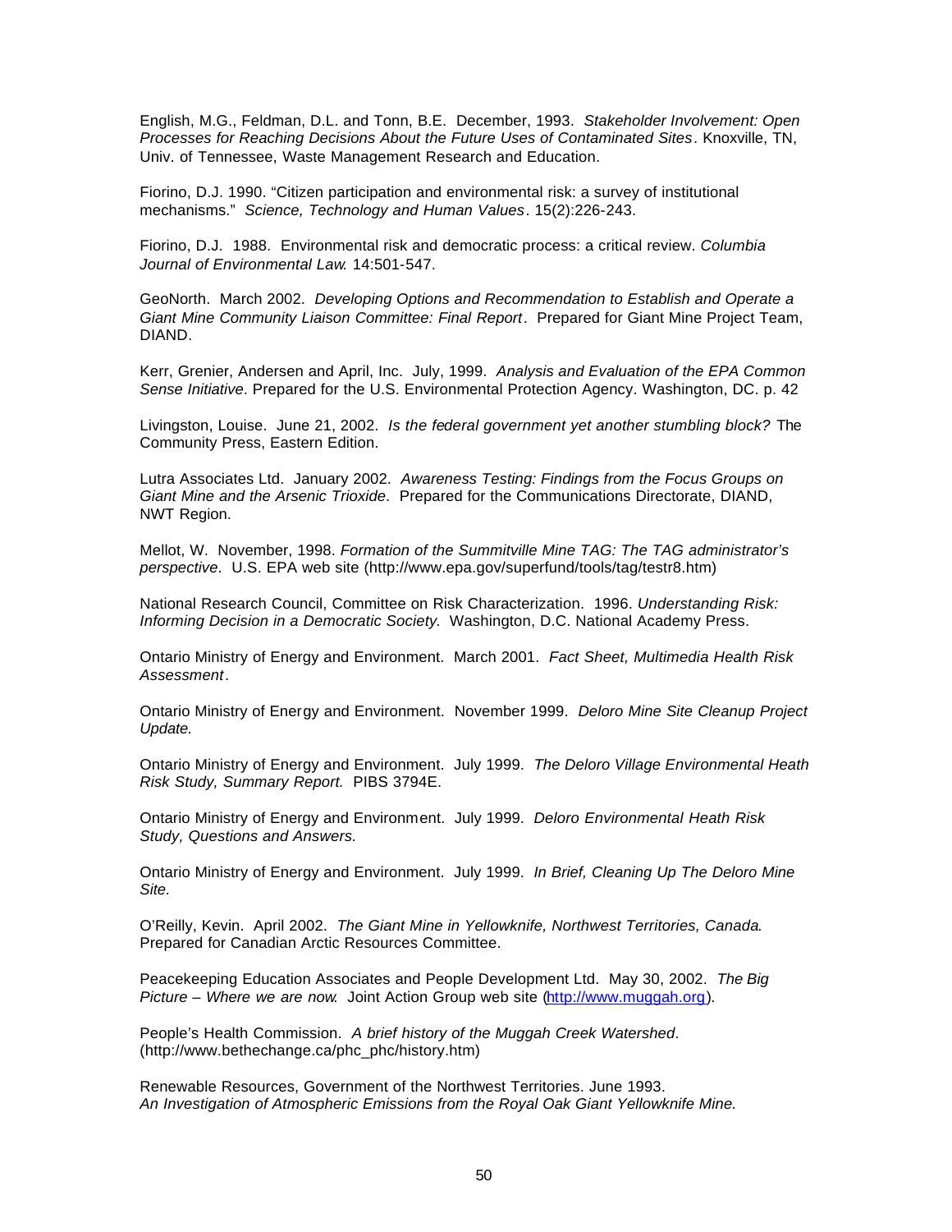English, M.G., Feldman, D.L. and Tonn, B.E. December, 1993. *Stakeholder Involvement: Open Processes for Reaching Decisions About the Future Uses of Contaminated Sites*. Knoxville, TN, Univ. of Tennessee, Waste Management Research and Education.

Fiorino, D.J. 1990. "Citizen participation and environmental risk: a survey of institutional mechanisms." *Science, Technology and Human Values*. 15(2):226-243.

Fiorino, D.J. 1988. Environmental risk and democratic process: a critical review. *Columbia Journal of Environmental Law*. 14:501-547.

GeoNorth. March 2002. *Developing Options and Recommendation to Establish and Operate a Giant Mine Community Liaison Committee: Final Report*. Prepared for Giant Mine Project Team, DIAND.

Kerr, Grenier, Andersen and April, Inc. July, 1999. *Analysis and Evaluation of the EPA Common Sense Initiative*. Prepared for the U.S. Environmental Protection Agency. Washington, DC. p. 42

Livingston, Louise. June 21, 2002. *Is the federal government yet another stumbling block?* The Community Press, Eastern Edition.

Lutra Associates Ltd. January 2002. *Awareness Testing: Findings from the Focus Groups on Giant Mine and the Arsenic Trioxide*. Prepared for the Communications Directorate, DIAND, NWT Region.

Mellot, W. November, 1998. *Formation of the Summitville Mine TAG: The TAG administrator's perspective*. U.S. EPA web site (http://www.epa.gov/superfund/tools/tag/testr8.htm)

National Research Council, Committee on Risk Characterization. 1996. *Understanding Risk: Informing Decision in a Democratic Society.* Washington, D.C. National Academy Press.

Ontario Ministry of Energy and Environment. March 2001. *Fact Sheet, Multimedia Health Risk Assessment*.

Ontario Ministry of Energy and Environment. November 1999. *Deloro Mine Site Cleanup Project Update.*

Ontario Ministry of Energy and Environment. July 1999. *The Deloro Village Environmental Heath Risk Study, Summary Report.* PIBS 3794E.

Ontario Ministry of Energy and Environment. July 1999. *Deloro Environmental Heath Risk Study, Questions and Answers.*

Ontario Ministry of Energy and Environment. July 1999. *In Brief, Cleaning Up The Deloro Mine Site.*

O'Reilly, Kevin. April 2002. *The Giant Mine in Yellowknife, Northwest Territories, Canada*. Prepared for Canadian Arctic Resources Committee.

Peacekeeping Education Associates and People Development Ltd. May 30, 2002. *The Big Picture – Where we are now.* Joint Action Group web site (http://www.muggah.org).

People's Health Commission. *A brief history of the Muggah Creek Watershed*. (http://www.bethechange.ca/phc_phc/history.htm)

Renewable Resources, Government of the Northwest Territories. June 1993. *An Investigation of Atmospheric Emissions from the Royal Oak Giant Yellowknife Mine.*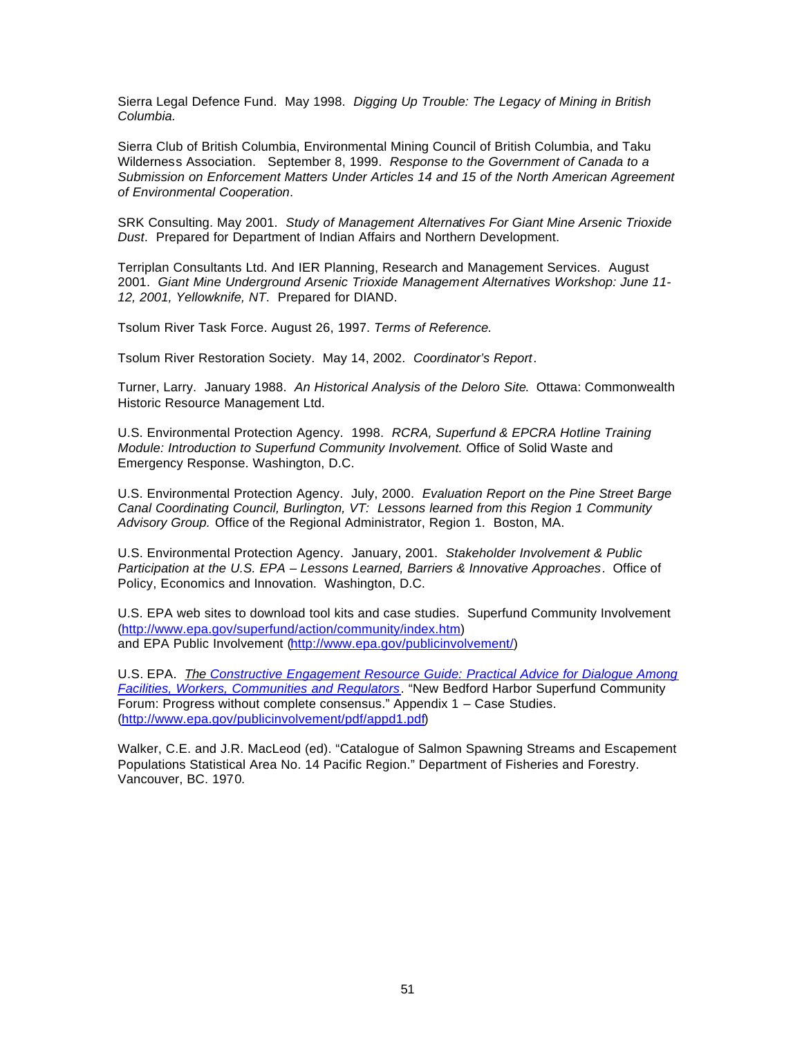Sierra Legal Defence Fund. May 1998. *Digging Up Trouble: The Legacy of Mining in British Columbia.*

Sierra Club of British Columbia, Environmental Mining Council of British Columbia, and Taku Wilderness Association. September 8, 1999. *Response to the Government of Canada to a Submission on Enforcement Matters Under Articles 14 and 15 of the North American Agreement of Environmental Cooperation*.

SRK Consulting. May 2001. *Study of Management Alternatives For Giant Mine Arsenic Trioxide Dust*. Prepared for Department of Indian Affairs and Northern Development.

Terriplan Consultants Ltd. And IER Planning, Research and Management Services. August 2001. *Giant Mine Underground Arsenic Trioxide Management Alternatives Workshop: June 11-12, 2001, Yellowknife, NT*. Prepared for DIAND.

Tsolum River Task Force. August 26, 1997. *Terms of Reference.*

Tsolum River Restoration Society. May 14, 2002. *Coordinator's Report*.

Turner, Larry. January 1988. *An Historical Analysis of the Deloro Site.* Ottawa: Commonwealth Historic Resource Management Ltd.

U.S. Environmental Protection Agency. 1998. *RCRA, Superfund & EPCRA Hotline Training Module: Introduction to Superfund Community Involvement.* Office of Solid Waste and Emergency Response. Washington, D.C.

U.S. Environmental Protection Agency. July, 2000. *Evaluation Report on the Pine Street Barge Canal Coordinating Council, Burlington, VT: Lessons learned from this Region 1 Community Advisory Group.* Office of the Regional Administrator, Region 1. Boston, MA.

U.S. Environmental Protection Agency. January, 2001. *Stakeholder Involvement & Public Participation at the U.S. EPA – Lessons Learned, Barriers & Innovative Approaches*. Office of Policy, Economics and Innovation. Washington, D.C.

U.S. EPA web sites to download tool kits and case studies. Superfund Community Involvement (http://www.epa.gov/superfund/action/community/index.htm) and EPA Public Involvement (http://www.epa.gov/publicinvolvement/)

U.S. EPA. *The Constructive Engagement Resource Guide: Practical Advice for Dialogue Among Facilities, Workers, Communities and Regulators*. "New Bedford Harbor Superfund Community Forum: Progress without complete consensus." Appendix 1 – Case Studies. (http://www.epa.gov/publicinvolvement/pdf/appd1.pdf)

Walker, C.E. and J.R. MacLeod (ed). "Catalogue of Salmon Spawning Streams and Escapement Populations Statistical Area No. 14 Pacific Region." Department of Fisheries and Forestry. Vancouver, BC. 1970.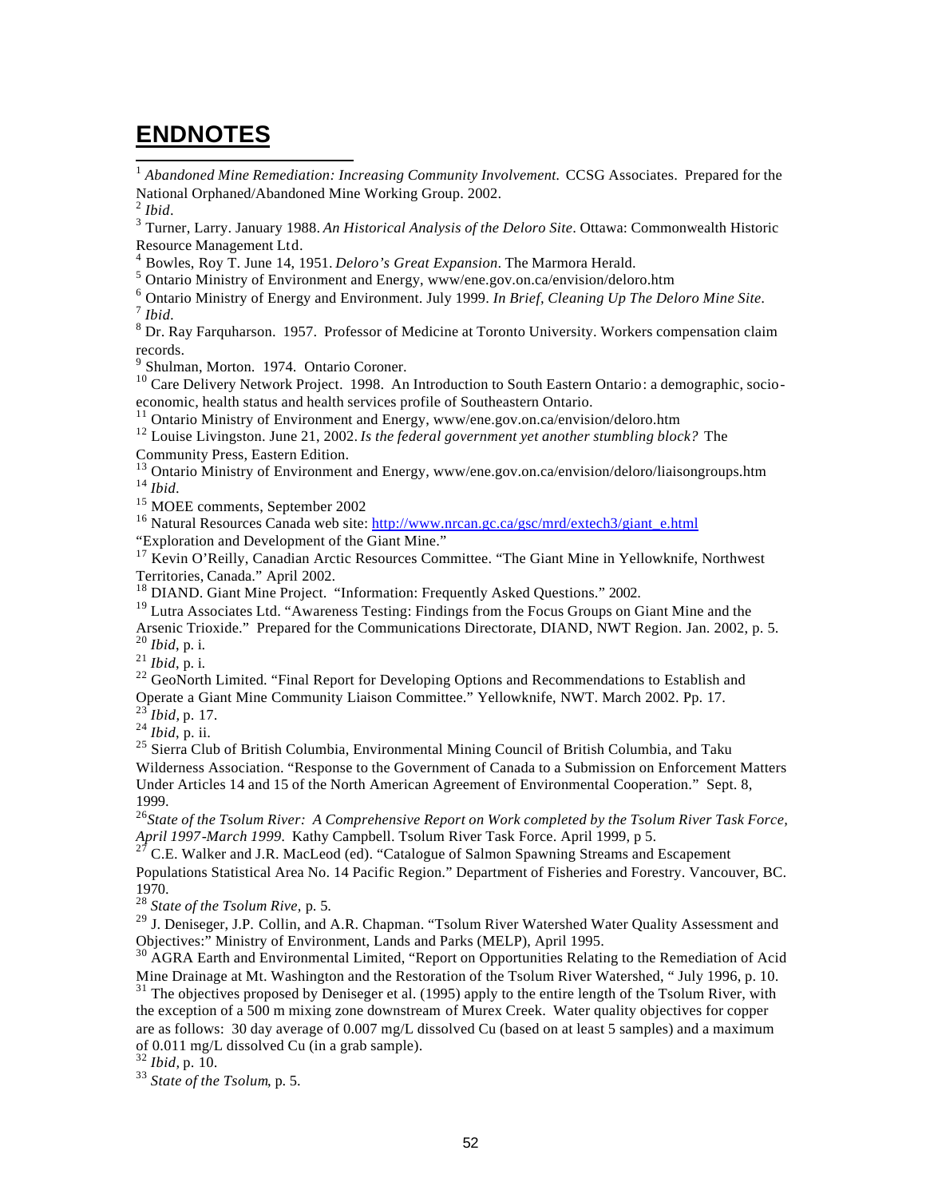# ENDNOTES

[1] *Abandoned Mine Remediation: Increasing Community Involvement.* CCSG Associates. Prepared for the National Orphaned/Abandoned Mine Working Group. 2002.

[2] *Ibid*.

[3] Turner, Larry. January 1988. *An Historical Analysis of the Deloro Site*. Ottawa: Commonwealth Historic Resource Management Ltd.

[4] Bowles, Roy T. June 14, 1951. *Deloro's Great Expansion*. The Marmora Herald.

[5] Ontario Ministry of Environment and Energy, www/ene.gov.on.ca/envision/deloro.htm

[6] Ontario Ministry of Energy and Environment. July 1999. *In Brief, Cleaning Up The Deloro Mine Site.*

[7] *Ibid.*

[8] Dr. Ray Farquharson. 1957. Professor of Medicine at Toronto University. Workers compensation claim records.

[9] Shulman, Morton. 1974. Ontario Coroner.

[10] Care Delivery Network Project. 1998. An Introduction to South Eastern Ontario: a demographic, socio-economic, health status and health services profile of Southeastern Ontario.

[11] Ontario Ministry of Environment and Energy, www/ene.gov.on.ca/envision/deloro.htm

[12] Louise Livingston. June 21, 2002. *Is the federal government yet another stumbling block?* The Community Press, Eastern Edition.

[13] Ontario Ministry of Environment and Energy, www/ene.gov.on.ca/envision/deloro/liaisongroups.htm

[14] *Ibid.*

[15] MOEE comments, September 2002

[16] Natural Resources Canada web site: http://www.nrcan.gc.ca/gsc/mrd/extech3/giant_e.html "Exploration and Development of the Giant Mine."

[17] Kevin O'Reilly, Canadian Arctic Resources Committee. "The Giant Mine in Yellowknife, Northwest Territories, Canada." April 2002.

[18] DIAND. Giant Mine Project. "Information: Frequently Asked Questions." 2002.

[19] Lutra Associates Ltd. "Awareness Testing: Findings from the Focus Groups on Giant Mine and the Arsenic Trioxide." Prepared for the Communications Directorate, DIAND, NWT Region. Jan. 2002, p. 5.

[20] *Ibid*, p. i.

[21] *Ibid*, p. i.

[22] GeoNorth Limited. "Final Report for Developing Options and Recommendations to Establish and Operate a Giant Mine Community Liaison Committee." Yellowknife, NWT. March 2002. Pp. 17.

[23] *Ibid,* p. 17.

[24] *Ibid*, p. ii.

[25] Sierra Club of British Columbia, Environmental Mining Council of British Columbia, and Taku Wilderness Association. "Response to the Government of Canada to a Submission on Enforcement Matters Under Articles 14 and 15 of the North American Agreement of Environmental Cooperation." Sept. 8, 1999.

[26] *State of the Tsolum River: A Comprehensive Report on Work completed by the Tsolum River Task Force, April 1997-March 1999.* Kathy Campbell. Tsolum River Task Force. April 1999, p 5.

[27] C.E. Walker and J.R. MacLeod (ed). "Catalogue of Salmon Spawning Streams and Escapement Populations Statistical Area No. 14 Pacific Region." Department of Fisheries and Forestry. Vancouver, BC. 1970.

[28] *State of the Tsolum Rive,* p. 5.

[29] J. Deniseger, J.P. Collin, and A.R. Chapman. "Tsolum River Watershed Water Quality Assessment and Objectives:" Ministry of Environment, Lands and Parks (MELP), April 1995.

[30] AGRA Earth and Environmental Limited, "Report on Opportunities Relating to the Remediation of Acid Mine Drainage at Mt. Washington and the Restoration of the Tsolum River Watershed, " July 1996, p. 10.

[31] The objectives proposed by Deniseger et al. (1995) apply to the entire length of the Tsolum River, with the exception of a 500 m mixing zone downstream of Murex Creek. Water quality objectives for copper are as follows: 30 day average of 0.007 mg/L dissolved Cu (based on at least 5 samples) and a maximum of 0.011 mg/L dissolved Cu (in a grab sample).

[32] *Ibid,* p. 10.

[33] *State of the Tsolum*, p. 5.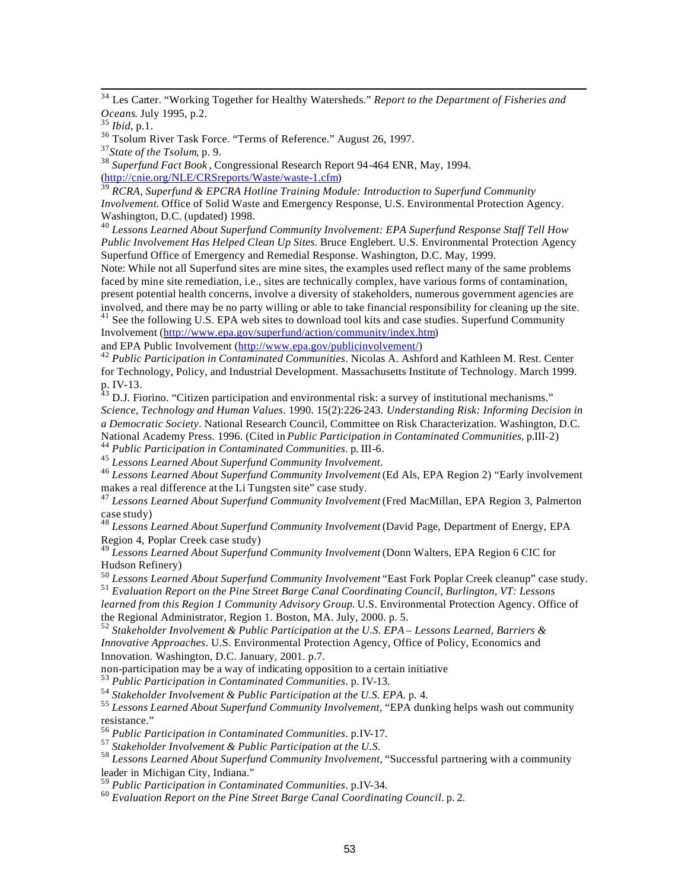[34] Les Carter. "Working Together for Healthy Watersheds." *Report to the Department of Fisheries and Oceans*. July 1995, p.2.

[35] *Ibid*, p.1.

[36] Tsolum River Task Force. "Terms of Reference." August 26, 1997.

[37] *State of the Tsolum*, p. 9.

[38] *Superfund Fact Book*, Congressional Research Report 94-464 ENR, May, 1994. (http://cnie.org/NLE/CRSreports/Waste/waste-1.cfm)

[39] *RCRA, Superfund & EPCRA Hotline Training Module: Introduction to Superfund Community Involvement.* Office of Solid Waste and Emergency Response, U.S. Environmental Protection Agency. Washington, D.C. (updated) 1998.

[40] *Lessons Learned About Superfund Community Involvement: EPA Superfund Response Staff Tell How Public Involvement Has Helped Clean Up Sites.* Bruce Englebert. U.S. Environmental Protection Agency Superfund Office of Emergency and Remedial Response. Washington, D.C. May, 1999.

Note: While not all Superfund sites are mine sites, the examples used reflect many of the same problems faced by mine site remediation, i.e., sites are technically complex, have various forms of contamination, present potential health concerns, involve a diversity of stakeholders, numerous government agencies are involved, and there may be no party willing or able to take financial responsibility for cleaning up the site.

[41] See the following U.S. EPA web sites to download tool kits and case studies. Superfund Community Involvement (http://www.epa.gov/superfund/action/community/index.htm) and EPA Public Involvement (http://www.epa.gov/publicinvolvement/)

[42] *Public Participation in Contaminated Communities*. Nicolas A. Ashford and Kathleen M. Rest. Center for Technology, Policy, and Industrial Development. Massachusetts Institute of Technology. March 1999. p. IV-13.

[43] D.J. Fiorino. "Citizen participation and environmental risk: a survey of institutional mechanisms." *Science, Technology and Human Values*. 1990. 15(2):226-243. *Understanding Risk: Informing Decision in a Democratic Society*. National Research Council, Committee on Risk Characterization. Washington, D.C. National Academy Press. 1996. (Cited in *Public Participation in Contaminated Communities*, p.III-2)

[44] *Public Participation in Contaminated Communities*. p. III-6.

[45] *Lessons Learned About Superfund Community Involvement.*

[46] *Lessons Learned About Superfund Community Involvement* (Ed Als, EPA Region 2) "Early involvement makes a real difference at the Li Tungsten site" case study.

[47] *Lessons Learned About Superfund Community Involvement* (Fred MacMillan, EPA Region 3, Palmerton case study)

[48] *Lessons Learned About Superfund Community Involvement* (David Page, Department of Energy, EPA Region 4, Poplar Creek case study)

[49] *Lessons Learned About Superfund Community Involvement* (Donn Walters, EPA Region 6 CIC for Hudson Refinery)

[50] *Lessons Learned About Superfund Community Involvement* "East Fork Poplar Creek cleanup" case study.

[51] *Evaluation Report on the Pine Street Barge Canal Coordinating Council, Burlington, VT: Lessons learned from this Region 1 Community Advisory Group.* U.S. Environmental Protection Agency. Office of the Regional Administrator, Region 1. Boston, MA. July, 2000. p. 5.

[52] *Stakeholder Involvement & Public Participation at the U.S. EPA – Lessons Learned, Barriers & Innovative Approaches*. U.S. Environmental Protection Agency, Office of Policy, Economics and Innovation. Washington, D.C. January, 2001. p.7.

non-participation may be a way of indicating opposition to a certain initiative

[53] *Public Participation in Contaminated Communities*. p. IV-13.

[54] *Stakeholder Involvement & Public Participation at the U.S. EPA.* p. 4.

[55] *Lessons Learned About Superfund Community Involvement,* "EPA dunking helps wash out community resistance."

[56] *Public Participation in Contaminated Communities*. p.IV-17.

[57] *Stakeholder Involvement & Public Participation at the U.S.*

[58] *Lessons Learned About Superfund Community Involvement*, "Successful partnering with a community leader in Michigan City, Indiana."

[59] *Public Participation in Contaminated Communities*. p.IV-34.

[60] *Evaluation Report on the Pine Street Barge Canal Coordinating Council*. p. 2.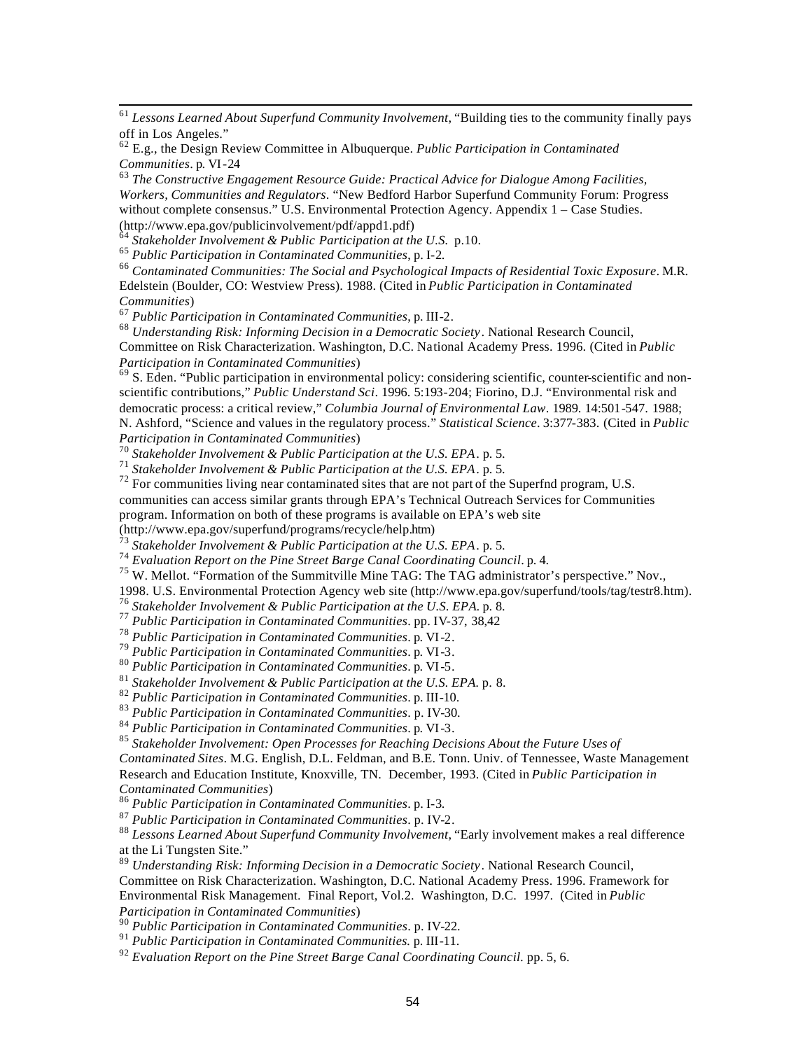[61] *Lessons Learned About Superfund Community Involvement*, "Building ties to the community finally pays off in Los Angeles."

[62] E.g., the Design Review Committee in Albuquerque. *Public Participation in Contaminated Communities*. p. VI-24

[63] *The Constructive Engagement Resource Guide: Practical Advice for Dialogue Among Facilities, Workers, Communities and Regulators*. "New Bedford Harbor Superfund Community Forum: Progress without complete consensus." U.S. Environmental Protection Agency. Appendix 1 – Case Studies. (http://www.epa.gov/publicinvolvement/pdf/appd1.pdf)

[64] *Stakeholder Involvement & Public Participation at the U.S.* p.10.

[65] *Public Participation in Contaminated Communities*, p. I-2.

[66] *Contaminated Communities: The Social and Psychological Impacts of Residential Toxic Exposure*. M.R. Edelstein (Boulder, CO: Westview Press). 1988. (Cited in *Public Participation in Contaminated Communities*)

[67] *Public Participation in Contaminated Communities*, p. III-2.

[68] *Understanding Risk: Informing Decision in a Democratic Society*. National Research Council, Committee on Risk Characterization. Washington, D.C. National Academy Press. 1996. (Cited in *Public Participation in Contaminated Communities*)

[69] S. Eden. "Public participation in environmental policy: considering scientific, counter-scientific and non-scientific contributions," *Public Understand Sci*. 1996. 5:193-204; Fiorino, D.J. "Environmental risk and democratic process: a critical review," *Columbia Journal of Environmental Law*. 1989. 14:501-547. 1988; N. Ashford, "Science and values in the regulatory process." *Statistical Science*. 3:377-383. (Cited in *Public Participation in Contaminated Communities*)

[70] *Stakeholder Involvement & Public Participation at the U.S. EPA*. p. 5.

[71] *Stakeholder Involvement & Public Participation at the U.S. EPA*. p. 5.

[72] For communities living near contaminated sites that are not part of the Superfnd program, U.S. communities can access similar grants through EPA's Technical Outreach Services for Communities program. Information on both of these programs is available on EPA's web site (http://www.epa.gov/superfund/programs/recycle/help.htm)

[73] *Stakeholder Involvement & Public Participation at the U.S. EPA*. p. 5.

[74] *Evaluation Report on the Pine Street Barge Canal Coordinating Council*. p. 4.

[75] W. Mellot. "Formation of the Summitville Mine TAG: The TAG administrator's perspective." Nov., 1998. U.S. Environmental Protection Agency web site (http://www.epa.gov/superfund/tools/tag/testr8.htm).

[76] *Stakeholder Involvement & Public Participation at the U.S. EPA*. p. 8.

[77] *Public Participation in Contaminated Communities*. pp. IV-37, 38,42

[78] *Public Participation in Contaminated Communities*. p. VI-2.

[79] *Public Participation in Contaminated Communities*. p. VI-3.

[80] *Public Participation in Contaminated Communities*. p. VI-5.

[81] *Stakeholder Involvement & Public Participation at the U.S. EPA*. p. 8.

[82] *Public Participation in Contaminated Communities*. p. III-10.

[83] *Public Participation in Contaminated Communities*. p. IV-30.

[84] *Public Participation in Contaminated Communities*. p. VI-3.

[85] *Stakeholder Involvement: Open Processes for Reaching Decisions About the Future Uses of Contaminated Sites*. M.G. English, D.L. Feldman, and B.E. Tonn. Univ. of Tennessee, Waste Management Research and Education Institute, Knoxville, TN. December, 1993. (Cited in *Public Participation in Contaminated Communities*)

[86] *Public Participation in Contaminated Communities*. p. I-3.

[87] *Public Participation in Contaminated Communities*. p. IV-2.

[88] *Lessons Learned About Superfund Community Involvement*, "Early involvement makes a real difference at the Li Tungsten Site."

[89] *Understanding Risk: Informing Decision in a Democratic Society*. National Research Council, Committee on Risk Characterization. Washington, D.C. National Academy Press. 1996. Framework for Environmental Risk Management. Final Report, Vol.2. Washington, D.C. 1997. (Cited in *Public Participation in Contaminated Communities*)

[90] *Public Participation in Contaminated Communities*. p. IV-22.

[91] *Public Participation in Contaminated Communities.* p. III-11.

[92] *Evaluation Report on the Pine Street Barge Canal Coordinating Council.* pp. 5, 6.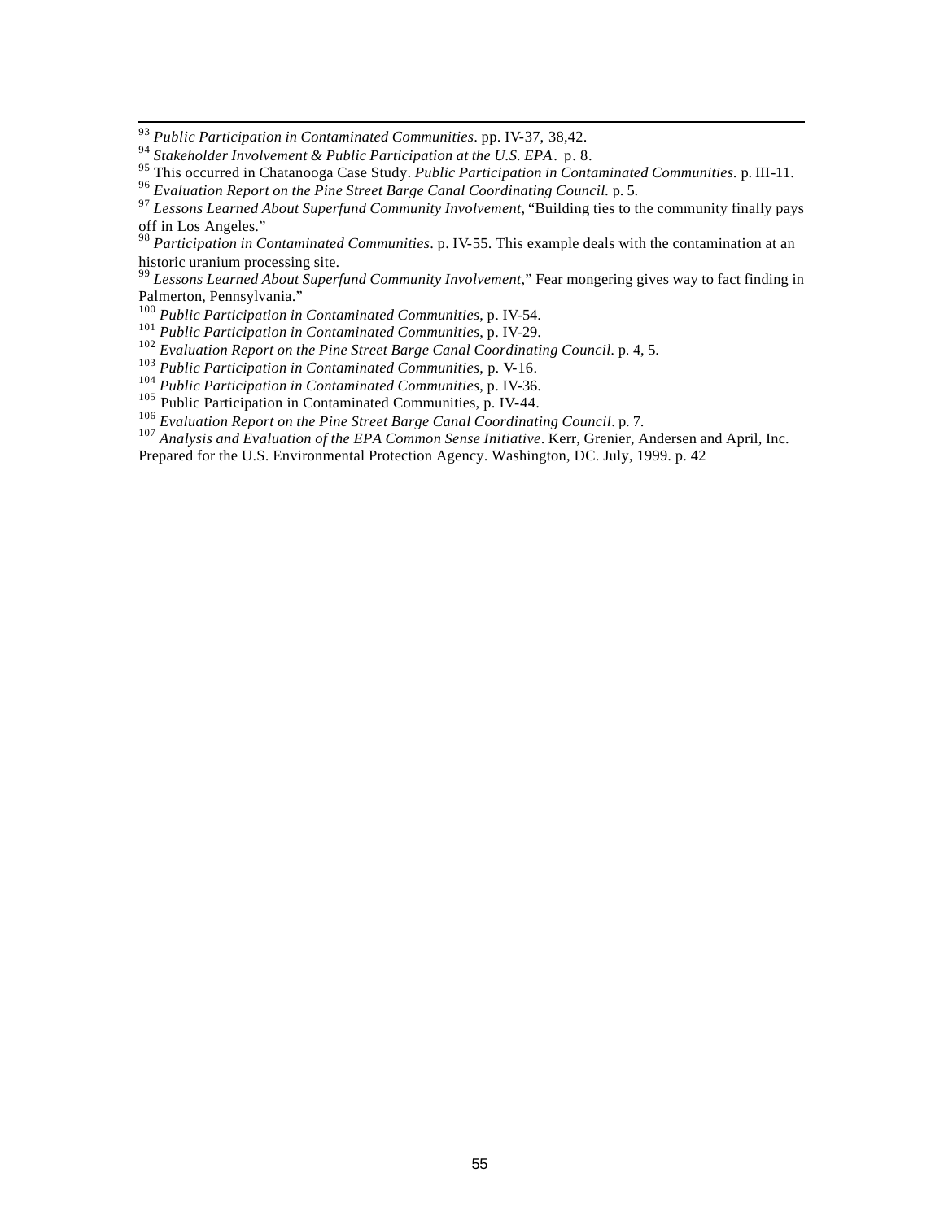[93] *Public Participation in Contaminated Communities*. pp. IV-37, 38,42.
[94] *Stakeholder Involvement & Public Participation at the U.S. EPA*. p. 8.
[95] This occurred in Chatanooga Case Study. *Public Participation in Contaminated Communities.* p. III-11.
[96] *Evaluation Report on the Pine Street Barge Canal Coordinating Council.* p. 5.
[97] *Lessons Learned About Superfund Community Involvement*, "Building ties to the community finally pays off in Los Angeles."
[98] *Participation in Contaminated Communities*. p. IV-55. This example deals with the contamination at an historic uranium processing site.
[99] *Lessons Learned About Superfund Community Involvement*," Fear mongering gives way to fact finding in Palmerton, Pennsylvania."
[100] *Public Participation in Contaminated Communities*, p. IV-54.
[101] *Public Participation in Contaminated Communities*, p. IV-29.
[102] *Evaluation Report on the Pine Street Barge Canal Coordinating Council.* p. 4, 5.
[103] *Public Participation in Contaminated Communities*, p. V-16.
[104] *Public Participation in Contaminated Communities*, p. IV-36.
[105] Public Participation in Contaminated Communities, p. IV-44.
[106] *Evaluation Report on the Pine Street Barge Canal Coordinating Council*. p. 7.
[107] *Analysis and Evaluation of the EPA Common Sense Initiative*. Kerr, Grenier, Andersen and April, Inc. Prepared for the U.S. Environmental Protection Agency. Washington, DC. July, 1999. p. 42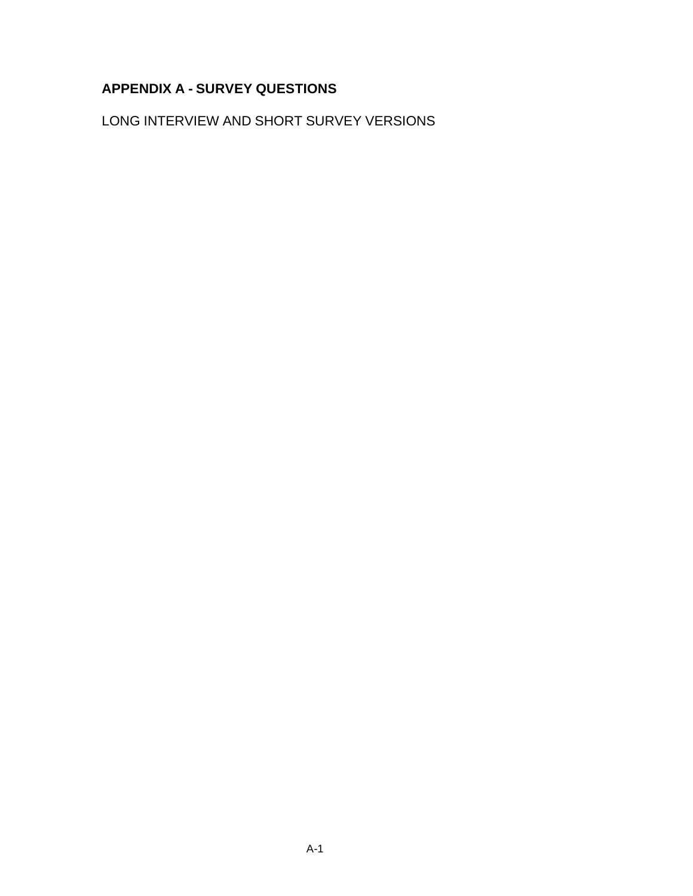## APPENDIX A - SURVEY QUESTIONS

LONG INTERVIEW AND SHORT SURVEY VERSIONS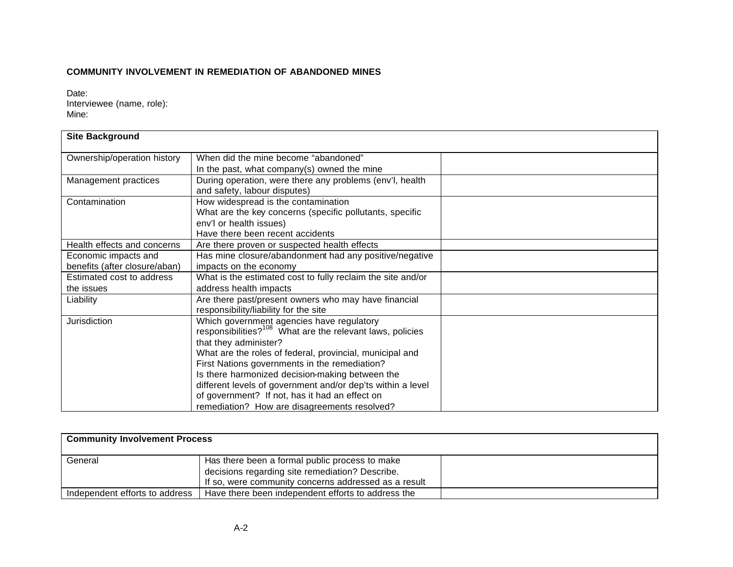**COMMUNITY INVOLVEMENT IN REMEDIATION OF ABANDONED MINES**

Date:
Interviewee (name, role):
Mine:

| **Site Background** | | |
|---|---|---|
| Ownership/operation history | When did the mine become "abandoned"<br>In the past, what company(s) owned the mine | |
| Management practices | During operation, were there any problems (env'l, health and safety, labour disputes) | |
| Contamination | How widespread is the contamination<br>What are the key concerns (specific pollutants, specific env'l or health issues)<br>Have there been recent accidents | |
| Health effects and concerns | Are there proven or suspected health effects | |
| Economic impacts and benefits (after closure/aban) | Has mine closure/abandonment had any positive/negative impacts on the economy | |
| Estimated cost to address the issues | What is the estimated cost to fully reclaim the site and/or address health impacts | |
| Liability | Are there past/present owners who may have financial responsibility/liability for the site | |
| Jurisdiction | Which government agencies have regulatory responsibilities?[108] What are the relevant laws, policies that they administer?<br>What are the roles of federal, provincial, municipal and First Nations governments in the remediation?<br>Is there harmonized decision-making between the different levels of government and/or dep'ts within a level of government? If not, has it had an effect on remediation? How are disagreements resolved? | |

| **Community Involvement Process** | | |
|---|---|---|
| General | Has there been a formal public process to make decisions regarding site remediation? Describe.<br>If so, were community concerns addressed as a result | |
| Independent efforts to address | Have there been independent efforts to address the | |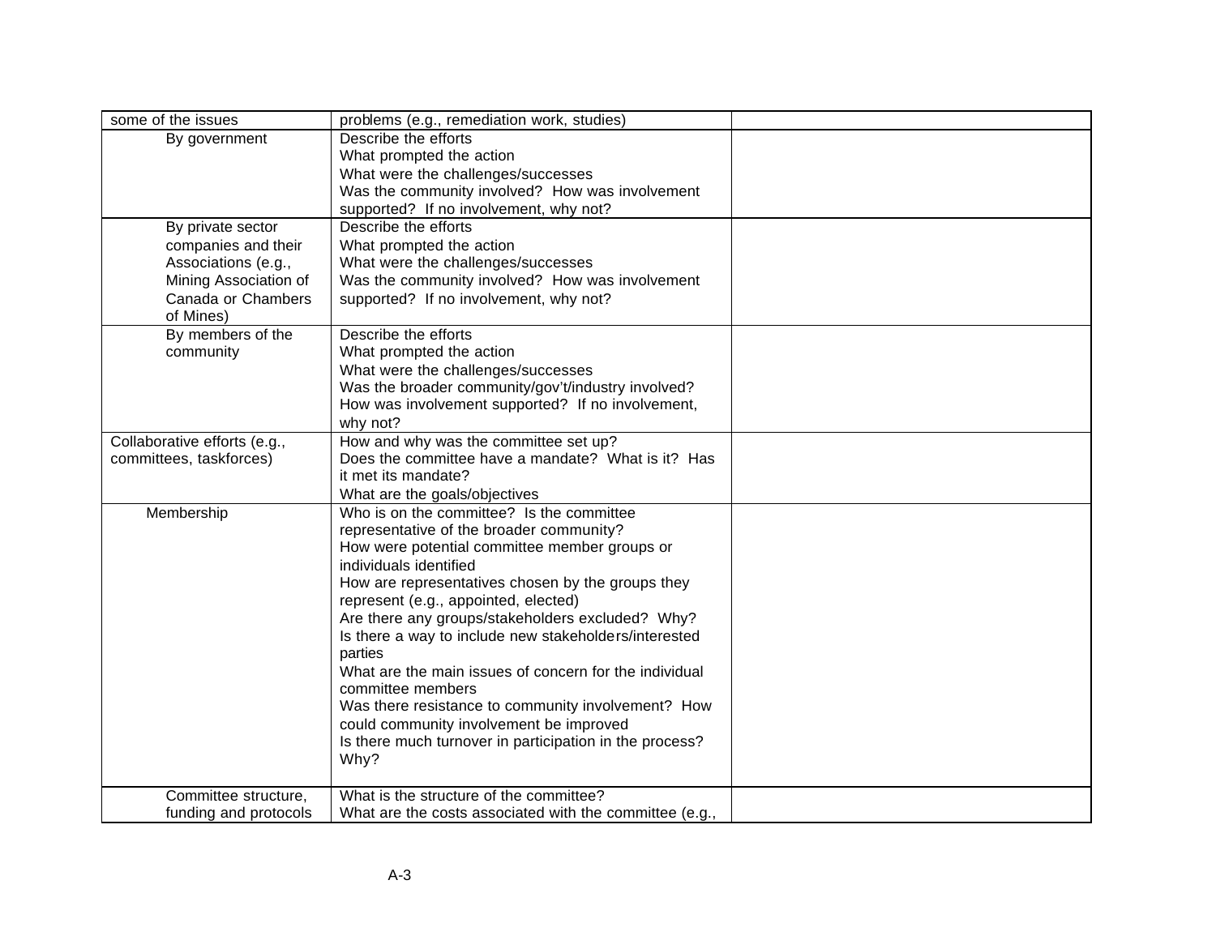| | | |
|---|---|---|
| some of the issues | problems (e.g., remediation work, studies) | |
| By government | Describe the efforts<br>What prompted the action<br>What were the challenges/successes<br>Was the community involved? How was involvement supported? If no involvement, why not? | |
| By private sector companies and their Associations (e.g., Mining Association of Canada or Chambers of Mines) | Describe the efforts<br>What prompted the action<br>What were the challenges/successes<br>Was the community involved? How was involvement supported? If no involvement, why not? | |
| By members of the community | Describe the efforts<br>What prompted the action<br>What were the challenges/successes<br>Was the broader community/gov't/industry involved? How was involvement supported? If no involvement, why not? | |
| Collaborative efforts (e.g., committees, taskforces) | How and why was the committee set up?<br>Does the committee have a mandate? What is it? Has it met its mandate?<br>What are the goals/objectives | |
| Membership | Who is on the committee? Is the committee representative of the broader community?<br>How were potential committee member groups or individuals identified<br>How are representatives chosen by the groups they represent (e.g., appointed, elected)<br>Are there any groups/stakeholders excluded? Why?<br>Is there a way to include new stakeholders/interested parties<br>What are the main issues of concern for the individual committee members<br>Was there resistance to community involvement? How could community involvement be improved<br>Is there much turnover in participation in the process? Why? | |
| Committee structure, funding and protocols | What is the structure of the committee?<br>What are the costs associated with the committee (e.g., | |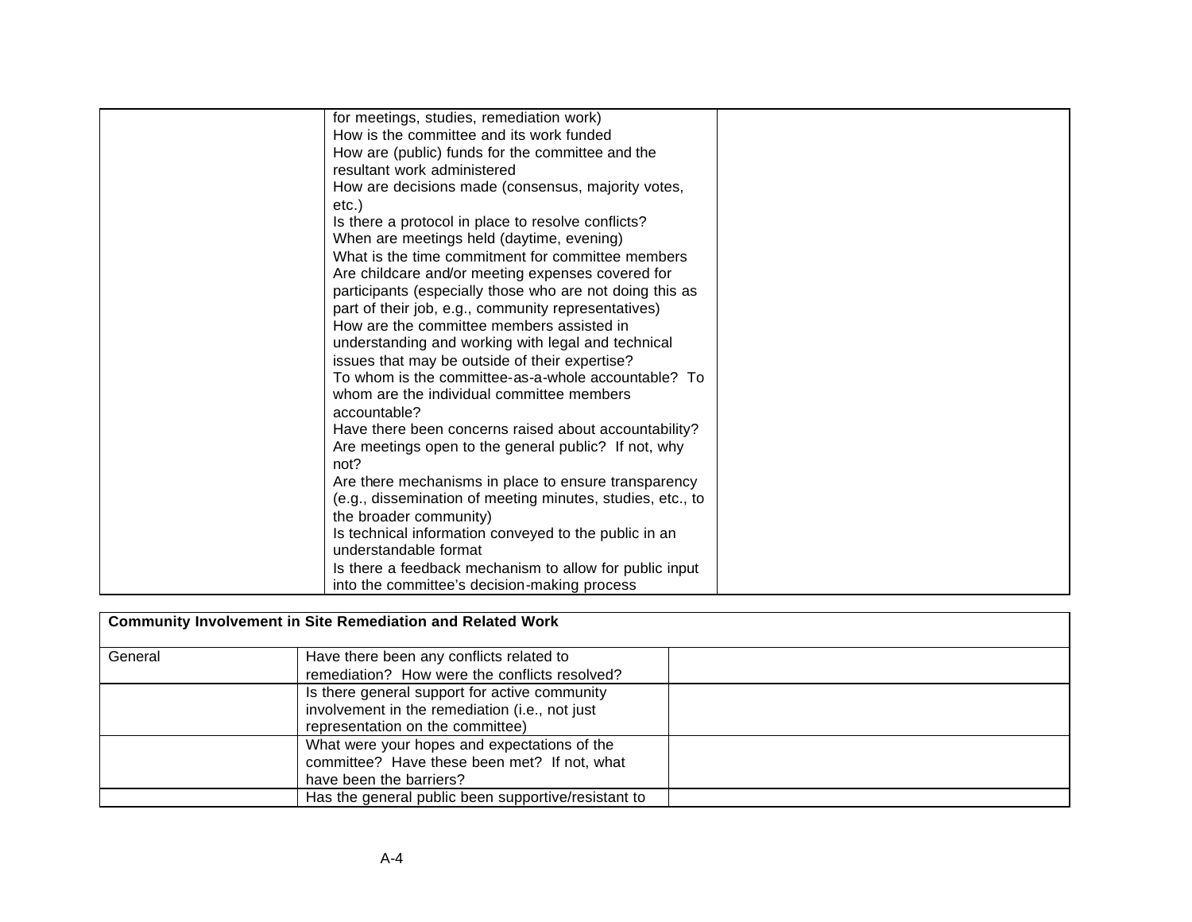| | | |
|---|---|---|
| | for meetings, studies, remediation work)<br>How is the committee and its work funded<br>How are (public) funds for the committee and the resultant work administered<br>How are decisions made (consensus, majority votes, etc.)<br>Is there a protocol in place to resolve conflicts?<br>When are meetings held (daytime, evening)<br>What is the time commitment for committee members<br>Are childcare and/or meeting expenses covered for participants (especially those who are not doing this as part of their job, e.g., community representatives)<br>How are the committee members assisted in understanding and working with legal and technical issues that may be outside of their expertise?<br>To whom is the committee-as-a-whole accountable? To whom are the individual committee members accountable?<br>Have there been concerns raised about accountability?<br>Are meetings open to the general public? If not, why not?<br>Are there mechanisms in place to ensure transparency (e.g., dissemination of meeting minutes, studies, etc., to the broader community)<br>Is technical information conveyed to the public in an understandable format<br>Is there a feedback mechanism to allow for public input into the committee's decision-making process | |

| **Community Involvement in Site Remediation and Related Work** | | |
|---|---|---|
| General | Have there been any conflicts related to remediation? How were the conflicts resolved? | |
| | Is there general support for active community involvement in the remediation (i.e., not just representation on the committee) | |
| | What were your hopes and expectations of the committee? Have these been met? If not, what have been the barriers? | |
| | Has the general public been supportive/resistant to | |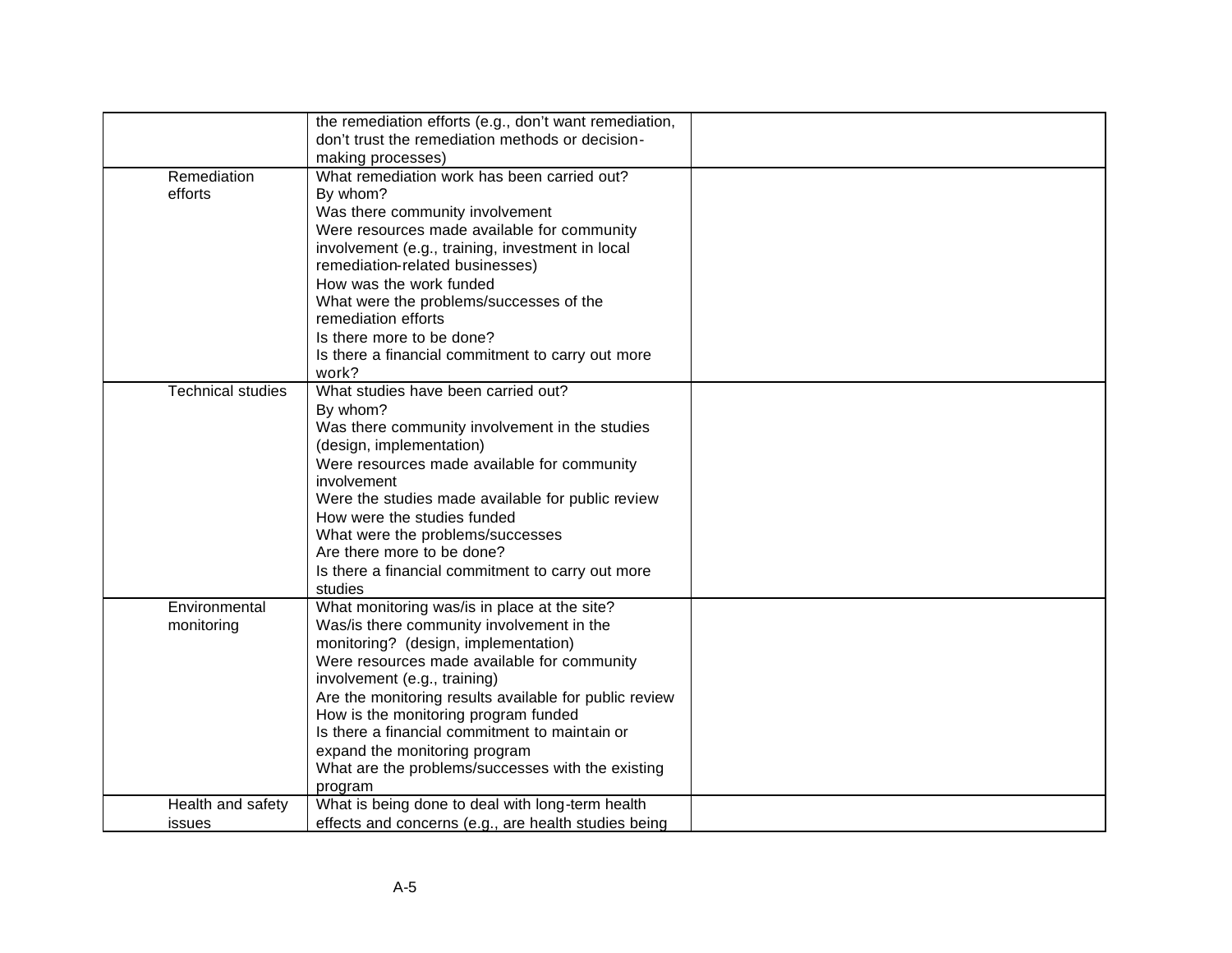| | | |
|---|---|---|
| | the remediation efforts (e.g., don't want remediation, don't trust the remediation methods or decision-making processes) | |
| Remediation efforts | What remediation work has been carried out?<br>By whom?<br>Was there community involvement<br>Were resources made available for community involvement (e.g., training, investment in local remediation-related businesses)<br>How was the work funded<br>What were the problems/successes of the remediation efforts<br>Is there more to be done?<br>Is there a financial commitment to carry out more work? | |
| Technical studies | What studies have been carried out?<br>By whom?<br>Was there community involvement in the studies (design, implementation)<br>Were resources made available for community involvement<br>Were the studies made available for public review<br>How were the studies funded<br>What were the problems/successes<br>Are there more to be done?<br>Is there a financial commitment to carry out more studies | |
| Environmental monitoring | What monitoring was/is in place at the site?<br>Was/is there community involvement in the monitoring? (design, implementation)<br>Were resources made available for community involvement (e.g., training)<br>Are the monitoring results available for public review<br>How is the monitoring program funded<br>Is there a financial commitment to maintain or expand the monitoring program<br>What are the problems/successes with the existing program | |
| Health and safety issues | What is being done to deal with long-term health effects and concerns (e.g., are health studies being | |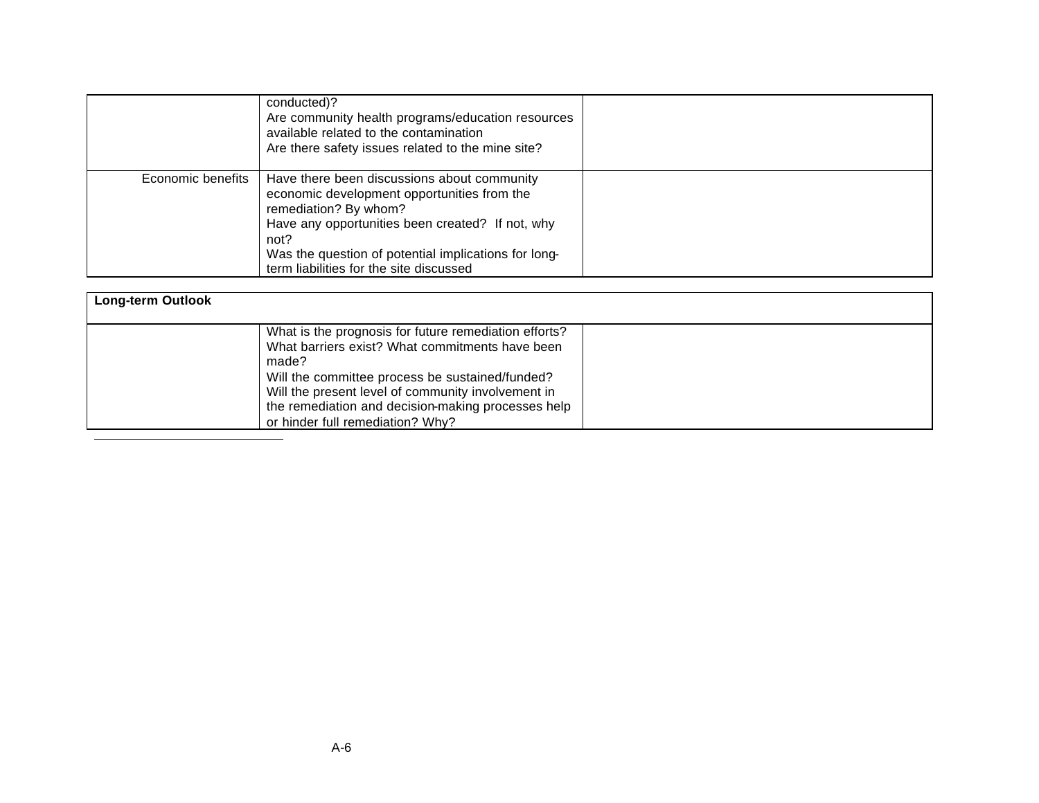| | | |
|---|---|---|
| | conducted)?<br>Are community health programs/education resources available related to the contamination<br>Are there safety issues related to the mine site? | |
| Economic benefits | Have there been discussions about community economic development opportunities from the remediation? By whom?<br>Have any opportunities been created? If not, why not?<br>Was the question of potential implications for long-term liabilities for the site discussed | |

| **Long-term Outlook** | | |
|---|---|---|
| | What is the prognosis for future remediation efforts? What barriers exist? What commitments have been made?<br>Will the committee process be sustained/funded?<br>Will the present level of community involvement in the remediation and decision-making processes help or hinder full remediation? Why? | |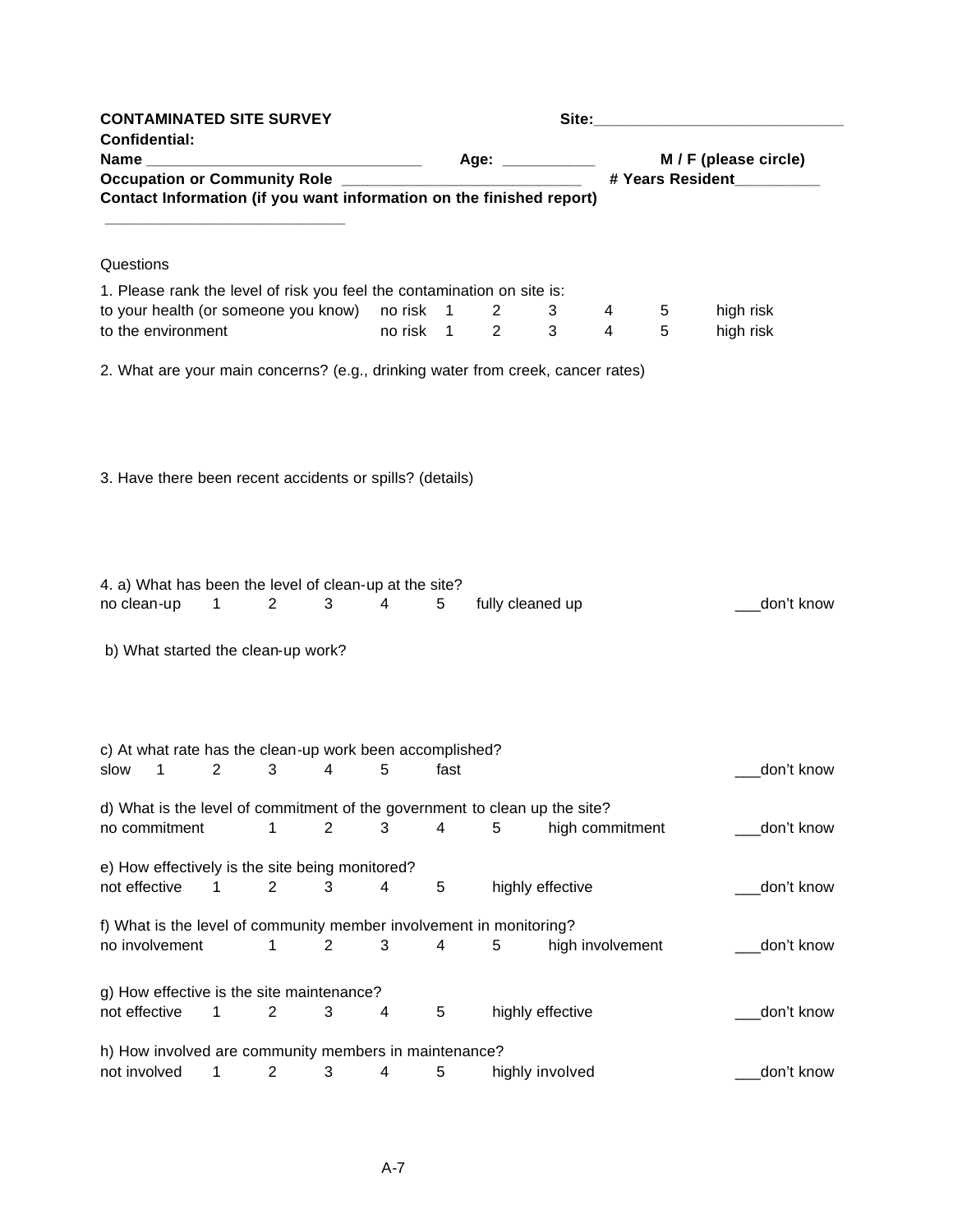**CONTAMINATED SITE SURVEY** **Site:_____________________________**

**Confidential:**

**Name _______________________________** **Age: __________** **M / F (please circle)**

**Occupation or Community Role ___________________________** **# Years Resident_________**

**Contact Information (if you want information on the finished report)**

___________________________

Questions

1. Please rank the level of risk you feel the contamination on site is:

| | | | | | | | |
|---|---|---|---|---|---|---|---|
| to your health (or someone you know) | no risk | 1 | 2 | 3 | 4 | 5 | high risk |
| to the environment | no risk | 1 | 2 | 3 | 4 | 5 | high risk |

2. What are your main concerns? (e.g., drinking water from creek, cancer rates)

3. Have there been recent accidents or spills? (details)

4. a) What has been the level of clean-up at the site?

no clean-up 1 2 3 4 5 fully cleaned up ___don't know

b) What started the clean-up work?

c) At what rate has the clean-up work been accomplished?

slow 1 2 3 4 5 fast ___don't know

d) What is the level of commitment of the government to clean up the site?

no commitment 1 2 3 4 5 high commitment ___don't know

e) How effectively is the site being monitored?

not effective 1 2 3 4 5 highly effective ___don't know

f) What is the level of community member involvement in monitoring?

no involvement 1 2 3 4 5 high involvement ___don't know

g) How effective is the site maintenance?

not effective 1 2 3 4 5 highly effective ___don't know

h) How involved are community members in maintenance?

not involved 1 2 3 4 5 highly involved ___don't know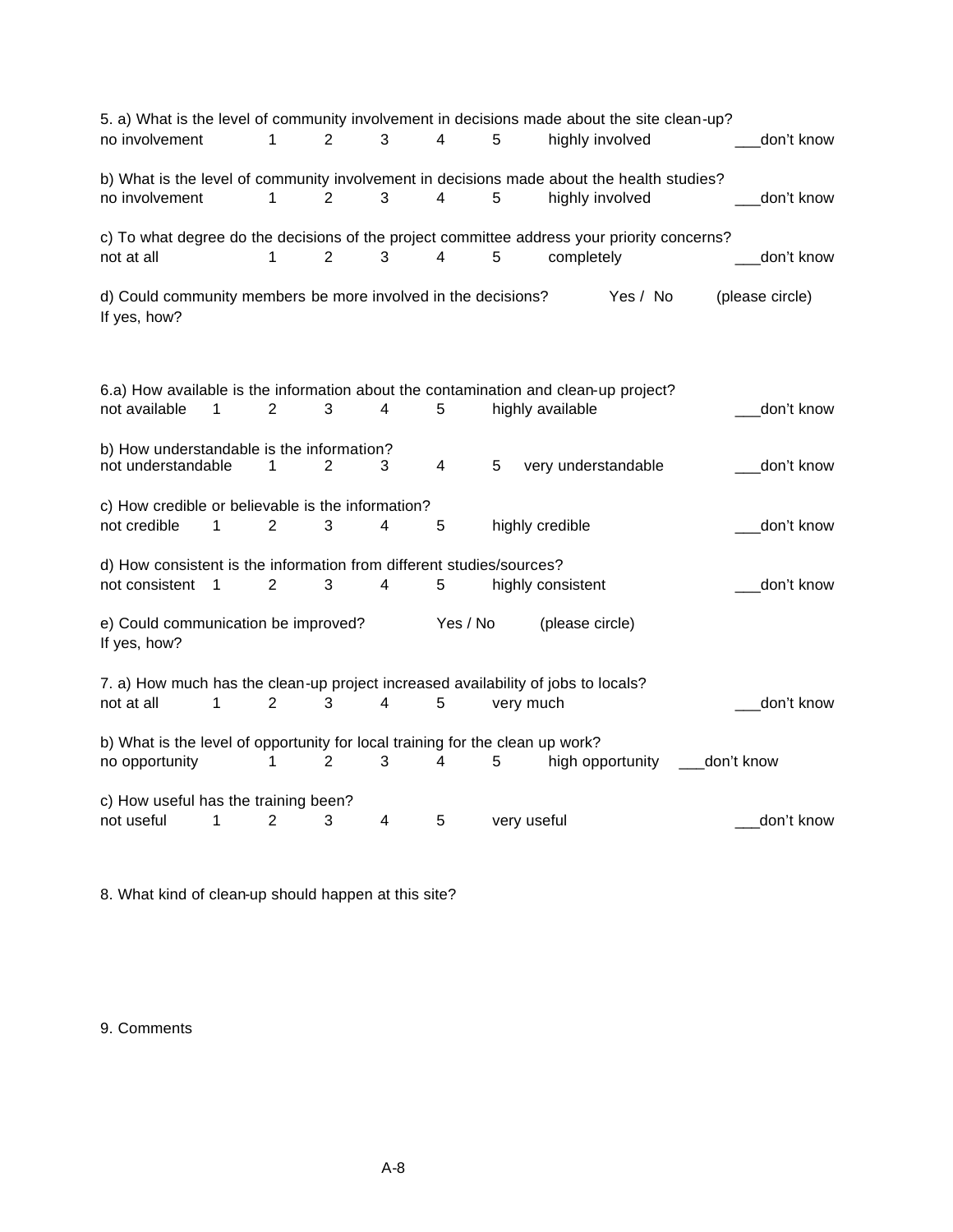5. a) What is the level of community involvement in decisions made about the site clean-up?
no involvement 1 2 3 4 5 highly involved ___don't know

b) What is the level of community involvement in decisions made about the health studies?
no involvement 1 2 3 4 5 highly involved ___don't know

c) To what degree do the decisions of the project committee address your priority concerns?
not at all 1 2 3 4 5 completely ___don't know

d) Could community members be more involved in the decisions? Yes / No (please circle)
If yes, how?

6.a) How available is the information about the contamination and clean-up project?
not available 1 2 3 4 5 highly available ___don't know

b) How understandable is the information?
not understandable 1 2 3 4 5 very understandable ___don't know

c) How credible or believable is the information?
not credible 1 2 3 4 5 highly credible ___don't know

d) How consistent is the information from different studies/sources?
not consistent 1 2 3 4 5 highly consistent ___don't know

e) Could communication be improved? Yes / No (please circle)
If yes, how?

7. a) How much has the clean-up project increased availability of jobs to locals?
not at all 1 2 3 4 5 very much ___don't know

b) What is the level of opportunity for local training for the clean up work?
no opportunity 1 2 3 4 5 high opportunity ___don't know

c) How useful has the training been?
not useful 1 2 3 4 5 very useful ___don't know

8. What kind of clean-up should happen at this site?

9. Comments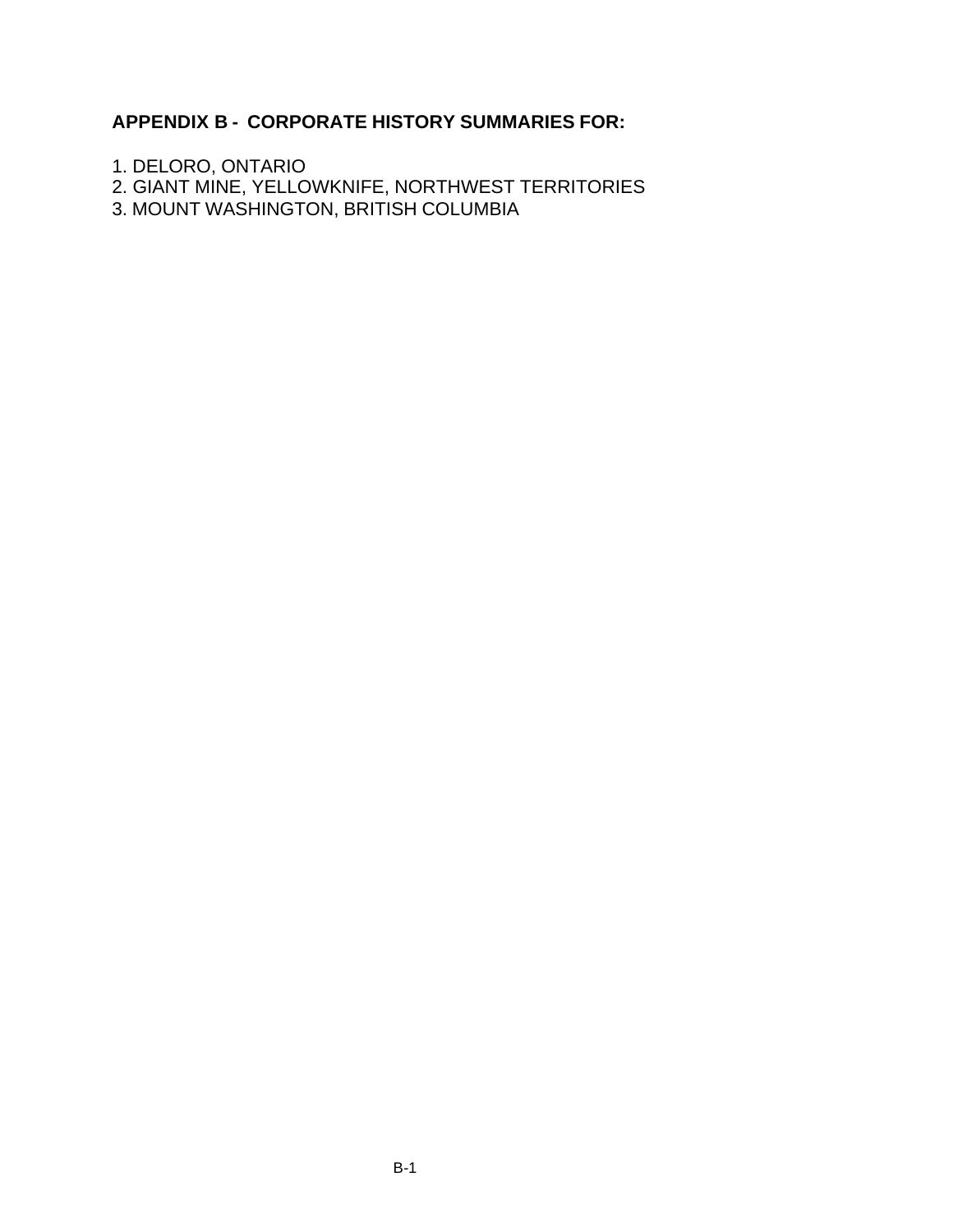## APPENDIX B - CORPORATE HISTORY SUMMARIES FOR:

1. DELORO, ONTARIO
2. GIANT MINE, YELLOWKNIFE, NORTHWEST TERRITORIES
3. MOUNT WASHINGTON, BRITISH COLUMBIA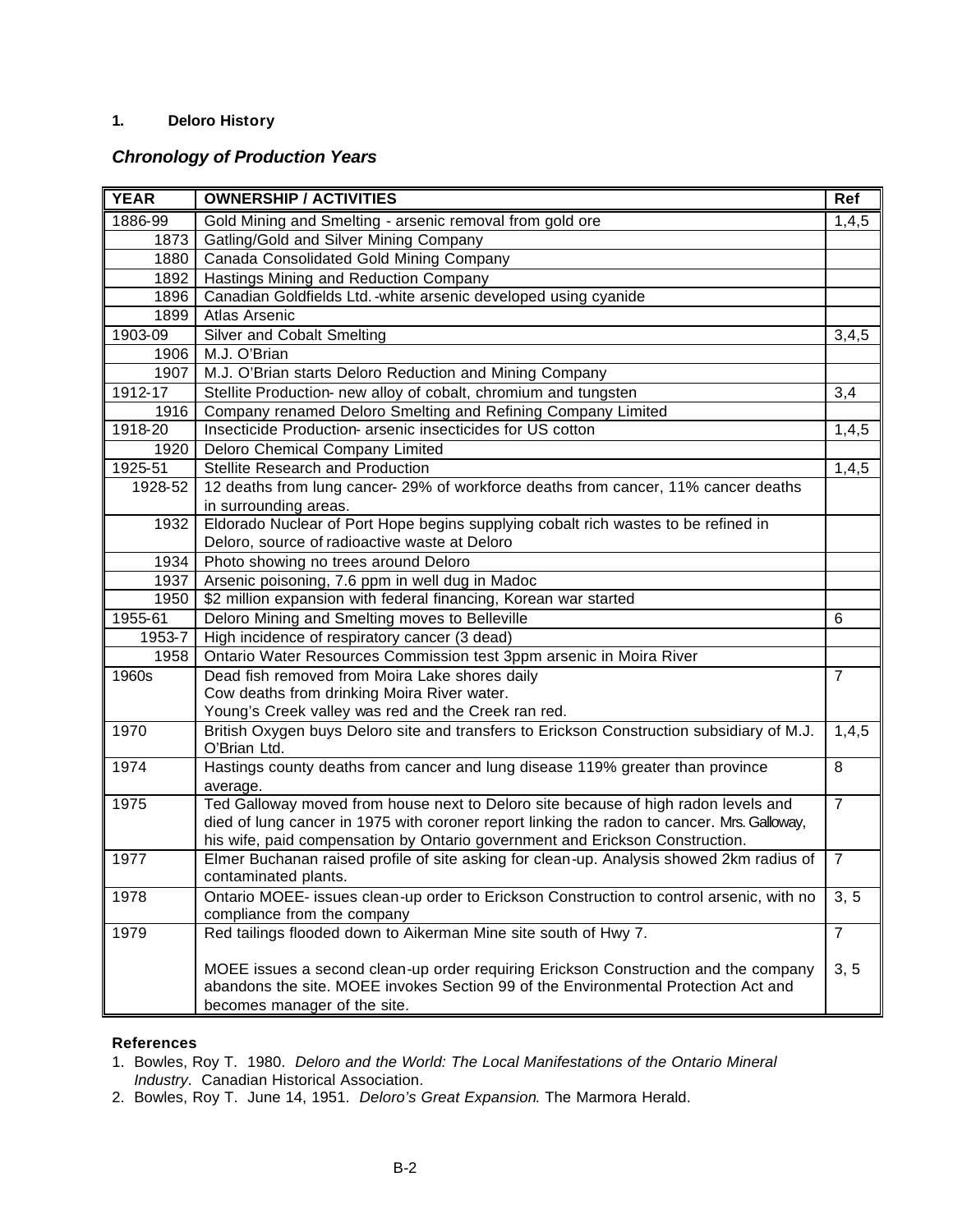**1. Deloro History**

## *Chronology of Production Years*

| YEAR | OWNERSHIP / ACTIVITIES | Ref |
|---|---|---|
| 1886-99 | Gold Mining and Smelting - arsenic removal from gold ore | 1,4,5 |
| 1873 | Gatling/Gold and Silver Mining Company | |
| 1880 | Canada Consolidated Gold Mining Company | |
| 1892 | Hastings Mining and Reduction Company | |
| 1896 | Canadian Goldfields Ltd. -white arsenic developed using cyanide | |
| 1899 | Atlas Arsenic | |
| 1903-09 | Silver and Cobalt Smelting | 3,4,5 |
| 1906 | M.J. O'Brian | |
| 1907 | M.J. O'Brian starts Deloro Reduction and Mining Company | |
| 1912-17 | Stellite Production- new alloy of cobalt, chromium and tungsten | 3,4 |
| 1916 | Company renamed Deloro Smelting and Refining Company Limited | |
| 1918-20 | Insecticide Production- arsenic insecticides for US cotton | 1,4,5 |
| 1920 | Deloro Chemical Company Limited | |
| 1925-51 | Stellite Research and Production | 1,4,5 |
| 1928-52 | 12 deaths from lung cancer- 29% of workforce deaths from cancer, 11% cancer deaths in surrounding areas. | |
| 1932 | Eldorado Nuclear of Port Hope begins supplying cobalt rich wastes to be refined in Deloro, source of radioactive waste at Deloro | |
| 1934 | Photo showing no trees around Deloro | |
| 1937 | Arsenic poisoning, 7.6 ppm in well dug in Madoc | |
| 1950 | $2 million expansion with federal financing, Korean war started | |
| 1955-61 | Deloro Mining and Smelting moves to Belleville | 6 |
| 1953-7 | High incidence of respiratory cancer (3 dead) | |
| 1958 | Ontario Water Resources Commission test 3ppm arsenic in Moira River | |
| 1960s | Dead fish removed from Moira Lake shores daily<br>Cow deaths from drinking Moira River water.<br>Young's Creek valley was red and the Creek ran red. | 7 |
| 1970 | British Oxygen buys Deloro site and transfers to Erickson Construction subsidiary of M.J. O'Brian Ltd. | 1,4,5 |
| 1974 | Hastings county deaths from cancer and lung disease 119% greater than province average. | 8 |
| 1975 | Ted Galloway moved from house next to Deloro site because of high radon levels and died of lung cancer in 1975 with coroner report linking the radon to cancer. Mrs. Galloway, his wife, paid compensation by Ontario government and Erickson Construction. | 7 |
| 1977 | Elmer Buchanan raised profile of site asking for clean-up. Analysis showed 2km radius of contaminated plants. | 7 |
| 1978 | Ontario MOEE- issues clean-up order to Erickson Construction to control arsenic, with no compliance from the company | 3, 5 |
| 1979 | Red tailings flooded down to Aikerman Mine site south of Hwy 7.<br><br>MOEE issues a second clean-up order requiring Erickson Construction and the company abandons the site. MOEE invokes Section 99 of the Environmental Protection Act and becomes manager of the site. | 7<br><br>3, 5 |

**References**

1. Bowles, Roy T. 1980. *Deloro and the World: The Local Manifestations of the Ontario Mineral Industry*. Canadian Historical Association.
2. Bowles, Roy T. June 14, 1951. *Deloro's Great Expansion*. The Marmora Herald.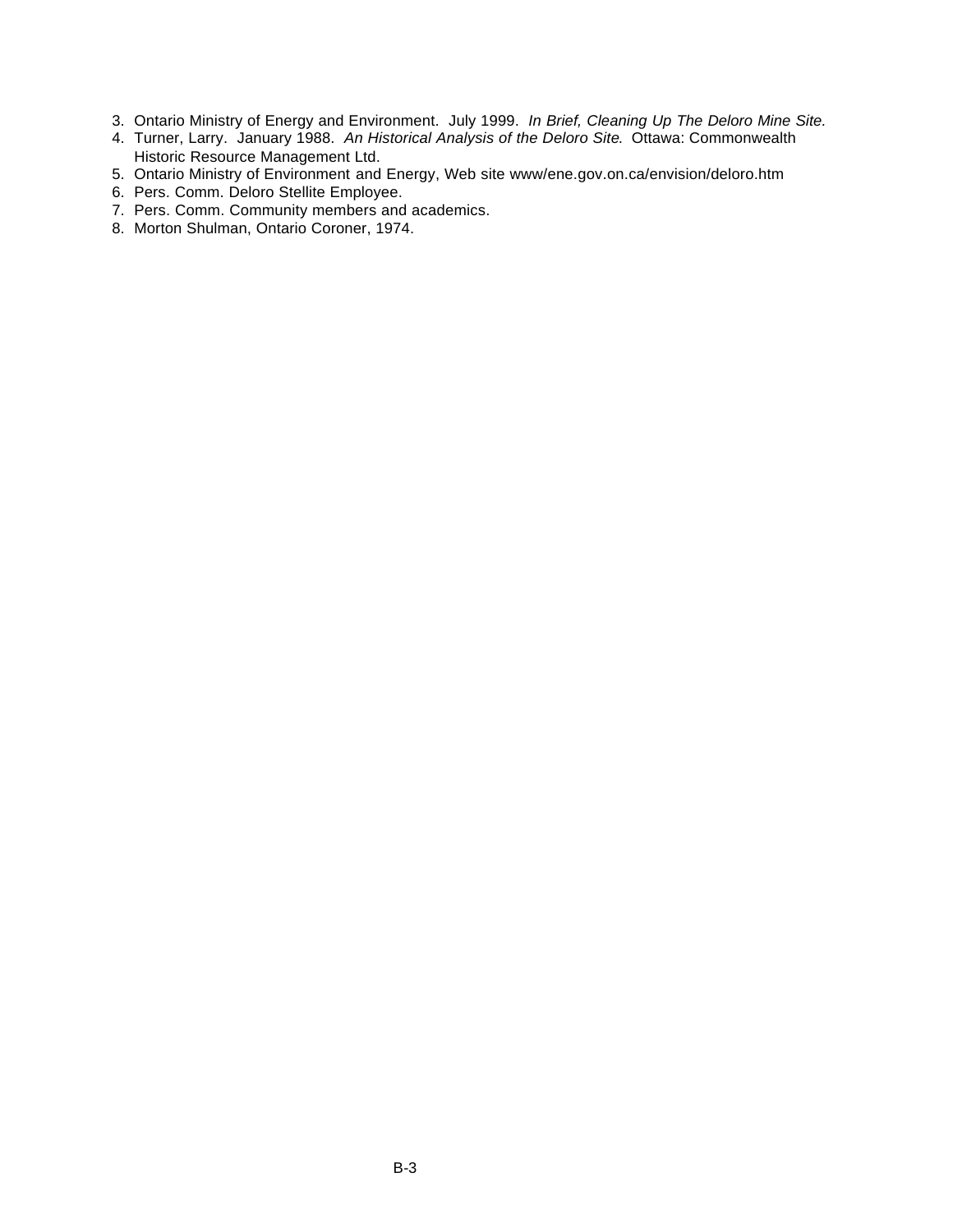3. Ontario Ministry of Energy and Environment. July 1999. *In Brief, Cleaning Up The Deloro Mine Site.*
4. Turner, Larry. January 1988. *An Historical Analysis of the Deloro Site*. Ottawa: Commonwealth Historic Resource Management Ltd.
5. Ontario Ministry of Environment and Energy, Web site www/ene.gov.on.ca/envision/deloro.htm
6. Pers. Comm. Deloro Stellite Employee.
7. Pers. Comm. Community members and academics.
8. Morton Shulman, Ontario Coroner, 1974.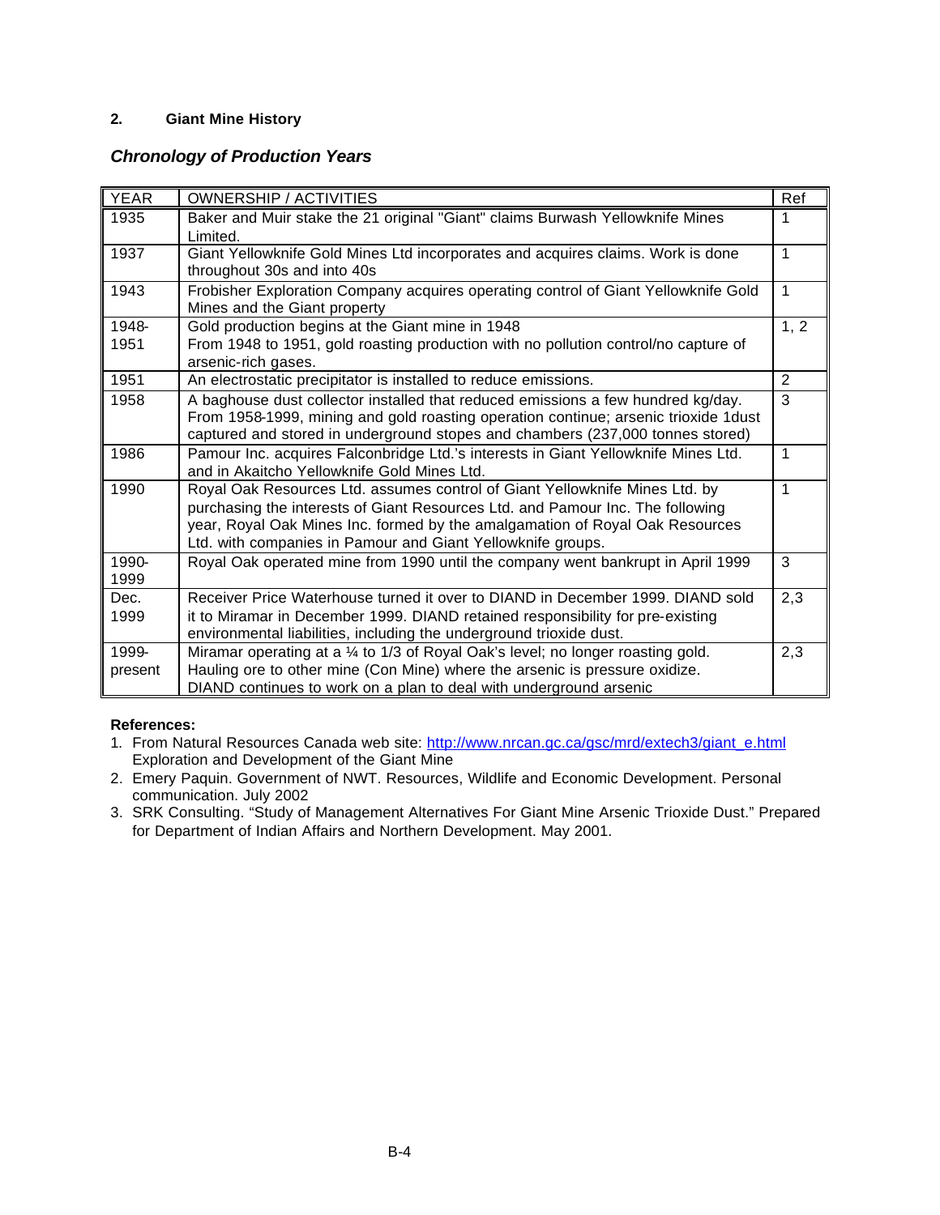## 2. Giant Mine History

### *Chronology of Production Years*

| YEAR | OWNERSHIP / ACTIVITIES | Ref |
|---|---|---|
| 1935 | Baker and Muir stake the 21 original "Giant" claims Burwash Yellowknife Mines Limited. | 1 |
| 1937 | Giant Yellowknife Gold Mines Ltd incorporates and acquires claims. Work is done throughout 30s and into 40s | 1 |
| 1943 | Frobisher Exploration Company acquires operating control of Giant Yellowknife Gold Mines and the Giant property | 1 |
| 1948-1951 | Gold production begins at the Giant mine in 1948<br>From 1948 to 1951, gold roasting production with no pollution control/no capture of arsenic-rich gases. | 1, 2 |
| 1951 | An electrostatic precipitator is installed to reduce emissions. | 2 |
| 1958 | A baghouse dust collector installed that reduced emissions a few hundred kg/day. From 1958-1999, mining and gold roasting operation continue; arsenic trioxide 1dust captured and stored in underground stopes and chambers (237,000 tonnes stored) | 3 |
| 1986 | Pamour Inc. acquires Falconbridge Ltd.'s interests in Giant Yellowknife Mines Ltd. and in Akaitcho Yellowknife Gold Mines Ltd. | 1 |
| 1990 | Royal Oak Resources Ltd. assumes control of Giant Yellowknife Mines Ltd. by purchasing the interests of Giant Resources Ltd. and Pamour Inc. The following year, Royal Oak Mines Inc. formed by the amalgamation of Royal Oak Resources Ltd. with companies in Pamour and Giant Yellowknife groups. | 1 |
| 1990-1999 | Royal Oak operated mine from 1990 until the company went bankrupt in April 1999 | 3 |
| Dec. 1999 | Receiver Price Waterhouse turned it over to DIAND in December 1999. DIAND sold it to Miramar in December 1999. DIAND retained responsibility for pre-existing environmental liabilities, including the underground trioxide dust. | 2,3 |
| 1999-present | Miramar operating at a ¼ to 1/3 of Royal Oak's level; no longer roasting gold. Hauling ore to other mine (Con Mine) where the arsenic is pressure oxidize. DIAND continues to work on a plan to deal with underground arsenic | 2,3 |

**References:**

1. From Natural Resources Canada web site: http://www.nrcan.gc.ca/gsc/mrd/extech3/giant_e.html Exploration and Development of the Giant Mine
2. Emery Paquin. Government of NWT. Resources, Wildlife and Economic Development. Personal communication. July 2002
3. SRK Consulting. "Study of Management Alternatives For Giant Mine Arsenic Trioxide Dust." Prepared for Department of Indian Affairs and Northern Development. May 2001.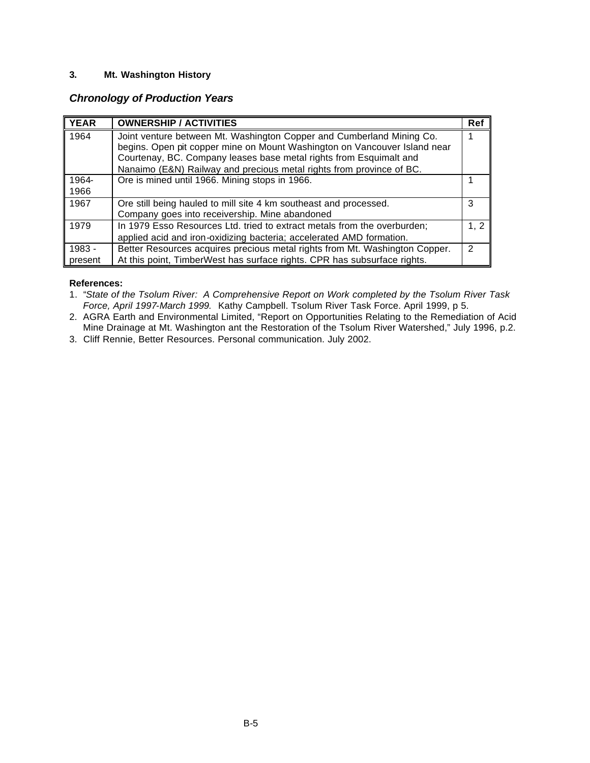### 3. Mt. Washington History

## *Chronology of Production Years*

| YEAR | OWNERSHIP / ACTIVITIES | Ref |
|---|---|---|
| 1964 | Joint venture between Mt. Washington Copper and Cumberland Mining Co. begins. Open pit copper mine on Mount Washington on Vancouver Island near Courtenay, BC. Company leases base metal rights from Esquimalt and Nanaimo (E&N) Railway and precious metal rights from province of BC. | 1 |
| 1964-1966 | Ore is mined until 1966. Mining stops in 1966. | 1 |
| 1967 | Ore still being hauled to mill site 4 km southeast and processed. Company goes into receivership. Mine abandoned | 3 |
| 1979 | In 1979 Esso Resources Ltd. tried to extract metals from the overburden; applied acid and iron-oxidizing bacteria; accelerated AMD formation. | 1, 2 |
| 1983 - present | Better Resources acquires precious metal rights from Mt. Washington Copper. At this point, TimberWest has surface rights. CPR has subsurface rights. | 2 |

**References:**

1. "*State of the Tsolum River: A Comprehensive Report on Work completed by the Tsolum River Task Force, April 1997-March 1999.* Kathy Campbell. Tsolum River Task Force. April 1999, p 5.
2. AGRA Earth and Environmental Limited, "Report on Opportunities Relating to the Remediation of Acid Mine Drainage at Mt. Washington ant the Restoration of the Tsolum River Watershed," July 1996, p.2.
3. Cliff Rennie, Better Resources. Personal communication. July 2002.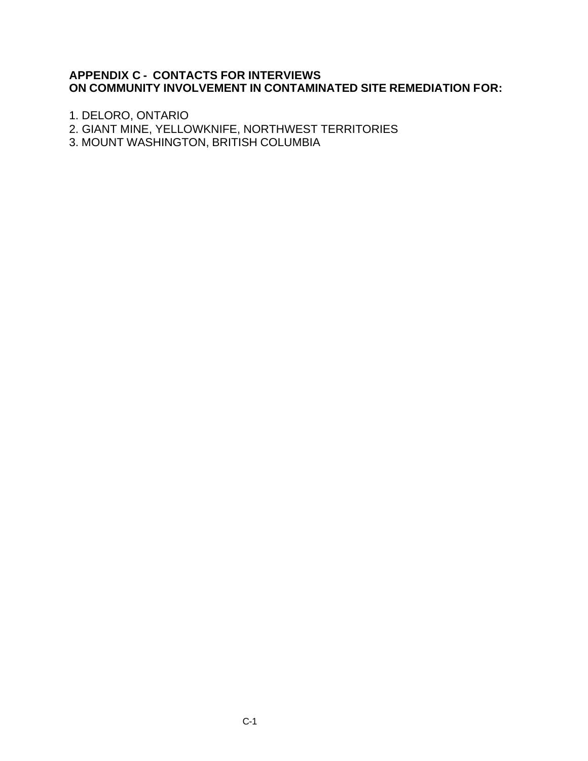## APPENDIX C - CONTACTS FOR INTERVIEWS ON COMMUNITY INVOLVEMENT IN CONTAMINATED SITE REMEDIATION FOR:

1. DELORO, ONTARIO
2. GIANT MINE, YELLOWKNIFE, NORTHWEST TERRITORIES
3. MOUNT WASHINGTON, BRITISH COLUMBIA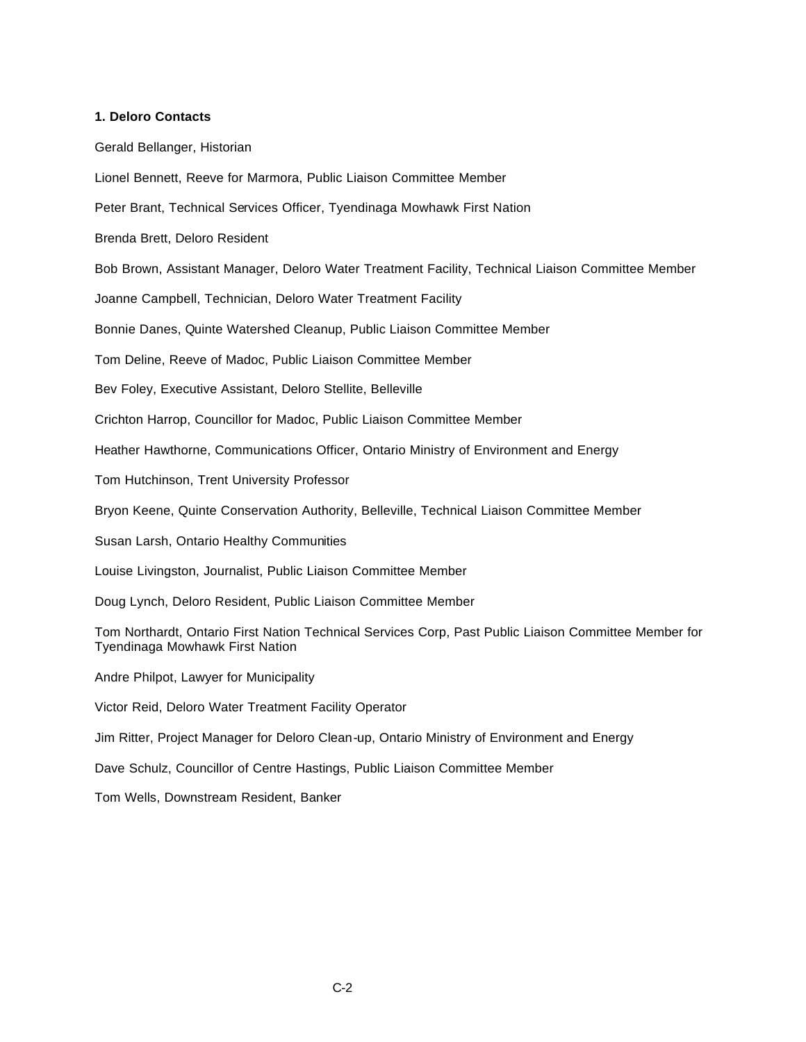**1. Deloro Contacts**

Gerald Bellanger, Historian

Lionel Bennett, Reeve for Marmora, Public Liaison Committee Member

Peter Brant, Technical Services Officer, Tyendinaga Mowhawk First Nation

Brenda Brett, Deloro Resident

Bob Brown, Assistant Manager, Deloro Water Treatment Facility, Technical Liaison Committee Member

Joanne Campbell, Technician, Deloro Water Treatment Facility

Bonnie Danes, Quinte Watershed Cleanup, Public Liaison Committee Member

Tom Deline, Reeve of Madoc, Public Liaison Committee Member

Bev Foley, Executive Assistant, Deloro Stellite, Belleville

Crichton Harrop, Councillor for Madoc, Public Liaison Committee Member

Heather Hawthorne, Communications Officer, Ontario Ministry of Environment and Energy

Tom Hutchinson, Trent University Professor

Bryon Keene, Quinte Conservation Authority, Belleville, Technical Liaison Committee Member

Susan Larsh, Ontario Healthy Communities

Louise Livingston, Journalist, Public Liaison Committee Member

Doug Lynch, Deloro Resident, Public Liaison Committee Member

Tom Northardt, Ontario First Nation Technical Services Corp, Past Public Liaison Committee Member for Tyendinaga Mowhawk First Nation

Andre Philpot, Lawyer for Municipality

Victor Reid, Deloro Water Treatment Facility Operator

Jim Ritter, Project Manager for Deloro Clean-up, Ontario Ministry of Environment and Energy

Dave Schulz, Councillor of Centre Hastings, Public Liaison Committee Member

Tom Wells, Downstream Resident, Banker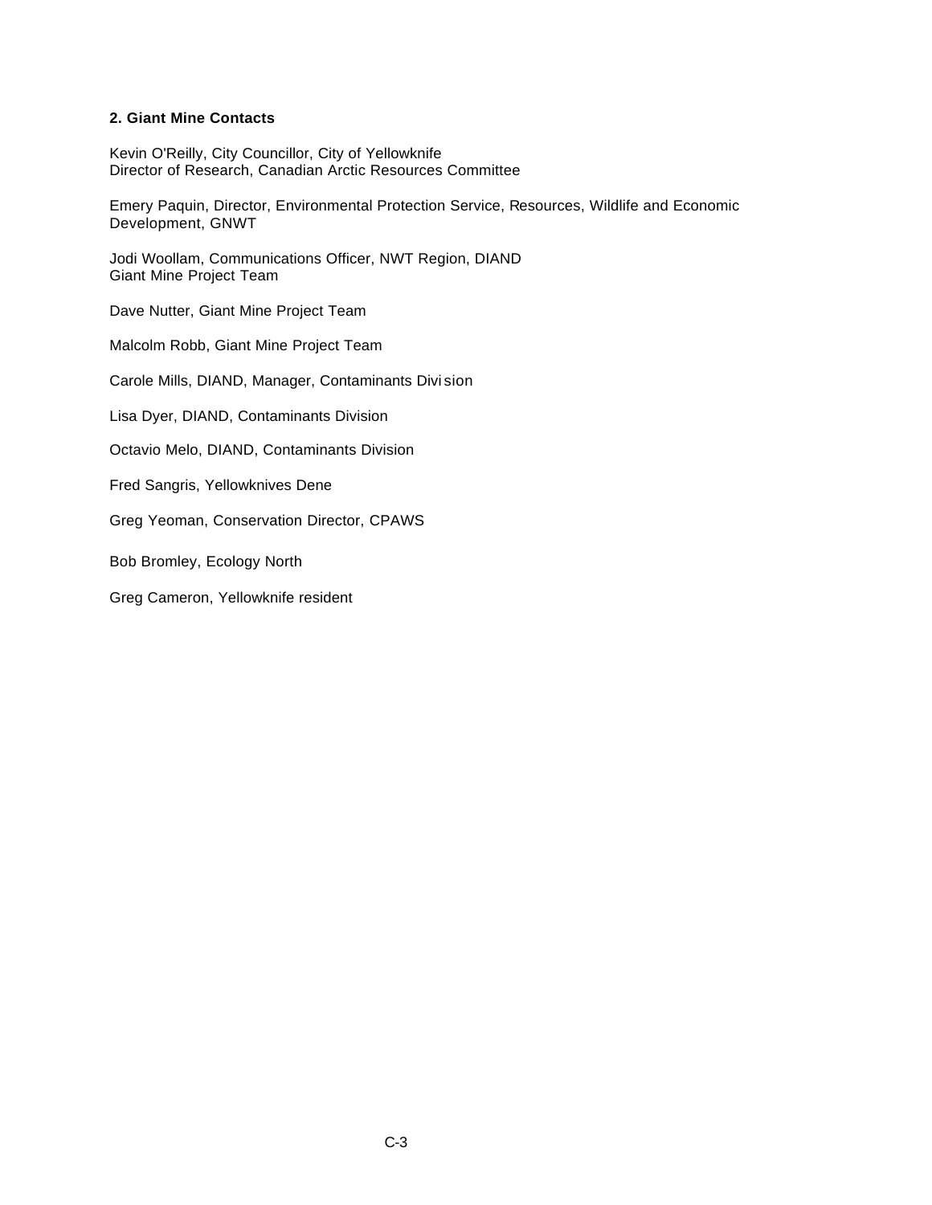**2. Giant Mine Contacts**

Kevin O'Reilly, City Councillor, City of Yellowknife
Director of Research, Canadian Arctic Resources Committee

Emery Paquin, Director, Environmental Protection Service, Resources, Wildlife and Economic Development, GNWT

Jodi Woollam, Communications Officer, NWT Region, DIAND
Giant Mine Project Team

Dave Nutter, Giant Mine Project Team

Malcolm Robb, Giant Mine Project Team

Carole Mills, DIAND, Manager, Contaminants Division

Lisa Dyer, DIAND, Contaminants Division

Octavio Melo, DIAND, Contaminants Division

Fred Sangris, Yellowknives Dene

Greg Yeoman, Conservation Director, CPAWS

Bob Bromley, Ecology North

Greg Cameron, Yellowknife resident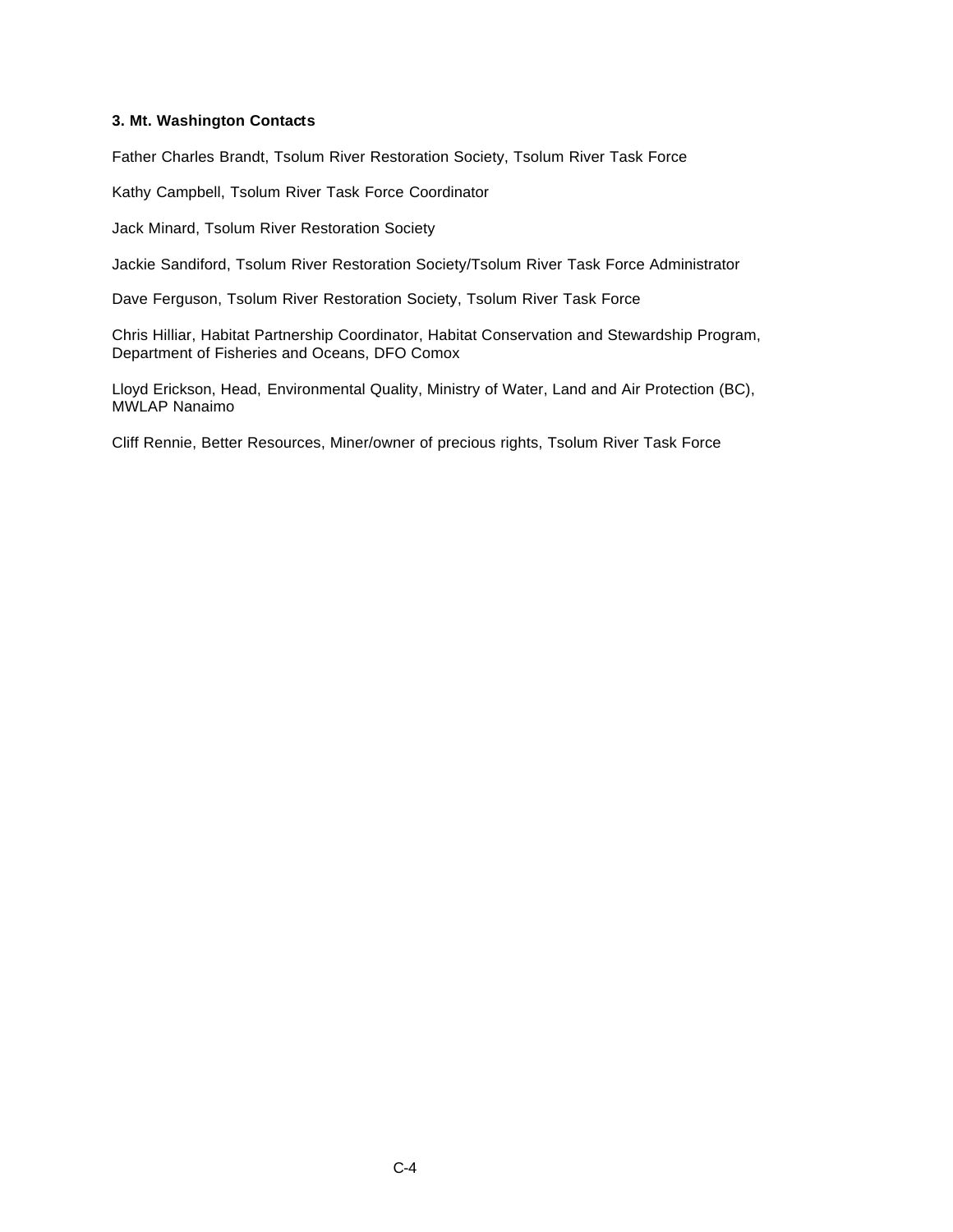### 3. Mt. Washington Contacts

Father Charles Brandt, Tsolum River Restoration Society, Tsolum River Task Force

Kathy Campbell, Tsolum River Task Force Coordinator

Jack Minard, Tsolum River Restoration Society

Jackie Sandiford, Tsolum River Restoration Society/Tsolum River Task Force Administrator

Dave Ferguson, Tsolum River Restoration Society, Tsolum River Task Force

Chris Hilliar, Habitat Partnership Coordinator, Habitat Conservation and Stewardship Program, Department of Fisheries and Oceans, DFO Comox

Lloyd Erickson, Head, Environmental Quality, Ministry of Water, Land and Air Protection (BC), MWLAP Nanaimo

Cliff Rennie, Better Resources, Miner/owner of precious rights, Tsolum River Task Force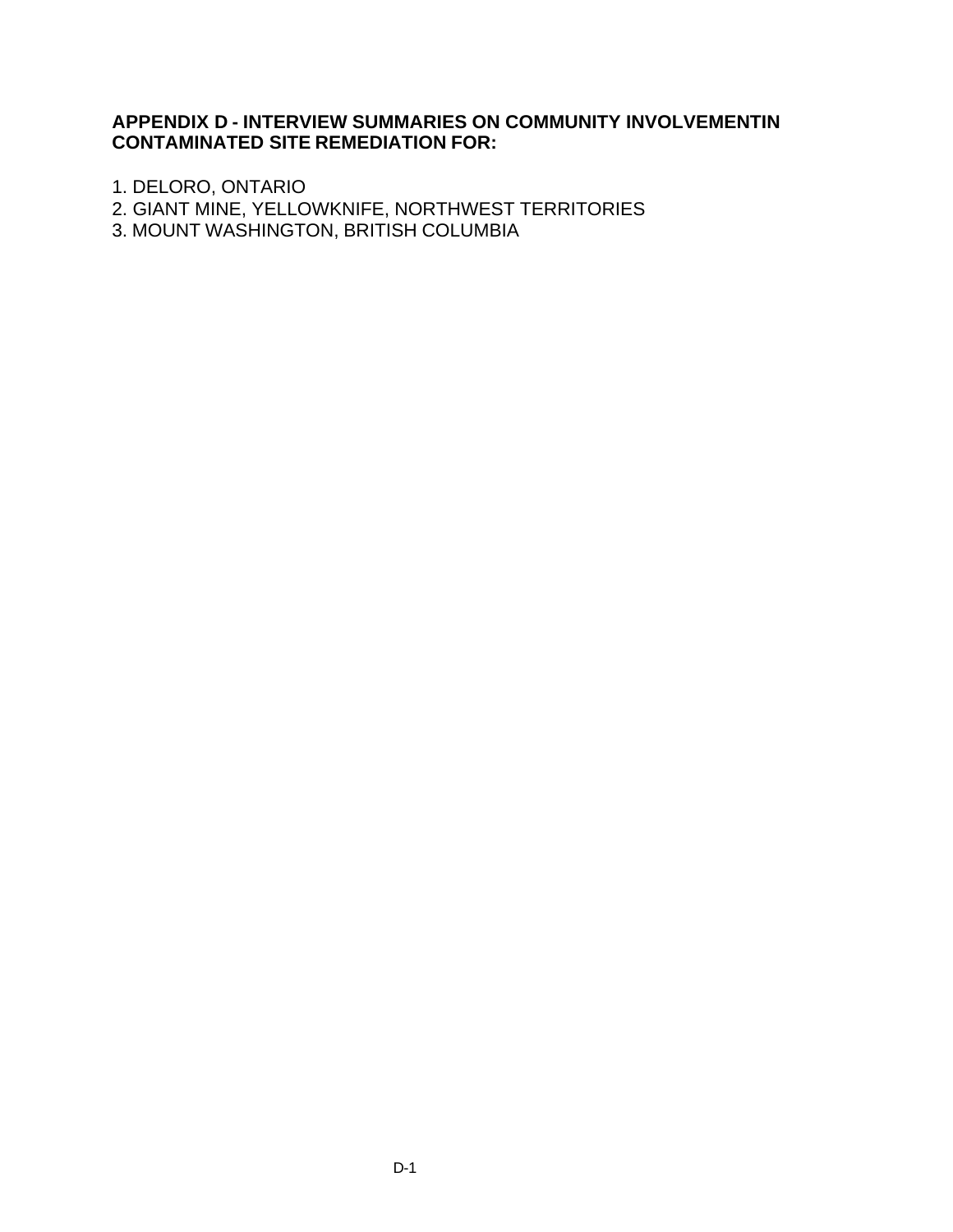# APPENDIX D - INTERVIEW SUMMARIES ON COMMUNITY INVOLVEMENTIN CONTAMINATED SITE REMEDIATION FOR:

1. DELORO, ONTARIO
2. GIANT MINE, YELLOWKNIFE, NORTHWEST TERRITORIES
3. MOUNT WASHINGTON, BRITISH COLUMBIA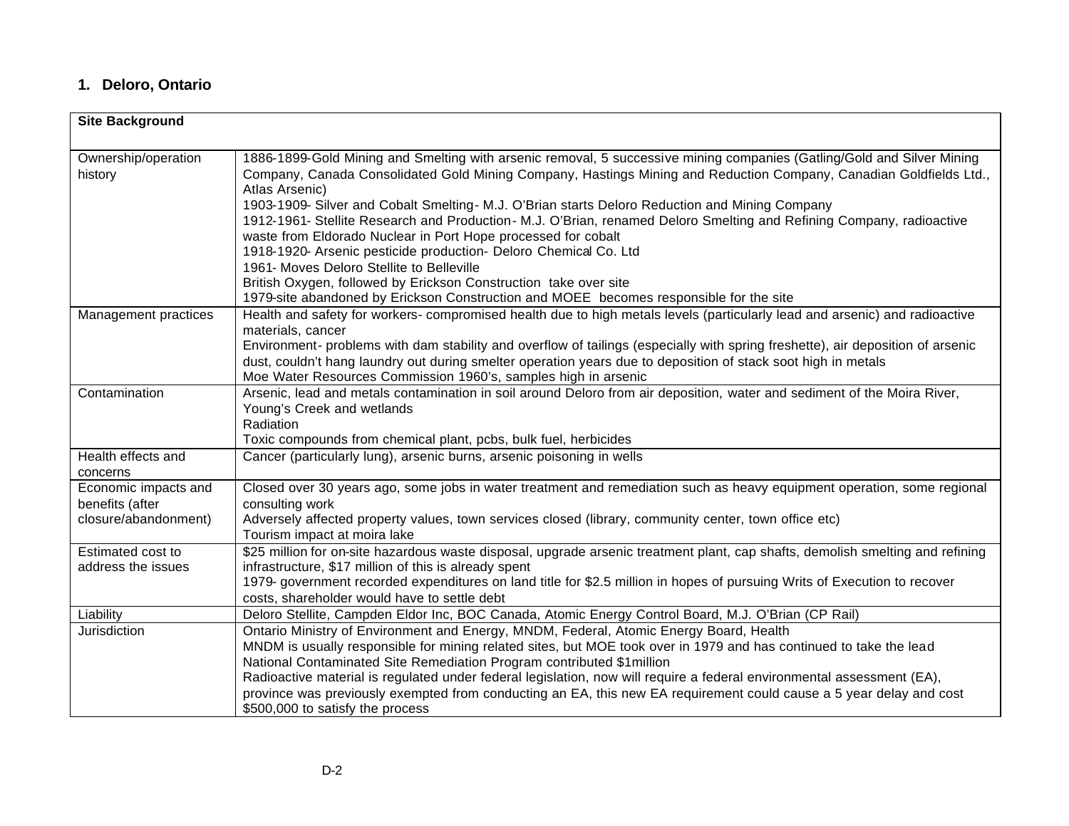## 1. Deloro, Ontario

| Site Background | |
|---|---|
| Ownership/operation history | 1886-1899-Gold Mining and Smelting with arsenic removal, 5 successive mining companies (Gatling/Gold and Silver Mining Company, Canada Consolidated Gold Mining Company, Hastings Mining and Reduction Company, Canadian Goldfields Ltd., Atlas Arsenic)<br>1903-1909- Silver and Cobalt Smelting- M.J. O'Brian starts Deloro Reduction and Mining Company<br>1912-1961- Stellite Research and Production- M.J. O'Brian, renamed Deloro Smelting and Refining Company, radioactive waste from Eldorado Nuclear in Port Hope processed for cobalt<br>1918-1920- Arsenic pesticide production- Deloro Chemical Co. Ltd<br>1961- Moves Deloro Stellite to Belleville<br>British Oxygen, followed by Erickson Construction take over site<br>1979-site abandoned by Erickson Construction and MOEE becomes responsible for the site |
| Management practices | Health and safety for workers- compromised health due to high metals levels (particularly lead and arsenic) and radioactive materials, cancer<br>Environment- problems with dam stability and overflow of tailings (especially with spring freshette), air deposition of arsenic dust, couldn't hang laundry out during smelter operation years due to deposition of stack soot high in metals<br>Moe Water Resources Commission 1960's, samples high in arsenic |
| Contamination | Arsenic, lead and metals contamination in soil around Deloro from air deposition, water and sediment of the Moira River, Young's Creek and wetlands<br>Radiation<br>Toxic compounds from chemical plant, pcbs, bulk fuel, herbicides |
| Health effects and concerns | Cancer (particularly lung), arsenic burns, arsenic poisoning in wells |
| Economic impacts and benefits (after closure/abandonment) | Closed over 30 years ago, some jobs in water treatment and remediation such as heavy equipment operation, some regional consulting work<br>Adversely affected property values, town services closed (library, community center, town office etc)<br>Tourism impact at moira lake |
| Estimated cost to address the issues | $25 million for on-site hazardous waste disposal, upgrade arsenic treatment plant, cap shafts, demolish smelting and refining infrastructure, $17 million of this is already spent<br>1979- government recorded expenditures on land title for $2.5 million in hopes of pursuing Writs of Execution to recover costs, shareholder would have to settle debt |
| Liability | Deloro Stellite, Campden Eldor Inc, BOC Canada, Atomic Energy Control Board, M.J. O'Brian (CP Rail) |
| Jurisdiction | Ontario Ministry of Environment and Energy, MNDM, Federal, Atomic Energy Board, Health<br>MNDM is usually responsible for mining related sites, but MOE took over in 1979 and has continued to take the lead<br>National Contaminated Site Remediation Program contributed $1million<br>Radioactive material is regulated under federal legislation, now will require a federal environmental assessment (EA), province was previously exempted from conducting an EA, this new EA requirement could cause a 5 year delay and cost $500,000 to satisfy the process |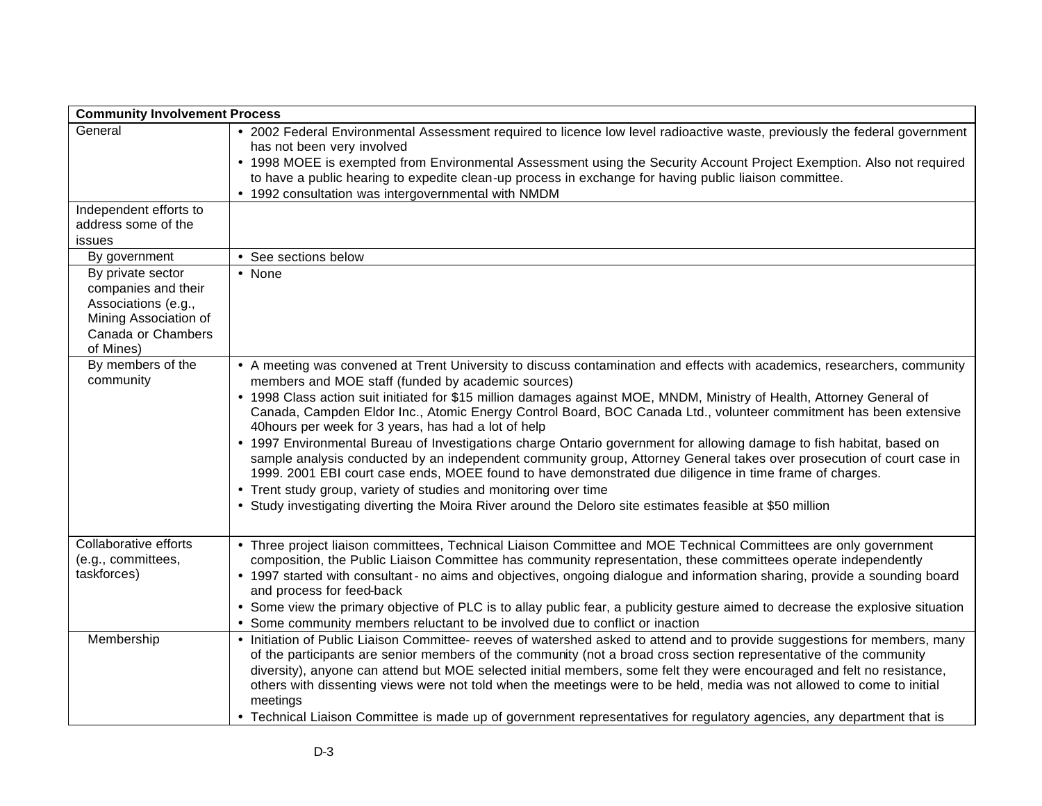| Community Involvement Process | |
|---|---|
| General | • 2002 Federal Environmental Assessment required to licence low level radioactive waste, previously the federal government has not been very involved<br>• 1998 MOEE is exempted from Environmental Assessment using the Security Account Project Exemption. Also not required to have a public hearing to expedite clean-up process in exchange for having public liaison committee.<br>• 1992 consultation was intergovernmental with NMDM |
| Independent efforts to address some of the issues | |
| By government | • See sections below |
| By private sector companies and their Associations (e.g., Mining Association of Canada or Chambers of Mines) | • None |
| By members of the community | • A meeting was convened at Trent University to discuss contamination and effects with academics, researchers, community members and MOE staff (funded by academic sources)<br>• 1998 Class action suit initiated for $15 million damages against MOE, MNDM, Ministry of Health, Attorney General of Canada, Campden Eldor Inc., Atomic Energy Control Board, BOC Canada Ltd., volunteer commitment has been extensive 40hours per week for 3 years, has had a lot of help<br>• 1997 Environmental Bureau of Investigations charge Ontario government for allowing damage to fish habitat, based on sample analysis conducted by an independent community group, Attorney General takes over prosecution of court case in 1999. 2001 EBI court case ends, MOEE found to have demonstrated due diligence in time frame of charges.<br>• Trent study group, variety of studies and monitoring over time<br>• Study investigating diverting the Moira River around the Deloro site estimates feasible at $50 million |
| Collaborative efforts (e.g., committees, taskforces) | • Three project liaison committees, Technical Liaison Committee and MOE Technical Committees are only government composition, the Public Liaison Committee has community representation, these committees operate independently<br>• 1997 started with consultant- no aims and objectives, ongoing dialogue and information sharing, provide a sounding board and process for feed-back<br>• Some view the primary objective of PLC is to allay public fear, a publicity gesture aimed to decrease the explosive situation<br>• Some community members reluctant to be involved due to conflict or inaction |
| Membership | • Initiation of Public Liaison Committee- reeves of watershed asked to attend and to provide suggestions for members, many of the participants are senior members of the community (not a broad cross section representative of the community diversity), anyone can attend but MOE selected initial members, some felt they were encouraged and felt no resistance, others with dissenting views were not told when the meetings were to be held, media was not allowed to come to initial meetings<br>• Technical Liaison Committee is made up of government representatives for regulatory agencies, any department that is |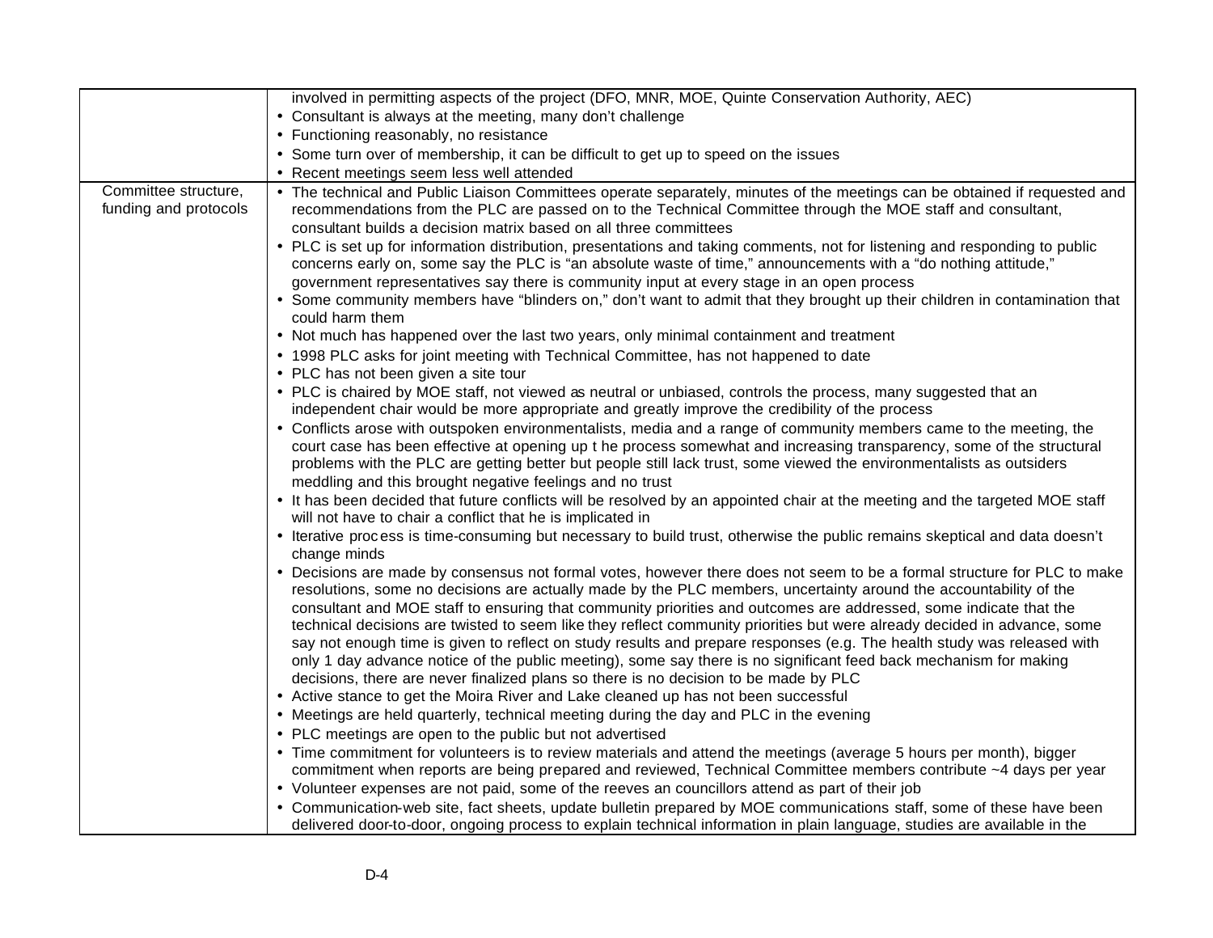| | |
|---|---|
| | involved in permitting aspects of the project (DFO, MNR, MOE, Quinte Conservation Authority, AEC)<br>• Consultant is always at the meeting, many don't challenge<br>• Functioning reasonably, no resistance<br>• Some turn over of membership, it can be difficult to get up to speed on the issues<br>• Recent meetings seem less well attended |
| Committee structure, funding and protocols | • The technical and Public Liaison Committees operate separately, minutes of the meetings can be obtained if requested and recommendations from the PLC are passed on to the Technical Committee through the MOE staff and consultant, consultant builds a decision matrix based on all three committees<br>• PLC is set up for information distribution, presentations and taking comments, not for listening and responding to public concerns early on, some say the PLC is "an absolute waste of time," announcements with a "do nothing attitude," government representatives say there is community input at every stage in an open process<br>• Some community members have "blinders on," don't want to admit that they brought up their children in contamination that could harm them<br>• Not much has happened over the last two years, only minimal containment and treatment<br>• 1998 PLC asks for joint meeting with Technical Committee, has not happened to date<br>• PLC has not been given a site tour<br>• PLC is chaired by MOE staff, not viewed as neutral or unbiased, controls the process, many suggested that an independent chair would be more appropriate and greatly improve the credibility of the process<br>• Conflicts arose with outspoken environmentalists, media and a range of community members came to the meeting, the court case has been effective at opening up t he process somewhat and increasing transparency, some of the structural problems with the PLC are getting better but people still lack trust, some viewed the environmentalists as outsiders meddling and this brought negative feelings and no trust<br>• It has been decided that future conflicts will be resolved by an appointed chair at the meeting and the targeted MOE staff will not have to chair a conflict that he is implicated in<br>• Iterative proc ess is time-consuming but necessary to build trust, otherwise the public remains skeptical and data doesn't change minds<br>• Decisions are made by consensus not formal votes, however there does not seem to be a formal structure for PLC to make resolutions, some no decisions are actually made by the PLC members, uncertainty around the accountability of the consultant and MOE staff to ensuring that community priorities and outcomes are addressed, some indicate that the technical decisions are twisted to seem like they reflect community priorities but were already decided in advance, some say not enough time is given to reflect on study results and prepare responses (e.g. The health study was released with only 1 day advance notice of the public meeting), some say there is no significant feed back mechanism for making decisions, there are never finalized plans so there is no decision to be made by PLC<br>• Active stance to get the Moira River and Lake cleaned up has not been successful<br>• Meetings are held quarterly, technical meeting during the day and PLC in the evening<br>• PLC meetings are open to the public but not advertised<br>• Time commitment for volunteers is to review materials and attend the meetings (average 5 hours per month), bigger commitment when reports are being prepared and reviewed, Technical Committee members contribute ~4 days per year<br>• Volunteer expenses are not paid, some of the reeves an councillors attend as part of their job<br>• Communication-web site, fact sheets, update bulletin prepared by MOE communications staff, some of these have been delivered door-to-door, ongoing process to explain technical information in plain language, studies are available in the |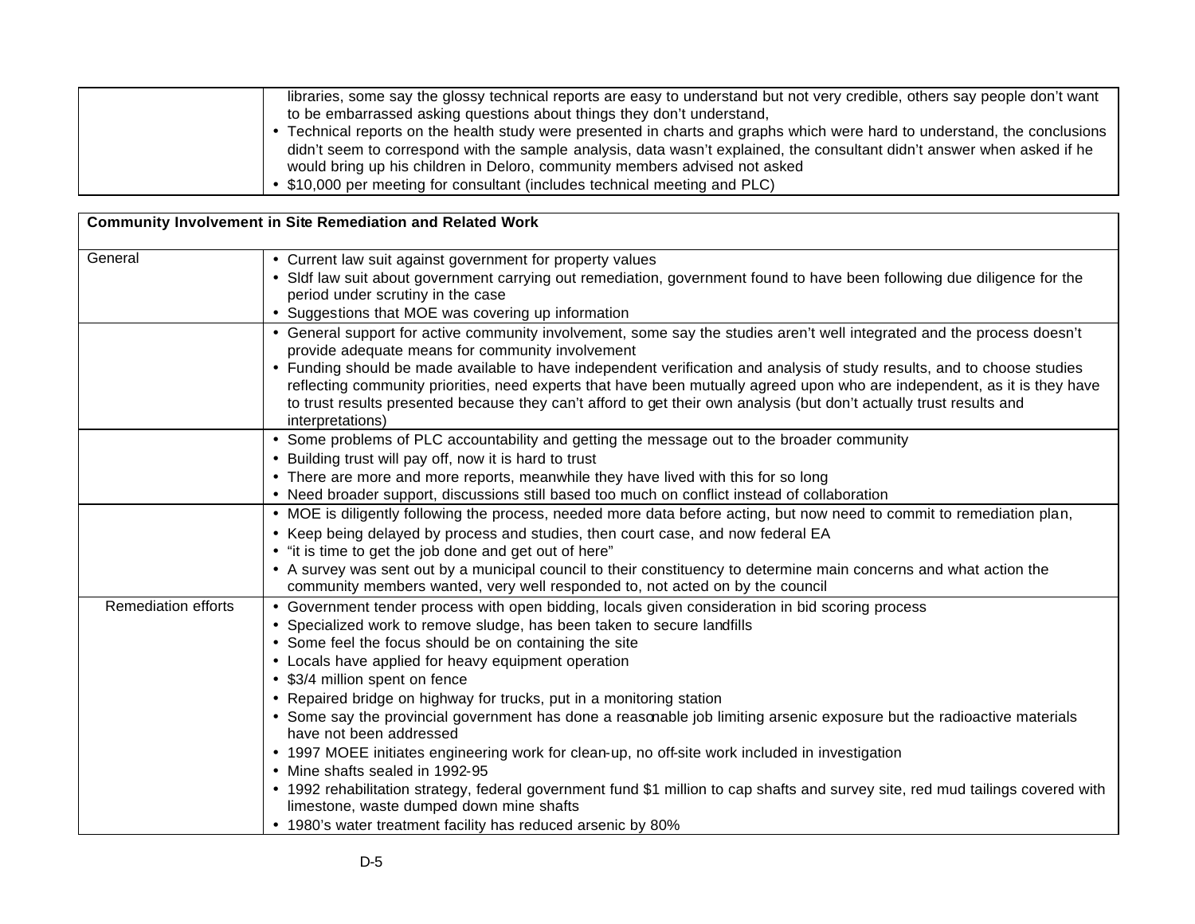| | |
|---|---|
| | libraries, some say the glossy technical reports are easy to understand but not very credible, others say people don't want to be embarrassed asking questions about things they don't understand,<br>• Technical reports on the health study were presented in charts and graphs which were hard to understand, the conclusions didn't seem to correspond with the sample analysis, data wasn't explained, the consultant didn't answer when asked if he would bring up his children in Deloro, community members advised not asked<br>• $10,000 per meeting for consultant (includes technical meeting and PLC) |

| **Community Involvement in Site Remediation and Related Work** | |
|---|---|
| General | • Current law suit against government for property values<br>• Sldf law suit about government carrying out remediation, government found to have been following due diligence for the period under scrutiny in the case<br>• Suggestions that MOE was covering up information |
| | • General support for active community involvement, some say the studies aren't well integrated and the process doesn't provide adequate means for community involvement<br>• Funding should be made available to have independent verification and analysis of study results, and to choose studies reflecting community priorities, need experts that have been mutually agreed upon who are independent, as it is they have to trust results presented because they can't afford to get their own analysis (but don't actually trust results and interpretations) |
| | • Some problems of PLC accountability and getting the message out to the broader community<br>• Building trust will pay off, now it is hard to trust<br>• There are more and more reports, meanwhile they have lived with this for so long<br>• Need broader support, discussions still based too much on conflict instead of collaboration |
| | • MOE is diligently following the process, needed more data before acting, but now need to commit to remediation plan,<br>• Keep being delayed by process and studies, then court case, and now federal EA<br>• "it is time to get the job done and get out of here"<br>• A survey was sent out by a municipal council to their constituency to determine main concerns and what action the community members wanted, very well responded to, not acted on by the council |
| Remediation efforts | • Government tender process with open bidding, locals given consideration in bid scoring process<br>• Specialized work to remove sludge, has been taken to secure landfills<br>• Some feel the focus should be on containing the site<br>• Locals have applied for heavy equipment operation<br>• $3/4 million spent on fence<br>• Repaired bridge on highway for trucks, put in a monitoring station<br>• Some say the provincial government has done a reasonable job limiting arsenic exposure but the radioactive materials have not been addressed<br>• 1997 MOEE initiates engineering work for clean-up, no off-site work included in investigation<br>• Mine shafts sealed in 1992-95<br>• 1992 rehabilitation strategy, federal government fund $1 million to cap shafts and survey site, red mud tailings covered with limestone, waste dumped down mine shafts<br>• 1980's water treatment facility has reduced arsenic by 80% |

D-5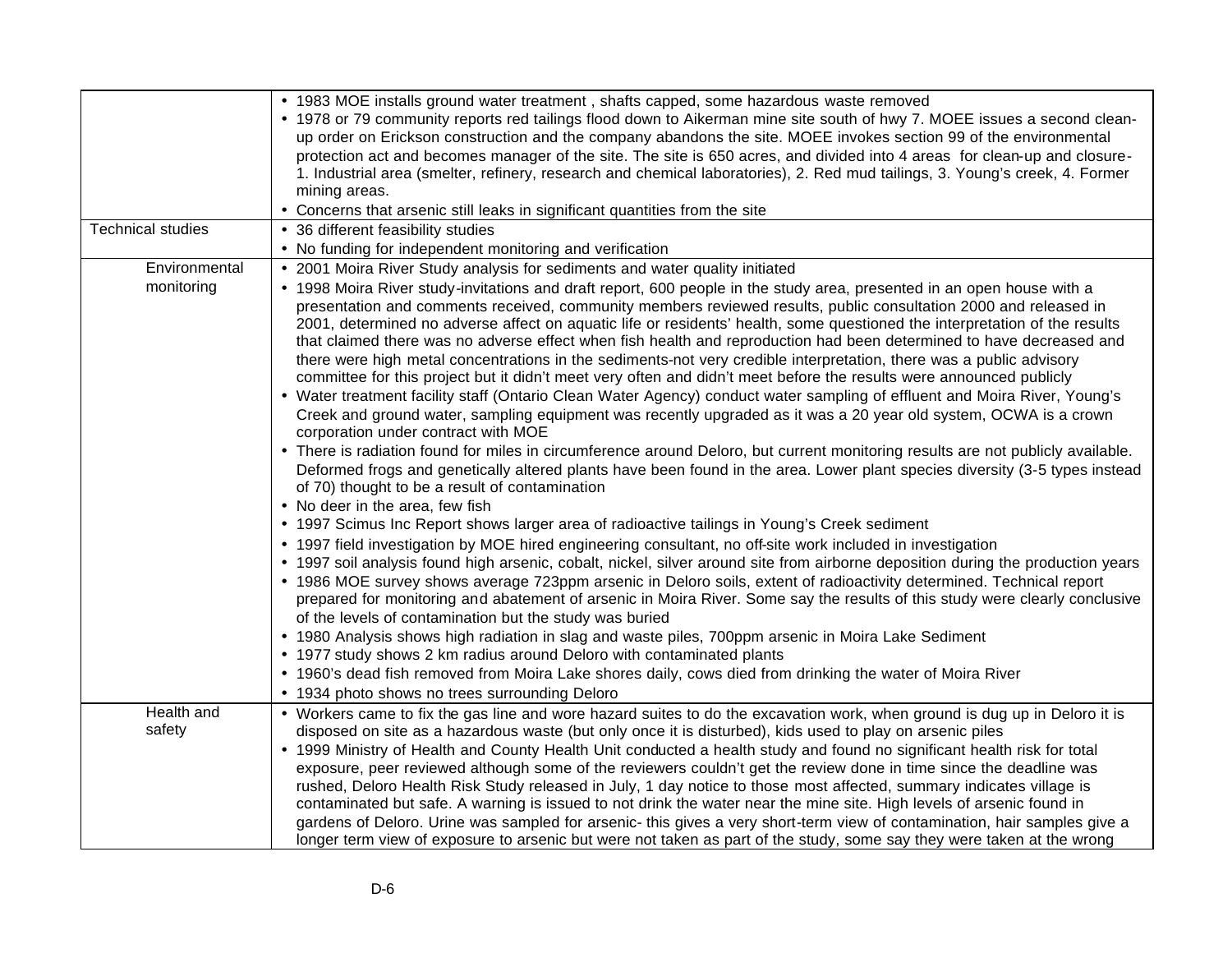| | |
|---|---|
| | • 1983 MOE installs ground water treatment , shafts capped, some hazardous waste removed<br>• 1978 or 79 community reports red tailings flood down to Aikerman mine site south of hwy 7. MOEE issues a second clean-up order on Erickson construction and the company abandons the site. MOEE invokes section 99 of the environmental protection act and becomes manager of the site. The site is 650 acres, and divided into 4 areas for clean-up and closure- 1. Industrial area (smelter, refinery, research and chemical laboratories), 2. Red mud tailings, 3. Young's creek, 4. Former mining areas.<br>• Concerns that arsenic still leaks in significant quantities from the site |
| Technical studies | • 36 different feasibility studies<br>• No funding for independent monitoring and verification |
| Environmental monitoring | • 2001 Moira River Study analysis for sediments and water quality initiated<br>• 1998 Moira River study-invitations and draft report, 600 people in the study area, presented in an open house with a presentation and comments received, community members reviewed results, public consultation 2000 and released in 2001, determined no adverse affect on aquatic life or residents' health, some questioned the interpretation of the results that claimed there was no adverse effect when fish health and reproduction had been determined to have decreased and there were high metal concentrations in the sediments-not very credible interpretation, there was a public advisory committee for this project but it didn't meet very often and didn't meet before the results were announced publicly<br>• Water treatment facility staff (Ontario Clean Water Agency) conduct water sampling of effluent and Moira River, Young's Creek and ground water, sampling equipment was recently upgraded as it was a 20 year old system, OCWA is a crown corporation under contract with MOE<br>• There is radiation found for miles in circumference around Deloro, but current monitoring results are not publicly available. Deformed frogs and genetically altered plants have been found in the area. Lower plant species diversity (3-5 types instead of 70) thought to be a result of contamination<br>• No deer in the area, few fish<br>• 1997 Scimus Inc Report shows larger area of radioactive tailings in Young's Creek sediment<br>• 1997 field investigation by MOE hired engineering consultant, no off-site work included in investigation<br>• 1997 soil analysis found high arsenic, cobalt, nickel, silver around site from airborne deposition during the production years<br>• 1986 MOE survey shows average 723ppm arsenic in Deloro soils, extent of radioactivity determined. Technical report prepared for monitoring and abatement of arsenic in Moira River. Some say the results of this study were clearly conclusive of the levels of contamination but the study was buried<br>• 1980 Analysis shows high radiation in slag and waste piles, 700ppm arsenic in Moira Lake Sediment<br>• 1977 study shows 2 km radius around Deloro with contaminated plants<br>• 1960's dead fish removed from Moira Lake shores daily, cows died from drinking the water of Moira River<br>• 1934 photo shows no trees surrounding Deloro |
| Health and safety | • Workers came to fix the gas line and wore hazard suites to do the excavation work, when ground is dug up in Deloro it is disposed on site as a hazardous waste (but only once it is disturbed), kids used to play on arsenic piles<br>• 1999 Ministry of Health and County Health Unit conducted a health study and found no significant health risk for total exposure, peer reviewed although some of the reviewers couldn't get the review done in time since the deadline was rushed, Deloro Health Risk Study released in July, 1 day notice to those most affected, summary indicates village is contaminated but safe. A warning is issued to not drink the water near the mine site. High levels of arsenic found in gardens of Deloro. Urine was sampled for arsenic- this gives a very short-term view of contamination, hair samples give a longer term view of exposure to arsenic but were not taken as part of the study, some say they were taken at the wrong |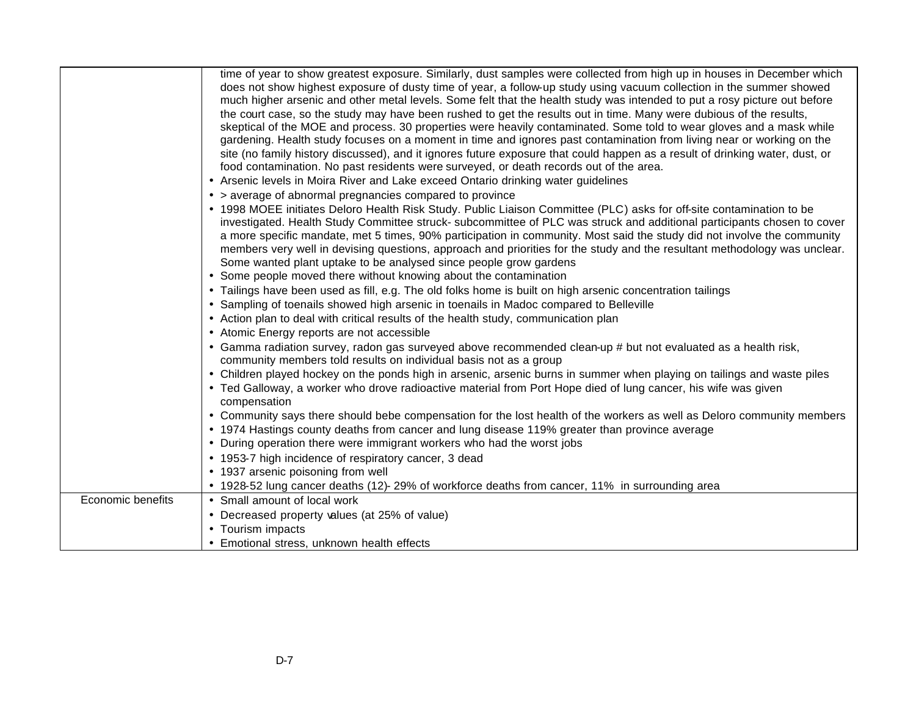| | |
|---|---|
| | time of year to show greatest exposure. Similarly, dust samples were collected from high up in houses in December which does not show highest exposure of dusty time of year, a follow-up study using vacuum collection in the summer showed much higher arsenic and other metal levels. Some felt that the health study was intended to put a rosy picture out before the court case, so the study may have been rushed to get the results out in time. Many were dubious of the results, skeptical of the MOE and process. 30 properties were heavily contaminated. Some told to wear gloves and a mask while gardening. Health study focuses on a moment in time and ignores past contamination from living near or working on the site (no family history discussed), and it ignores future exposure that could happen as a result of drinking water, dust, or food contamination. No past residents were surveyed, or death records out of the area.<br>• Arsenic levels in Moira River and Lake exceed Ontario drinking water guidelines<br>• > average of abnormal pregnancies compared to province<br>• 1998 MOEE initiates Deloro Health Risk Study. Public Liaison Committee (PLC) asks for off-site contamination to be investigated. Health Study Committee struck- subcommittee of PLC was struck and additional participants chosen to cover a more specific mandate, met 5 times, 90% participation in community. Most said the study did not involve the community members very well in devising questions, approach and priorities for the study and the resultant methodology was unclear. Some wanted plant uptake to be analysed since people grow gardens<br>• Some people moved there without knowing about the contamination<br>• Tailings have been used as fill, e.g. The old folks home is built on high arsenic concentration tailings<br>• Sampling of toenails showed high arsenic in toenails in Madoc compared to Belleville<br>• Action plan to deal with critical results of the health study, communication plan<br>• Atomic Energy reports are not accessible<br>• Gamma radiation survey, radon gas surveyed above recommended clean-up # but not evaluated as a health risk, community members told results on individual basis not as a group<br>• Children played hockey on the ponds high in arsenic, arsenic burns in summer when playing on tailings and waste piles<br>• Ted Galloway, a worker who drove radioactive material from Port Hope died of lung cancer, his wife was given compensation<br>• Community says there should bebe compensation for the lost health of the workers as well as Deloro community members<br>• 1974 Hastings county deaths from cancer and lung disease 119% greater than province average<br>• During operation there were immigrant workers who had the worst jobs<br>• 1953-7 high incidence of respiratory cancer, 3 dead<br>• 1937 arsenic poisoning from well<br>• 1928-52 lung cancer deaths (12)- 29% of workforce deaths from cancer, 11% in surrounding area |
| Economic benefits | • Small amount of local work<br>• Decreased property values (at 25% of value)<br>• Tourism impacts<br>• Emotional stress, unknown health effects |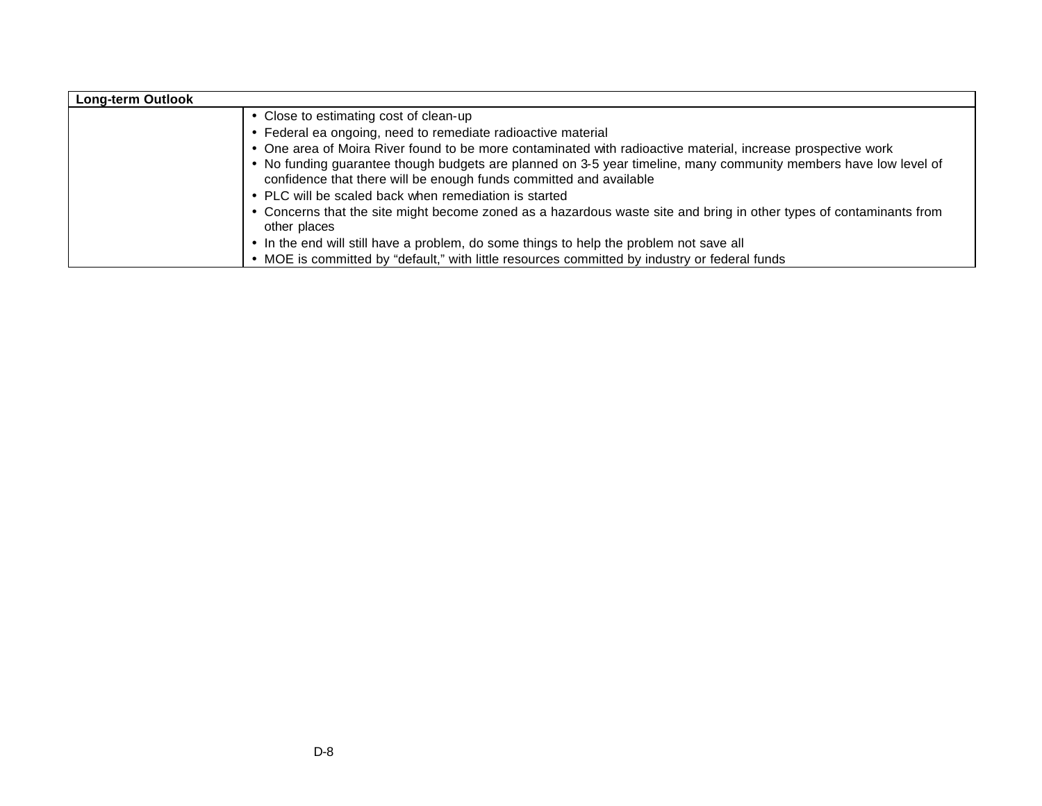| Long-term Outlook | |
|---|---|
| | • Close to estimating cost of clean-up<br>• Federal ea ongoing, need to remediate radioactive material<br>• One area of Moira River found to be more contaminated with radioactive material, increase prospective work<br>• No funding guarantee though budgets are planned on 3-5 year timeline, many community members have low level of confidence that there will be enough funds committed and available<br>• PLC will be scaled back when remediation is started<br>• Concerns that the site might become zoned as a hazardous waste site and bring in other types of contaminants from other places<br>• In the end will still have a problem, do some things to help the problem not save all<br>• MOE is committed by "default," with little resources committed by industry or federal funds |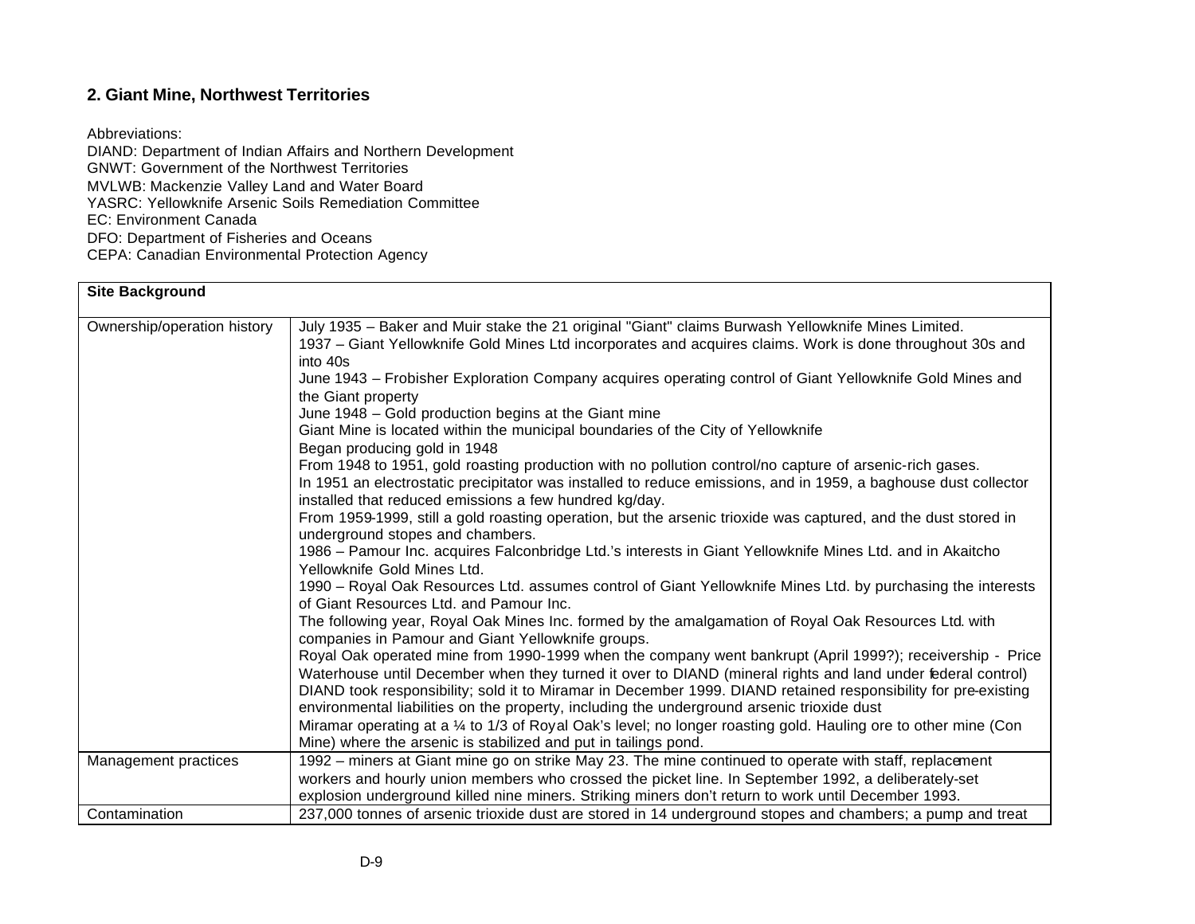## 2. Giant Mine, Northwest Territories

Abbreviations:
DIAND: Department of Indian Affairs and Northern Development
GNWT: Government of the Northwest Territories
MVLWB: Mackenzie Valley Land and Water Board
YASRC: Yellowknife Arsenic Soils Remediation Committee
EC: Environment Canada
DFO: Department of Fisheries and Oceans
CEPA: Canadian Environmental Protection Agency

| **Site Background** | |
|---|---|
| Ownership/operation history | July 1935 – Baker and Muir stake the 21 original "Giant" claims Burwash Yellowknife Mines Limited.<br>1937 – Giant Yellowknife Gold Mines Ltd incorporates and acquires claims. Work is done throughout 30s and into 40s<br>June 1943 – Frobisher Exploration Company acquires operating control of Giant Yellowknife Gold Mines and the Giant property<br>June 1948 – Gold production begins at the Giant mine<br>Giant Mine is located within the municipal boundaries of the City of Yellowknife<br>Began producing gold in 1948<br>From 1948 to 1951, gold roasting production with no pollution control/no capture of arsenic-rich gases.<br>In 1951 an electrostatic precipitator was installed to reduce emissions, and in 1959, a baghouse dust collector installed that reduced emissions a few hundred kg/day.<br>From 1959-1999, still a gold roasting operation, but the arsenic trioxide was captured, and the dust stored in underground stopes and chambers.<br>1986 – Pamour Inc. acquires Falconbridge Ltd.'s interests in Giant Yellowknife Mines Ltd. and in Akaitcho Yellowknife Gold Mines Ltd.<br>1990 – Royal Oak Resources Ltd. assumes control of Giant Yellowknife Mines Ltd. by purchasing the interests of Giant Resources Ltd. and Pamour Inc.<br>The following year, Royal Oak Mines Inc. formed by the amalgamation of Royal Oak Resources Ltd. with companies in Pamour and Giant Yellowknife groups.<br>Royal Oak operated mine from 1990-1999 when the company went bankrupt (April 1999?); receivership - Price Waterhouse until December when they turned it over to DIAND (mineral rights and land under federal control)<br>DIAND took responsibility; sold it to Miramar in December 1999. DIAND retained responsibility for pre-existing environmental liabilities on the property, including the underground arsenic trioxide dust<br>Miramar operating at a ¼ to 1/3 of Royal Oak's level; no longer roasting gold. Hauling ore to other mine (Con Mine) where the arsenic is stabilized and put in tailings pond. |
| Management practices | 1992 – miners at Giant mine go on strike May 23. The mine continued to operate with staff, replacement workers and hourly union members who crossed the picket line. In September 1992, a deliberately-set explosion underground killed nine miners. Striking miners don't return to work until December 1993. |
| Contamination | 237,000 tonnes of arsenic trioxide dust are stored in 14 underground stopes and chambers; a pump and treat |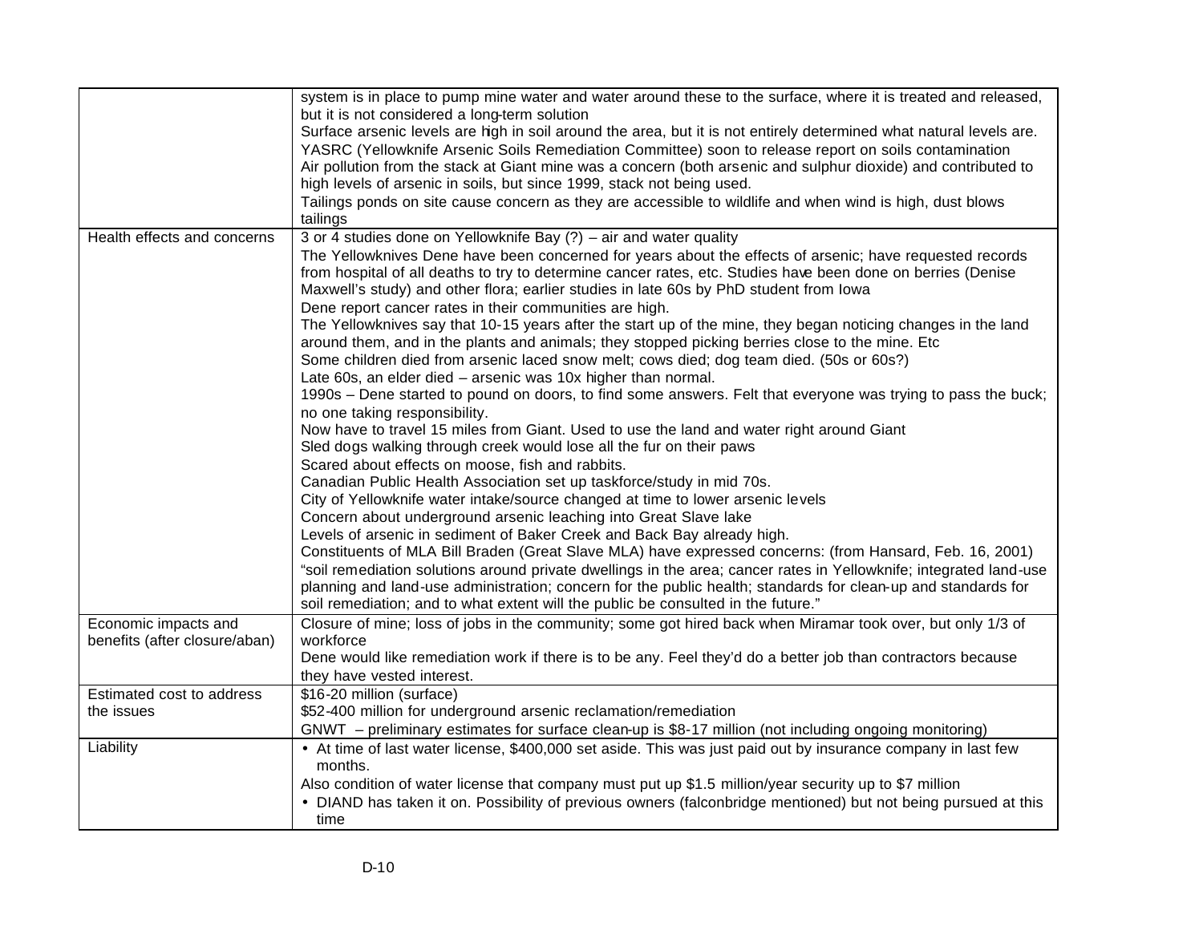| | |
|---|---|
| | system is in place to pump mine water and water around these to the surface, where it is treated and released, but it is not considered a long-term solution<br>Surface arsenic levels are high in soil around the area, but it is not entirely determined what natural levels are.<br>YASRC (Yellowknife Arsenic Soils Remediation Committee) soon to release report on soils contamination<br>Air pollution from the stack at Giant mine was a concern (both arsenic and sulphur dioxide) and contributed to high levels of arsenic in soils, but since 1999, stack not being used.<br>Tailings ponds on site cause concern as they are accessible to wildlife and when wind is high, dust blows tailings |
| Health effects and concerns | 3 or 4 studies done on Yellowknife Bay (?) – air and water quality<br>The Yellowknives Dene have been concerned for years about the effects of arsenic; have requested records from hospital of all deaths to try to determine cancer rates, etc. Studies have been done on berries (Denise Maxwell's study) and other flora; earlier studies in late 60s by PhD student from Iowa<br>Dene report cancer rates in their communities are high.<br>The Yellowknives say that 10-15 years after the start up of the mine, they began noticing changes in the land around them, and in the plants and animals; they stopped picking berries close to the mine. Etc<br>Some children died from arsenic laced snow melt; cows died; dog team died. (50s or 60s?)<br>Late 60s, an elder died – arsenic was 10x higher than normal.<br>1990s – Dene started to pound on doors, to find some answers. Felt that everyone was trying to pass the buck; no one taking responsibility.<br>Now have to travel 15 miles from Giant. Used to use the land and water right around Giant<br>Sled dogs walking through creek would lose all the fur on their paws<br>Scared about effects on moose, fish and rabbits.<br>Canadian Public Health Association set up taskforce/study in mid 70s.<br>City of Yellowknife water intake/source changed at time to lower arsenic levels<br>Concern about underground arsenic leaching into Great Slave lake<br>Levels of arsenic in sediment of Baker Creek and Back Bay already high.<br>Constituents of MLA Bill Braden (Great Slave MLA) have expressed concerns: (from Hansard, Feb. 16, 2001) "soil remediation solutions around private dwellings in the area; cancer rates in Yellowknife; integrated land-use planning and land-use administration; concern for the public health; standards for clean-up and standards for soil remediation; and to what extent will the public be consulted in the future." |
| Economic impacts and benefits (after closure/aban) | Closure of mine; loss of jobs in the community; some got hired back when Miramar took over, but only 1/3 of workforce<br>Dene would like remediation work if there is to be any. Feel they'd do a better job than contractors because they have vested interest. |
| Estimated cost to address the issues | $16-20 million (surface)<br>$52-400 million for underground arsenic reclamation/remediation<br>GNWT – preliminary estimates for surface clean-up is $8-17 million (not including ongoing monitoring) |
| Liability | • At time of last water license, $400,000 set aside. This was just paid out by insurance company in last few months.<br>Also condition of water license that company must put up $1.5 million/year security up to $7 million<br>• DIAND has taken it on. Possibility of previous owners (falconbridge mentioned) but not being pursued at this time |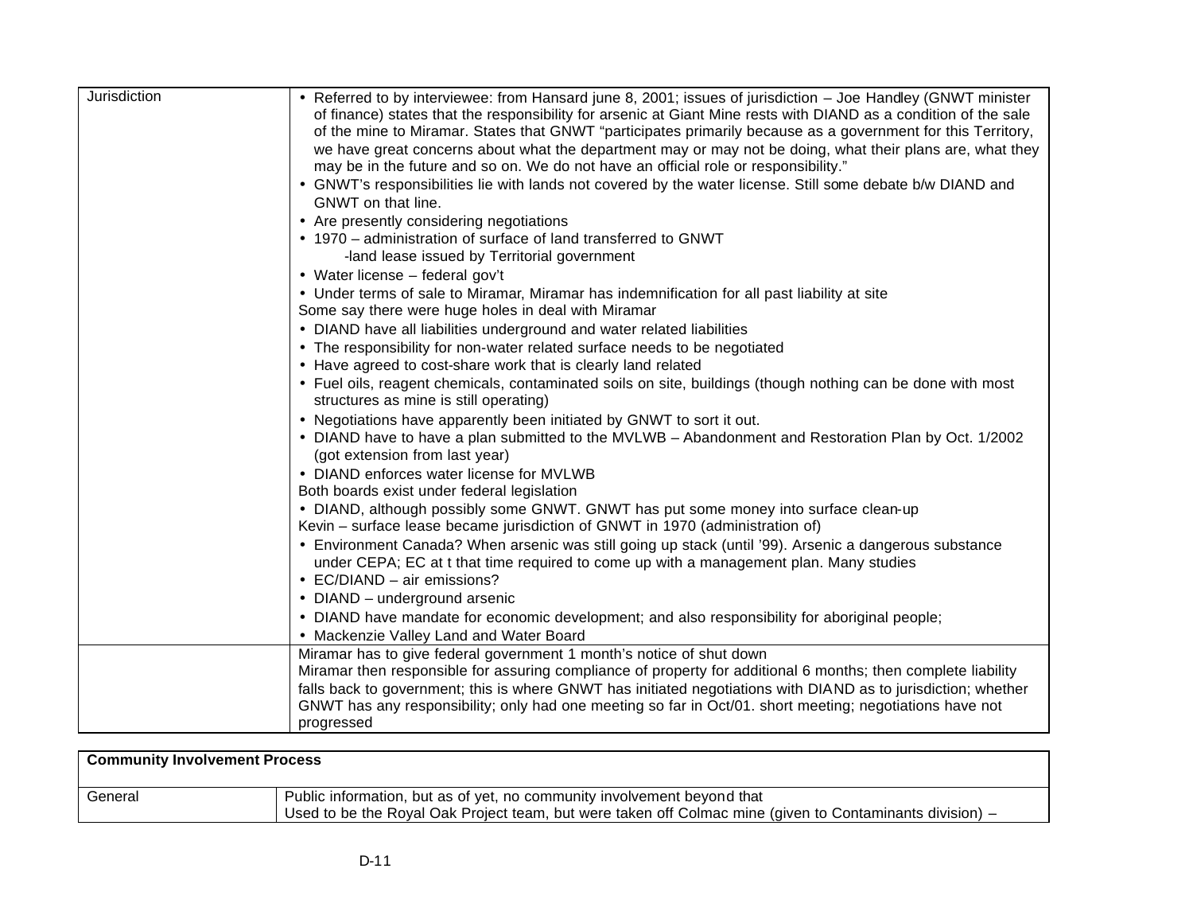| Jurisdiction | • Referred to by interviewee: from Hansard june 8, 2001; issues of jurisdiction – Joe Handley (GNWT minister of finance) states that the responsibility for arsenic at Giant Mine rests with DIAND as a condition of the sale of the mine to Miramar. States that GNWT "participates primarily because as a government for this Territory, we have great concerns about what the department may or may not be doing, what their plans are, what they may be in the future and so on. We do not have an official role or responsibility."<br>• GNWT's responsibilities lie with lands not covered by the water license. Still some debate b/w DIAND and GNWT on that line.<br>• Are presently considering negotiations<br>• 1970 – administration of surface of land transferred to GNWT<br>-land lease issued by Territorial government<br>• Water license – federal gov't<br>• Under terms of sale to Miramar, Miramar has indemnification for all past liability at site<br>Some say there were huge holes in deal with Miramar<br>• DIAND have all liabilities underground and water related liabilities<br>• The responsibility for non-water related surface needs to be negotiated<br>• Have agreed to cost-share work that is clearly land related<br>• Fuel oils, reagent chemicals, contaminated soils on site, buildings (though nothing can be done with most structures as mine is still operating)<br>• Negotiations have apparently been initiated by GNWT to sort it out.<br>• DIAND have to have a plan submitted to the MVLWB – Abandonment and Restoration Plan by Oct. 1/2002 (got extension from last year)<br>• DIAND enforces water license for MVLWB<br>Both boards exist under federal legislation<br>• DIAND, although possibly some GNWT. GNWT has put some money into surface clean-up<br>Kevin – surface lease became jurisdiction of GNWT in 1970 (administration of)<br>• Environment Canada? When arsenic was still going up stack (until '99). Arsenic a dangerous substance under CEPA; EC at t that time required to come up with a management plan. Many studies<br>• EC/DIAND – air emissions?<br>• DIAND – underground arsenic<br>• DIAND have mandate for economic development; and also responsibility for aboriginal people;<br>• Mackenzie Valley Land and Water Board |
|---|---|
| | Miramar has to give federal government 1 month's notice of shut down<br>Miramar then responsible for assuring compliance of property for additional 6 months; then complete liability falls back to government; this is where GNWT has initiated negotiations with DIAND as to jurisdiction; whether GNWT has any responsibility; only had one meeting so far in Oct/01. short meeting; negotiations have not progressed |

| **Community Involvement Process** | |
|---|---|
| General | Public information, but as of yet, no community involvement beyond that<br>Used to be the Royal Oak Project team, but were taken off Colmac mine (given to Contaminants division) – |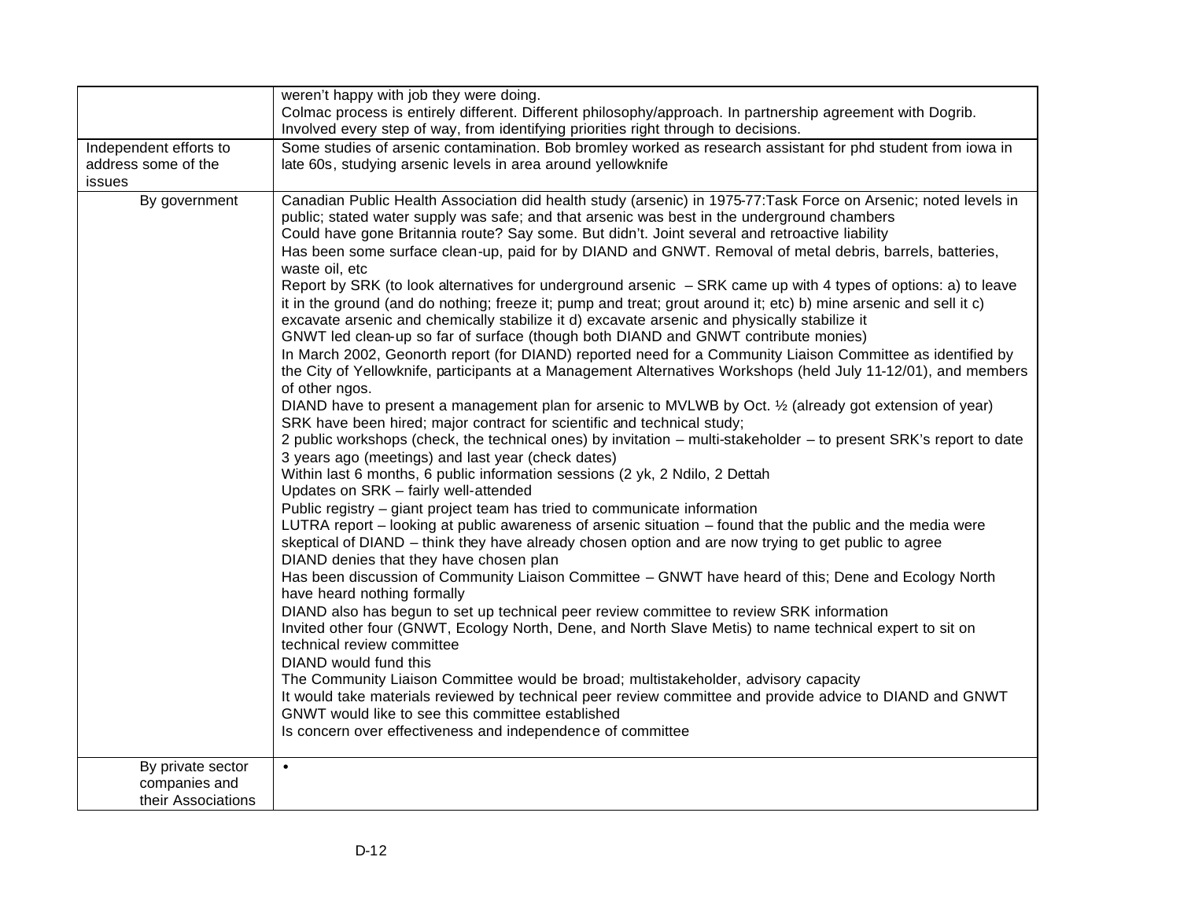| | |
|---|---|
| | weren't happy with job they were doing.<br>Colmac process is entirely different. Different philosophy/approach. In partnership agreement with Dogrib. Involved every step of way, from identifying priorities right through to decisions. |
| Independent efforts to address some of the issues | Some studies of arsenic contamination. Bob bromley worked as research assistant for phd student from iowa in late 60s, studying arsenic levels in area around yellowknife |
| By government | Canadian Public Health Association did health study (arsenic) in 1975-77:Task Force on Arsenic; noted levels in public; stated water supply was safe; and that arsenic was best in the underground chambers<br>Could have gone Britannia route? Say some. But didn't. Joint several and retroactive liability<br>Has been some surface clean-up, paid for by DIAND and GNWT. Removal of metal debris, barrels, batteries, waste oil, etc<br>Report by SRK (to look alternatives for underground arsenic – SRK came up with 4 types of options: a) to leave it in the ground (and do nothing; freeze it; pump and treat; grout around it; etc) b) mine arsenic and sell it c) excavate arsenic and chemically stabilize it d) excavate arsenic and physically stabilize it<br>GNWT led clean-up so far of surface (though both DIAND and GNWT contribute monies)<br>In March 2002, Geonorth report (for DIAND) reported need for a Community Liaison Committee as identified by the City of Yellowknife, participants at a Management Alternatives Workshops (held July 11-12/01), and members of other ngos.<br>DIAND have to present a management plan for arsenic to MVLWB by Oct. ½ (already got extension of year)<br>SRK have been hired; major contract for scientific and technical study;<br>2 public workshops (check, the technical ones) by invitation – multi-stakeholder – to present SRK's report to date 3 years ago (meetings) and last year (check dates)<br>Within last 6 months, 6 public information sessions (2 yk, 2 Ndilo, 2 Dettah<br>Updates on SRK – fairly well-attended<br>Public registry – giant project team has tried to communicate information<br>LUTRA report – looking at public awareness of arsenic situation – found that the public and the media were skeptical of DIAND – think they have already chosen option and are now trying to get public to agree<br>DIAND denies that they have chosen plan<br>Has been discussion of Community Liaison Committee – GNWT have heard of this; Dene and Ecology North have heard nothing formally<br>DIAND also has begun to set up technical peer review committee to review SRK information<br>Invited other four (GNWT, Ecology North, Dene, and North Slave Metis) to name technical expert to sit on technical review committee<br>DIAND would fund this<br>The Community Liaison Committee would be broad; multistakeholder, advisory capacity<br>It would take materials reviewed by technical peer review committee and provide advice to DIAND and GNWT<br>GNWT would like to see this committee established<br>Is concern over effectiveness and independence of committee |
| By private sector companies and their Associations | • |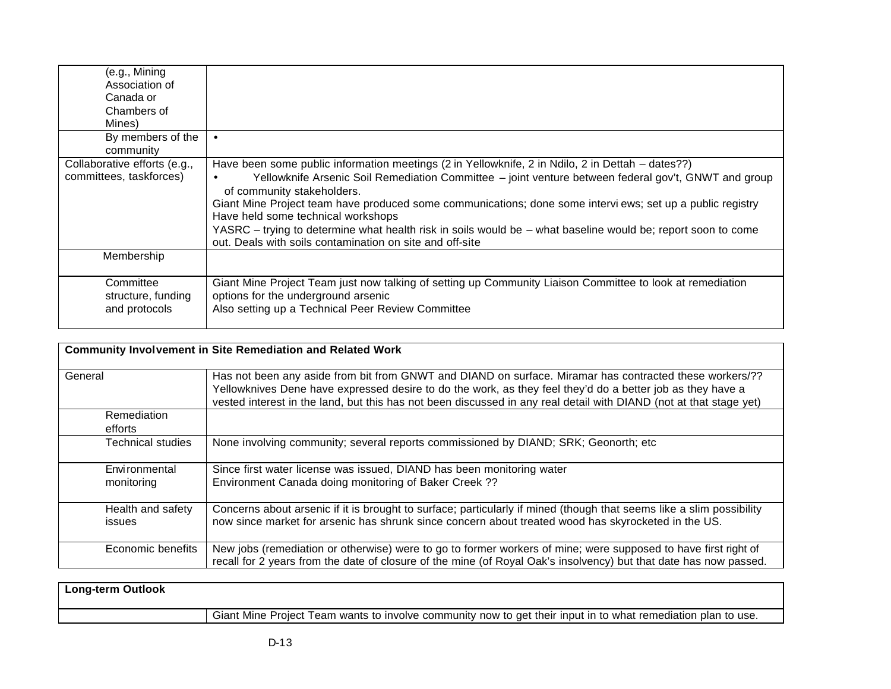| | |
|---|---|
| (e.g., Mining Association of Canada or Chambers of Mines) | |
| By members of the community | • |
| Collaborative efforts (e.g., committees, taskforces) | Have been some public information meetings (2 in Yellowknife, 2 in Ndilo, 2 in Dettah – dates??)<br>• Yellowknife Arsenic Soil Remediation Committee – joint venture between federal gov't, GNWT and group of community stakeholders.<br>Giant Mine Project team have produced some communications; done some intervi ews; set up a public registry<br>Have held some technical workshops<br>YASRC – trying to determine what health risk in soils would be – what baseline would be; report soon to come out. Deals with soils contamination on site and off-site |
| Membership | |
| Committee structure, funding and protocols | Giant Mine Project Team just now talking of setting up Community Liaison Committee to look at remediation options for the underground arsenic<br>Also setting up a Technical Peer Review Committee |

| **Community Involvement in Site Remediation and Related Work** | |
|---|---|
| General | Has not been any aside from bit from GNWT and DIAND on surface. Miramar has contracted these workers/??<br>Yellowknives Dene have expressed desire to do the work, as they feel they'd do a better job as they have a vested interest in the land, but this has not been discussed in any real detail with DIAND (not at that stage yet) |
| Remediation efforts | |
| Technical studies | None involving community; several reports commissioned by DIAND; SRK; Geonorth; etc |
| Environmental monitoring | Since first water license was issued, DIAND has been monitoring water<br>Environment Canada doing monitoring of Baker Creek ?? |
| Health and safety issues | Concerns about arsenic if it is brought to surface; particularly if mined (though that seems like a slim possibility now since market for arsenic has shrunk since concern about treated wood has skyrocketed in the US. |
| Economic benefits | New jobs (remediation or otherwise) were to go to former workers of mine; were supposed to have first right of recall for 2 years from the date of closure of the mine (of Royal Oak's insolvency) but that date has now passed. |

| **Long-term Outlook** | |
|---|---|
| | Giant Mine Project Team wants to involve community now to get their input in to what remediation plan to use. |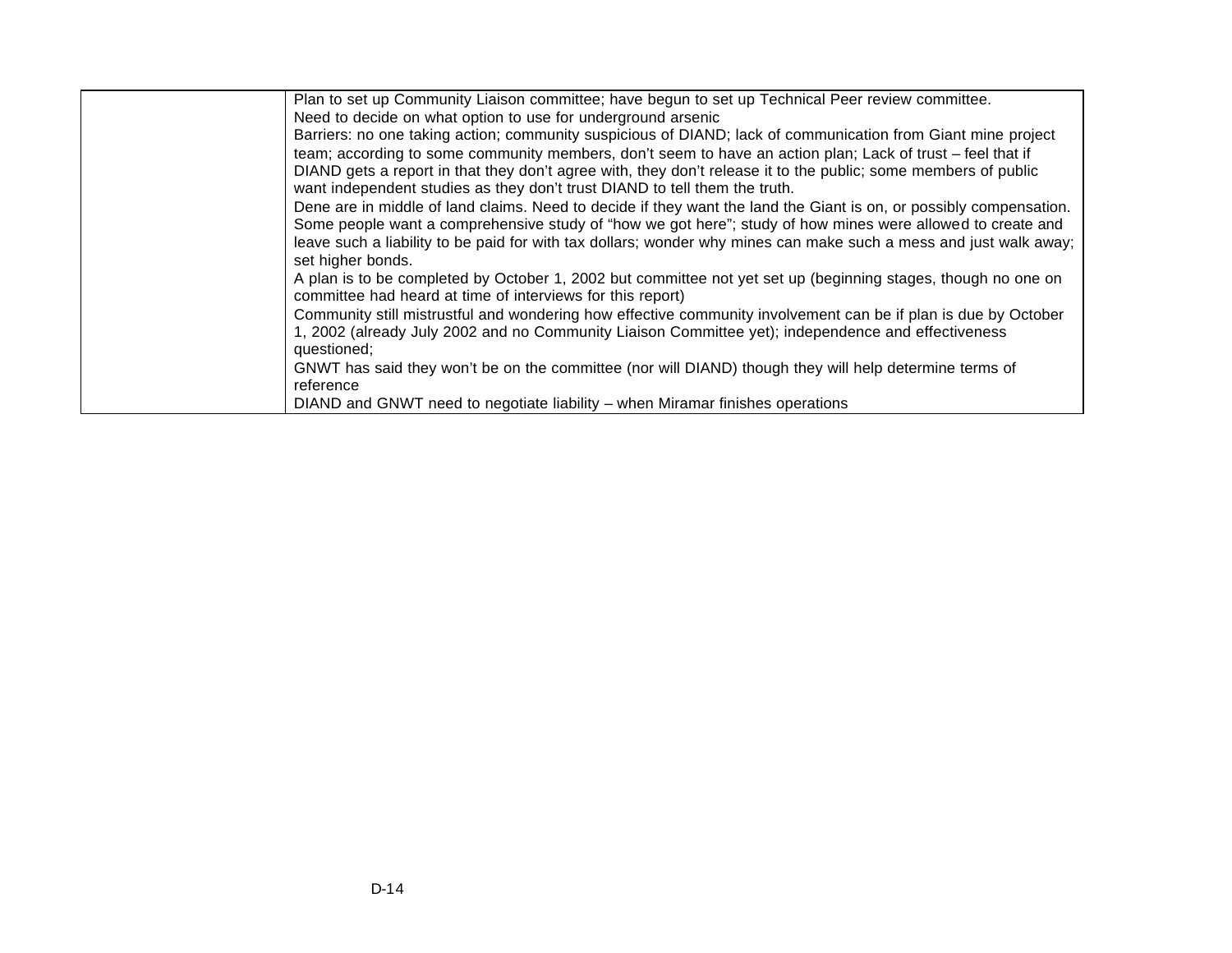| | |
|---|---|
| | Plan to set up Community Liaison committee; have begun to set up Technical Peer review committee.<br>Need to decide on what option to use for underground arsenic<br>Barriers: no one taking action; community suspicious of DIAND; lack of communication from Giant mine project team; according to some community members, don't seem to have an action plan; Lack of trust – feel that if DIAND gets a report in that they don't agree with, they don't release it to the public; some members of public want independent studies as they don't trust DIAND to tell them the truth.<br>Dene are in middle of land claims. Need to decide if they want the land the Giant is on, or possibly compensation.<br>Some people want a comprehensive study of "how we got here"; study of how mines were allowed to create and leave such a liability to be paid for with tax dollars; wonder why mines can make such a mess and just walk away; set higher bonds.<br>A plan is to be completed by October 1, 2002 but committee not yet set up (beginning stages, though no one on committee had heard at time of interviews for this report)<br>Community still mistrustful and wondering how effective community involvement can be if plan is due by October 1, 2002 (already July 2002 and no Community Liaison Committee yet); independence and effectiveness questioned;<br>GNWT has said they won't be on the committee (nor will DIAND) though they will help determine terms of reference<br>DIAND and GNWT need to negotiate liability – when Miramar finishes operations |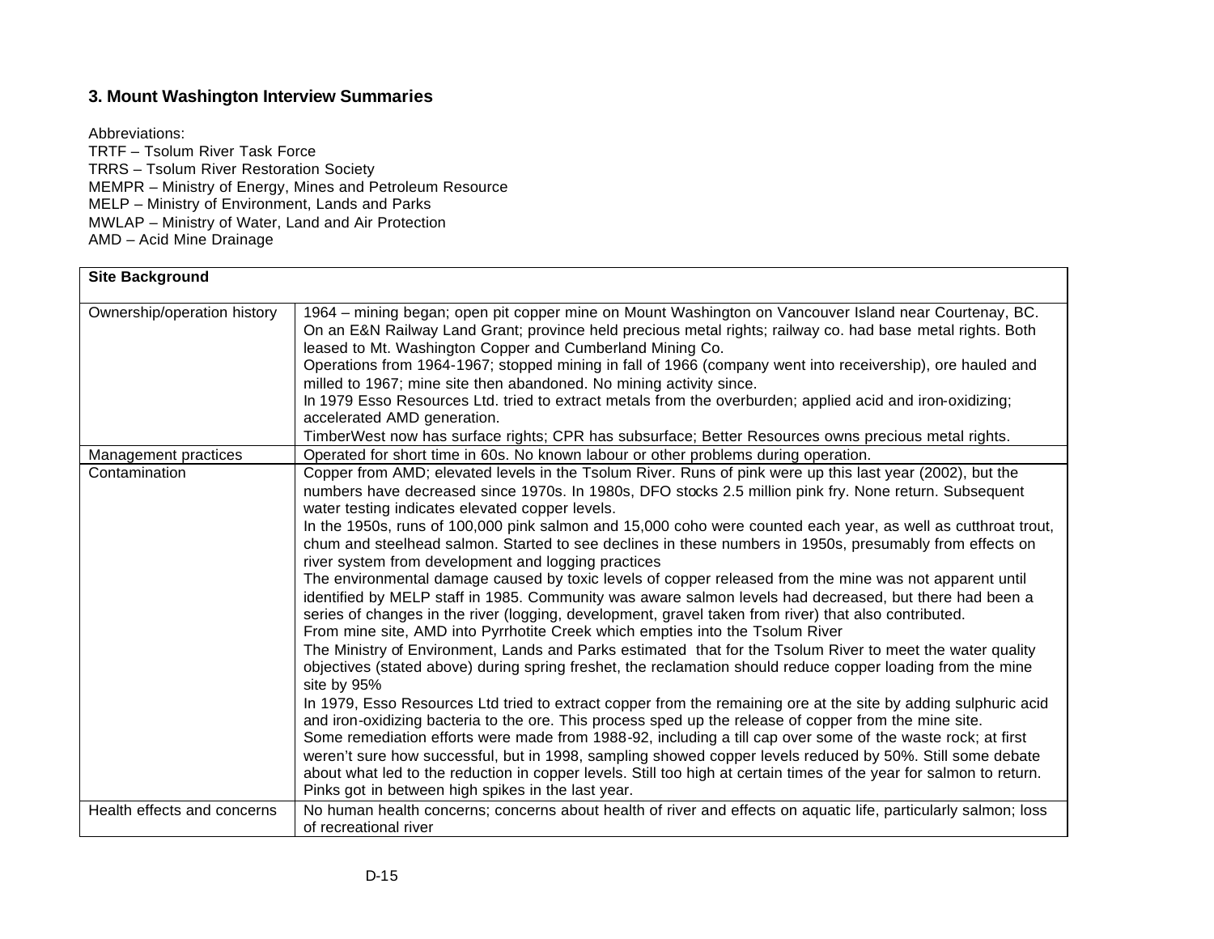### 3. Mount Washington Interview Summaries

Abbreviations:
TRTF – Tsolum River Task Force
TRRS – Tsolum River Restoration Society
MEMPR – Ministry of Energy, Mines and Petroleum Resource
MELP – Ministry of Environment, Lands and Parks
MWLAP – Ministry of Water, Land and Air Protection
AMD – Acid Mine Drainage

| **Site Background** | |
|---|---|
| Ownership/operation history | 1964 – mining began; open pit copper mine on Mount Washington on Vancouver Island near Courtenay, BC. On an E&N Railway Land Grant; province held precious metal rights; railway co. had base metal rights. Both leased to Mt. Washington Copper and Cumberland Mining Co.<br>Operations from 1964-1967; stopped mining in fall of 1966 (company went into receivership), ore hauled and milled to 1967; mine site then abandoned. No mining activity since.<br>In 1979 Esso Resources Ltd. tried to extract metals from the overburden; applied acid and iron-oxidizing; accelerated AMD generation.<br>TimberWest now has surface rights; CPR has subsurface; Better Resources owns precious metal rights. |
| Management practices | Operated for short time in 60s. No known labour or other problems during operation. |
| Contamination | Copper from AMD; elevated levels in the Tsolum River. Runs of pink were up this last year (2002), but the numbers have decreased since 1970s. In 1980s, DFO stocks 2.5 million pink fry. None return. Subsequent water testing indicates elevated copper levels.<br>In the 1950s, runs of 100,000 pink salmon and 15,000 coho were counted each year, as well as cutthroat trout, chum and steelhead salmon. Started to see declines in these numbers in 1950s, presumably from effects on river system from development and logging practices<br>The environmental damage caused by toxic levels of copper released from the mine was not apparent until identified by MELP staff in 1985. Community was aware salmon levels had decreased, but there had been a series of changes in the river (logging, development, gravel taken from river) that also contributed.<br>From mine site, AMD into Pyrrhotite Creek which empties into the Tsolum River<br>The Ministry of Environment, Lands and Parks estimated that for the Tsolum River to meet the water quality objectives (stated above) during spring freshet, the reclamation should reduce copper loading from the mine site by 95%<br>In 1979, Esso Resources Ltd tried to extract copper from the remaining ore at the site by adding sulphuric acid and iron-oxidizing bacteria to the ore. This process sped up the release of copper from the mine site.<br>Some remediation efforts were made from 1988-92, including a till cap over some of the waste rock; at first weren't sure how successful, but in 1998, sampling showed copper levels reduced by 50%. Still some debate about what led to the reduction in copper levels. Still too high at certain times of the year for salmon to return. Pinks got in between high spikes in the last year. |
| Health effects and concerns | No human health concerns; concerns about health of river and effects on aquatic life, particularly salmon; loss of recreational river |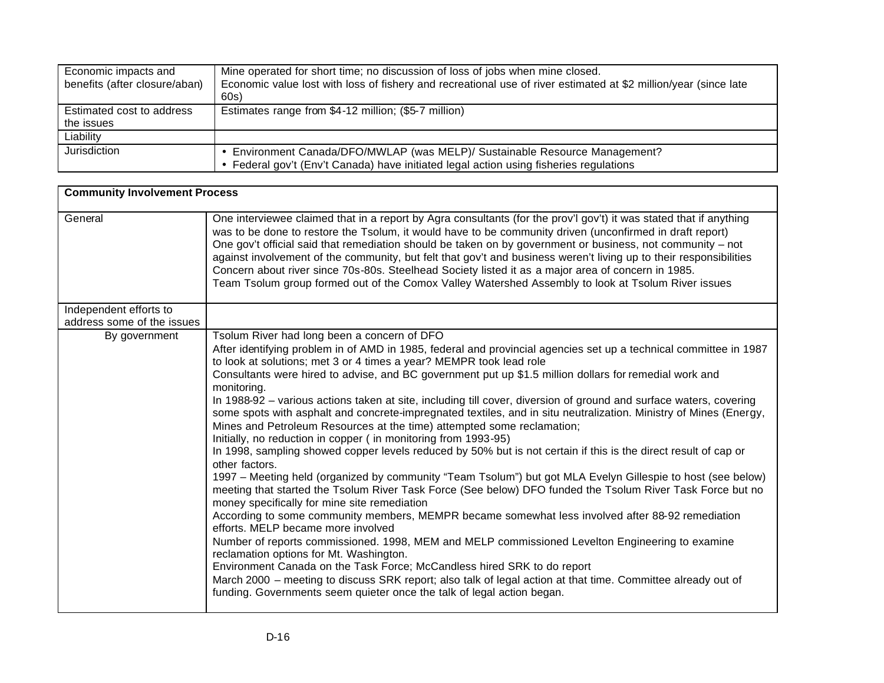| | |
|---|---|
| Economic impacts and benefits (after closure/aban) | Mine operated for short time; no discussion of loss of jobs when mine closed.<br>Economic value lost with loss of fishery and recreational use of river estimated at $2 million/year (since late 60s) |
| Estimated cost to address the issues | Estimates range from $4-12 million; ($5-7 million) |
| Liability | |
| Jurisdiction | • Environment Canada/DFO/MWLAP (was MELP)/ Sustainable Resource Management?<br>• Federal gov't (Env't Canada) have initiated legal action using fisheries regulations |

| **Community Involvement Process** | |
|---|---|
| General | One interviewee claimed that in a report by Agra consultants (for the prov'l gov't) it was stated that if anything was to be done to restore the Tsolum, it would have to be community driven (unconfirmed in draft report)<br>One gov't official said that remediation should be taken on by government or business, not community – not against involvement of the community, but felt that gov't and business weren't living up to their responsibilities<br>Concern about river since 70s-80s. Steelhead Society listed it as a major area of concern in 1985.<br>Team Tsolum group formed out of the Comox Valley Watershed Assembly to look at Tsolum River issues |
| Independent efforts to address some of the issues | |
| By government | Tsolum River had long been a concern of DFO<br>After identifying problem in of AMD in 1985, federal and provincial agencies set up a technical committee in 1987 to look at solutions; met 3 or 4 times a year? MEMPR took lead role<br>Consultants were hired to advise, and BC government put up $1.5 million dollars for remedial work and monitoring.<br>In 1988-92 – various actions taken at site, including till cover, diversion of ground and surface waters, covering some spots with asphalt and concrete-impregnated textiles, and in situ neutralization. Ministry of Mines (Energy, Mines and Petroleum Resources at the time) attempted some reclamation;<br>Initially, no reduction in copper ( in monitoring from 1993-95)<br>In 1998, sampling showed copper levels reduced by 50% but is not certain if this is the direct result of cap or other factors.<br>1997 – Meeting held (organized by community "Team Tsolum") but got MLA Evelyn Gillespie to host (see below) meeting that started the Tsolum River Task Force (See below) DFO funded the Tsolum River Task Force but no money specifically for mine site remediation<br>According to some community members, MEMPR became somewhat less involved after 88-92 remediation efforts. MELP became more involved<br>Number of reports commissioned. 1998, MEM and MELP commissioned Levelton Engineering to examine reclamation options for Mt. Washington.<br>Environment Canada on the Task Force; McCandless hired SRK to do report<br>March 2000 – meeting to discuss SRK report; also talk of legal action at that time. Committee already out of funding. Governments seem quieter once the talk of legal action began. |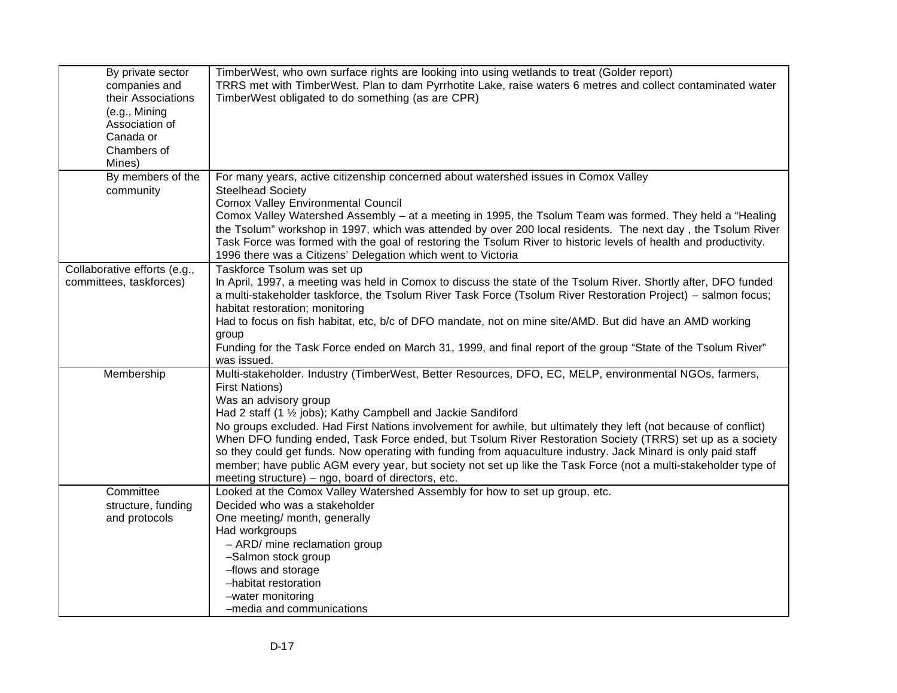| | |
|---|---|
| By private sector companies and their Associations (e.g., Mining Association of Canada or Chambers of Mines) | TimberWest, who own surface rights are looking into using wetlands to treat (Golder report)<br>TRRS met with TimberWest. Plan to dam Pyrrhotite Lake, raise waters 6 metres and collect contaminated water<br>TimberWest obligated to do something (as are CPR) |
| By members of the community | For many years, active citizenship concerned about watershed issues in Comox Valley<br>Steelhead Society<br>Comox Valley Environmental Council<br>Comox Valley Watershed Assembly – at a meeting in 1995, the Tsolum Team was formed. They held a "Healing the Tsolum" workshop in 1997, which was attended by over 200 local residents. The next day , the Tsolum River Task Force was formed with the goal of restoring the Tsolum River to historic levels of health and productivity.<br>1996 there was a Citizens' Delegation which went to Victoria |
| Collaborative efforts (e.g., committees, taskforces) | Taskforce Tsolum was set up<br>In April, 1997, a meeting was held in Comox to discuss the state of the Tsolum River. Shortly after, DFO funded a multi-stakeholder taskforce, the Tsolum River Task Force (Tsolum River Restoration Project) – salmon focus; habitat restoration; monitoring<br>Had to focus on fish habitat, etc, b/c of DFO mandate, not on mine site/AMD. But did have an AMD working group<br>Funding for the Task Force ended on March 31, 1999, and final report of the group "State of the Tsolum River" was issued. |
| Membership | Multi-stakeholder. Industry (TimberWest, Better Resources, DFO, EC, MELP, environmental NGOs, farmers, First Nations)<br>Was an advisory group<br>Had 2 staff (1 ½ jobs); Kathy Campbell and Jackie Sandiford<br>No groups excluded. Had First Nations involvement for awhile, but ultimately they left (not because of conflict)<br>When DFO funding ended, Task Force ended, but Tsolum River Restoration Society (TRRS) set up as a society so they could get funds. Now operating with funding from aquaculture industry. Jack Minard is only paid staff member; have public AGM every year, but society not set up like the Task Force (not a multi-stakeholder type of meeting structure) – ngo, board of directors, etc. |
| Committee structure, funding and protocols | Looked at the Comox Valley Watershed Assembly for how to set up group, etc.<br>Decided who was a stakeholder<br>One meeting/ month, generally<br>Had workgroups<br>– ARD/ mine reclamation group<br>–Salmon stock group<br>–flows and storage<br>–habitat restoration<br>–water monitoring<br>–media and communications |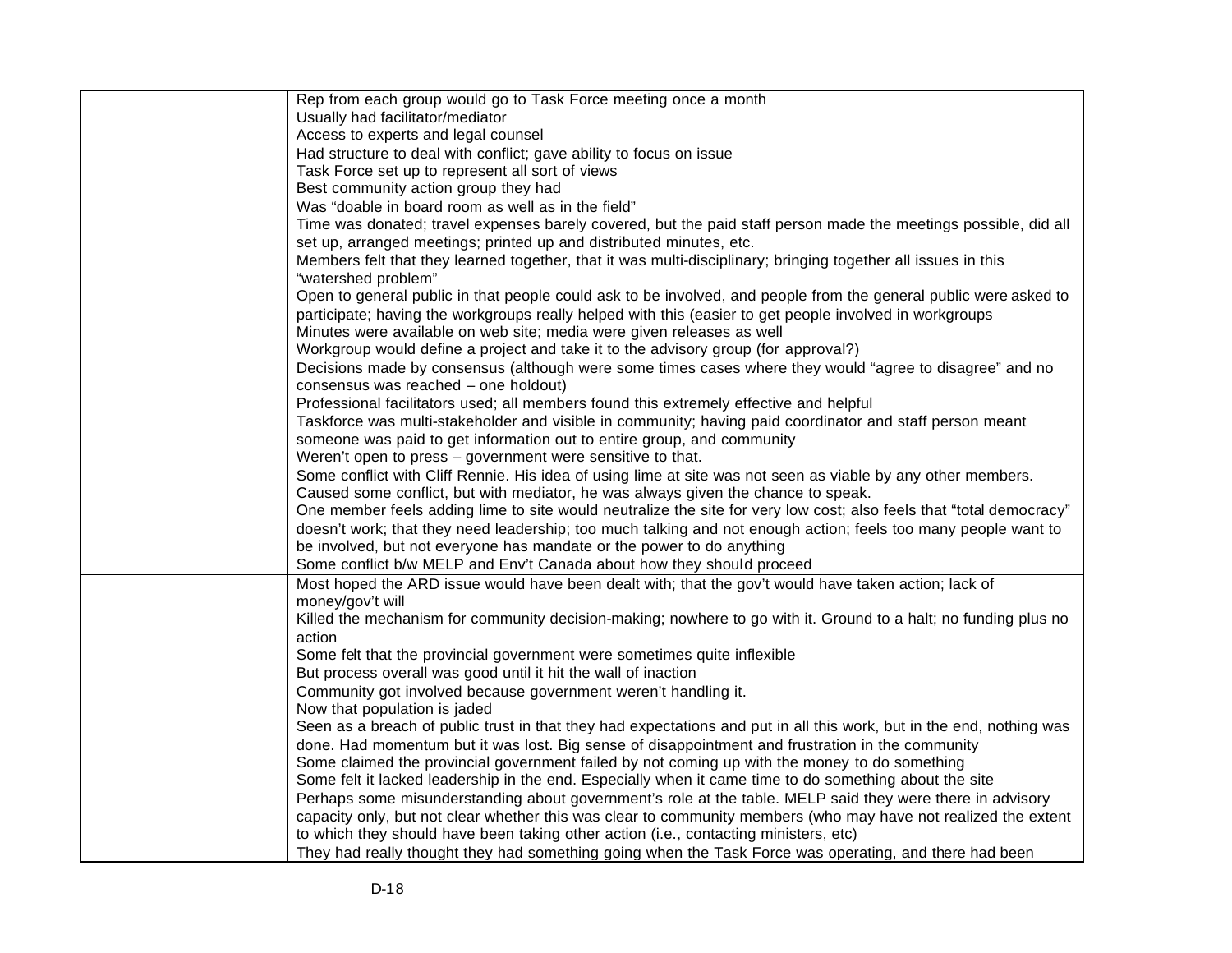| | |
|---|---|
| | Rep from each group would go to Task Force meeting once a month<br>Usually had facilitator/mediator<br>Access to experts and legal counsel<br>Had structure to deal with conflict; gave ability to focus on issue<br>Task Force set up to represent all sort of views<br>Best community action group they had<br>Was "doable in board room as well as in the field"<br>Time was donated; travel expenses barely covered, but the paid staff person made the meetings possible, did all set up, arranged meetings; printed up and distributed minutes, etc.<br>Members felt that they learned together, that it was multi-disciplinary; bringing together all issues in this "watershed problem"<br>Open to general public in that people could ask to be involved, and people from the general public were asked to participate; having the workgroups really helped with this (easier to get people involved in workgroups<br>Minutes were available on web site; media were given releases as well<br>Workgroup would define a project and take it to the advisory group (for approval?)<br>Decisions made by consensus (although were some times cases where they would "agree to disagree" and no consensus was reached – one holdout)<br>Professional facilitators used; all members found this extremely effective and helpful<br>Taskforce was multi-stakeholder and visible in community; having paid coordinator and staff person meant someone was paid to get information out to entire group, and community<br>Weren't open to press – government were sensitive to that.<br>Some conflict with Cliff Rennie. His idea of using lime at site was not seen as viable by any other members. Caused some conflict, but with mediator, he was always given the chance to speak.<br>One member feels adding lime to site would neutralize the site for very low cost; also feels that "total democracy" doesn't work; that they need leadership; too much talking and not enough action; feels too many people want to be involved, but not everyone has mandate or the power to do anything<br>Some conflict b/w MELP and Env't Canada about how they should proceed |
| | Most hoped the ARD issue would have been dealt with; that the gov't would have taken action; lack of money/gov't will<br>Killed the mechanism for community decision-making; nowhere to go with it. Ground to a halt; no funding plus no action<br>Some felt that the provincial government were sometimes quite inflexible<br>But process overall was good until it hit the wall of inaction<br>Community got involved because government weren't handling it.<br>Now that population is jaded<br>Seen as a breach of public trust in that they had expectations and put in all this work, but in the end, nothing was done. Had momentum but it was lost. Big sense of disappointment and frustration in the community<br>Some claimed the provincial government failed by not coming up with the money to do something<br>Some felt it lacked leadership in the end. Especially when it came time to do something about the site<br>Perhaps some misunderstanding about government's role at the table. MELP said they were there in advisory capacity only, but not clear whether this was clear to community members (who may have not realized the extent to which they should have been taking other action (i.e., contacting ministers, etc)<br>They had really thought they had something going when the Task Force was operating, and there had been |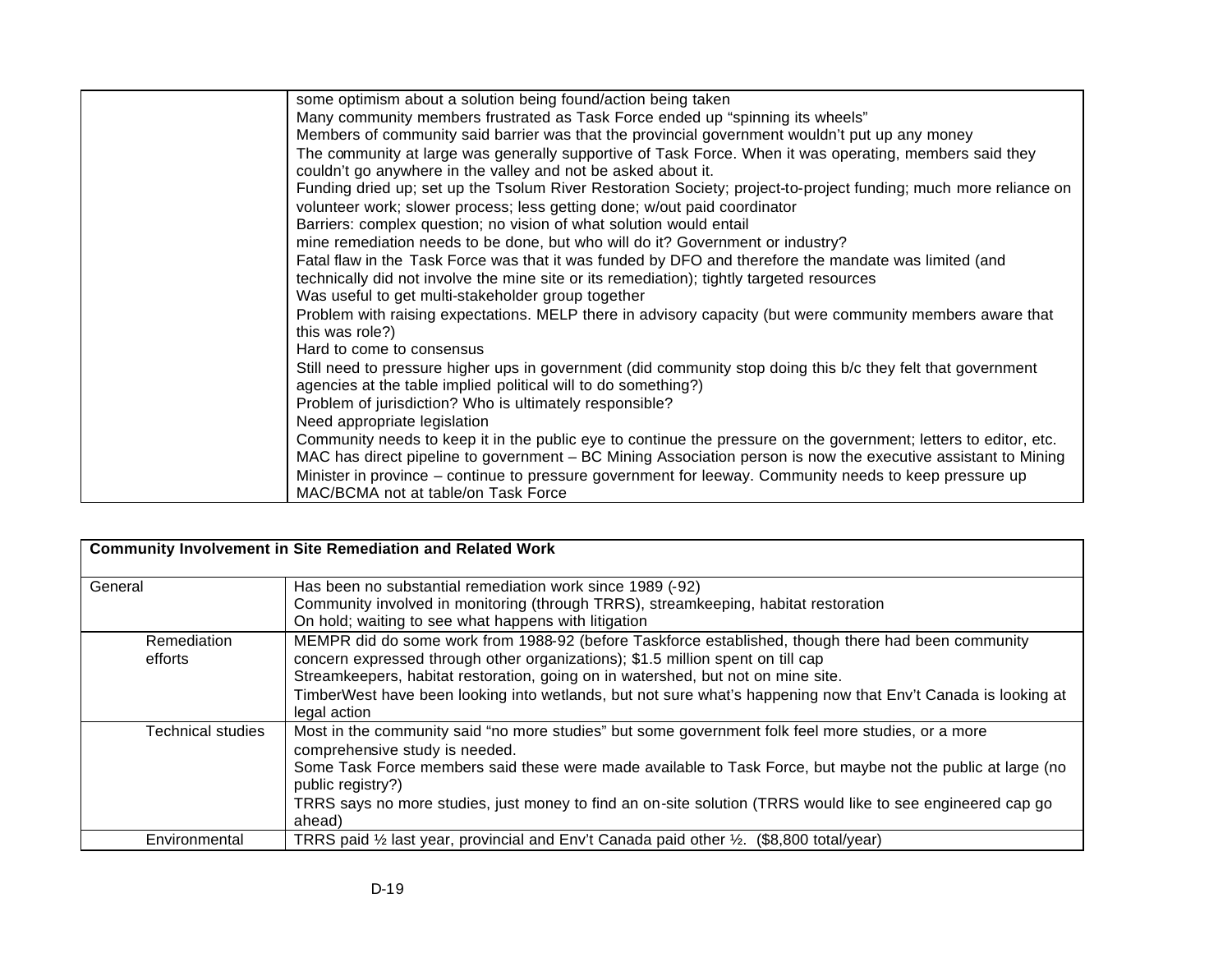| | |
|---|---|
| | some optimism about a solution being found/action being taken<br>Many community members frustrated as Task Force ended up "spinning its wheels"<br>Members of community said barrier was that the provincial government wouldn't put up any money<br>The community at large was generally supportive of Task Force. When it was operating, members said they couldn't go anywhere in the valley and not be asked about it.<br>Funding dried up; set up the Tsolum River Restoration Society; project-to-project funding; much more reliance on volunteer work; slower process; less getting done; w/out paid coordinator<br>Barriers: complex question; no vision of what solution would entail<br>mine remediation needs to be done, but who will do it? Government or industry?<br>Fatal flaw in the Task Force was that it was funded by DFO and therefore the mandate was limited (and technically did not involve the mine site or its remediation); tightly targeted resources<br>Was useful to get multi-stakeholder group together<br>Problem with raising expectations. MELP there in advisory capacity (but were community members aware that this was role?)<br>Hard to come to consensus<br>Still need to pressure higher ups in government (did community stop doing this b/c they felt that government agencies at the table implied political will to do something?)<br>Problem of jurisdiction? Who is ultimately responsible?<br>Need appropriate legislation<br>Community needs to keep it in the public eye to continue the pressure on the government; letters to editor, etc.<br>MAC has direct pipeline to government – BC Mining Association person is now the executive assistant to Mining Minister in province – continue to pressure government for leeway. Community needs to keep pressure up<br>MAC/BCMA not at table/on Task Force |

| **Community Involvement in Site Remediation and Related Work** | |
|---|---|
| General | Has been no substantial remediation work since 1989 (-92)<br>Community involved in monitoring (through TRRS), streamkeeping, habitat restoration<br>On hold; waiting to see what happens with litigation |
| Remediation efforts | MEMPR did do some work from 1988-92 (before Taskforce established, though there had been community concern expressed through other organizations); $1.5 million spent on till cap<br>Streamkeepers, habitat restoration, going on in watershed, but not on mine site.<br>TimberWest have been looking into wetlands, but not sure what's happening now that Env't Canada is looking at legal action |
| Technical studies | Most in the community said "no more studies" but some government folk feel more studies, or a more comprehensive study is needed.<br>Some Task Force members said these were made available to Task Force, but maybe not the public at large (no public registry?)<br>TRRS says no more studies, just money to find an on-site solution (TRRS would like to see engineered cap go ahead) |
| Environmental | TRRS paid ½ last year, provincial and Env't Canada paid other ½. ($8,800 total/year) |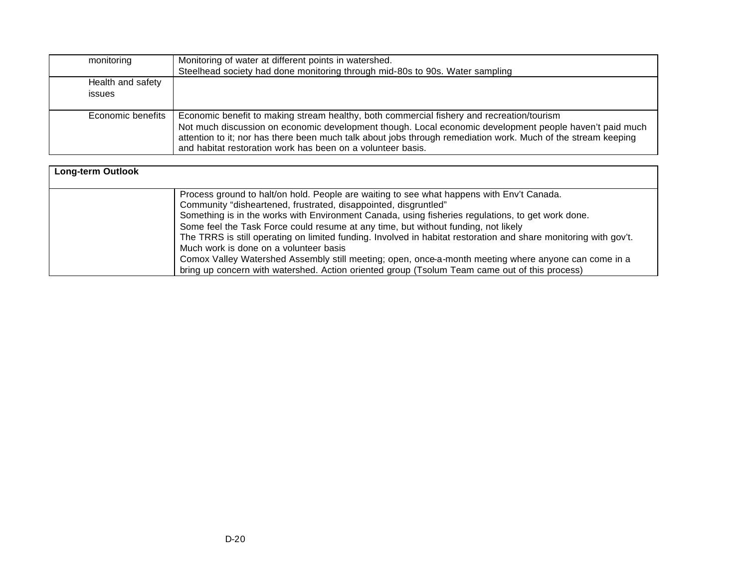| | |
|---|---|
| monitoring | Monitoring of water at different points in watershed.<br>Steelhead society had done monitoring through mid-80s to 90s. Water sampling |
| Health and safety issues | |
| Economic benefits | Economic benefit to making stream healthy, both commercial fishery and recreation/tourism<br>Not much discussion on economic development though. Local economic development people haven't paid much attention to it; nor has there been much talk about jobs through remediation work. Much of the stream keeping and habitat restoration work has been on a volunteer basis. |

| **Long-term Outlook** | |
|---|---|
| | Process ground to halt/on hold. People are waiting to see what happens with Env't Canada.<br>Community "disheartened, frustrated, disappointed, disgruntled"<br>Something is in the works with Environment Canada, using fisheries regulations, to get work done.<br>Some feel the Task Force could resume at any time, but without funding, not likely<br>The TRRS is still operating on limited funding. Involved in habitat restoration and share monitoring with gov't. Much work is done on a volunteer basis<br>Comox Valley Watershed Assembly still meeting; open, once-a-month meeting where anyone can come in a bring up concern with watershed. Action oriented group (Tsolum Team came out of this process) |